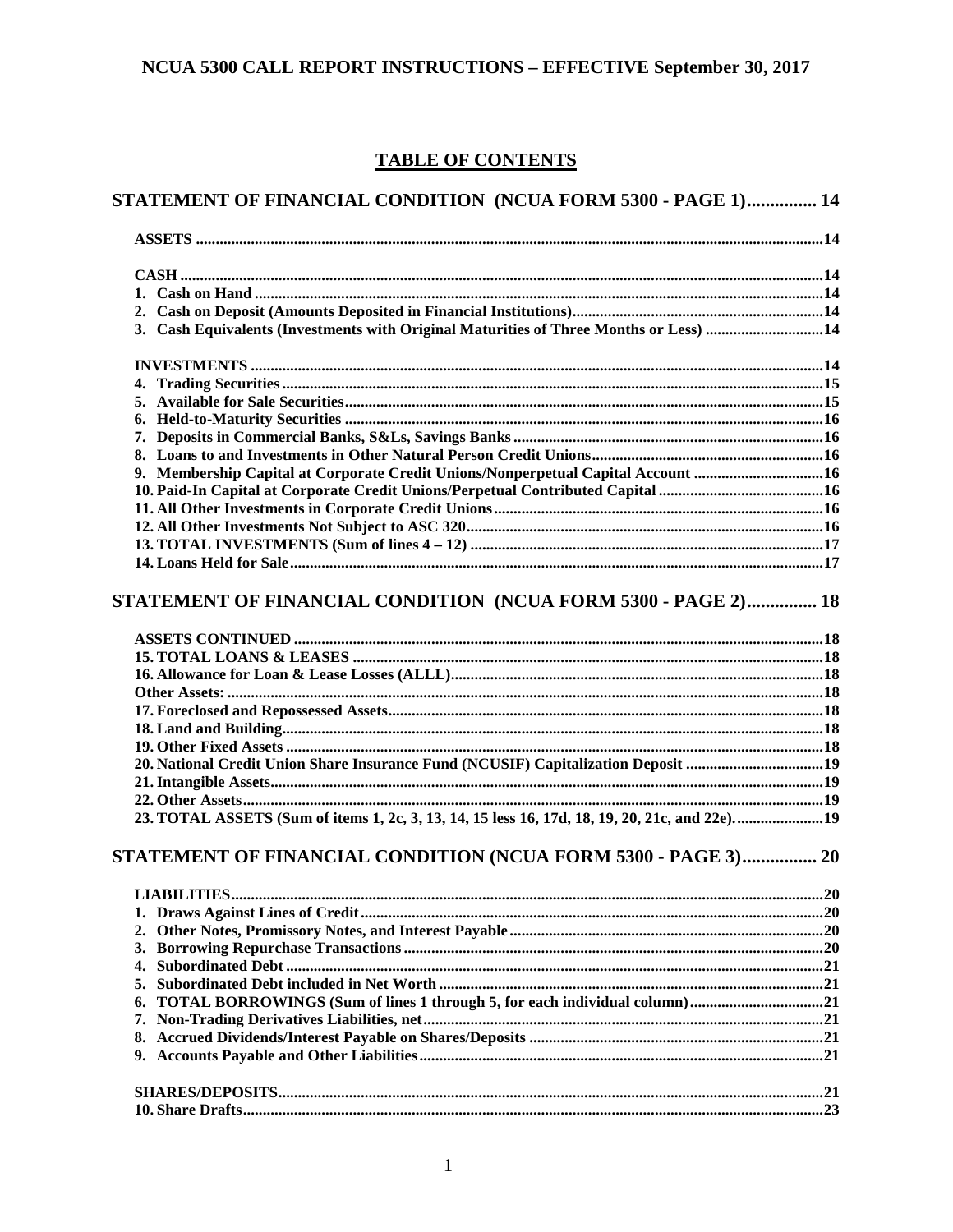# NCUA 5300 CALL REPORT INSTRUCTIONS – EFFECTIVE September 30, 2017

## TABLE OF CONTENTS

**STATEMENT OF FINANCIAL CONDITION (NCUA FORM 5300 - PAGE 1)............... 14**

**ASSETS ............ 14**

**CASH ............ 14**
**1. Cash on Hand ............ 14**
**2. Cash on Deposit (Amounts Deposited in Financial Institutions)............ 14**
**3. Cash Equivalents (Investments with Original Maturities of Three Months or Less) ............ 14**

**INVESTMENTS ............ 14**
**4. Trading Securities ............ 15**
**5. Available for Sale Securities............ 15**
**6. Held-to-Maturity Securities ............ 16**
**7. Deposits in Commercial Banks, S&Ls, Savings Banks ............ 16**
**8. Loans to and Investments in Other Natural Person Credit Unions............ 16**
**9. Membership Capital at Corporate Credit Unions/Nonperpetual Capital Account ............ 16**
**10. Paid-In Capital at Corporate Credit Unions/Perpetual Contributed Capital ............ 16**
**11. All Other Investments in Corporate Credit Unions............ 16**
**12. All Other Investments Not Subject to ASC 320............ 16**
**13. TOTAL INVESTMENTS (Sum of lines 4 – 12) ............ 17**
**14. Loans Held for Sale............ 17**

**STATEMENT OF FINANCIAL CONDITION (NCUA FORM 5300 - PAGE 2)............... 18**

**ASSETS CONTINUED ............ 18**
**15. TOTAL LOANS & LEASES ............ 18**
**16. Allowance for Loan & Lease Losses (ALLL)............ 18**
**Other Assets: ............ 18**
**17. Foreclosed and Repossessed Assets............ 18**
**18. Land and Building............ 18**
**19. Other Fixed Assets ............ 18**
**20. National Credit Union Share Insurance Fund (NCUSIF) Capitalization Deposit ............ 19**
**21. Intangible Assets............ 19**
**22. Other Assets............ 19**
**23. TOTAL ASSETS (Sum of items 1, 2c, 3, 13, 14, 15 less 16, 17d, 18, 19, 20, 21c, and 22e)............ 19**

**STATEMENT OF FINANCIAL CONDITION (NCUA FORM 5300 - PAGE 3)................ 20**

**LIABILITIES............ 20**
**1. Draws Against Lines of Credit............ 20**
**2. Other Notes, Promissory Notes, and Interest Payable............ 20**
**3. Borrowing Repurchase Transactions ............ 20**
**4. Subordinated Debt ............ 21**
**5. Subordinated Debt included in Net Worth ............ 21**
**6. TOTAL BORROWINGS (Sum of lines 1 through 5, for each individual column)............ 21**
**7. Non-Trading Derivatives Liabilities, net............ 21**
**8. Accrued Dividends/Interest Payable on Shares/Deposits ............ 21**
**9. Accounts Payable and Other Liabilities............ 21**

**SHARES/DEPOSITS............ 21**
**10. Share Drafts............ 23**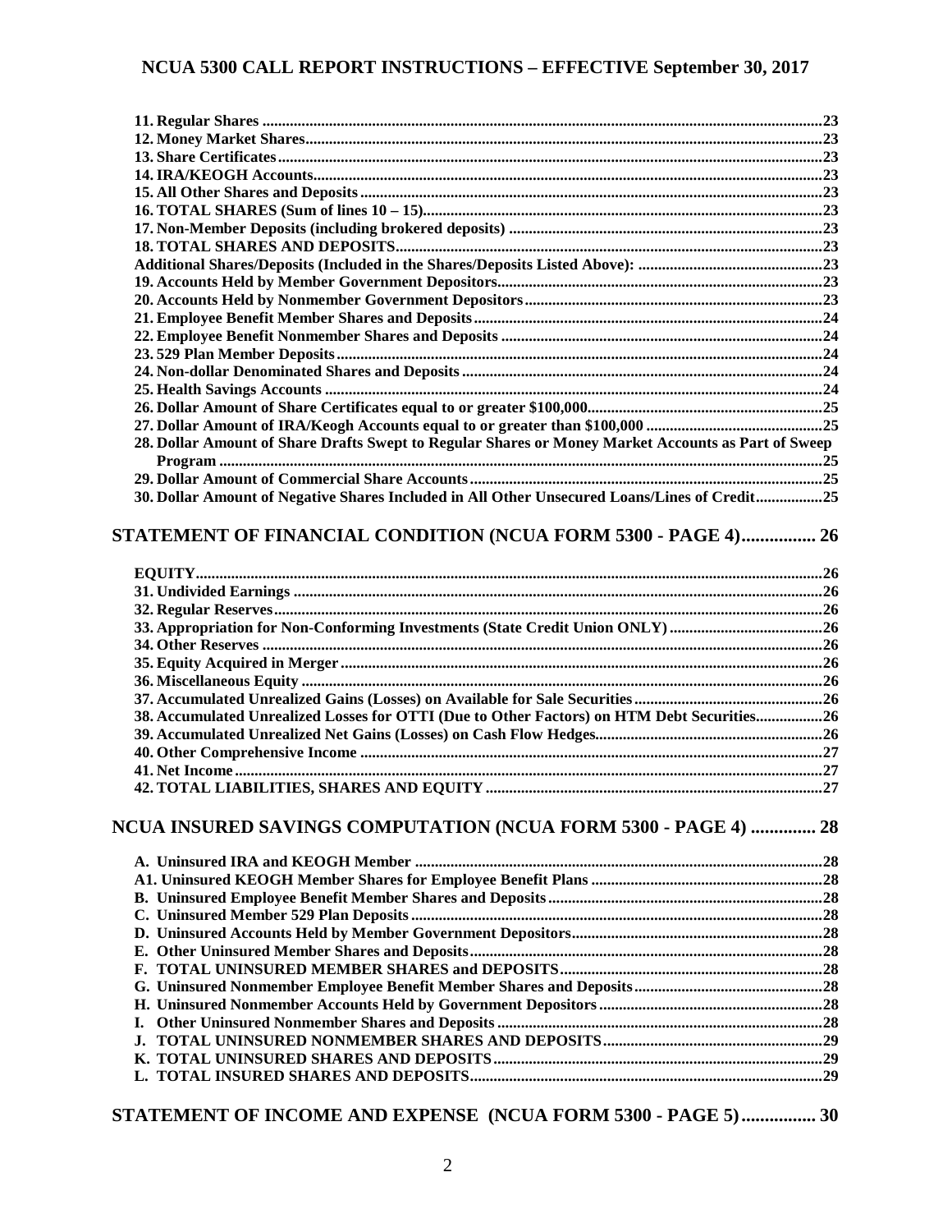**11. Regular Shares** .......................................................................................................................................23
**12. Money Market Shares**................................................................................................................................23
**13. Share Certificates**.......................................................................................................................................23
**14. IRA/KEOGH Accounts**..............................................................................................................................23
**15. All Other Shares and Deposits**..................................................................................................................23
**16. TOTAL SHARES (Sum of lines 10 – 15)**..................................................................................................23
**17. Non-Member Deposits (including brokered deposits)** .............................................................................23
**18. TOTAL SHARES AND DEPOSITS**..........................................................................................................23
**Additional Shares/Deposits (Included in the Shares/Deposits Listed Above):** ............................................23
**19. Accounts Held by Member Government Depositors**.................................................................................23
**20. Accounts Held by Nonmember Government Depositors**..........................................................................23
**21. Employee Benefit Member Shares and Deposits**.......................................................................................24
**22. Employee Benefit Nonmember Shares and Deposits** ...............................................................................24
**23. 529 Plan Member Deposits**........................................................................................................................24
**24. Non-dollar Denominated Shares and Deposits**..........................................................................................24
**25. Health Savings Accounts** ...........................................................................................................................24
**26. Dollar Amount of Share Certificates equal to or greater $100,000**..........................................................25
**27. Dollar Amount of IRA/Keogh Accounts equal to or greater than $100,000** ...........................................25
**28. Dollar Amount of Share Drafts Swept to Regular Shares or Money Market Accounts as Part of Sweep Program** ......................................................................................................................................................25
**29. Dollar Amount of Commercial Share Accounts**........................................................................................25
**30. Dollar Amount of Negative Shares Included in All Other Unsecured Loans/Lines of Credit**................25

## STATEMENT OF FINANCIAL CONDITION (NCUA FORM 5300 - PAGE 4)................ 26

**EQUITY**...........................................................................................................................................................26
**31. Undivided Earnings** ...................................................................................................................................26
**32. Regular Reserves**........................................................................................................................................26
**33. Appropriation for Non-Conforming Investments (State Credit Union ONLY)** .......................................26
**34. Other Reserves** ...........................................................................................................................................26
**35. Equity Acquired in Merger**........................................................................................................................26
**36. Miscellaneous Equity** .................................................................................................................................26
**37. Accumulated Unrealized Gains (Losses) on Available for Sale Securities**..............................................26
**38. Accumulated Unrealized Losses for OTTI (Due to Other Factors) on HTM Debt Securities**................26
**39. Accumulated Unrealized Net Gains (Losses) on Cash Flow Hedges**.........................................................26
**40. Other Comprehensive Income** ...................................................................................................................27
**41. Net Income**..................................................................................................................................................27
**42. TOTAL LIABILITIES, SHARES AND EQUITY** ....................................................................................27

## NCUA INSURED SAVINGS COMPUTATION (NCUA FORM 5300 - PAGE 4) ............. 28

**A. Uninsured IRA and KEOGH Member** .......................................................................................................28
**A1. Uninsured KEOGH Member Shares for Employee Benefit Plans** ..........................................................28
**B. Uninsured Employee Benefit Member Shares and Deposits**......................................................................28
**C. Uninsured Member 529 Plan Deposits**.......................................................................................................28
**D. Uninsured Accounts Held by Member Government Depositors**...............................................................28
**E. Other Uninsured Member Shares and Deposits**.........................................................................................28
**F. TOTAL UNINSURED MEMBER SHARES and DEPOSITS**..................................................................28
**G. Uninsured Nonmember Employee Benefit Member Shares and Deposits**................................................28
**H. Uninsured Nonmember Accounts Held by Government Depositors**........................................................28
**I. Other Uninsured Nonmember Shares and Deposits**..................................................................................28
**J. TOTAL UNINSURED NONMEMBER SHARES AND DEPOSITS**........................................................29
**K. TOTAL UNINSURED SHARES AND DEPOSITS**...................................................................................29
**L. TOTAL INSURED SHARES AND DEPOSITS**.........................................................................................29

## STATEMENT OF INCOME AND EXPENSE (NCUA FORM 5300 - PAGE 5)................ 30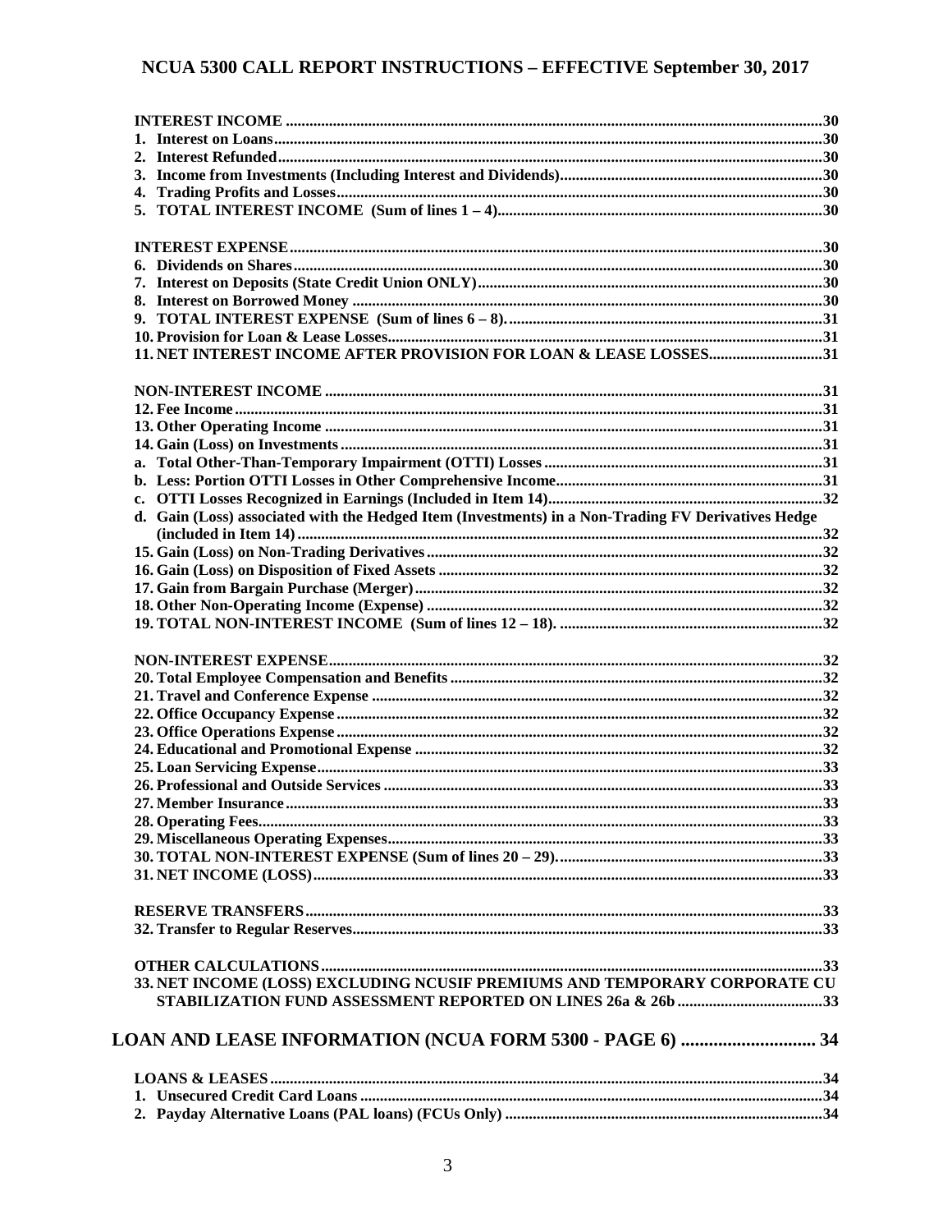**INTEREST INCOME** ....................................................................................................................................30
1. Interest on Loans..........................................................................................................................30
2. Interest Refunded........................................................................................................................30
3. Income from Investments (Including Interest and Dividends)..................................................30
4. Trading Profits and Losses..........................................................................................................30
5. TOTAL INTEREST INCOME (Sum of lines 1 – 4)..................................................................30

**INTEREST EXPENSE**....................................................................................................................................30
6. Dividends on Shares....................................................................................................................30
7. Interest on Deposits (State Credit Union ONLY).......................................................................30
8. Interest on Borrowed Money ......................................................................................................30
9. TOTAL INTEREST EXPENSE (Sum of lines 6 – 8). ...............................................................31
10. Provision for Loan & Lease Losses............................................................................................31
11. NET INTEREST INCOME AFTER PROVISION FOR LOAN & LEASE LOSSES............................31

**NON-INTEREST INCOME** ............................................................................................................................31
12. Fee Income..................................................................................................................................31
13. Other Operating Income ............................................................................................................31
14. Gain (Loss) on Investments .......................................................................................................31
a. Total Other-Than-Temporary Impairment (OTTI) Losses .......................................................31
b. Less: Portion OTTI Losses in Other Comprehensive Income...................................................31
c. OTTI Losses Recognized in Earnings (Included in Item 14).....................................................32
d. Gain (Loss) associated with the Hedged Item (Investments) in a Non-Trading FV Derivatives Hedge (included in Item 14) ....................................................................................................................32
15. Gain (Loss) on Non-Trading Derivatives ...................................................................................32
16. Gain (Loss) on Disposition of Fixed Assets ................................................................................32
17. Gain from Bargain Purchase (Merger)......................................................................................32
18. Other Non-Operating Income (Expense) ...................................................................................32
19. TOTAL NON-INTEREST INCOME (Sum of lines 12 – 18). ..................................................32

**NON-INTEREST EXPENSE**...........................................................................................................................32
20. Total Employee Compensation and Benefits .............................................................................32
21. Travel and Conference Expense .................................................................................................32
22. Office Occupancy Expense ..........................................................................................................32
23. Office Operations Expense ..........................................................................................................32
24. Educational and Promotional Expense ......................................................................................32
25. Loan Servicing Expense..............................................................................................................33
26. Professional and Outside Services ..............................................................................................33
27. Member Insurance.......................................................................................................................33
28. Operating Fees.............................................................................................................................33
29. Miscellaneous Operating Expenses............................................................................................33
30. TOTAL NON-INTEREST EXPENSE (Sum of lines 20 – 29)...................................................33
31. NET INCOME (LOSS)................................................................................................................33

**RESERVE TRANSFERS**.................................................................................................................................33
32. Transfer to Regular Reserves......................................................................................................33

**OTHER CALCULATIONS**.............................................................................................................................33
33. NET INCOME (LOSS) EXCLUDING NCUSIF PREMIUMS AND TEMPORARY CORPORATE CU STABILIZATION FUND ASSESSMENT REPORTED ON LINES 26a & 26b ....................................33

## LOAN AND LEASE INFORMATION (NCUA FORM 5300 - PAGE 6) ............................ 34

**LOANS & LEASES**..........................................................................................................................................34
1. Unsecured Credit Card Loans ....................................................................................................34
2. Payday Alternative Loans (PAL loans) (FCUs Only) ...............................................................34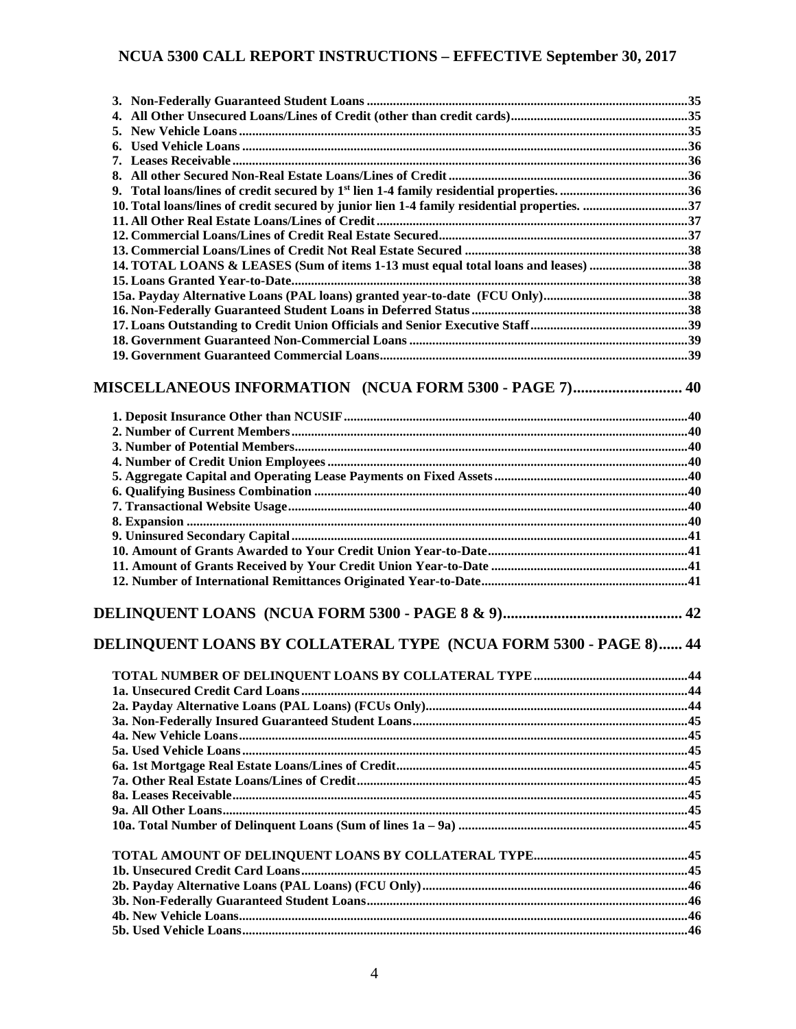3. Non-Federally Guaranteed Student Loans ....................................................................................................35
4. All Other Unsecured Loans/Lines of Credit (other than credit cards)......................................................35
5. New Vehicle Loans .........................................................................................................................................35
6. Used Vehicle Loans ........................................................................................................................................36
7. Leases Receivable ...........................................................................................................................................36
8. All other Secured Non-Real Estate Loans/Lines of Credit .........................................................................36
9. Total loans/lines of credit secured by 1st lien 1-4 family residential properties. .......................................36
10. Total loans/lines of credit secured by junior lien 1-4 family residential properties. ................................37
11. All Other Real Estate Loans/Lines of Credit ...............................................................................................37
12. Commercial Loans/Lines of Credit Real Estate Secured.............................................................................37
13. Commercial Loans/Lines of Credit Not Real Estate Secured ....................................................................38
14. TOTAL LOANS & LEASES (Sum of items 1-13 must equal total loans and leases) ..............................38
15. Loans Granted Year-to-Date.........................................................................................................................38
15a. Payday Alternative Loans (PAL loans) granted year-to-date (FCU Only)............................................38
16. Non-Federally Guaranteed Student Loans in Deferred Status ..................................................................38
17. Loans Outstanding to Credit Union Officials and Senior Executive Staff................................................39
18. Government Guaranteed Non-Commercial Loans .....................................................................................39
19. Government Guaranteed Commercial Loans..............................................................................................39

## MISCELLANEOUS INFORMATION (NCUA FORM 5300 - PAGE 7)............................ 40

1. Deposit Insurance Other than NCUSIF........................................................................................................40
2. Number of Current Members........................................................................................................................40
3. Number of Potential Members.......................................................................................................................40
4. Number of Credit Union Employees .............................................................................................................40
5. Aggregate Capital and Operating Lease Payments on Fixed Assets ...........................................................40
6. Qualifying Business Combination .................................................................................................................40
7. Transactional Website Usage.........................................................................................................................40
8. Expansion ........................................................................................................................................................40
9. Uninsured Secondary Capital........................................................................................................................41
10. Amount of Grants Awarded to Your Credit Union Year-to-Date.............................................................41
11. Amount of Grants Received by Your Credit Union Year-to-Date ............................................................41
12. Number of International Remittances Originated Year-to-Date...............................................................41

## DELINQUENT LOANS (NCUA FORM 5300 - PAGE 8 & 9)............................................. 42

## DELINQUENT LOANS BY COLLATERAL TYPE (NCUA FORM 5300 - PAGE 8)...... 44

TOTAL NUMBER OF DELINQUENT LOANS BY COLLATERAL TYPE...............................................44
1a. Unsecured Credit Card Loans.....................................................................................................................44
2a. Payday Alternative Loans (PAL Loans) (FCUs Only)................................................................................44
3a. Non-Federally Insured Guaranteed Student Loans....................................................................................45
4a. New Vehicle Loans........................................................................................................................................45
5a. Used Vehicle Loans.......................................................................................................................................45
6a. 1st Mortgage Real Estate Loans/Lines of Credit.........................................................................................45
7a. Other Real Estate Loans/Lines of Credit.....................................................................................................45
8a. Leases Receivable..........................................................................................................................................45
9a. All Other Loans.............................................................................................................................................45
10a. Total Number of Delinquent Loans (Sum of lines 1a – 9a) ......................................................................45

TOTAL AMOUNT OF DELINQUENT LOANS BY COLLATERAL TYPE..............................................45
1b. Unsecured Credit Card Loans.....................................................................................................................45
2b. Payday Alternative Loans (PAL Loans) (FCU Only).................................................................................46
3b. Non-Federally Guaranteed Student Loans..................................................................................................46
4b. New Vehicle Loans........................................................................................................................................46
5b. Used Vehicle Loans.......................................................................................................................................46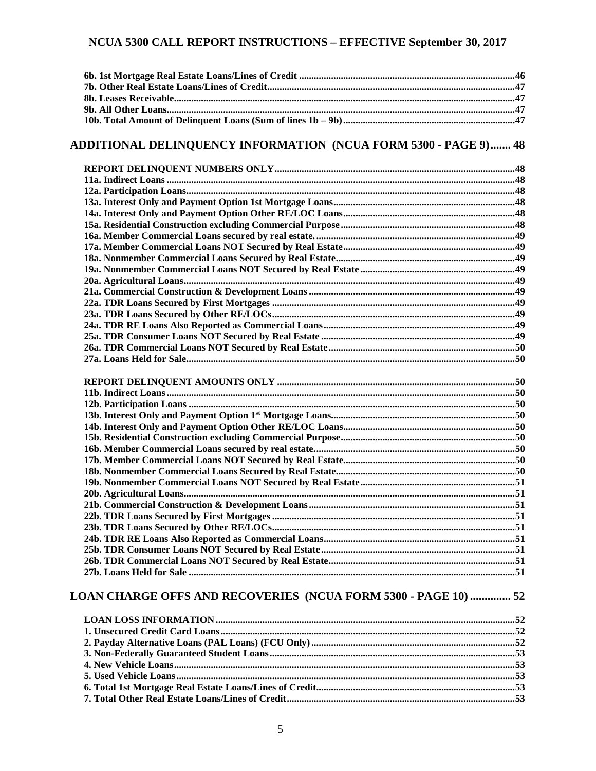**6b. 1st Mortgage Real Estate Loans/Lines of Credit ........................................................................................46**
**7b. Other Real Estate Loans/Lines of Credit...................................................................................................47**
**8b. Leases Receivable.......................................................................................................................................47**
**9b. All Other Loans..........................................................................................................................................47**
**10b. Total Amount of Delinquent Loans (Sum of lines 1b – 9b).......................................................................47**

## ADDITIONAL DELINQUENCY INFORMATION (NCUA FORM 5300 - PAGE 9)....... 48

**REPORT DELINQUENT NUMBERS ONLY...................................................................................................48**
**11a. Indirect Loans ..........................................................................................................................................48**
**12a. Participation Loans...................................................................................................................................48**
**13a. Interest Only and Payment Option 1st Mortgage Loans..........................................................................48**
**14a. Interest Only and Payment Option Other RE/LOC Loans......................................................................48**
**15a. Residential Construction excluding Commercial Purpose......................................................................48**
**16a. Member Commercial Loans secured by real estate..................................................................................49**
**17a. Member Commercial Loans NOT Secured by Real Estate.....................................................................49**
**18a. Nonmember Commercial Loans Secured by Real Estate........................................................................49**
**19a. Nonmember Commercial Loans NOT Secured by Real Estate..............................................................49**
**20a. Agricultural Loans....................................................................................................................................49**
**21a. Commercial Construction & Development Loans...................................................................................49**
**22a. TDR Loans Secured by First Mortgages .................................................................................................49**
**23a. TDR Loans Secured by Other RE/LOCs.................................................................................................49**
**24a. TDR RE Loans Also Reported as Commercial Loans.............................................................................49**
**25a. TDR Consumer Loans NOT Secured by Real Estate..............................................................................49**
**26a. TDR Commercial Loans NOT Secured by Real Estate...........................................................................50**
**27a. Loans Held for Sale...................................................................................................................................50**

**REPORT DELINQUENT AMOUNTS ONLY ..................................................................................................50**
**11b. Indirect Loans...........................................................................................................................................50**
**12b. Participation Loans ..................................................................................................................................50**
**13b. Interest Only and Payment Option 1st Mortgage Loans...........................................................................50**
**14b. Interest Only and Payment Option Other RE/LOC Loans.....................................................................50**
**15b. Residential Construction excluding Commercial Purpose......................................................................50**
**16b. Member Commercial Loans secured by real estate..................................................................................50**
**17b. Member Commercial Loans NOT Secured by Real Estate.....................................................................50**
**18b. Nonmember Commercial Loans Secured by Real Estate........................................................................50**
**19b. Nonmember Commercial Loans NOT Secured by Real Estate..............................................................51**
**20b. Agricultural Loans....................................................................................................................................51**
**21b. Commercial Construction & Development Loans...................................................................................51**
**22b. TDR Loans Secured by First Mortgages .................................................................................................51**
**23b. TDR Loans Secured by Other RE/LOCs.................................................................................................51**
**24b. TDR RE Loans Also Reported as Commercial Loans.............................................................................51**
**25b. TDR Consumer Loans NOT Secured by Real Estate..............................................................................51**
**26b. TDR Commercial Loans NOT Secured by Real Estate...........................................................................51**
**27b. Loans Held for Sale ..................................................................................................................................51**

## LOAN CHARGE OFFS AND RECOVERIES (NCUA FORM 5300 - PAGE 10) ............. 52

**LOAN LOSS INFORMATION.......................................................................................................................52**
**1. Unsecured Credit Card Loans......................................................................................................................52**
**2. Payday Alternative Loans (PAL Loans) (FCU Only)..................................................................................52**
**3. Non-Federally Guaranteed Student Loans..................................................................................................53**
**4. New Vehicle Loans........................................................................................................................................53**
**5. Used Vehicle Loans.......................................................................................................................................53**
**6. Total 1st Mortgage Real Estate Loans/Lines of Credit................................................................................53**
**7. Total Other Real Estate Loans/Lines of Credit...........................................................................................53**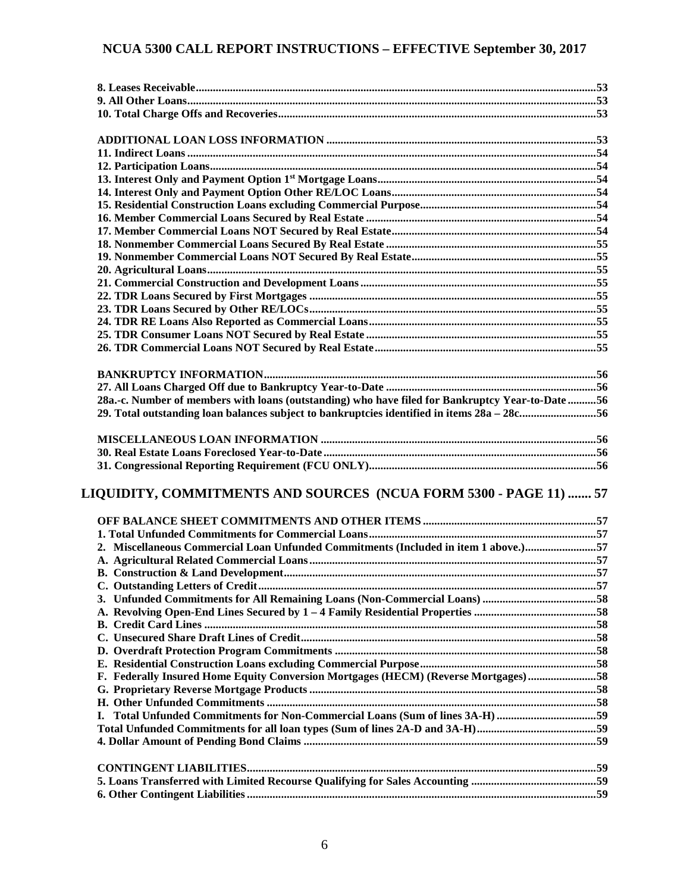**8. Leases Receivable** ..... 53
**9. All Other Loans** ..... 53
**10. Total Charge Offs and Recoveries** ..... 53

**ADDITIONAL LOAN LOSS INFORMATION** ..... 53
**11. Indirect Loans** ..... 54
**12. Participation Loans** ..... 54
**13. Interest Only and Payment Option 1st Mortgage Loans** ..... 54
**14. Interest Only and Payment Option Other RE/LOC Loans** ..... 54
**15. Residential Construction Loans excluding Commercial Purpose** ..... 54
**16. Member Commercial Loans Secured by Real Estate** ..... 54
**17. Member Commercial Loans NOT Secured by Real Estate** ..... 54
**18. Nonmember Commercial Loans Secured By Real Estate** ..... 55
**19. Nonmember Commercial Loans NOT Secured By Real Estate** ..... 55
**20. Agricultural Loans** ..... 55
**21. Commercial Construction and Development Loans** ..... 55
**22. TDR Loans Secured by First Mortgages** ..... 55
**23. TDR Loans Secured by Other RE/LOCs** ..... 55
**24. TDR RE Loans Also Reported as Commercial Loans** ..... 55
**25. TDR Consumer Loans NOT Secured by Real Estate** ..... 55
**26. TDR Commercial Loans NOT Secured by Real Estate** ..... 55

**BANKRUPTCY INFORMATION** ..... 56
**27. All Loans Charged Off due to Bankruptcy Year-to-Date** ..... 56
**28a.-c. Number of members with loans (outstanding) who have filed for Bankruptcy Year-to-Date** ..... 56
**29. Total outstanding loan balances subject to bankruptcies identified in items 28a – 28c** ..... 56

**MISCELLANEOUS LOAN INFORMATION** ..... 56
**30. Real Estate Loans Foreclosed Year-to-Date** ..... 56
**31. Congressional Reporting Requirement (FCU ONLY)** ..... 56

## LIQUIDITY, COMMITMENTS AND SOURCES (NCUA FORM 5300 - PAGE 11) ..... 57

**OFF BALANCE SHEET COMMITMENTS AND OTHER ITEMS** ..... 57
**1. Total Unfunded Commitments for Commercial Loans** ..... 57
**2. Miscellaneous Commercial Loan Unfunded Commitments (Included in item 1 above.)** ..... 57
**A. Agricultural Related Commercial Loans** ..... 57
**B. Construction & Land Development** ..... 57
**C. Outstanding Letters of Credit** ..... 57
**3. Unfunded Commitments for All Remaining Loans (Non-Commercial Loans)** ..... 58
**A. Revolving Open-End Lines Secured by 1 – 4 Family Residential Properties** ..... 58
**B. Credit Card Lines** ..... 58
**C. Unsecured Share Draft Lines of Credit** ..... 58
**D. Overdraft Protection Program Commitments** ..... 58
**E. Residential Construction Loans excluding Commercial Purpose** ..... 58
**F. Federally Insured Home Equity Conversion Mortgages (HECM) (Reverse Mortgages)** ..... 58
**G. Proprietary Reverse Mortgage Products** ..... 58
**H. Other Unfunded Commitments** ..... 58
**I. Total Unfunded Commitments for Non-Commercial Loans (Sum of lines 3A-H)** ..... 59
**Total Unfunded Commitments for all loan types (Sum of lines 2A-D and 3A-H)** ..... 59
**4. Dollar Amount of Pending Bond Claims** ..... 59

**CONTINGENT LIABILITIES** ..... 59
**5. Loans Transferred with Limited Recourse Qualifying for Sales Accounting** ..... 59
**6. Other Contingent Liabilities** ..... 59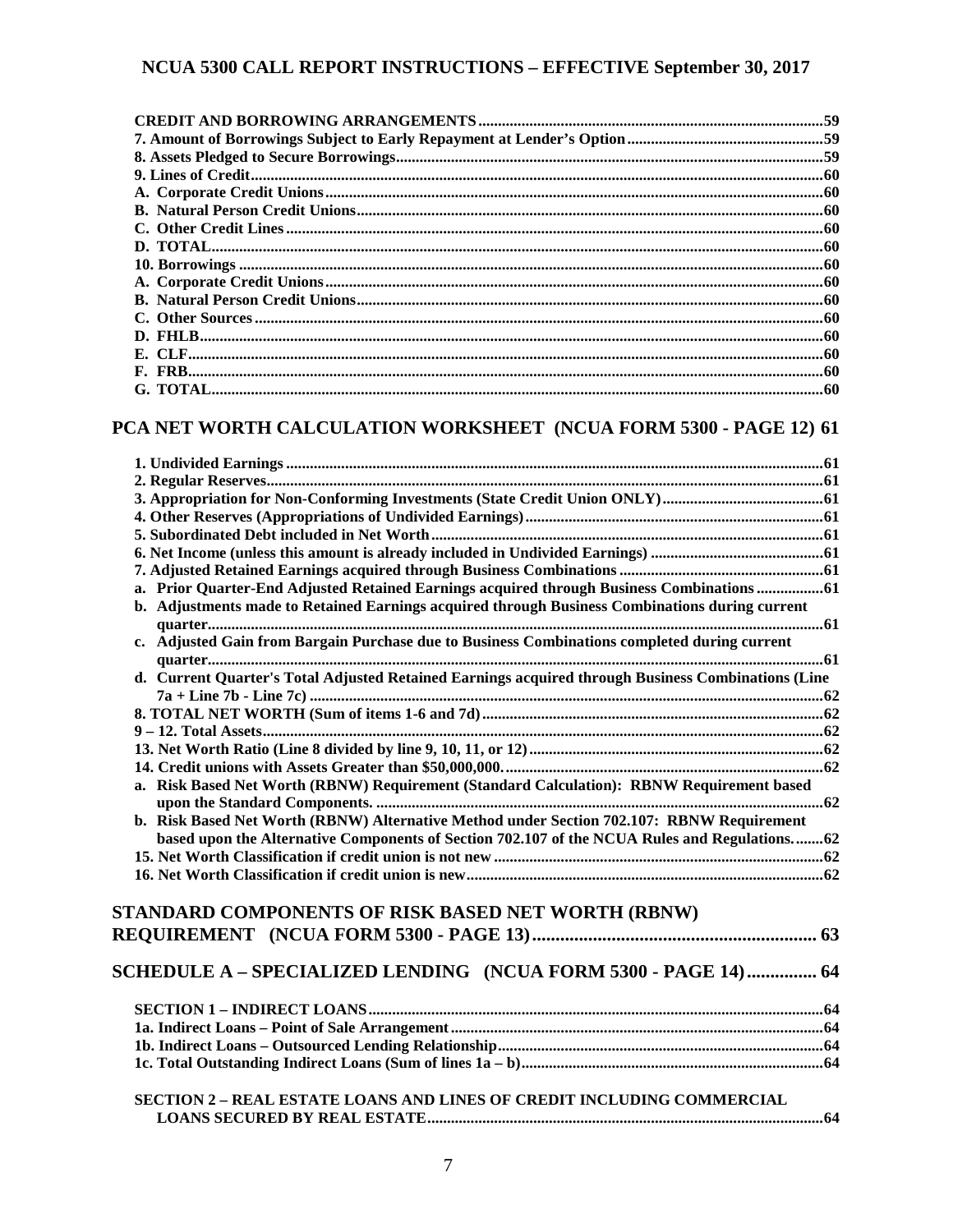**CREDIT AND BORROWING ARRANGEMENTS.....59**
**7. Amount of Borrowings Subject to Early Repayment at Lender's Option.....59**
**8. Assets Pledged to Secure Borrowings.....59**
**9. Lines of Credit.....60**
**A. Corporate Credit Unions.....60**
**B. Natural Person Credit Unions.....60**
**C. Other Credit Lines.....60**
**D. TOTAL.....60**
**10. Borrowings.....60**
**A. Corporate Credit Unions.....60**
**B. Natural Person Credit Unions.....60**
**C. Other Sources.....60**
**D. FHLB.....60**
**E. CLF.....60**
**F. FRB.....60**
**G. TOTAL.....60**

## PCA NET WORTH CALCULATION WORKSHEET (NCUA FORM 5300 - PAGE 12) 61

**1. Undivided Earnings.....61**
**2. Regular Reserves.....61**
**3. Appropriation for Non-Conforming Investments (State Credit Union ONLY).....61**
**4. Other Reserves (Appropriations of Undivided Earnings).....61**
**5. Subordinated Debt included in Net Worth.....61**
**6. Net Income (unless this amount is already included in Undivided Earnings).....61**
**7. Adjusted Retained Earnings acquired through Business Combinations.....61**
**a. Prior Quarter-End Adjusted Retained Earnings acquired through Business Combinations.....61**
**b. Adjustments made to Retained Earnings acquired through Business Combinations during current quarter.....61**
**c. Adjusted Gain from Bargain Purchase due to Business Combinations completed during current quarter.....61**
**d. Current Quarter's Total Adjusted Retained Earnings acquired through Business Combinations (Line 7a + Line 7b - Line 7c).....62**
**8. TOTAL NET WORTH (Sum of items 1-6 and 7d).....62**
**9 – 12. Total Assets.....62**
**13. Net Worth Ratio (Line 8 divided by line 9, 10, 11, or 12).....62**
**14. Credit unions with Assets Greater than $50,000,000......62**
**a. Risk Based Net Worth (RBNW) Requirement (Standard Calculation): RBNW Requirement based upon the Standard Components......62**
**b. Risk Based Net Worth (RBNW) Alternative Method under Section 702.107: RBNW Requirement based upon the Alternative Components of Section 702.107 of the NCUA Rules and Regulations......62**
**15. Net Worth Classification if credit union is not new.....62**
**16. Net Worth Classification if credit union is new.....62**

## STANDARD COMPONENTS OF RISK BASED NET WORTH (RBNW) REQUIREMENT (NCUA FORM 5300 - PAGE 13).....63

## SCHEDULE A – SPECIALIZED LENDING (NCUA FORM 5300 - PAGE 14).....64

**SECTION 1 – INDIRECT LOANS.....64**
**1a. Indirect Loans – Point of Sale Arrangement.....64**
**1b. Indirect Loans – Outsourced Lending Relationship.....64**
**1c. Total Outstanding Indirect Loans (Sum of lines 1a – b).....64**

**SECTION 2 – REAL ESTATE LOANS AND LINES OF CREDIT INCLUDING COMMERCIAL LOANS SECURED BY REAL ESTATE.....64**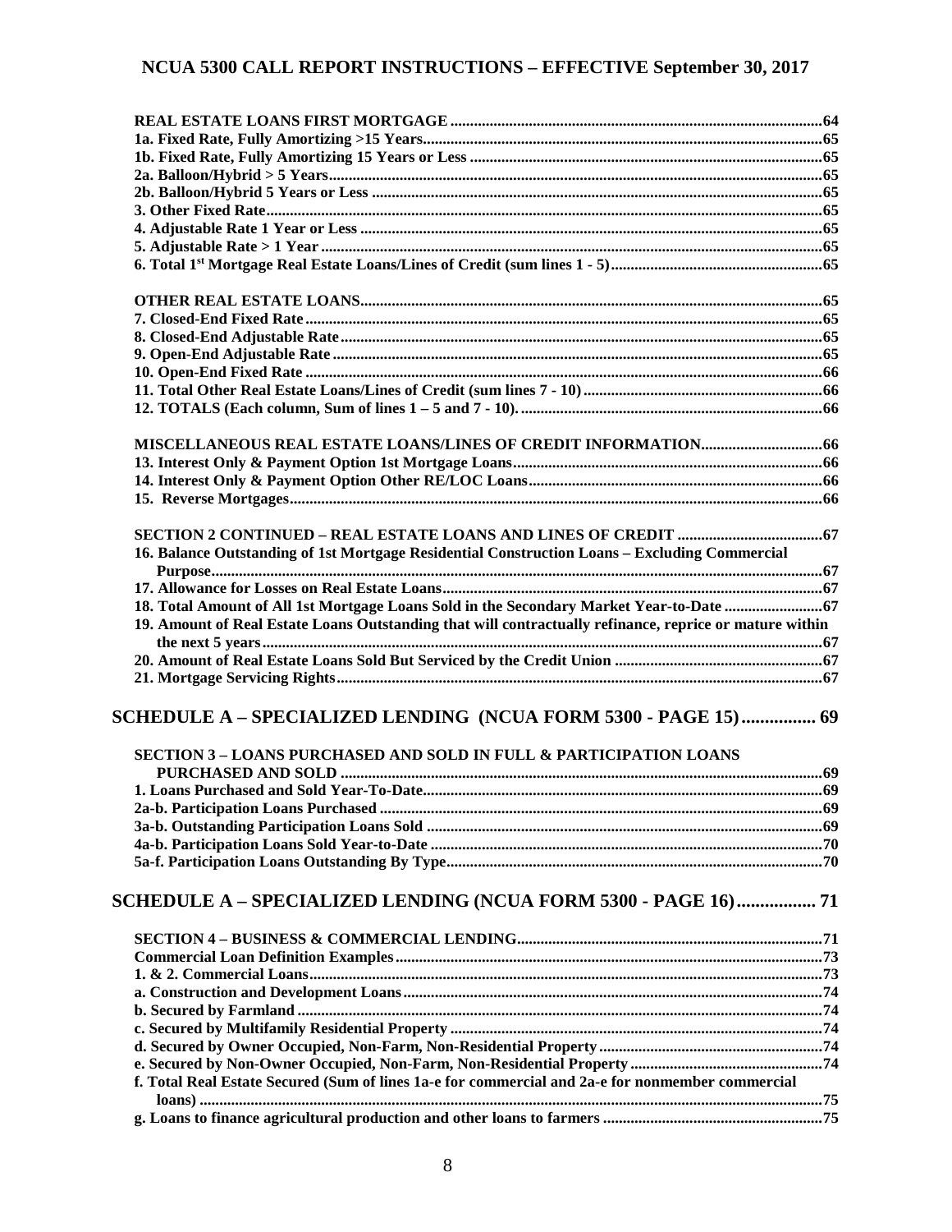**REAL ESTATE LOANS FIRST MORTGAGE** ........ 64
**1a. Fixed Rate, Fully Amortizing >15 Years** ........ 65
**1b. Fixed Rate, Fully Amortizing 15 Years or Less** ........ 65
**2a. Balloon/Hybrid > 5 Years** ........ 65
**2b. Balloon/Hybrid 5 Years or Less** ........ 65
**3. Other Fixed Rate** ........ 65
**4. Adjustable Rate 1 Year or Less** ........ 65
**5. Adjustable Rate > 1 Year** ........ 65
**6. Total 1st Mortgage Real Estate Loans/Lines of Credit (sum lines 1 - 5)** ........ 65

**OTHER REAL ESTATE LOANS** ........ 65
**7. Closed-End Fixed Rate** ........ 65
**8. Closed-End Adjustable Rate** ........ 65
**9. Open-End Adjustable Rate** ........ 65
**10. Open-End Fixed Rate** ........ 66
**11. Total Other Real Estate Loans/Lines of Credit (sum lines 7 - 10)** ........ 66
**12. TOTALS (Each column, Sum of lines 1 – 5 and 7 - 10).** ........ 66

**MISCELLANEOUS REAL ESTATE LOANS/LINES OF CREDIT INFORMATION** ........ 66
**13. Interest Only & Payment Option 1st Mortgage Loans** ........ 66
**14. Interest Only & Payment Option Other RE/LOC Loans** ........ 66
**15. Reverse Mortgages** ........ 66

**SECTION 2 CONTINUED – REAL ESTATE LOANS AND LINES OF CREDIT** ........ 67
**16. Balance Outstanding of 1st Mortgage Residential Construction Loans – Excluding Commercial Purpose** ........ 67
**17. Allowance for Losses on Real Estate Loans** ........ 67
**18. Total Amount of All 1st Mortgage Loans Sold in the Secondary Market Year-to-Date** ........ 67
**19. Amount of Real Estate Loans Outstanding that will contractually refinance, reprice or mature within the next 5 years** ........ 67
**20. Amount of Real Estate Loans Sold But Serviced by the Credit Union** ........ 67
**21. Mortgage Servicing Rights** ........ 67

## SCHEDULE A – SPECIALIZED LENDING (NCUA FORM 5300 - PAGE 15) ........ 69

**SECTION 3 – LOANS PURCHASED AND SOLD IN FULL & PARTICIPATION LOANS PURCHASED AND SOLD** ........ 69
**1. Loans Purchased and Sold Year-To-Date** ........ 69
**2a-b. Participation Loans Purchased** ........ 69
**3a-b. Outstanding Participation Loans Sold** ........ 69
**4a-b. Participation Loans Sold Year-to-Date** ........ 70
**5a-f. Participation Loans Outstanding By Type** ........ 70

## SCHEDULE A – SPECIALIZED LENDING (NCUA FORM 5300 - PAGE 16) ........ 71

**SECTION 4 – BUSINESS & COMMERCIAL LENDING** ........ 71
**Commercial Loan Definition Examples** ........ 73
**1. & 2. Commercial Loans** ........ 73
**a. Construction and Development Loans** ........ 74
**b. Secured by Farmland** ........ 74
**c. Secured by Multifamily Residential Property** ........ 74
**d. Secured by Owner Occupied, Non-Farm, Non-Residential Property** ........ 74
**e. Secured by Non-Owner Occupied, Non-Farm, Non-Residential Property** ........ 74
**f. Total Real Estate Secured (Sum of lines 1a-e for commercial and 2a-e for nonmember commercial loans)** ........ 75
**g. Loans to finance agricultural production and other loans to farmers** ........ 75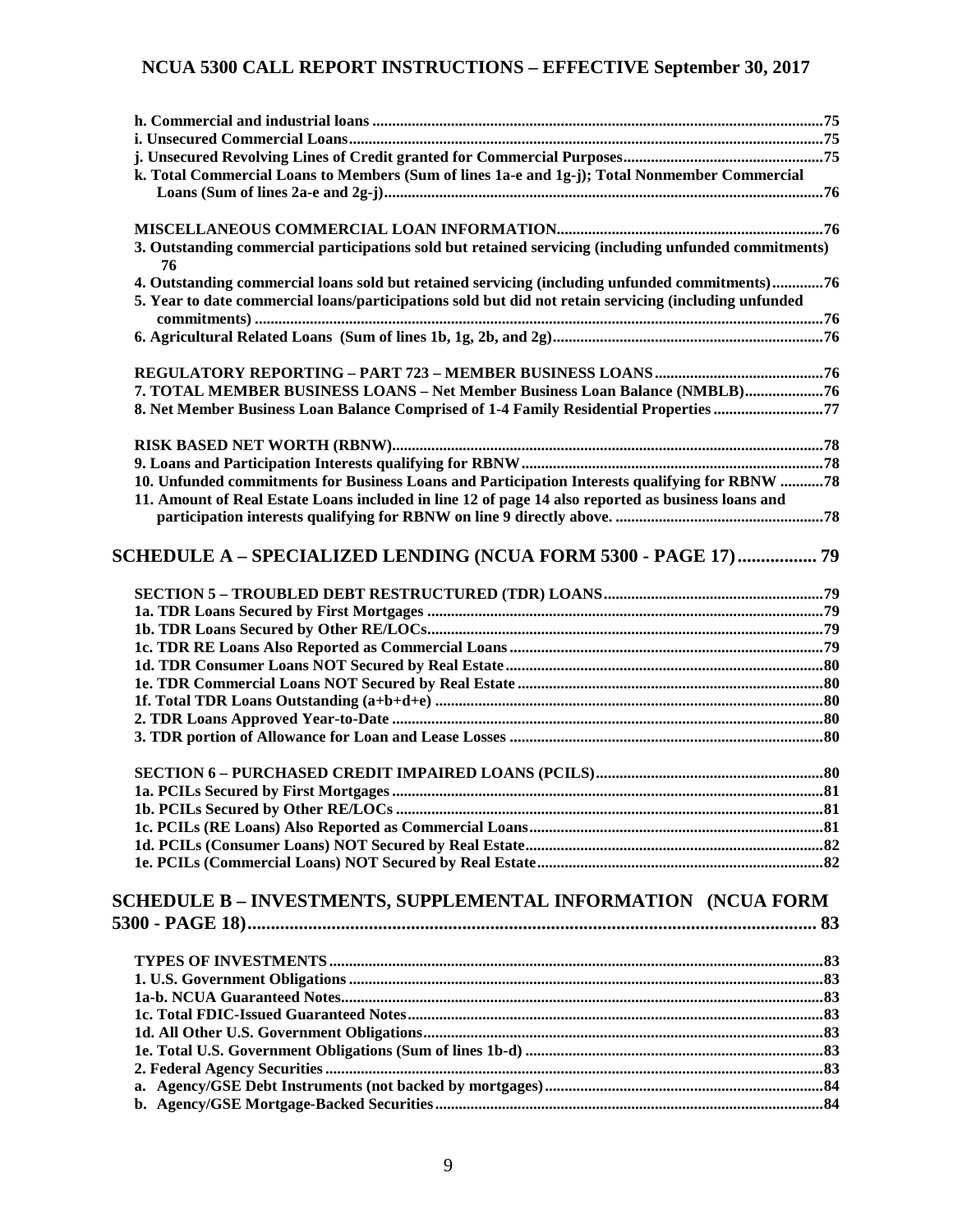**h. Commercial and industrial loans** .....75
**i. Unsecured Commercial Loans** .....75
**j. Unsecured Revolving Lines of Credit granted for Commercial Purposes** .....75
**k. Total Commercial Loans to Members (Sum of lines 1a-e and 1g-j); Total Nonmember Commercial Loans (Sum of lines 2a-e and 2g-j)** .....76

**MISCELLANEOUS COMMERCIAL LOAN INFORMATION** .....76
**3. Outstanding commercial participations sold but retained servicing (including unfunded commitments)** 76
**4. Outstanding commercial loans sold but retained servicing (including unfunded commitments)** .....76
**5. Year to date commercial loans/participations sold but did not retain servicing (including unfunded commitments)** .....76
**6. Agricultural Related Loans (Sum of lines 1b, 1g, 2b, and 2g)** .....76

**REGULATORY REPORTING – PART 723 – MEMBER BUSINESS LOANS** .....76
**7. TOTAL MEMBER BUSINESS LOANS – Net Member Business Loan Balance (NMBLB)** .....76
**8. Net Member Business Loan Balance Comprised of 1-4 Family Residential Properties** .....77

**RISK BASED NET WORTH (RBNW)** .....78
**9. Loans and Participation Interests qualifying for RBNW** .....78
**10. Unfunded commitments for Business Loans and Participation Interests qualifying for RBNW** .....78
**11. Amount of Real Estate Loans included in line 12 of page 14 also reported as business loans and participation interests qualifying for RBNW on line 9 directly above.** .....78

## SCHEDULE A – SPECIALIZED LENDING (NCUA FORM 5300 - PAGE 17) ..... 79

**SECTION 5 – TROUBLED DEBT RESTRUCTURED (TDR) LOANS** .....79
**1a. TDR Loans Secured by First Mortgages** .....79
**1b. TDR Loans Secured by Other RE/LOCs** .....79
**1c. TDR RE Loans Also Reported as Commercial Loans** .....79
**1d. TDR Consumer Loans NOT Secured by Real Estate** .....80
**1e. TDR Commercial Loans NOT Secured by Real Estate** .....80
**1f. Total TDR Loans Outstanding (a+b+d+e)** .....80
**2. TDR Loans Approved Year-to-Date** .....80
**3. TDR portion of Allowance for Loan and Lease Losses** .....80

**SECTION 6 – PURCHASED CREDIT IMPAIRED LOANS (PCILS)** .....80
**1a. PCILs Secured by First Mortgages** .....81
**1b. PCILs Secured by Other RE/LOCs** .....81
**1c. PCILs (RE Loans) Also Reported as Commercial Loans** .....81
**1d. PCILs (Consumer Loans) NOT Secured by Real Estate** .....82
**1e. PCILs (Commercial Loans) NOT Secured by Real Estate** .....82

## SCHEDULE B – INVESTMENTS, SUPPLEMENTAL INFORMATION (NCUA FORM 5300 - PAGE 18) ..... 83

**TYPES OF INVESTMENTS** .....83
**1. U.S. Government Obligations** .....83
**1a-b. NCUA Guaranteed Notes** .....83
**1c. Total FDIC-Issued Guaranteed Notes** .....83
**1d. All Other U.S. Government Obligations** .....83
**1e. Total U.S. Government Obligations (Sum of lines 1b-d)** .....83
**2. Federal Agency Securities** .....83
**a. Agency/GSE Debt Instruments (not backed by mortgages)** .....84
**b. Agency/GSE Mortgage-Backed Securities** .....84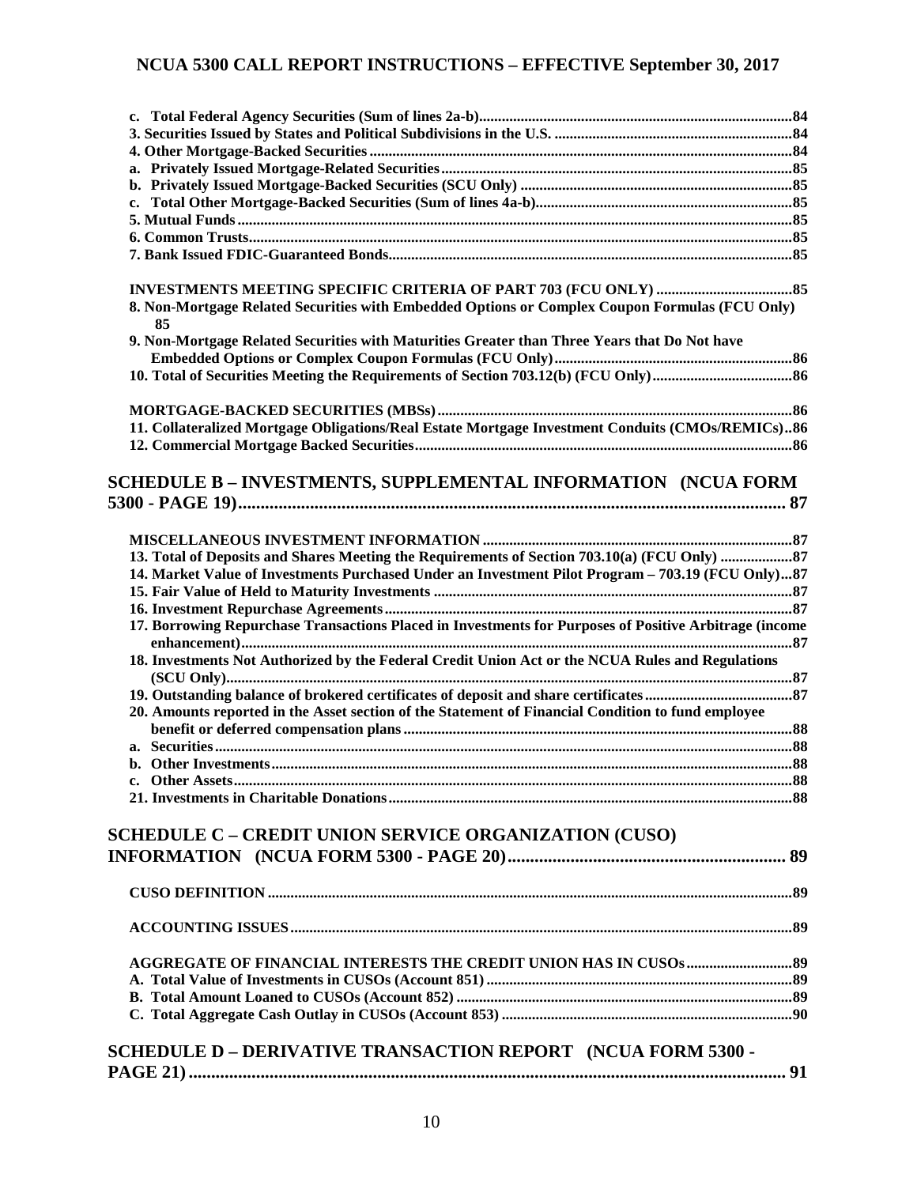**c. Total Federal Agency Securities (Sum of lines 2a-b)** ...84
**3. Securities Issued by States and Political Subdivisions in the U.S.** ...84
**4. Other Mortgage-Backed Securities** ...84
**a. Privately Issued Mortgage-Related Securities** ...85
**b. Privately Issued Mortgage-Backed Securities (SCU Only)** ...85
**c. Total Other Mortgage-Backed Securities (Sum of lines 4a-b)** ...85
**5. Mutual Funds** ...85
**6. Common Trusts** ...85
**7. Bank Issued FDIC-Guaranteed Bonds** ...85

**INVESTMENTS MEETING SPECIFIC CRITERIA OF PART 703 (FCU ONLY)** ...85
**8. Non-Mortgage Related Securities with Embedded Options or Complex Coupon Formulas (FCU Only)** 85
**9. Non-Mortgage Related Securities with Maturities Greater than Three Years that Do Not have Embedded Options or Complex Coupon Formulas (FCU Only)** ...86
**10. Total of Securities Meeting the Requirements of Section 703.12(b) (FCU Only)** ...86

**MORTGAGE-BACKED SECURITIES (MBSs)** ...86
**11. Collateralized Mortgage Obligations/Real Estate Mortgage Investment Conduits (CMOs/REMICs)** ..86
**12. Commercial Mortgage Backed Securities** ...86

## SCHEDULE B – INVESTMENTS, SUPPLEMENTAL INFORMATION (NCUA FORM 5300 - PAGE 19) ... 87

**MISCELLANEOUS INVESTMENT INFORMATION** ...87
**13. Total of Deposits and Shares Meeting the Requirements of Section 703.10(a) (FCU Only)** ...87
**14. Market Value of Investments Purchased Under an Investment Pilot Program – 703.19 (FCU Only)** ...87
**15. Fair Value of Held to Maturity Investments** ...87
**16. Investment Repurchase Agreements** ...87
**17. Borrowing Repurchase Transactions Placed in Investments for Purposes of Positive Arbitrage (income enhancement)** ...87
**18. Investments Not Authorized by the Federal Credit Union Act or the NCUA Rules and Regulations (SCU Only)** ...87
**19. Outstanding balance of brokered certificates of deposit and share certificates** ...87
**20. Amounts reported in the Asset section of the Statement of Financial Condition to fund employee benefit or deferred compensation plans** ...88
**a. Securities** ...88
**b. Other Investments** ...88
**c. Other Assets** ...88
**21. Investments in Charitable Donations** ...88

## SCHEDULE C – CREDIT UNION SERVICE ORGANIZATION (CUSO) INFORMATION (NCUA FORM 5300 - PAGE 20) ... 89

**CUSO DEFINITION** ...89

**ACCOUNTING ISSUES** ...89

**AGGREGATE OF FINANCIAL INTERESTS THE CREDIT UNION HAS IN CUSOs** ...89
**A. Total Value of Investments in CUSOs (Account 851)** ...89
**B. Total Amount Loaned to CUSOs (Account 852)** ...89
**C. Total Aggregate Cash Outlay in CUSOs (Account 853)** ...90

## SCHEDULE D – DERIVATIVE TRANSACTION REPORT (NCUA FORM 5300 - PAGE 21) ... 91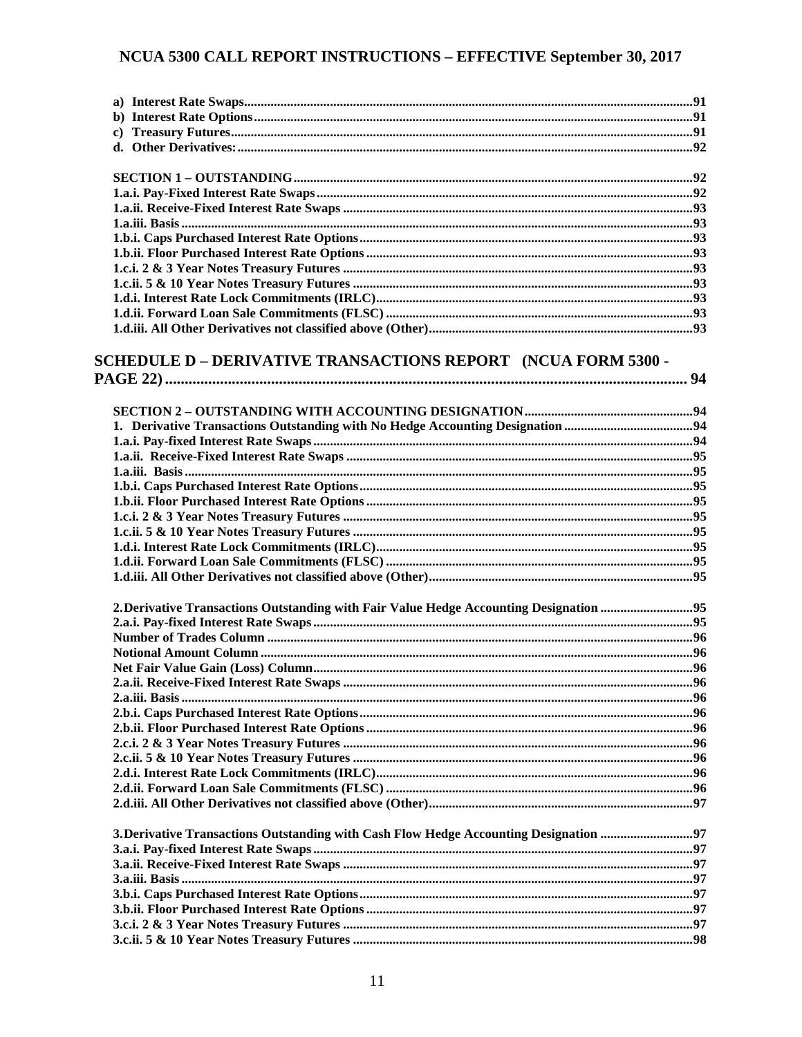**a) Interest Rate Swaps....................................................................................................................................91**
**b) Interest Rate Options................................................................................................................................91**
**c) Treasury Futures........................................................................................................................................91**
**d. Other Derivatives:......................................................................................................................................92**

**SECTION 1 – OUTSTANDING......................................................................................................................92**
**1.a.i. Pay-Fixed Interest Rate Swaps...............................................................................................................92**
**1.a.ii. Receive-Fixed Interest Rate Swaps .......................................................................................................93**
**1.a.iii. Basis ........................................................................................................................................................93**
**1.b.i. Caps Purchased Interest Rate Options...................................................................................................93**
**1.b.ii. Floor Purchased Interest Rate Options .................................................................................................93**
**1.c.i. 2 & 3 Year Notes Treasury Futures .......................................................................................................93**
**1.c.ii. 5 & 10 Year Notes Treasury Futures ....................................................................................................93**
**1.d.i. Interest Rate Lock Commitments (IRLC)..............................................................................................93**
**1.d.ii. Forward Loan Sale Commitments (FLSC) ...........................................................................................93**
**1.d.iii. All Other Derivatives not classified above (Other)..............................................................................93**

## SCHEDULE D – DERIVATIVE TRANSACTIONS REPORT (NCUA FORM 5300 - PAGE 22)................................................................................................................................ 94

**SECTION 2 – OUTSTANDING WITH ACCOUNTING DESIGNATION..................................................94**
**1. Derivative Transactions Outstanding with No Hedge Accounting Designation ......................................94**
**1.a.i. Pay-fixed Interest Rate Swaps................................................................................................................94**
**1.a.ii. Receive-Fixed Interest Rate Swaps .......................................................................................................95**
**1.a.iii. Basis .......................................................................................................................................................95**
**1.b.i. Caps Purchased Interest Rate Options...................................................................................................95**
**1.b.ii. Floor Purchased Interest Rate Options .................................................................................................95**
**1.c.i. 2 & 3 Year Notes Treasury Futures .......................................................................................................95**
**1.c.ii. 5 & 10 Year Notes Treasury Futures ....................................................................................................95**
**1.d.i. Interest Rate Lock Commitments (IRLC)..............................................................................................95**
**1.d.ii. Forward Loan Sale Commitments (FLSC) ...........................................................................................95**
**1.d.iii. All Other Derivatives not classified above (Other)..............................................................................95**

**2. Derivative Transactions Outstanding with Fair Value Hedge Accounting Designation ...........................95**
**2.a.i. Pay-fixed Interest Rate Swaps................................................................................................................95**
**Number of Trades Column ...............................................................................................................................96**
**Notional Amount Column ................................................................................................................................96**
**Net Fair Value Gain (Loss) Column.................................................................................................................96**
**2.a.ii. Receive-Fixed Interest Rate Swaps .......................................................................................................96**
**2.a.iii. Basis ........................................................................................................................................................96**
**2.b.i. Caps Purchased Interest Rate Options...................................................................................................96**
**2.b.ii. Floor Purchased Interest Rate Options .................................................................................................96**
**2.c.i. 2 & 3 Year Notes Treasury Futures .......................................................................................................96**
**2.c.ii. 5 & 10 Year Notes Treasury Futures ....................................................................................................96**
**2.d.i. Interest Rate Lock Commitments (IRLC)..............................................................................................96**
**2.d.ii. Forward Loan Sale Commitments (FLSC) ...........................................................................................96**
**2.d.iii. All Other Derivatives not classified above (Other)..............................................................................97**

**3. Derivative Transactions Outstanding with Cash Flow Hedge Accounting Designation ...........................97**
**3.a.i. Pay-fixed Interest Rate Swaps................................................................................................................97**
**3.a.ii. Receive-Fixed Interest Rate Swaps .......................................................................................................97**
**3.a.iii. Basis ........................................................................................................................................................97**
**3.b.i. Caps Purchased Interest Rate Options...................................................................................................97**
**3.b.ii. Floor Purchased Interest Rate Options .................................................................................................97**
**3.c.i. 2 & 3 Year Notes Treasury Futures .......................................................................................................97**
**3.c.ii. 5 & 10 Year Notes Treasury Futures ....................................................................................................98**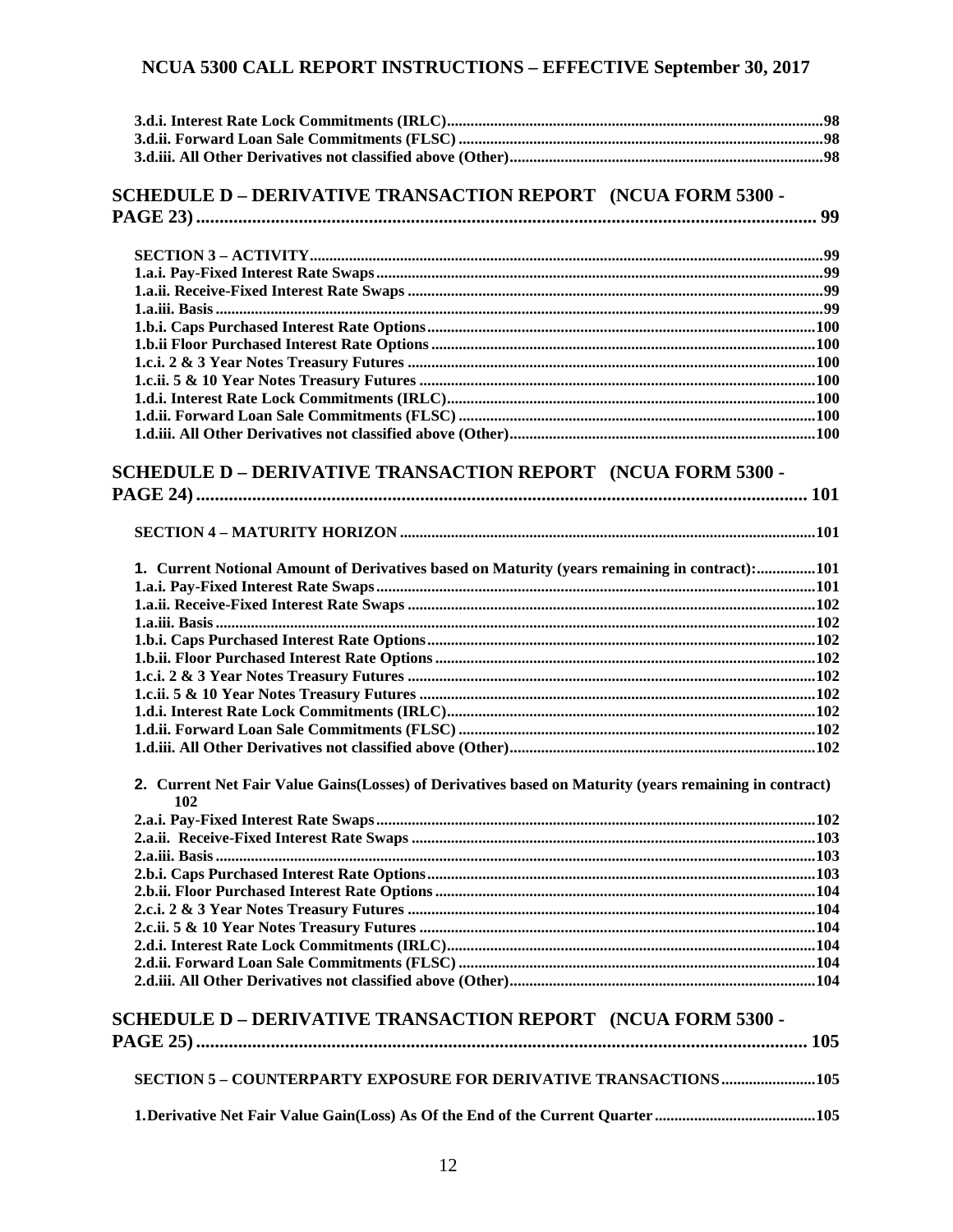3.d.i. Interest Rate Lock Commitments (IRLC)....................98
3.d.ii. Forward Loan Sale Commitments (FLSC)....................98
3.d.iii. All Other Derivatives not classified above (Other)....................98

## SCHEDULE D – DERIVATIVE TRANSACTION REPORT (NCUA FORM 5300 - PAGE 23)....................99

SECTION 3 – ACTIVITY....................99
1.a.i. Pay-Fixed Interest Rate Swaps....................99
1.a.ii. Receive-Fixed Interest Rate Swaps....................99
1.a.iii. Basis....................99
1.b.i. Caps Purchased Interest Rate Options....................100
1.b.ii Floor Purchased Interest Rate Options....................100
1.c.i. 2 & 3 Year Notes Treasury Futures....................100
1.c.ii. 5 & 10 Year Notes Treasury Futures....................100
1.d.i. Interest Rate Lock Commitments (IRLC)....................100
1.d.ii. Forward Loan Sale Commitments (FLSC)....................100
1.d.iii. All Other Derivatives not classified above (Other)....................100

## SCHEDULE D – DERIVATIVE TRANSACTION REPORT (NCUA FORM 5300 - PAGE 24)....................101

SECTION 4 – MATURITY HORIZON....................101

1. Current Notional Amount of Derivatives based on Maturity (years remaining in contract):....................101
1.a.i. Pay-Fixed Interest Rate Swaps....................101
1.a.ii. Receive-Fixed Interest Rate Swaps....................102
1.a.iii. Basis....................102
1.b.i. Caps Purchased Interest Rate Options....................102
1.b.ii. Floor Purchased Interest Rate Options....................102
1.c.i. 2 & 3 Year Notes Treasury Futures....................102
1.c.ii. 5 & 10 Year Notes Treasury Futures....................102
1.d.i. Interest Rate Lock Commitments (IRLC)....................102
1.d.ii. Forward Loan Sale Commitments (FLSC)....................102
1.d.iii. All Other Derivatives not classified above (Other)....................102

2. Current Net Fair Value Gains(Losses) of Derivatives based on Maturity (years remaining in contract) 102
2.a.i. Pay-Fixed Interest Rate Swaps....................102
2.a.ii. Receive-Fixed Interest Rate Swaps....................103
2.a.iii. Basis....................103
2.b.i. Caps Purchased Interest Rate Options....................103
2.b.ii. Floor Purchased Interest Rate Options....................104
2.c.i. 2 & 3 Year Notes Treasury Futures....................104
2.c.ii. 5 & 10 Year Notes Treasury Futures....................104
2.d.i. Interest Rate Lock Commitments (IRLC)....................104
2.d.ii. Forward Loan Sale Commitments (FLSC)....................104
2.d.iii. All Other Derivatives not classified above (Other)....................104

## SCHEDULE D – DERIVATIVE TRANSACTION REPORT (NCUA FORM 5300 - PAGE 25)....................105

SECTION 5 – COUNTERPARTY EXPOSURE FOR DERIVATIVE TRANSACTIONS....................105

1. Derivative Net Fair Value Gain(Loss) As Of the End of the Current Quarter....................105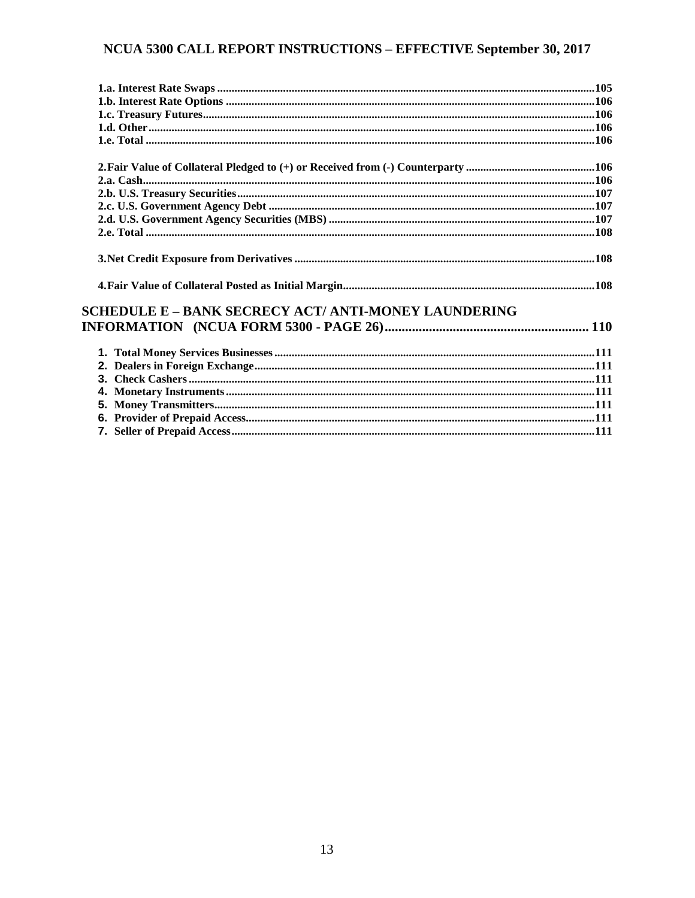**1.a. Interest Rate Swaps** ....................................................................................................................105
**1.b. Interest Rate Options** ...................................................................................................................106
**1.c. Treasury Futures** ...........................................................................................................................106
**1.d. Other** ..............................................................................................................................................106
**1.e. Total** ...............................................................................................................................................106

**2. Fair Value of Collateral Pledged to (+) or Received from (-) Counterparty** ..................................106
**2.a. Cash** ...............................................................................................................................................106
**2.b. U.S. Treasury Securities** ..............................................................................................................107
**2.c. U.S. Government Agency Debt** ....................................................................................................107
**2.d. U.S. Government Agency Securities (MBS)** .................................................................................107
**2.e. Total** ...............................................................................................................................................108

**3. Net Credit Exposure from Derivatives** ............................................................................................108

**4. Fair Value of Collateral Posted as Initial Margin** ............................................................................108

## SCHEDULE E – BANK SECRECY ACT/ ANTI-MONEY LAUNDERING INFORMATION (NCUA FORM 5300 - PAGE 26) ........................................................... 110

1. **Total Money Services Businesses** ....................................................................................................111
2. **Dealers in Foreign Exchange** ...........................................................................................................111
3. **Check Cashers** ..................................................................................................................................111
4. **Monetary Instruments** .....................................................................................................................111
5. **Money Transmitters** .........................................................................................................................111
6. **Provider of Prepaid Access** ..............................................................................................................111
7. **Seller of Prepaid Access** ..................................................................................................................111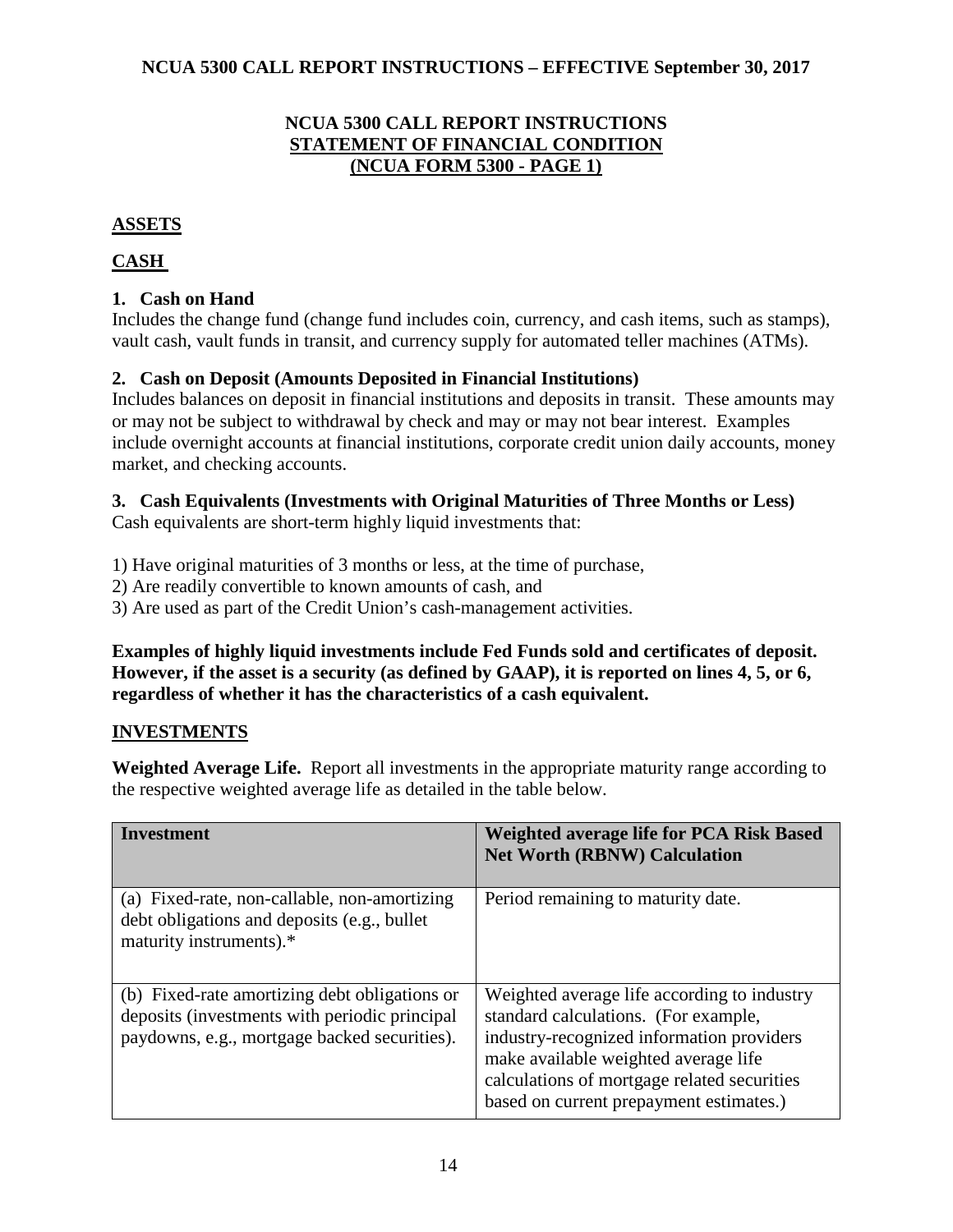# NCUA 5300 CALL REPORT INSTRUCTIONS
## STATEMENT OF FINANCIAL CONDITION
## (NCUA FORM 5300 - PAGE 1)

## ASSETS

## CASH

### 1. Cash on Hand

Includes the change fund (change fund includes coin, currency, and cash items, such as stamps), vault cash, vault funds in transit, and currency supply for automated teller machines (ATMs).

### 2. Cash on Deposit (Amounts Deposited in Financial Institutions)

Includes balances on deposit in financial institutions and deposits in transit. These amounts may or may not be subject to withdrawal by check and may or may not bear interest. Examples include overnight accounts at financial institutions, corporate credit union daily accounts, money market, and checking accounts.

### 3. Cash Equivalents (Investments with Original Maturities of Three Months or Less)

Cash equivalents are short-term highly liquid investments that:

1) Have original maturities of 3 months or less, at the time of purchase,
2) Are readily convertible to known amounts of cash, and
3) Are used as part of the Credit Union's cash-management activities.

**Examples of highly liquid investments include Fed Funds sold and certificates of deposit. However, if the asset is a security (as defined by GAAP), it is reported on lines 4, 5, or 6, regardless of whether it has the characteristics of a cash equivalent.**

## INVESTMENTS

**Weighted Average Life.** Report all investments in the appropriate maturity range according to the respective weighted average life as detailed in the table below.

| Investment | Weighted average life for PCA Risk Based Net Worth (RBNW) Calculation |
|---|---|
| (a) Fixed-rate, non-callable, non-amortizing debt obligations and deposits (e.g., bullet maturity instruments).* | Period remaining to maturity date. |
| (b) Fixed-rate amortizing debt obligations or deposits (investments with periodic principal paydowns, e.g., mortgage backed securities). | Weighted average life according to industry standard calculations. (For example, industry-recognized information providers make available weighted average life calculations of mortgage related securities based on current prepayment estimates.) |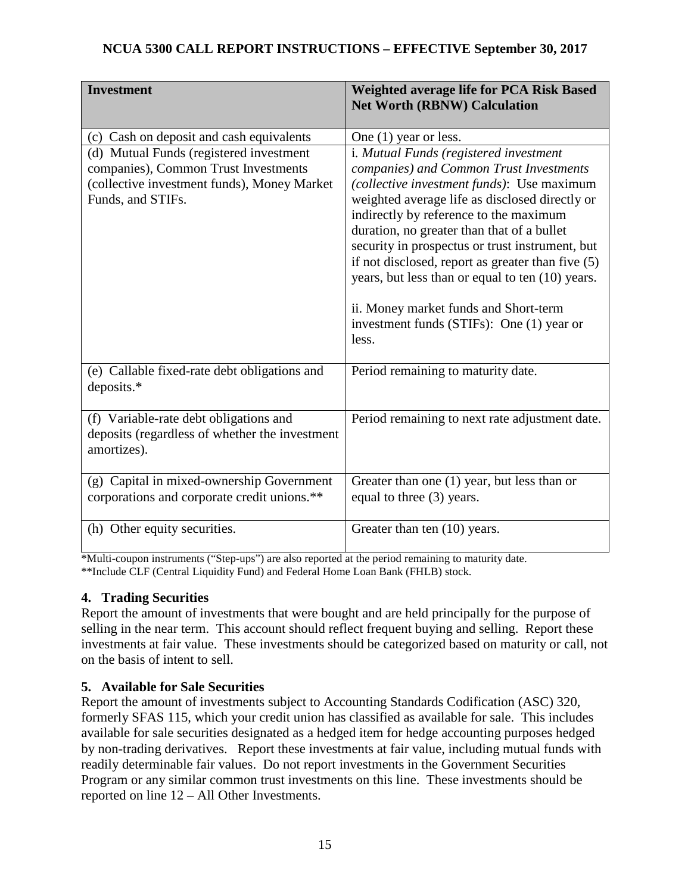| Investment | Weighted average life for PCA Risk Based Net Worth (RBNW) Calculation |
|---|---|
| (c) Cash on deposit and cash equivalents | One (1) year or less. |
| (d) Mutual Funds (registered investment companies), Common Trust Investments (collective investment funds), Money Market Funds, and STIFs. | i. *Mutual Funds (registered investment companies) and Common Trust Investments (collective investment funds)*: Use maximum weighted average life as disclosed directly or indirectly by reference to the maximum duration, no greater than that of a bullet security in prospectus or trust instrument, but if not disclosed, report as greater than five (5) years, but less than or equal to ten (10) years.<br><br>ii. Money market funds and Short-term investment funds (STIFs): One (1) year or less. |
| (e) Callable fixed-rate debt obligations and deposits.* | Period remaining to maturity date. |
| (f) Variable-rate debt obligations and deposits (regardless of whether the investment amortizes). | Period remaining to next rate adjustment date. |
| (g) Capital in mixed-ownership Government corporations and corporate credit unions.** | Greater than one (1) year, but less than or equal to three (3) years. |
| (h) Other equity securities. | Greater than ten (10) years. |

*Multi-coupon instruments ("Step-ups") are also reported at the period remaining to maturity date.
**Include CLF (Central Liquidity Fund) and Federal Home Loan Bank (FHLB) stock.

### 4. Trading Securities

Report the amount of investments that were bought and are held principally for the purpose of selling in the near term. This account should reflect frequent buying and selling. Report these investments at fair value. These investments should be categorized based on maturity or call, not on the basis of intent to sell.

### 5. Available for Sale Securities

Report the amount of investments subject to Accounting Standards Codification (ASC) 320, formerly SFAS 115, which your credit union has classified as available for sale. This includes available for sale securities designated as a hedged item for hedge accounting purposes hedged by non-trading derivatives. Report these investments at fair value, including mutual funds with readily determinable fair values. Do not report investments in the Government Securities Program or any similar common trust investments on this line. These investments should be reported on line 12 – All Other Investments.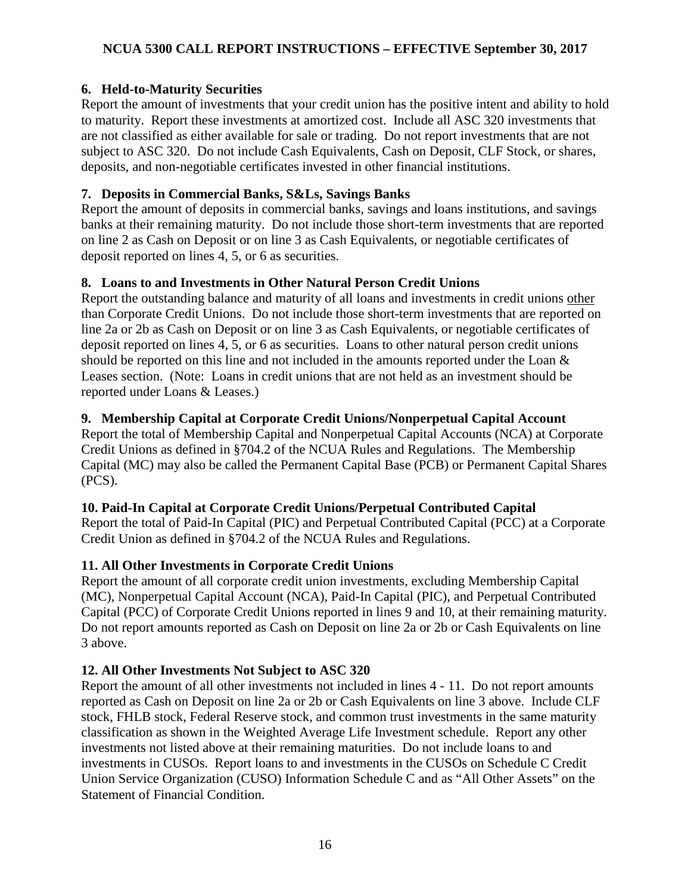### 6. Held-to-Maturity Securities

Report the amount of investments that your credit union has the positive intent and ability to hold to maturity. Report these investments at amortized cost. Include all ASC 320 investments that are not classified as either available for sale or trading. Do not report investments that are not subject to ASC 320. Do not include Cash Equivalents, Cash on Deposit, CLF Stock, or shares, deposits, and non-negotiable certificates invested in other financial institutions.

### 7. Deposits in Commercial Banks, S&Ls, Savings Banks

Report the amount of deposits in commercial banks, savings and loans institutions, and savings banks at their remaining maturity. Do not include those short-term investments that are reported on line 2 as Cash on Deposit or on line 3 as Cash Equivalents, or negotiable certificates of deposit reported on lines 4, 5, or 6 as securities.

### 8. Loans to and Investments in Other Natural Person Credit Unions

Report the outstanding balance and maturity of all loans and investments in credit unions <u>other</u> than Corporate Credit Unions. Do not include those short-term investments that are reported on line 2a or 2b as Cash on Deposit or on line 3 as Cash Equivalents, or negotiable certificates of deposit reported on lines 4, 5, or 6 as securities. Loans to other natural person credit unions should be reported on this line and not included in the amounts reported under the Loan & Leases section. (Note: Loans in credit unions that are not held as an investment should be reported under Loans & Leases.)

### 9. Membership Capital at Corporate Credit Unions/Nonperpetual Capital Account

Report the total of Membership Capital and Nonperpetual Capital Accounts (NCA) at Corporate Credit Unions as defined in §704.2 of the NCUA Rules and Regulations. The Membership Capital (MC) may also be called the Permanent Capital Base (PCB) or Permanent Capital Shares (PCS).

### 10. Paid-In Capital at Corporate Credit Unions/Perpetual Contributed Capital

Report the total of Paid-In Capital (PIC) and Perpetual Contributed Capital (PCC) at a Corporate Credit Union as defined in §704.2 of the NCUA Rules and Regulations.

### 11. All Other Investments in Corporate Credit Unions

Report the amount of all corporate credit union investments, excluding Membership Capital (MC), Nonperpetual Capital Account (NCA), Paid-In Capital (PIC), and Perpetual Contributed Capital (PCC) of Corporate Credit Unions reported in lines 9 and 10, at their remaining maturity. Do not report amounts reported as Cash on Deposit on line 2a or 2b or Cash Equivalents on line 3 above.

### 12. All Other Investments Not Subject to ASC 320

Report the amount of all other investments not included in lines 4 - 11. Do not report amounts reported as Cash on Deposit on line 2a or 2b or Cash Equivalents on line 3 above. Include CLF stock, FHLB stock, Federal Reserve stock, and common trust investments in the same maturity classification as shown in the Weighted Average Life Investment schedule. Report any other investments not listed above at their remaining maturities. Do not include loans to and investments in CUSOs. Report loans to and investments in the CUSOs on Schedule C Credit Union Service Organization (CUSO) Information Schedule C and as "All Other Assets" on the Statement of Financial Condition.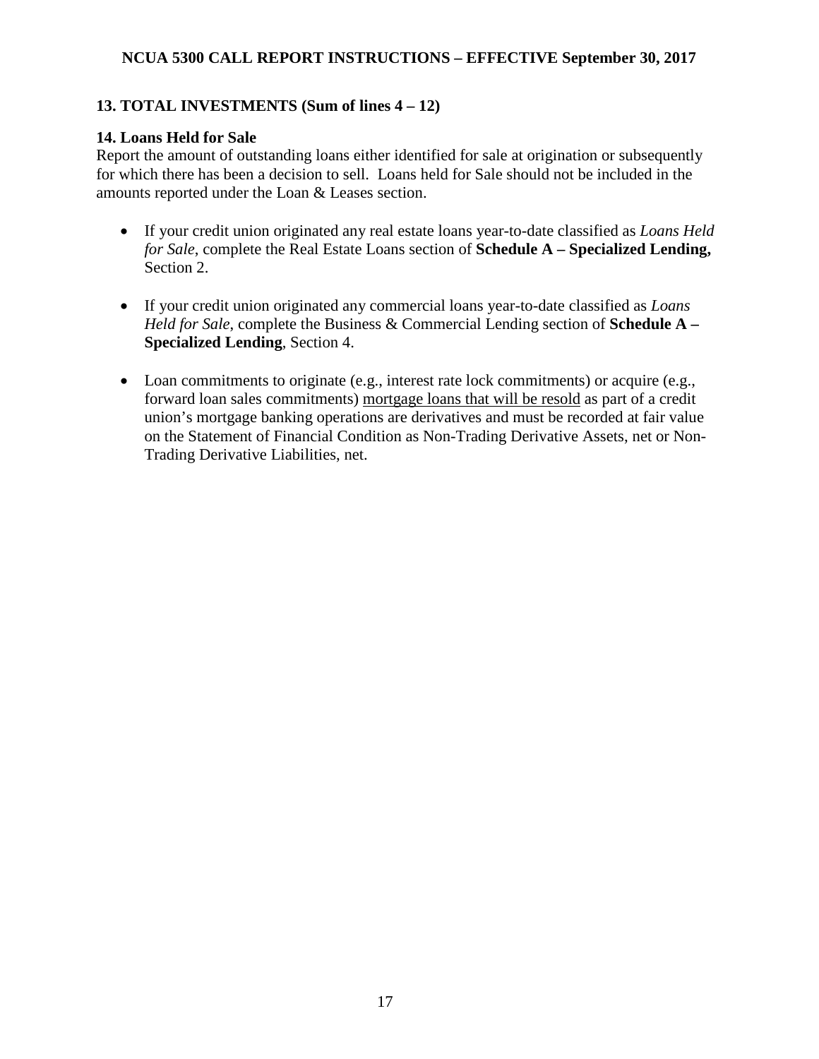**13. TOTAL INVESTMENTS (Sum of lines 4 – 12)**

**14. Loans Held for Sale**

Report the amount of outstanding loans either identified for sale at origination or subsequently for which there has been a decision to sell. Loans held for Sale should not be included in the amounts reported under the Loan & Leases section.

- If your credit union originated any real estate loans year-to-date classified as *Loans Held for Sale*, complete the Real Estate Loans section of **Schedule A – Specialized Lending,** Section 2.
- If your credit union originated any commercial loans year-to-date classified as *Loans Held for Sale*, complete the Business & Commercial Lending section of **Schedule A – Specialized Lending**, Section 4.
- Loan commitments to originate (e.g., interest rate lock commitments) or acquire (e.g., forward loan sales commitments) <u>mortgage loans that will be resold</u> as part of a credit union's mortgage banking operations are derivatives and must be recorded at fair value on the Statement of Financial Condition as Non-Trading Derivative Assets, net or Non-Trading Derivative Liabilities, net.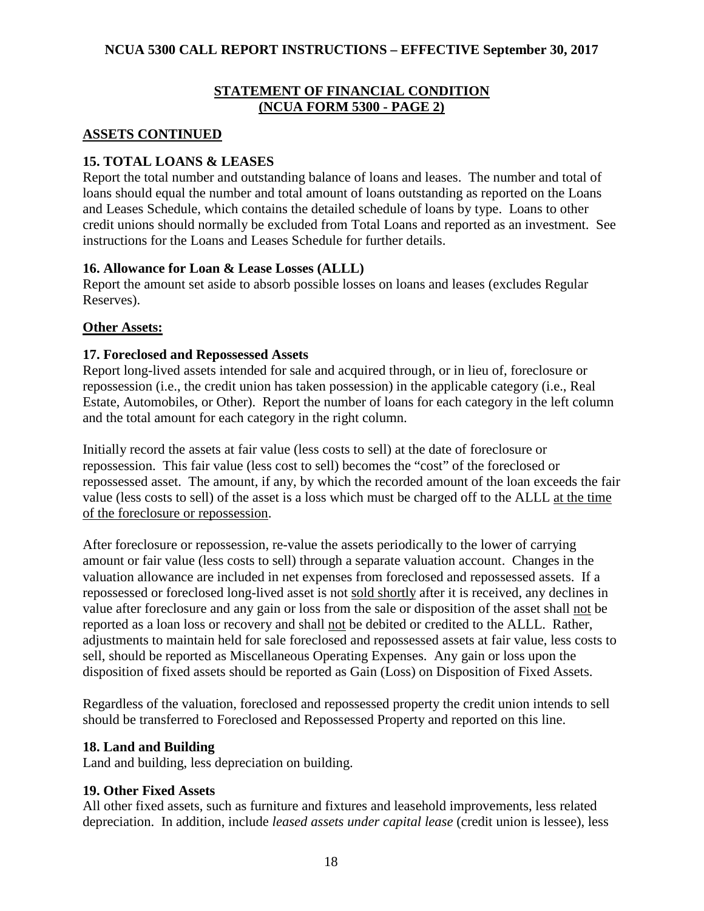## STATEMENT OF FINANCIAL CONDITION
## (NCUA FORM 5300 - PAGE 2)

### ASSETS CONTINUED

### 15. TOTAL LOANS & LEASES

Report the total number and outstanding balance of loans and leases. The number and total of loans should equal the number and total amount of loans outstanding as reported on the Loans and Leases Schedule, which contains the detailed schedule of loans by type. Loans to other credit unions should normally be excluded from Total Loans and reported as an investment. See instructions for the Loans and Leases Schedule for further details.

### 16. Allowance for Loan & Lease Losses (ALLL)

Report the amount set aside to absorb possible losses on loans and leases (excludes Regular Reserves).

### Other Assets:

### 17. Foreclosed and Repossessed Assets

Report long-lived assets intended for sale and acquired through, or in lieu of, foreclosure or repossession (i.e., the credit union has taken possession) in the applicable category (i.e., Real Estate, Automobiles, or Other). Report the number of loans for each category in the left column and the total amount for each category in the right column.

Initially record the assets at fair value (less costs to sell) at the date of foreclosure or repossession. This fair value (less cost to sell) becomes the "cost" of the foreclosed or repossessed asset. The amount, if any, by which the recorded amount of the loan exceeds the fair value (less costs to sell) of the asset is a loss which must be charged off to the ALLL at the time of the foreclosure or repossession.

After foreclosure or repossession, re-value the assets periodically to the lower of carrying amount or fair value (less costs to sell) through a separate valuation account. Changes in the valuation allowance are included in net expenses from foreclosed and repossessed assets. If a repossessed or foreclosed long-lived asset is not sold shortly after it is received, any declines in value after foreclosure and any gain or loss from the sale or disposition of the asset shall not be reported as a loan loss or recovery and shall not be debited or credited to the ALLL. Rather, adjustments to maintain held for sale foreclosed and repossessed assets at fair value, less costs to sell, should be reported as Miscellaneous Operating Expenses. Any gain or loss upon the disposition of fixed assets should be reported as Gain (Loss) on Disposition of Fixed Assets.

Regardless of the valuation, foreclosed and repossessed property the credit union intends to sell should be transferred to Foreclosed and Repossessed Property and reported on this line.

### 18. Land and Building

Land and building, less depreciation on building.

### 19. Other Fixed Assets

All other fixed assets, such as furniture and fixtures and leasehold improvements, less related depreciation. In addition, include *leased assets under capital lease* (credit union is lessee), less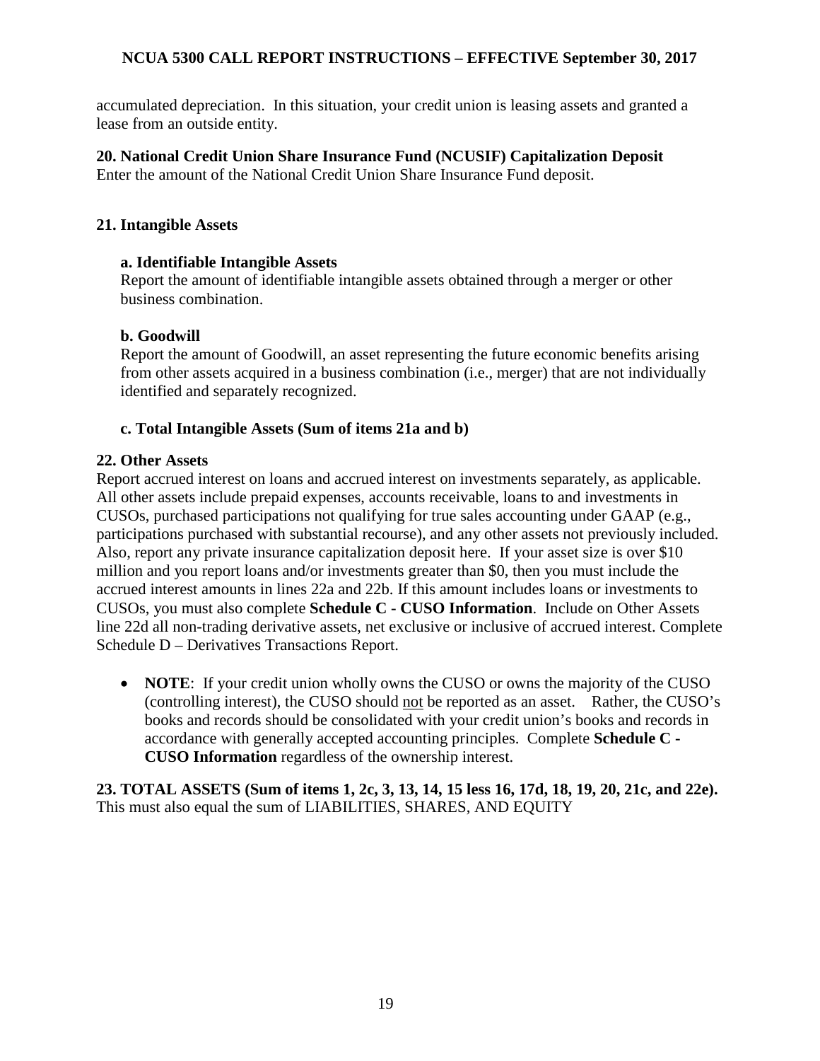accumulated depreciation. In this situation, your credit union is leasing assets and granted a lease from an outside entity.

**20. National Credit Union Share Insurance Fund (NCUSIF) Capitalization Deposit**
Enter the amount of the National Credit Union Share Insurance Fund deposit.

**21. Intangible Assets**

**a. Identifiable Intangible Assets**
Report the amount of identifiable intangible assets obtained through a merger or other business combination.

**b. Goodwill**
Report the amount of Goodwill, an asset representing the future economic benefits arising from other assets acquired in a business combination (i.e., merger) that are not individually identified and separately recognized.

**c. Total Intangible Assets (Sum of items 21a and b)**

**22. Other Assets**
Report accrued interest on loans and accrued interest on investments separately, as applicable. All other assets include prepaid expenses, accounts receivable, loans to and investments in CUSOs, purchased participations not qualifying for true sales accounting under GAAP (e.g., participations purchased with substantial recourse), and any other assets not previously included. Also, report any private insurance capitalization deposit here. If your asset size is over $10 million and you report loans and/or investments greater than $0, then you must include the accrued interest amounts in lines 22a and 22b. If this amount includes loans or investments to CUSOs, you must also complete **Schedule C - CUSO Information**. Include on Other Assets line 22d all non-trading derivative assets, net exclusive or inclusive of accrued interest. Complete Schedule D – Derivatives Transactions Report.

- **NOTE**: If your credit union wholly owns the CUSO or owns the majority of the CUSO (controlling interest), the CUSO should not be reported as an asset. Rather, the CUSO's books and records should be consolidated with your credit union's books and records in accordance with generally accepted accounting principles. Complete **Schedule C - CUSO Information** regardless of the ownership interest.

**23. TOTAL ASSETS (Sum of items 1, 2c, 3, 13, 14, 15 less 16, 17d, 18, 19, 20, 21c, and 22e).**
This must also equal the sum of LIABILITIES, SHARES, AND EQUITY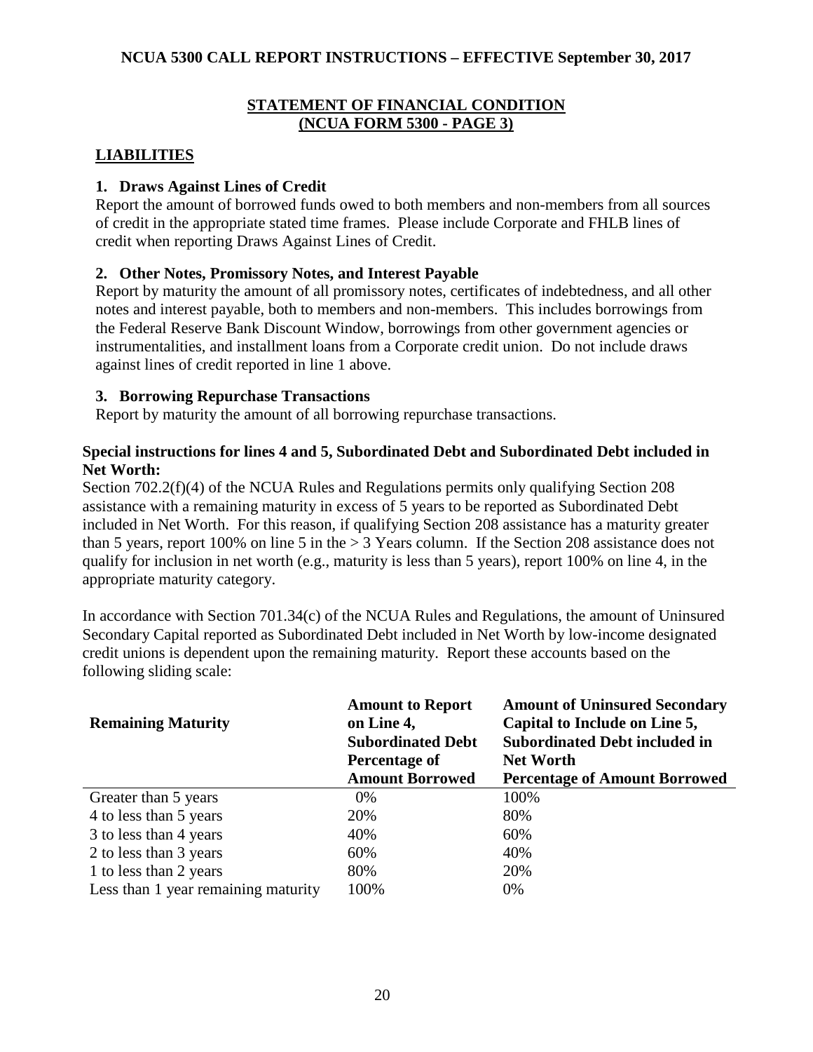## STATEMENT OF FINANCIAL CONDITION
## (NCUA FORM 5300 - PAGE 3)

### LIABILITIES

**1. Draws Against Lines of Credit**

Report the amount of borrowed funds owed to both members and non-members from all sources of credit in the appropriate stated time frames. Please include Corporate and FHLB lines of credit when reporting Draws Against Lines of Credit.

**2. Other Notes, Promissory Notes, and Interest Payable**

Report by maturity the amount of all promissory notes, certificates of indebtedness, and all other notes and interest payable, both to members and non-members. This includes borrowings from the Federal Reserve Bank Discount Window, borrowings from other government agencies or instrumentalities, and installment loans from a Corporate credit union. Do not include draws against lines of credit reported in line 1 above.

**3. Borrowing Repurchase Transactions**

Report by maturity the amount of all borrowing repurchase transactions.

**Special instructions for lines 4 and 5, Subordinated Debt and Subordinated Debt included in Net Worth:**

Section 702.2(f)(4) of the NCUA Rules and Regulations permits only qualifying Section 208 assistance with a remaining maturity in excess of 5 years to be reported as Subordinated Debt included in Net Worth. For this reason, if qualifying Section 208 assistance has a maturity greater than 5 years, report 100% on line 5 in the > 3 Years column. If the Section 208 assistance does not qualify for inclusion in net worth (e.g., maturity is less than 5 years), report 100% on line 4, in the appropriate maturity category.

In accordance with Section 701.34(c) of the NCUA Rules and Regulations, the amount of Uninsured Secondary Capital reported as Subordinated Debt included in Net Worth by low-income designated credit unions is dependent upon the remaining maturity. Report these accounts based on the following sliding scale:

| Remaining Maturity | Amount to Report on Line 4, Subordinated Debt Percentage of Amount Borrowed | Amount of Uninsured Secondary Capital to Include on Line 5, Subordinated Debt included in Net Worth Percentage of Amount Borrowed |
|---|---|---|
| Greater than 5 years | 0% | 100% |
| 4 to less than 5 years | 20% | 80% |
| 3 to less than 4 years | 40% | 60% |
| 2 to less than 3 years | 60% | 40% |
| 1 to less than 2 years | 80% | 20% |
| Less than 1 year remaining maturity | 100% | 0% |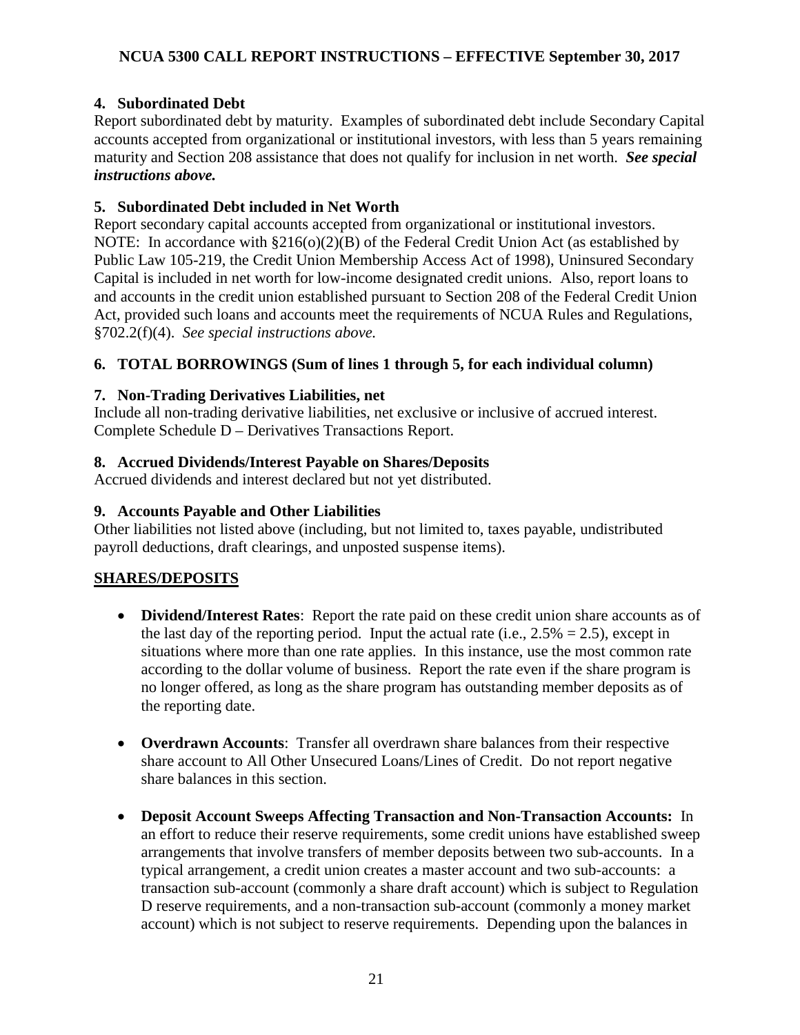**4. Subordinated Debt**

Report subordinated debt by maturity. Examples of subordinated debt include Secondary Capital accounts accepted from organizational or institutional investors, with less than 5 years remaining maturity and Section 208 assistance that does not qualify for inclusion in net worth. ***See special instructions above.***

**5. Subordinated Debt included in Net Worth**

Report secondary capital accounts accepted from organizational or institutional investors. NOTE: In accordance with §216(o)(2)(B) of the Federal Credit Union Act (as established by Public Law 105-219, the Credit Union Membership Access Act of 1998), Uninsured Secondary Capital is included in net worth for low-income designated credit unions. Also, report loans to and accounts in the credit union established pursuant to Section 208 of the Federal Credit Union Act, provided such loans and accounts meet the requirements of NCUA Rules and Regulations, §702.2(f)(4). *See special instructions above.*

**6. TOTAL BORROWINGS (Sum of lines 1 through 5, for each individual column)**

**7. Non-Trading Derivatives Liabilities, net**

Include all non-trading derivative liabilities, net exclusive or inclusive of accrued interest. Complete Schedule D – Derivatives Transactions Report.

**8. Accrued Dividends/Interest Payable on Shares/Deposits**

Accrued dividends and interest declared but not yet distributed.

**9. Accounts Payable and Other Liabilities**

Other liabilities not listed above (including, but not limited to, taxes payable, undistributed payroll deductions, draft clearings, and unposted suspense items).

**SHARES/DEPOSITS**

- **Dividend/Interest Rates**: Report the rate paid on these credit union share accounts as of the last day of the reporting period. Input the actual rate (i.e., 2.5% = 2.5), except in situations where more than one rate applies. In this instance, use the most common rate according to the dollar volume of business. Report the rate even if the share program is no longer offered, as long as the share program has outstanding member deposits as of the reporting date.

- **Overdrawn Accounts**: Transfer all overdrawn share balances from their respective share account to All Other Unsecured Loans/Lines of Credit. Do not report negative share balances in this section.

- **Deposit Account Sweeps Affecting Transaction and Non-Transaction Accounts:** In an effort to reduce their reserve requirements, some credit unions have established sweep arrangements that involve transfers of member deposits between two sub-accounts. In a typical arrangement, a credit union creates a master account and two sub-accounts: a transaction sub-account (commonly a share draft account) which is subject to Regulation D reserve requirements, and a non-transaction sub-account (commonly a money market account) which is not subject to reserve requirements. Depending upon the balances in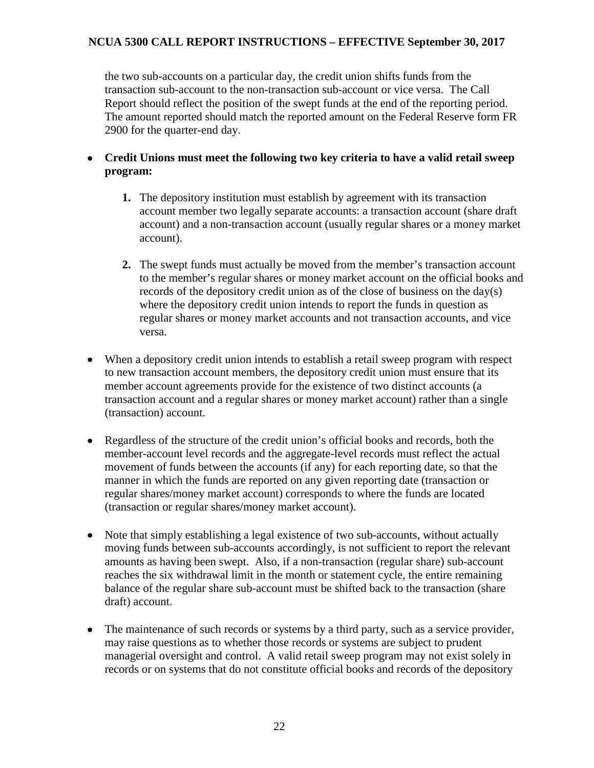the two sub-accounts on a particular day, the credit union shifts funds from the transaction sub-account to the non-transaction sub-account or vice versa. The Call Report should reflect the position of the swept funds at the end of the reporting period. The amount reported should match the reported amount on the Federal Reserve form FR 2900 for the quarter-end day.

- **Credit Unions must meet the following two key criteria to have a valid retail sweep program:**

  1. The depository institution must establish by agreement with its transaction account member two legally separate accounts: a transaction account (share draft account) and a non-transaction account (usually regular shares or a money market account).

  2. The swept funds must actually be moved from the member's transaction account to the member's regular shares or money market account on the official books and records of the depository credit union as of the close of business on the day(s) where the depository credit union intends to report the funds in question as regular shares or money market accounts and not transaction accounts, and vice versa.

- When a depository credit union intends to establish a retail sweep program with respect to new transaction account members, the depository credit union must ensure that its member account agreements provide for the existence of two distinct accounts (a transaction account and a regular shares or money market account) rather than a single (transaction) account.

- Regardless of the structure of the credit union's official books and records, both the member-account level records and the aggregate-level records must reflect the actual movement of funds between the accounts (if any) for each reporting date, so that the manner in which the funds are reported on any given reporting date (transaction or regular shares/money market account) corresponds to where the funds are located (transaction or regular shares/money market account).

- Note that simply establishing a legal existence of two sub-accounts, without actually moving funds between sub-accounts accordingly, is not sufficient to report the relevant amounts as having been swept. Also, if a non-transaction (regular share) sub-account reaches the six withdrawal limit in the month or statement cycle, the entire remaining balance of the regular share sub-account must be shifted back to the transaction (share draft) account.

- The maintenance of such records or systems by a third party, such as a service provider, may raise questions as to whether those records or systems are subject to prudent managerial oversight and control. A valid retail sweep program may not exist solely in records or on systems that do not constitute official books and records of the depository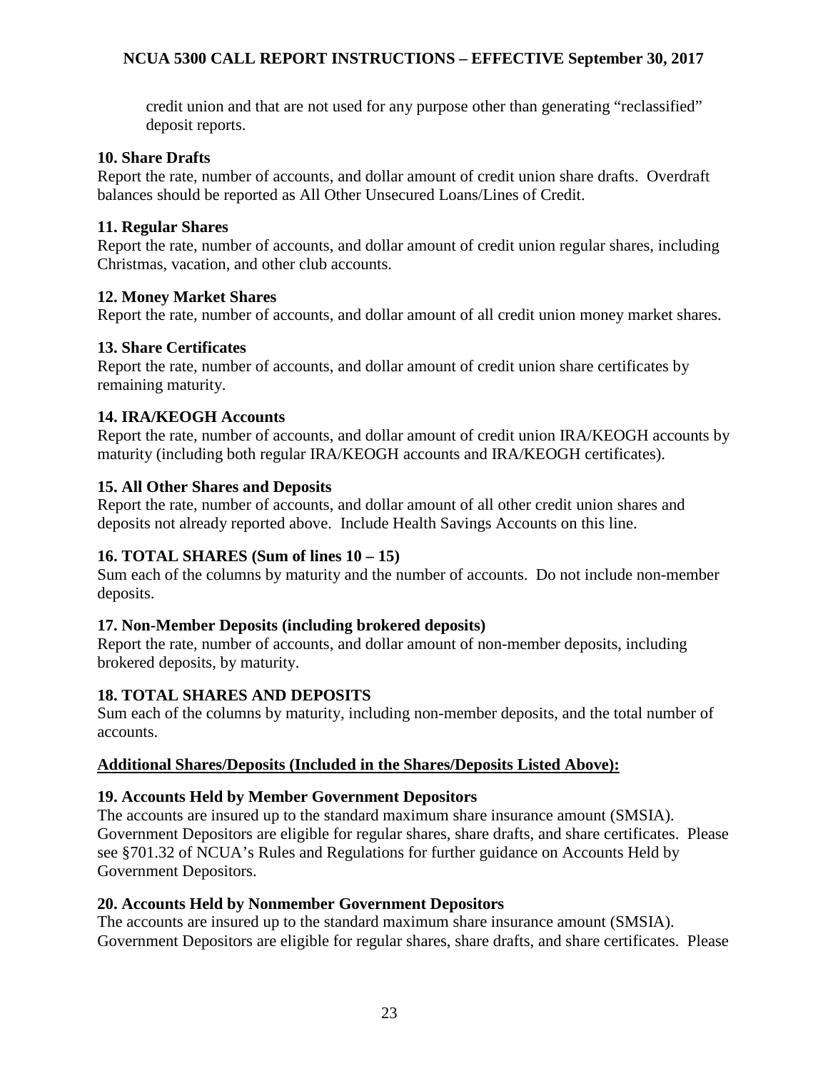credit union and that are not used for any purpose other than generating "reclassified" deposit reports.

**10. Share Drafts**
Report the rate, number of accounts, and dollar amount of credit union share drafts. Overdraft balances should be reported as All Other Unsecured Loans/Lines of Credit.

**11. Regular Shares**
Report the rate, number of accounts, and dollar amount of credit union regular shares, including Christmas, vacation, and other club accounts.

**12. Money Market Shares**
Report the rate, number of accounts, and dollar amount of all credit union money market shares.

**13. Share Certificates**
Report the rate, number of accounts, and dollar amount of credit union share certificates by remaining maturity.

**14. IRA/KEOGH Accounts**
Report the rate, number of accounts, and dollar amount of credit union IRA/KEOGH accounts by maturity (including both regular IRA/KEOGH accounts and IRA/KEOGH certificates).

**15. All Other Shares and Deposits**
Report the rate, number of accounts, and dollar amount of all other credit union shares and deposits not already reported above. Include Health Savings Accounts on this line.

**16. TOTAL SHARES (Sum of lines 10 – 15)**
Sum each of the columns by maturity and the number of accounts. Do not include non-member deposits.

**17. Non-Member Deposits (including brokered deposits)**
Report the rate, number of accounts, and dollar amount of non-member deposits, including brokered deposits, by maturity.

**18. TOTAL SHARES AND DEPOSITS**
Sum each of the columns by maturity, including non-member deposits, and the total number of accounts.

**Additional Shares/Deposits (Included in the Shares/Deposits Listed Above):**

**19. Accounts Held by Member Government Depositors**
The accounts are insured up to the standard maximum share insurance amount (SMSIA). Government Depositors are eligible for regular shares, share drafts, and share certificates. Please see §701.32 of NCUA's Rules and Regulations for further guidance on Accounts Held by Government Depositors.

**20. Accounts Held by Nonmember Government Depositors**
The accounts are insured up to the standard maximum share insurance amount (SMSIA). Government Depositors are eligible for regular shares, share drafts, and share certificates. Please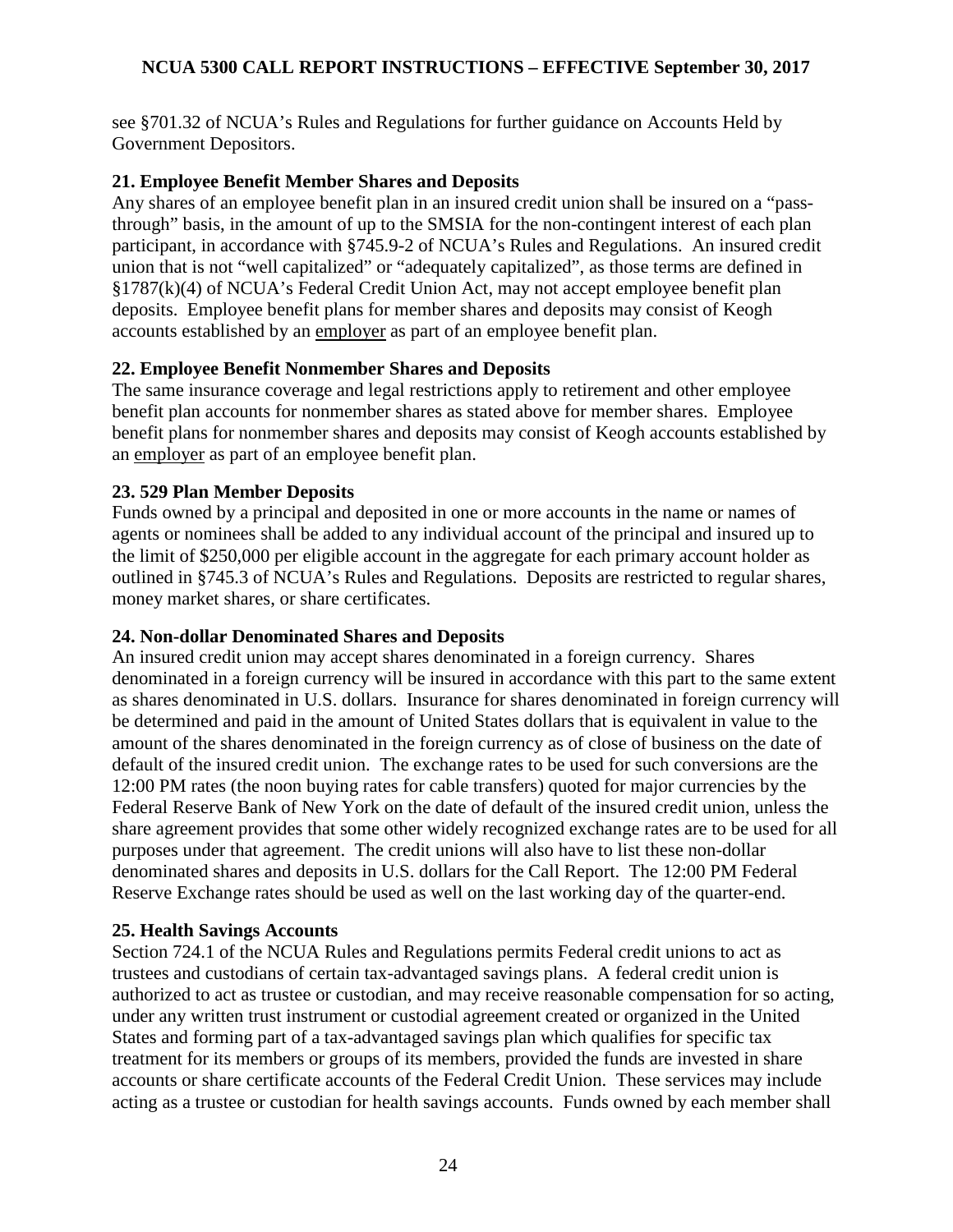see §701.32 of NCUA's Rules and Regulations for further guidance on Accounts Held by Government Depositors.

### 21. Employee Benefit Member Shares and Deposits

Any shares of an employee benefit plan in an insured credit union shall be insured on a "pass-through" basis, in the amount of up to the SMSIA for the non-contingent interest of each plan participant, in accordance with §745.9-2 of NCUA's Rules and Regulations. An insured credit union that is not "well capitalized" or "adequately capitalized", as those terms are defined in §1787(k)(4) of NCUA's Federal Credit Union Act, may not accept employee benefit plan deposits. Employee benefit plans for member shares and deposits may consist of Keogh accounts established by an employer as part of an employee benefit plan.

### 22. Employee Benefit Nonmember Shares and Deposits

The same insurance coverage and legal restrictions apply to retirement and other employee benefit plan accounts for nonmember shares as stated above for member shares. Employee benefit plans for nonmember shares and deposits may consist of Keogh accounts established by an employer as part of an employee benefit plan.

### 23. 529 Plan Member Deposits

Funds owned by a principal and deposited in one or more accounts in the name or names of agents or nominees shall be added to any individual account of the principal and insured up to the limit of $250,000 per eligible account in the aggregate for each primary account holder as outlined in §745.3 of NCUA's Rules and Regulations. Deposits are restricted to regular shares, money market shares, or share certificates.

### 24. Non-dollar Denominated Shares and Deposits

An insured credit union may accept shares denominated in a foreign currency. Shares denominated in a foreign currency will be insured in accordance with this part to the same extent as shares denominated in U.S. dollars. Insurance for shares denominated in foreign currency will be determined and paid in the amount of United States dollars that is equivalent in value to the amount of the shares denominated in the foreign currency as of close of business on the date of default of the insured credit union. The exchange rates to be used for such conversions are the 12:00 PM rates (the noon buying rates for cable transfers) quoted for major currencies by the Federal Reserve Bank of New York on the date of default of the insured credit union, unless the share agreement provides that some other widely recognized exchange rates are to be used for all purposes under that agreement. The credit unions will also have to list these non-dollar denominated shares and deposits in U.S. dollars for the Call Report. The 12:00 PM Federal Reserve Exchange rates should be used as well on the last working day of the quarter-end.

### 25. Health Savings Accounts

Section 724.1 of the NCUA Rules and Regulations permits Federal credit unions to act as trustees and custodians of certain tax-advantaged savings plans. A federal credit union is authorized to act as trustee or custodian, and may receive reasonable compensation for so acting, under any written trust instrument or custodial agreement created or organized in the United States and forming part of a tax-advantaged savings plan which qualifies for specific tax treatment for its members or groups of its members, provided the funds are invested in share accounts or share certificate accounts of the Federal Credit Union. These services may include acting as a trustee or custodian for health savings accounts. Funds owned by each member shall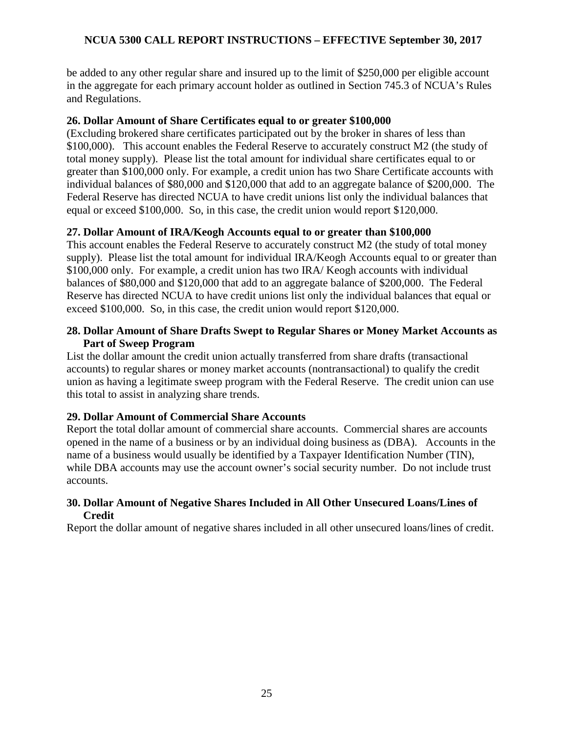be added to any other regular share and insured up to the limit of $250,000 per eligible account in the aggregate for each primary account holder as outlined in Section 745.3 of NCUA's Rules and Regulations.

### 26. Dollar Amount of Share Certificates equal to or greater $100,000

(Excluding brokered share certificates participated out by the broker in shares of less than $100,000). This account enables the Federal Reserve to accurately construct M2 (the study of total money supply). Please list the total amount for individual share certificates equal to or greater than $100,000 only. For example, a credit union has two Share Certificate accounts with individual balances of $80,000 and $120,000 that add to an aggregate balance of $200,000. The Federal Reserve has directed NCUA to have credit unions list only the individual balances that equal or exceed $100,000. So, in this case, the credit union would report $120,000.

### 27. Dollar Amount of IRA/Keogh Accounts equal to or greater than $100,000

This account enables the Federal Reserve to accurately construct M2 (the study of total money supply). Please list the total amount for individual IRA/Keogh Accounts equal to or greater than $100,000 only. For example, a credit union has two IRA/ Keogh accounts with individual balances of $80,000 and $120,000 that add to an aggregate balance of $200,000. The Federal Reserve has directed NCUA to have credit unions list only the individual balances that equal or exceed $100,000. So, in this case, the credit union would report $120,000.

### 28. Dollar Amount of Share Drafts Swept to Regular Shares or Money Market Accounts as Part of Sweep Program

List the dollar amount the credit union actually transferred from share drafts (transactional accounts) to regular shares or money market accounts (nontransactional) to qualify the credit union as having a legitimate sweep program with the Federal Reserve. The credit union can use this total to assist in analyzing share trends.

### 29. Dollar Amount of Commercial Share Accounts

Report the total dollar amount of commercial share accounts. Commercial shares are accounts opened in the name of a business or by an individual doing business as (DBA). Accounts in the name of a business would usually be identified by a Taxpayer Identification Number (TIN), while DBA accounts may use the account owner's social security number. Do not include trust accounts.

### 30. Dollar Amount of Negative Shares Included in All Other Unsecured Loans/Lines of Credit

Report the dollar amount of negative shares included in all other unsecured loans/lines of credit.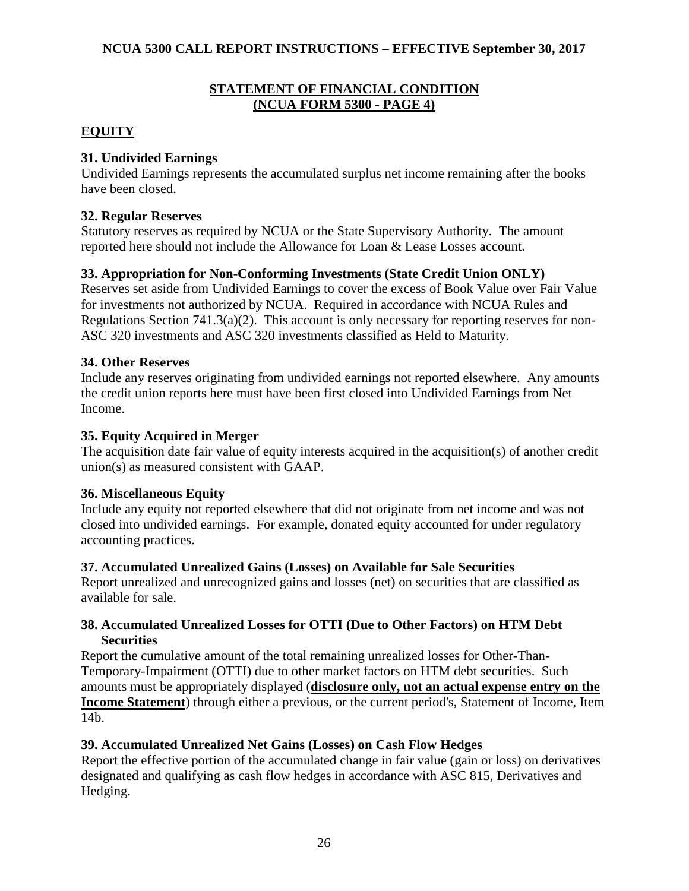## STATEMENT OF FINANCIAL CONDITION (NCUA FORM 5300 - PAGE 4)

## EQUITY

### 31. Undivided Earnings

Undivided Earnings represents the accumulated surplus net income remaining after the books have been closed.

### 32. Regular Reserves

Statutory reserves as required by NCUA or the State Supervisory Authority. The amount reported here should not include the Allowance for Loan & Lease Losses account.

### 33. Appropriation for Non-Conforming Investments (State Credit Union ONLY)

Reserves set aside from Undivided Earnings to cover the excess of Book Value over Fair Value for investments not authorized by NCUA. Required in accordance with NCUA Rules and Regulations Section 741.3(a)(2). This account is only necessary for reporting reserves for non-ASC 320 investments and ASC 320 investments classified as Held to Maturity.

### 34. Other Reserves

Include any reserves originating from undivided earnings not reported elsewhere. Any amounts the credit union reports here must have been first closed into Undivided Earnings from Net Income.

### 35. Equity Acquired in Merger

The acquisition date fair value of equity interests acquired in the acquisition(s) of another credit union(s) as measured consistent with GAAP.

### 36. Miscellaneous Equity

Include any equity not reported elsewhere that did not originate from net income and was not closed into undivided earnings. For example, donated equity accounted for under regulatory accounting practices.

### 37. Accumulated Unrealized Gains (Losses) on Available for Sale Securities

Report unrealized and unrecognized gains and losses (net) on securities that are classified as available for sale.

### 38. Accumulated Unrealized Losses for OTTI (Due to Other Factors) on HTM Debt Securities

Report the cumulative amount of the total remaining unrealized losses for Other-Than-Temporary-Impairment (OTTI) due to other market factors on HTM debt securities. Such amounts must be appropriately displayed (**disclosure only, not an actual expense entry on the Income Statement**) through either a previous, or the current period's, Statement of Income, Item 14b.

### 39. Accumulated Unrealized Net Gains (Losses) on Cash Flow Hedges

Report the effective portion of the accumulated change in fair value (gain or loss) on derivatives designated and qualifying as cash flow hedges in accordance with ASC 815, Derivatives and Hedging.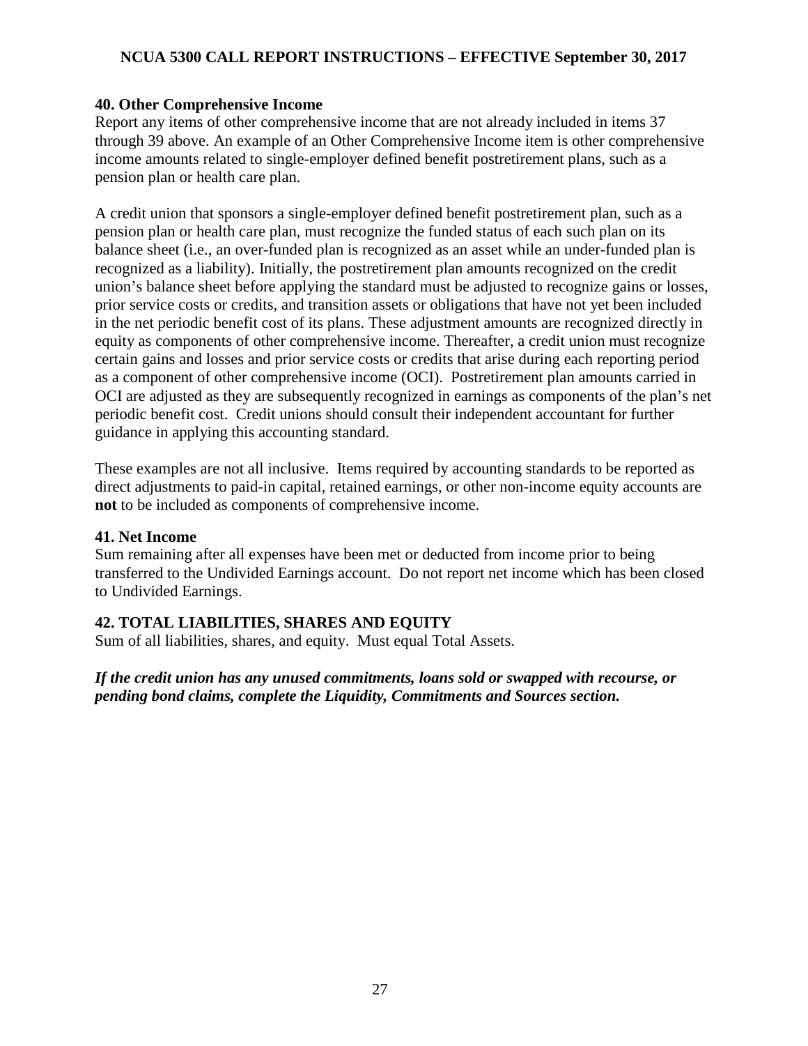**40. Other Comprehensive Income**

Report any items of other comprehensive income that are not already included in items 37 through 39 above. An example of an Other Comprehensive Income item is other comprehensive income amounts related to single-employer defined benefit postretirement plans, such as a pension plan or health care plan.

A credit union that sponsors a single-employer defined benefit postretirement plan, such as a pension plan or health care plan, must recognize the funded status of each such plan on its balance sheet (i.e., an over-funded plan is recognized as an asset while an under-funded plan is recognized as a liability). Initially, the postretirement plan amounts recognized on the credit union's balance sheet before applying the standard must be adjusted to recognize gains or losses, prior service costs or credits, and transition assets or obligations that have not yet been included in the net periodic benefit cost of its plans. These adjustment amounts are recognized directly in equity as components of other comprehensive income. Thereafter, a credit union must recognize certain gains and losses and prior service costs or credits that arise during each reporting period as a component of other comprehensive income (OCI). Postretirement plan amounts carried in OCI are adjusted as they are subsequently recognized in earnings as components of the plan's net periodic benefit cost. Credit unions should consult their independent accountant for further guidance in applying this accounting standard.

These examples are not all inclusive. Items required by accounting standards to be reported as direct adjustments to paid-in capital, retained earnings, or other non-income equity accounts are **not** to be included as components of comprehensive income.

**41. Net Income**

Sum remaining after all expenses have been met or deducted from income prior to being transferred to the Undivided Earnings account. Do not report net income which has been closed to Undivided Earnings.

**42. TOTAL LIABILITIES, SHARES AND EQUITY**

Sum of all liabilities, shares, and equity. Must equal Total Assets.

***If the credit union has any unused commitments, loans sold or swapped with recourse, or pending bond claims, complete the Liquidity, Commitments and Sources section.***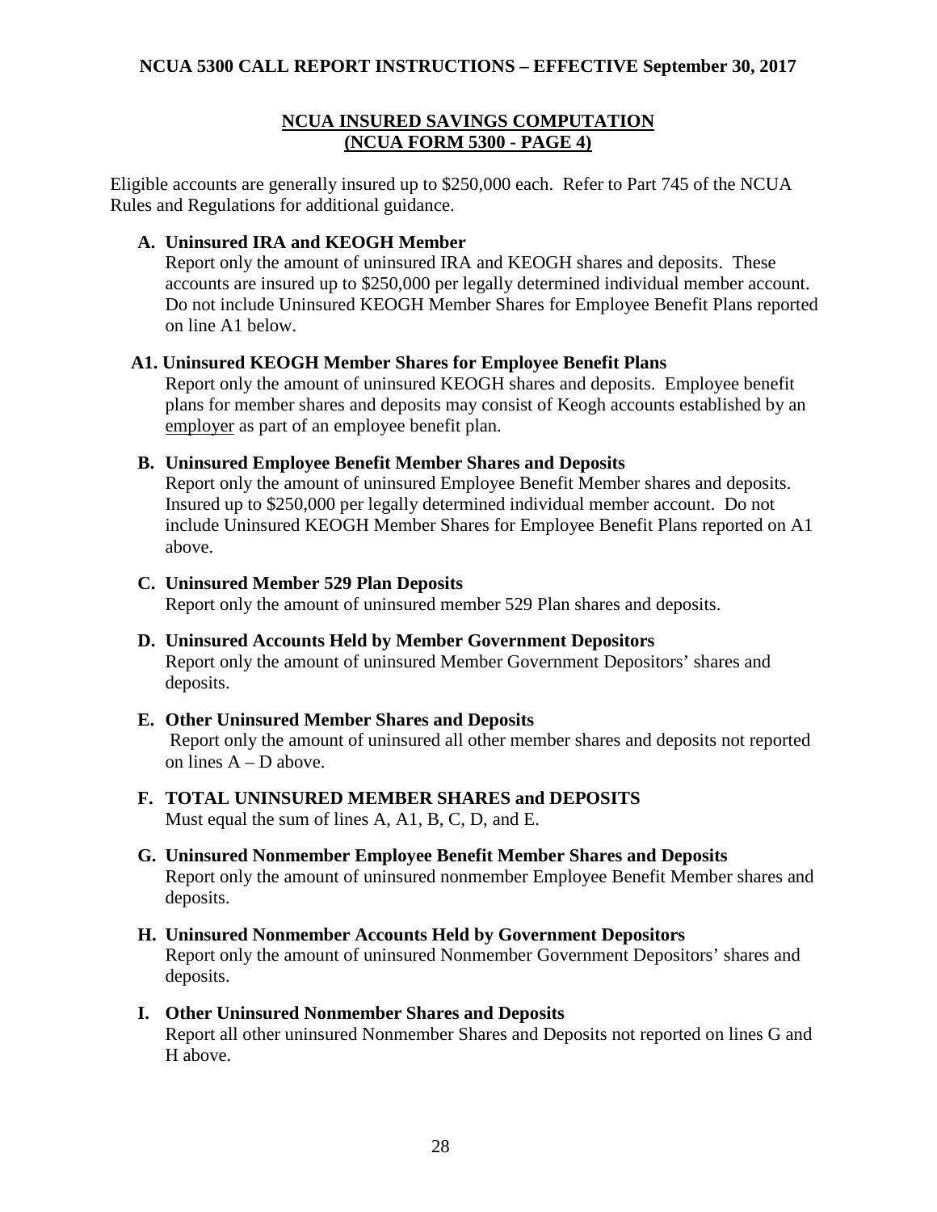## NCUA INSURED SAVINGS COMPUTATION (NCUA FORM 5300 - PAGE 4)

Eligible accounts are generally insured up to $250,000 each. Refer to Part 745 of the NCUA Rules and Regulations for additional guidance.

**A. Uninsured IRA and KEOGH Member**

Report only the amount of uninsured IRA and KEOGH shares and deposits. These accounts are insured up to $250,000 per legally determined individual member account. Do not include Uninsured KEOGH Member Shares for Employee Benefit Plans reported on line A1 below.

**A1. Uninsured KEOGH Member Shares for Employee Benefit Plans**

Report only the amount of uninsured KEOGH shares and deposits. Employee benefit plans for member shares and deposits may consist of Keogh accounts established by an employer as part of an employee benefit plan.

**B. Uninsured Employee Benefit Member Shares and Deposits**

Report only the amount of uninsured Employee Benefit Member shares and deposits. Insured up to $250,000 per legally determined individual member account. Do not include Uninsured KEOGH Member Shares for Employee Benefit Plans reported on A1 above.

**C. Uninsured Member 529 Plan Deposits**

Report only the amount of uninsured member 529 Plan shares and deposits.

**D. Uninsured Accounts Held by Member Government Depositors**

Report only the amount of uninsured Member Government Depositors' shares and deposits.

**E. Other Uninsured Member Shares and Deposits**

Report only the amount of uninsured all other member shares and deposits not reported on lines A – D above.

**F. TOTAL UNINSURED MEMBER SHARES and DEPOSITS**

Must equal the sum of lines A, A1, B, C, D, and E.

**G. Uninsured Nonmember Employee Benefit Member Shares and Deposits**

Report only the amount of uninsured nonmember Employee Benefit Member shares and deposits.

**H. Uninsured Nonmember Accounts Held by Government Depositors**

Report only the amount of uninsured Nonmember Government Depositors' shares and deposits.

**I. Other Uninsured Nonmember Shares and Deposits**

Report all other uninsured Nonmember Shares and Deposits not reported on lines G and H above.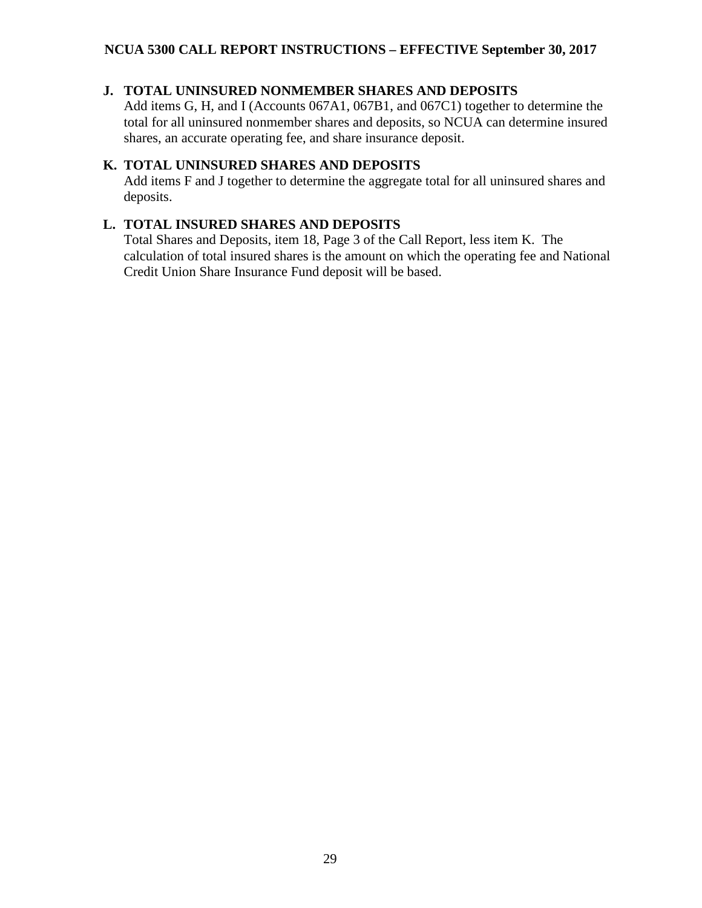**J. TOTAL UNINSURED NONMEMBER SHARES AND DEPOSITS**

Add items G, H, and I (Accounts 067A1, 067B1, and 067C1) together to determine the total for all uninsured nonmember shares and deposits, so NCUA can determine insured shares, an accurate operating fee, and share insurance deposit.

**K. TOTAL UNINSURED SHARES AND DEPOSITS**

Add items F and J together to determine the aggregate total for all uninsured shares and deposits.

**L. TOTAL INSURED SHARES AND DEPOSITS**

Total Shares and Deposits, item 18, Page 3 of the Call Report, less item K. The calculation of total insured shares is the amount on which the operating fee and National Credit Union Share Insurance Fund deposit will be based.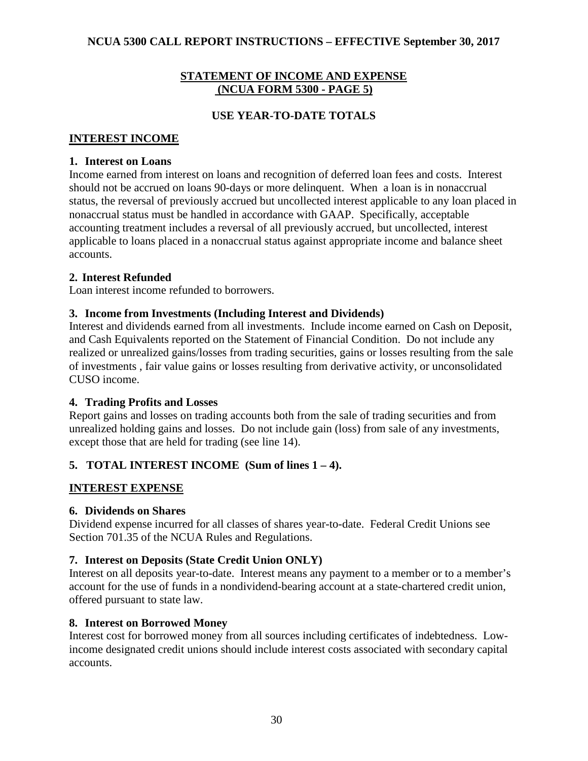# STATEMENT OF INCOME AND EXPENSE (NCUA FORM 5300 - PAGE 5)

## USE YEAR-TO-DATE TOTALS

## INTEREST INCOME

**1. Interest on Loans**

Income earned from interest on loans and recognition of deferred loan fees and costs. Interest should not be accrued on loans 90-days or more delinquent. When a loan is in nonaccrual status, the reversal of previously accrued but uncollected interest applicable to any loan placed in nonaccrual status must be handled in accordance with GAAP. Specifically, acceptable accounting treatment includes a reversal of all previously accrued, but uncollected, interest applicable to loans placed in a nonaccrual status against appropriate income and balance sheet accounts.

**2. Interest Refunded**

Loan interest income refunded to borrowers.

**3. Income from Investments (Including Interest and Dividends)**

Interest and dividends earned from all investments. Include income earned on Cash on Deposit, and Cash Equivalents reported on the Statement of Financial Condition. Do not include any realized or unrealized gains/losses from trading securities, gains or losses resulting from the sale of investments , fair value gains or losses resulting from derivative activity, or unconsolidated CUSO income.

**4. Trading Profits and Losses**

Report gains and losses on trading accounts both from the sale of trading securities and from unrealized holding gains and losses. Do not include gain (loss) from sale of any investments, except those that are held for trading (see line 14).

**5. TOTAL INTEREST INCOME (Sum of lines 1 – 4).**

## INTEREST EXPENSE

**6. Dividends on Shares**

Dividend expense incurred for all classes of shares year-to-date. Federal Credit Unions see Section 701.35 of the NCUA Rules and Regulations.

**7. Interest on Deposits (State Credit Union ONLY)**

Interest on all deposits year-to-date. Interest means any payment to a member or to a member's account for the use of funds in a nondividend-bearing account at a state-chartered credit union, offered pursuant to state law.

**8. Interest on Borrowed Money**

Interest cost for borrowed money from all sources including certificates of indebtedness. Low-income designated credit unions should include interest costs associated with secondary capital accounts.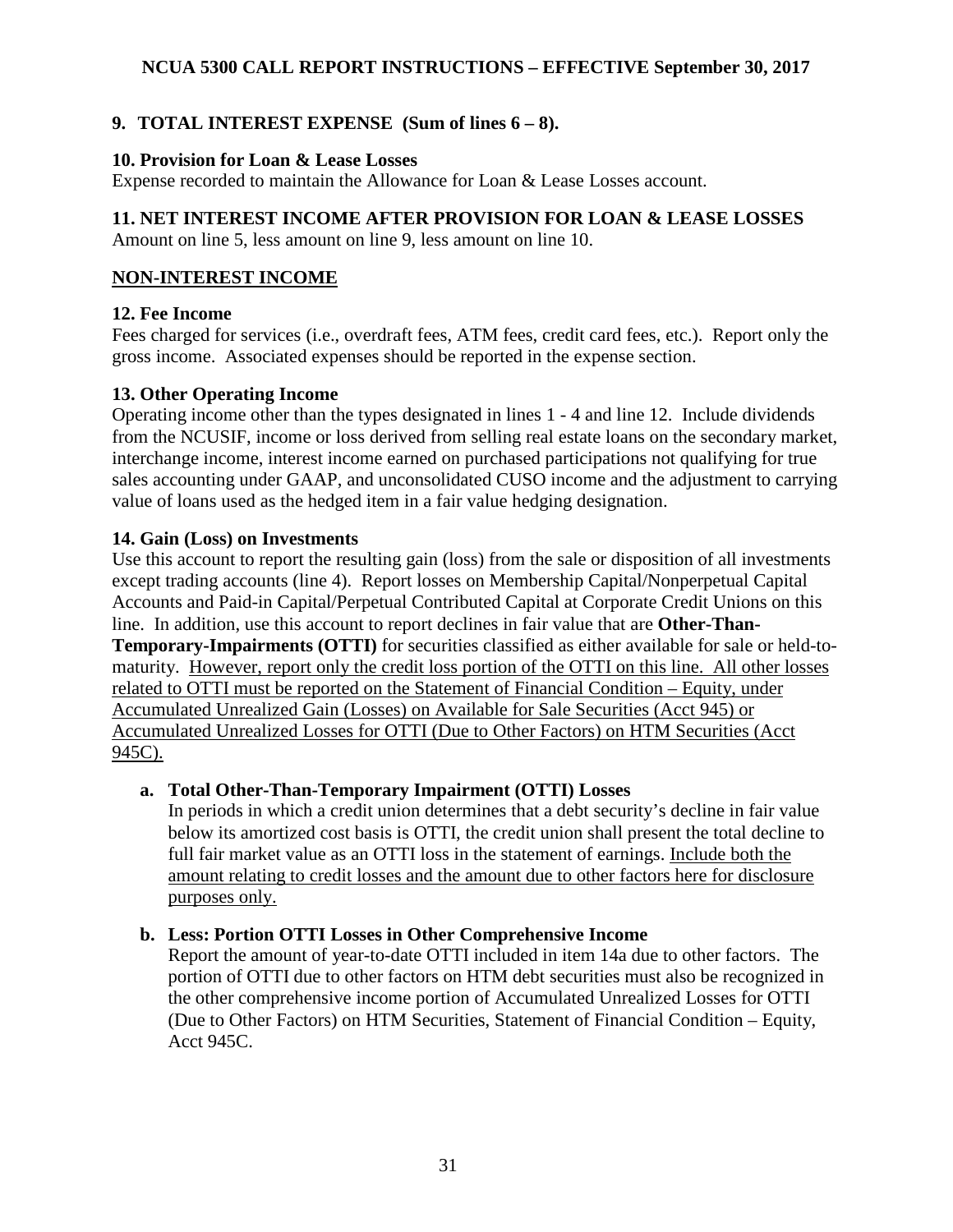### 9. TOTAL INTEREST EXPENSE (Sum of lines 6 – 8).

### 10. Provision for Loan & Lease Losses

Expense recorded to maintain the Allowance for Loan & Lease Losses account.

### 11. NET INTEREST INCOME AFTER PROVISION FOR LOAN & LEASE LOSSES

Amount on line 5, less amount on line 9, less amount on line 10.

## NON-INTEREST INCOME

### 12. Fee Income

Fees charged for services (i.e., overdraft fees, ATM fees, credit card fees, etc.). Report only the gross income. Associated expenses should be reported in the expense section.

### 13. Other Operating Income

Operating income other than the types designated in lines 1 - 4 and line 12. Include dividends from the NCUSIF, income or loss derived from selling real estate loans on the secondary market, interchange income, interest income earned on purchased participations not qualifying for true sales accounting under GAAP, and unconsolidated CUSO income and the adjustment to carrying value of loans used as the hedged item in a fair value hedging designation.

### 14. Gain (Loss) on Investments

Use this account to report the resulting gain (loss) from the sale or disposition of all investments except trading accounts (line 4). Report losses on Membership Capital/Nonperpetual Capital Accounts and Paid-in Capital/Perpetual Contributed Capital at Corporate Credit Unions on this line. In addition, use this account to report declines in fair value that are **Other-Than-Temporary-Impairments (OTTI)** for securities classified as either available for sale or held-to-maturity. <u>However, report only the credit loss portion of the OTTI on this line. All other losses related to OTTI must be reported on the Statement of Financial Condition – Equity, under Accumulated Unrealized Gain (Losses) on Available for Sale Securities (Acct 945) or Accumulated Unrealized Losses for OTTI (Due to Other Factors) on HTM Securities (Acct 945C).</u>

**a. Total Other-Than-Temporary Impairment (OTTI) Losses**

In periods in which a credit union determines that a debt security's decline in fair value below its amortized cost basis is OTTI, the credit union shall present the total decline to full fair market value as an OTTI loss in the statement of earnings. <u>Include both the amount relating to credit losses and the amount due to other factors here for disclosure purposes only.</u>

**b. Less: Portion OTTI Losses in Other Comprehensive Income**

Report the amount of year-to-date OTTI included in item 14a due to other factors. The portion of OTTI due to other factors on HTM debt securities must also be recognized in the other comprehensive income portion of Accumulated Unrealized Losses for OTTI (Due to Other Factors) on HTM Securities, Statement of Financial Condition – Equity, Acct 945C.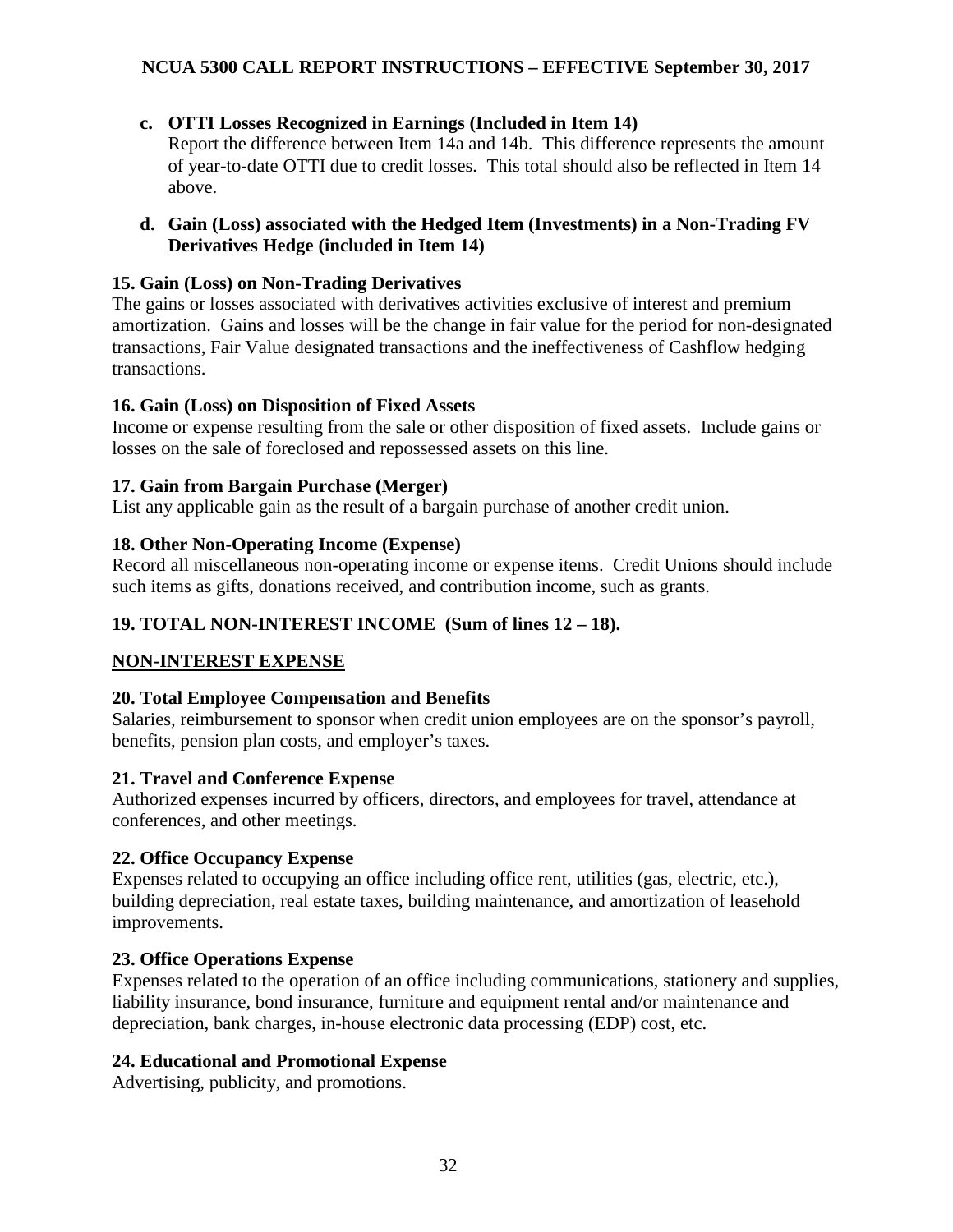**c. OTTI Losses Recognized in Earnings (Included in Item 14)**

Report the difference between Item 14a and 14b. This difference represents the amount of year-to-date OTTI due to credit losses. This total should also be reflected in Item 14 above.

**d. Gain (Loss) associated with the Hedged Item (Investments) in a Non-Trading FV Derivatives Hedge (included in Item 14)**

**15. Gain (Loss) on Non-Trading Derivatives**

The gains or losses associated with derivatives activities exclusive of interest and premium amortization. Gains and losses will be the change in fair value for the period for non-designated transactions, Fair Value designated transactions and the ineffectiveness of Cashflow hedging transactions.

**16. Gain (Loss) on Disposition of Fixed Assets**

Income or expense resulting from the sale or other disposition of fixed assets. Include gains or losses on the sale of foreclosed and repossessed assets on this line.

**17. Gain from Bargain Purchase (Merger)**

List any applicable gain as the result of a bargain purchase of another credit union.

**18. Other Non-Operating Income (Expense)**

Record all miscellaneous non-operating income or expense items. Credit Unions should include such items as gifts, donations received, and contribution income, such as grants.

**19. TOTAL NON-INTEREST INCOME (Sum of lines 12 – 18).**

**NON-INTEREST EXPENSE**

**20. Total Employee Compensation and Benefits**

Salaries, reimbursement to sponsor when credit union employees are on the sponsor's payroll, benefits, pension plan costs, and employer's taxes.

**21. Travel and Conference Expense**

Authorized expenses incurred by officers, directors, and employees for travel, attendance at conferences, and other meetings.

**22. Office Occupancy Expense**

Expenses related to occupying an office including office rent, utilities (gas, electric, etc.), building depreciation, real estate taxes, building maintenance, and amortization of leasehold improvements.

**23. Office Operations Expense**

Expenses related to the operation of an office including communications, stationery and supplies, liability insurance, bond insurance, furniture and equipment rental and/or maintenance and depreciation, bank charges, in-house electronic data processing (EDP) cost, etc.

**24. Educational and Promotional Expense**

Advertising, publicity, and promotions.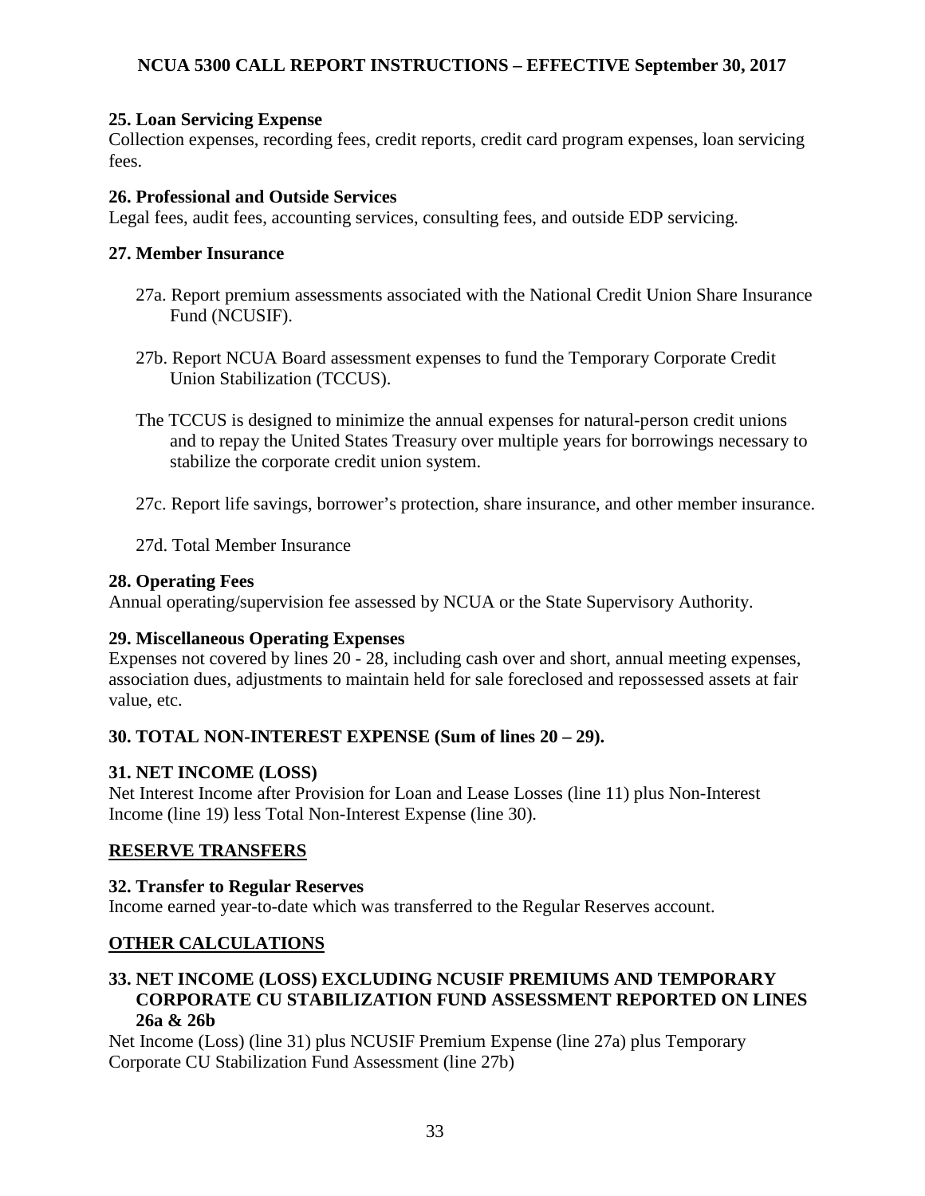**25. Loan Servicing Expense**
Collection expenses, recording fees, credit reports, credit card program expenses, loan servicing fees.

**26. Professional and Outside Services**
Legal fees, audit fees, accounting services, consulting fees, and outside EDP servicing.

**27. Member Insurance**

27a. Report premium assessments associated with the National Credit Union Share Insurance Fund (NCUSIF).

27b. Report NCUA Board assessment expenses to fund the Temporary Corporate Credit Union Stabilization (TCCUS).

The TCCUS is designed to minimize the annual expenses for natural-person credit unions and to repay the United States Treasury over multiple years for borrowings necessary to stabilize the corporate credit union system.

27c. Report life savings, borrower's protection, share insurance, and other member insurance.

27d. Total Member Insurance

**28. Operating Fees**
Annual operating/supervision fee assessed by NCUA or the State Supervisory Authority.

**29. Miscellaneous Operating Expenses**
Expenses not covered by lines 20 - 28, including cash over and short, annual meeting expenses, association dues, adjustments to maintain held for sale foreclosed and repossessed assets at fair value, etc.

**30. TOTAL NON-INTEREST EXPENSE (Sum of lines 20 – 29).**

**31. NET INCOME (LOSS)**
Net Interest Income after Provision for Loan and Lease Losses (line 11) plus Non-Interest Income (line 19) less Total Non-Interest Expense (line 30).

**<u>RESERVE TRANSFERS</u>**

**32. Transfer to Regular Reserves**
Income earned year-to-date which was transferred to the Regular Reserves account.

**<u>OTHER CALCULATIONS</u>**

**33. NET INCOME (LOSS) EXCLUDING NCUSIF PREMIUMS AND TEMPORARY CORPORATE CU STABILIZATION FUND ASSESSMENT REPORTED ON LINES 26a & 26b**
Net Income (Loss) (line 31) plus NCUSIF Premium Expense (line 27a) plus Temporary Corporate CU Stabilization Fund Assessment (line 27b)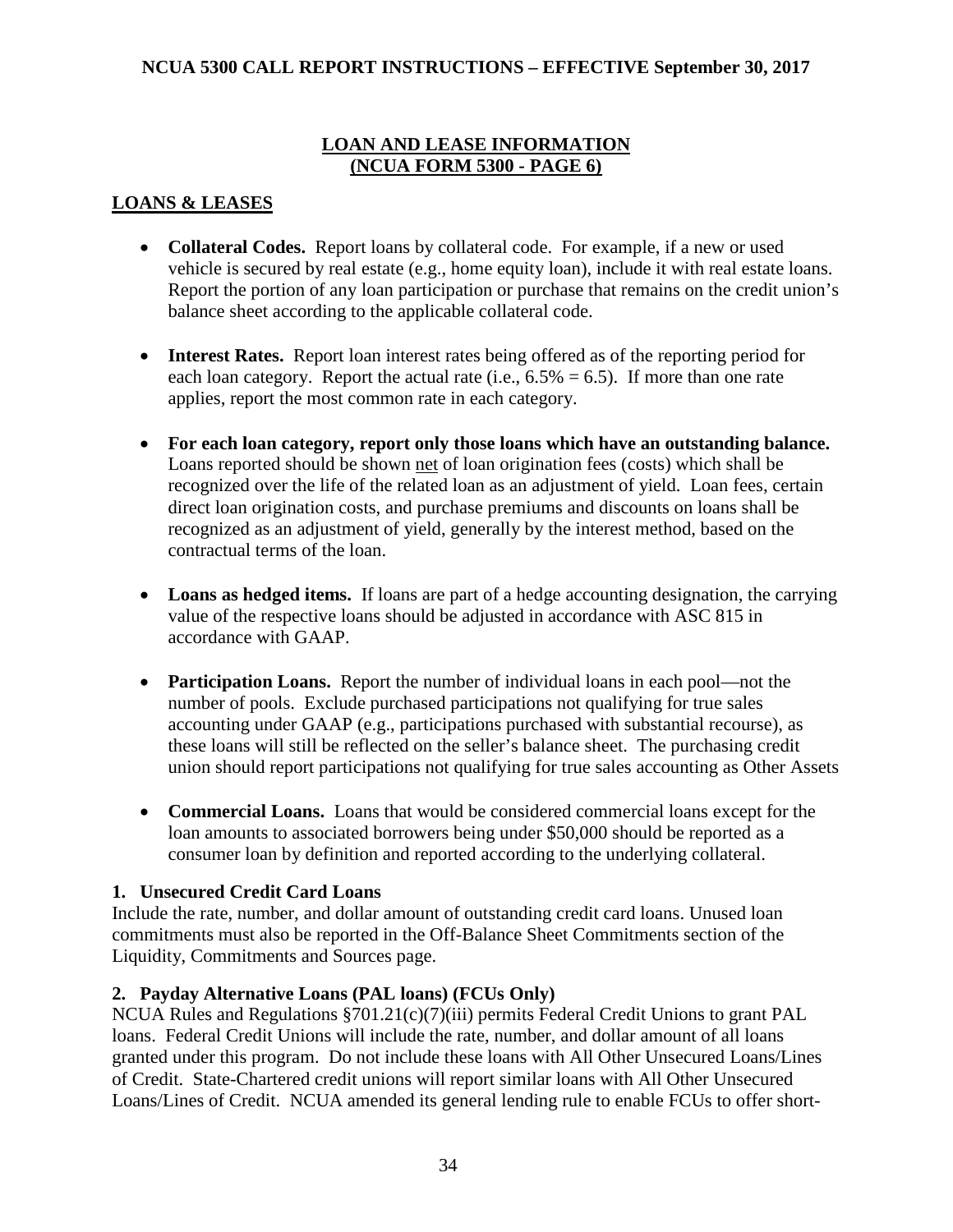## LOAN AND LEASE INFORMATION (NCUA FORM 5300 - PAGE 6)

### LOANS & LEASES

- **Collateral Codes.** Report loans by collateral code. For example, if a new or used vehicle is secured by real estate (e.g., home equity loan), include it with real estate loans. Report the portion of any loan participation or purchase that remains on the credit union's balance sheet according to the applicable collateral code.

- **Interest Rates.** Report loan interest rates being offered as of the reporting period for each loan category. Report the actual rate (i.e., 6.5% = 6.5). If more than one rate applies, report the most common rate in each category.

- **For each loan category, report only those loans which have an outstanding balance.** Loans reported should be shown <u>net</u> of loan origination fees (costs) which shall be recognized over the life of the related loan as an adjustment of yield. Loan fees, certain direct loan origination costs, and purchase premiums and discounts on loans shall be recognized as an adjustment of yield, generally by the interest method, based on the contractual terms of the loan.

- **Loans as hedged items.** If loans are part of a hedge accounting designation, the carrying value of the respective loans should be adjusted in accordance with ASC 815 in accordance with GAAP.

- **Participation Loans.** Report the number of individual loans in each pool—not the number of pools. Exclude purchased participations not qualifying for true sales accounting under GAAP (e.g., participations purchased with substantial recourse), as these loans will still be reflected on the seller's balance sheet. The purchasing credit union should report participations not qualifying for true sales accounting as Other Assets

- **Commercial Loans.** Loans that would be considered commercial loans except for the loan amounts to associated borrowers being under $50,000 should be reported as a consumer loan by definition and reported according to the underlying collateral.

#### 1. Unsecured Credit Card Loans

Include the rate, number, and dollar amount of outstanding credit card loans. Unused loan commitments must also be reported in the Off-Balance Sheet Commitments section of the Liquidity, Commitments and Sources page.

#### 2. Payday Alternative Loans (PAL loans) (FCUs Only)

NCUA Rules and Regulations §701.21(c)(7)(iii) permits Federal Credit Unions to grant PAL loans. Federal Credit Unions will include the rate, number, and dollar amount of all loans granted under this program. Do not include these loans with All Other Unsecured Loans/Lines of Credit. State-Chartered credit unions will report similar loans with All Other Unsecured Loans/Lines of Credit. NCUA amended its general lending rule to enable FCUs to offer short-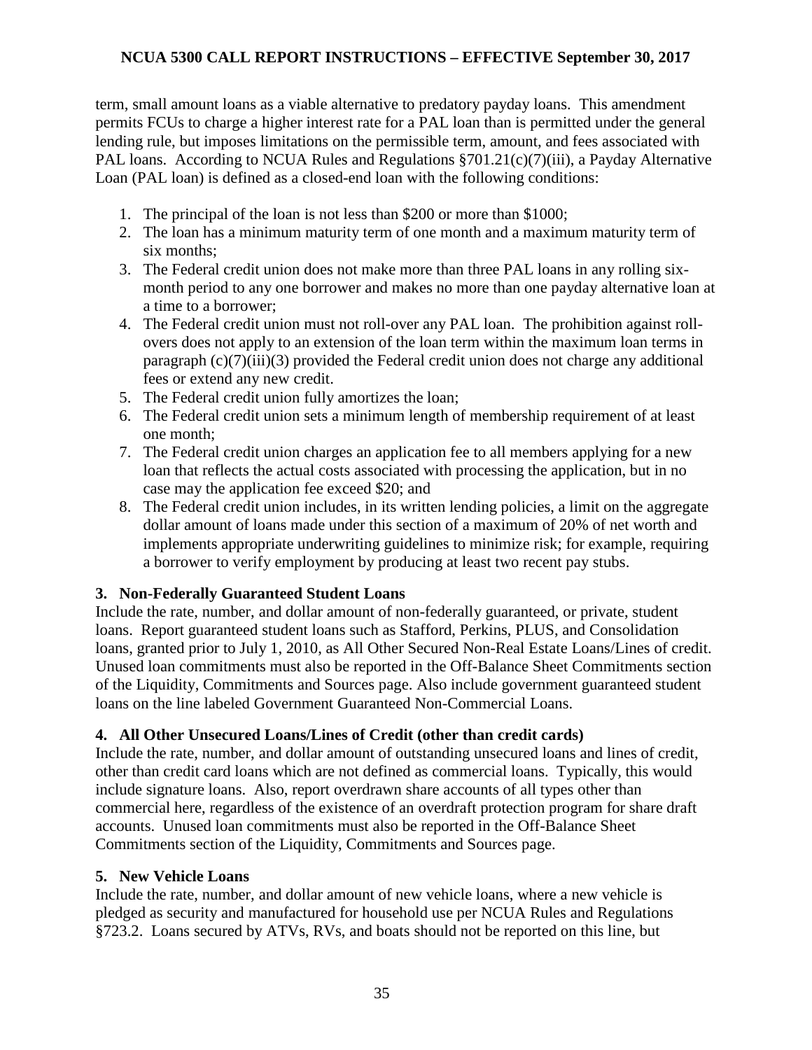term, small amount loans as a viable alternative to predatory payday loans. This amendment permits FCUs to charge a higher interest rate for a PAL loan than is permitted under the general lending rule, but imposes limitations on the permissible term, amount, and fees associated with PAL loans. According to NCUA Rules and Regulations §701.21(c)(7)(iii), a Payday Alternative Loan (PAL loan) is defined as a closed-end loan with the following conditions:

1. The principal of the loan is not less than $200 or more than $1000;
2. The loan has a minimum maturity term of one month and a maximum maturity term of six months;
3. The Federal credit union does not make more than three PAL loans in any rolling six-month period to any one borrower and makes no more than one payday alternative loan at a time to a borrower;
4. The Federal credit union must not roll-over any PAL loan. The prohibition against roll-overs does not apply to an extension of the loan term within the maximum loan terms in paragraph (c)(7)(iii)(3) provided the Federal credit union does not charge any additional fees or extend any new credit.
5. The Federal credit union fully amortizes the loan;
6. The Federal credit union sets a minimum length of membership requirement of at least one month;
7. The Federal credit union charges an application fee to all members applying for a new loan that reflects the actual costs associated with processing the application, but in no case may the application fee exceed $20; and
8. The Federal credit union includes, in its written lending policies, a limit on the aggregate dollar amount of loans made under this section of a maximum of 20% of net worth and implements appropriate underwriting guidelines to minimize risk; for example, requiring a borrower to verify employment by producing at least two recent pay stubs.

### 3. Non-Federally Guaranteed Student Loans

Include the rate, number, and dollar amount of non-federally guaranteed, or private, student loans. Report guaranteed student loans such as Stafford, Perkins, PLUS, and Consolidation loans, granted prior to July 1, 2010, as All Other Secured Non-Real Estate Loans/Lines of credit. Unused loan commitments must also be reported in the Off-Balance Sheet Commitments section of the Liquidity, Commitments and Sources page. Also include government guaranteed student loans on the line labeled Government Guaranteed Non-Commercial Loans.

### 4. All Other Unsecured Loans/Lines of Credit (other than credit cards)

Include the rate, number, and dollar amount of outstanding unsecured loans and lines of credit, other than credit card loans which are not defined as commercial loans. Typically, this would include signature loans. Also, report overdrawn share accounts of all types other than commercial here, regardless of the existence of an overdraft protection program for share draft accounts. Unused loan commitments must also be reported in the Off-Balance Sheet Commitments section of the Liquidity, Commitments and Sources page.

### 5. New Vehicle Loans

Include the rate, number, and dollar amount of new vehicle loans, where a new vehicle is pledged as security and manufactured for household use per NCUA Rules and Regulations §723.2. Loans secured by ATVs, RVs, and boats should not be reported on this line, but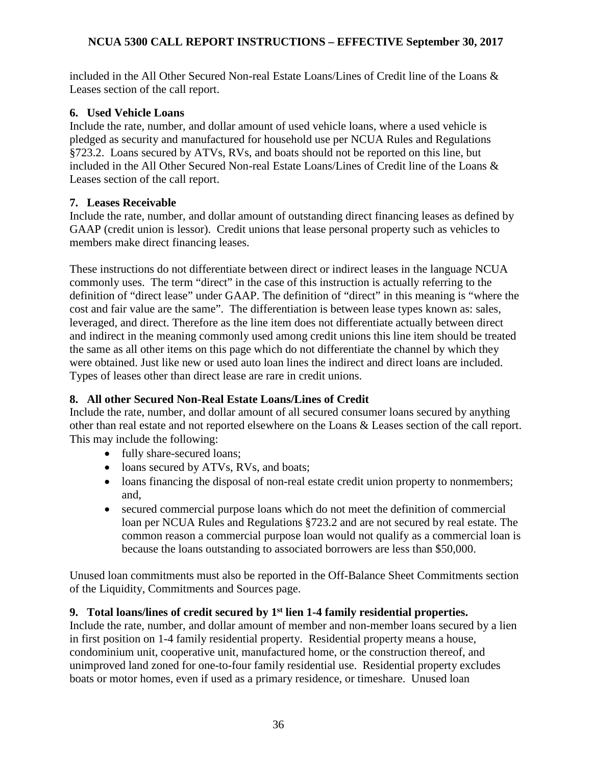included in the All Other Secured Non-real Estate Loans/Lines of Credit line of the Loans & Leases section of the call report.

### 6. Used Vehicle Loans

Include the rate, number, and dollar amount of used vehicle loans, where a used vehicle is pledged as security and manufactured for household use per NCUA Rules and Regulations §723.2. Loans secured by ATVs, RVs, and boats should not be reported on this line, but included in the All Other Secured Non-real Estate Loans/Lines of Credit line of the Loans & Leases section of the call report.

### 7. Leases Receivable

Include the rate, number, and dollar amount of outstanding direct financing leases as defined by GAAP (credit union is lessor). Credit unions that lease personal property such as vehicles to members make direct financing leases.

These instructions do not differentiate between direct or indirect leases in the language NCUA commonly uses. The term "direct" in the case of this instruction is actually referring to the definition of "direct lease" under GAAP. The definition of "direct" in this meaning is "where the cost and fair value are the same". The differentiation is between lease types known as: sales, leveraged, and direct. Therefore as the line item does not differentiate actually between direct and indirect in the meaning commonly used among credit unions this line item should be treated the same as all other items on this page which do not differentiate the channel by which they were obtained. Just like new or used auto loan lines the indirect and direct loans are included. Types of leases other than direct lease are rare in credit unions.

### 8. All other Secured Non-Real Estate Loans/Lines of Credit

Include the rate, number, and dollar amount of all secured consumer loans secured by anything other than real estate and not reported elsewhere on the Loans & Leases section of the call report. This may include the following:

- fully share-secured loans;
- loans secured by ATVs, RVs, and boats;
- loans financing the disposal of non-real estate credit union property to nonmembers; and,
- secured commercial purpose loans which do not meet the definition of commercial loan per NCUA Rules and Regulations §723.2 and are not secured by real estate. The common reason a commercial purpose loan would not qualify as a commercial loan is because the loans outstanding to associated borrowers are less than $50,000.

Unused loan commitments must also be reported in the Off-Balance Sheet Commitments section of the Liquidity, Commitments and Sources page.

### 9. Total loans/lines of credit secured by 1st lien 1-4 family residential properties.

Include the rate, number, and dollar amount of member and non-member loans secured by a lien in first position on 1-4 family residential property. Residential property means a house, condominium unit, cooperative unit, manufactured home, or the construction thereof, and unimproved land zoned for one-to-four family residential use. Residential property excludes boats or motor homes, even if used as a primary residence, or timeshare. Unused loan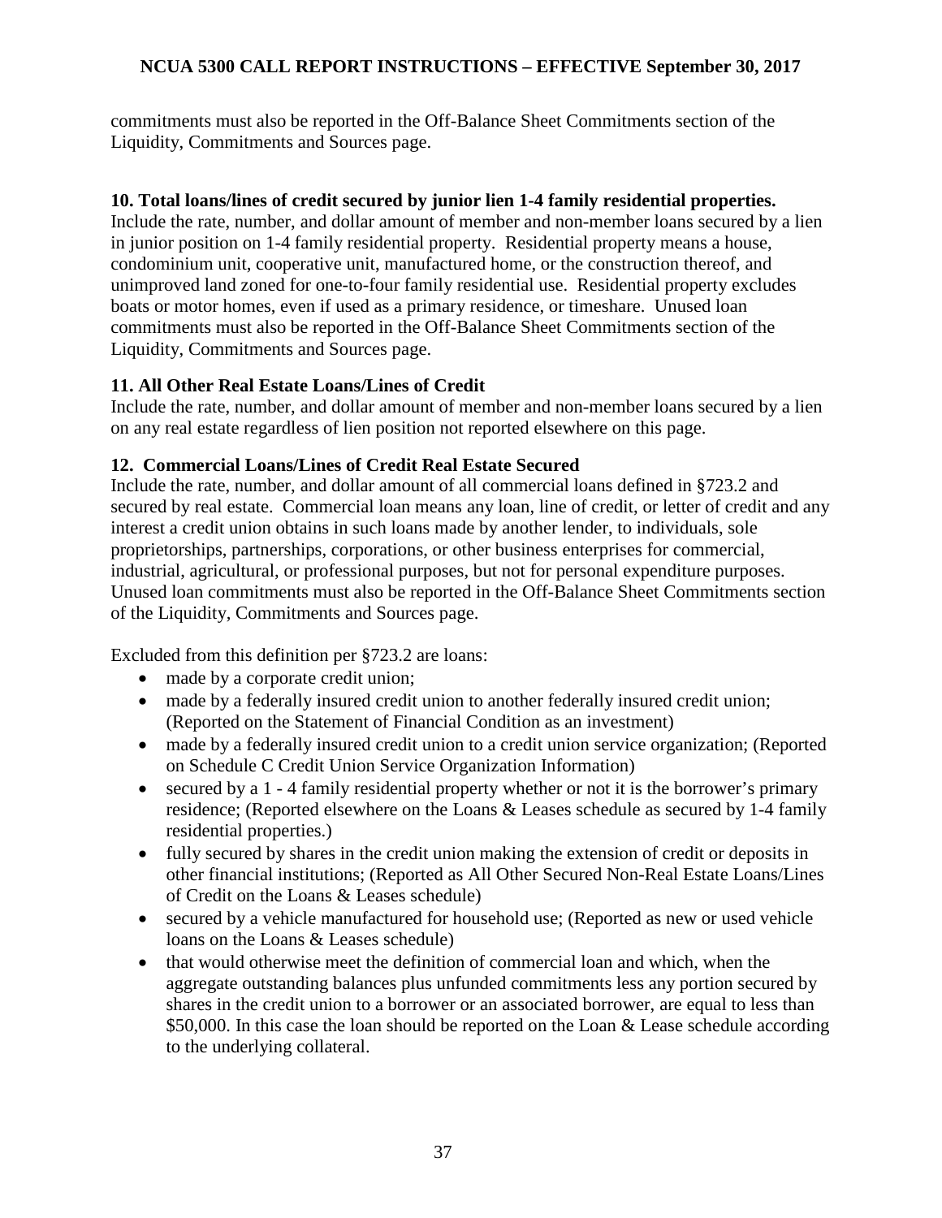commitments must also be reported in the Off-Balance Sheet Commitments section of the Liquidity, Commitments and Sources page.

**10. Total loans/lines of credit secured by junior lien 1-4 family residential properties.**
Include the rate, number, and dollar amount of member and non-member loans secured by a lien in junior position on 1-4 family residential property. Residential property means a house, condominium unit, cooperative unit, manufactured home, or the construction thereof, and unimproved land zoned for one-to-four family residential use. Residential property excludes boats or motor homes, even if used as a primary residence, or timeshare. Unused loan commitments must also be reported in the Off-Balance Sheet Commitments section of the Liquidity, Commitments and Sources page.

**11. All Other Real Estate Loans/Lines of Credit**
Include the rate, number, and dollar amount of member and non-member loans secured by a lien on any real estate regardless of lien position not reported elsewhere on this page.

**12. Commercial Loans/Lines of Credit Real Estate Secured**
Include the rate, number, and dollar amount of all commercial loans defined in §723.2 and secured by real estate. Commercial loan means any loan, line of credit, or letter of credit and any interest a credit union obtains in such loans made by another lender, to individuals, sole proprietorships, partnerships, corporations, or other business enterprises for commercial, industrial, agricultural, or professional purposes, but not for personal expenditure purposes. Unused loan commitments must also be reported in the Off-Balance Sheet Commitments section of the Liquidity, Commitments and Sources page.

Excluded from this definition per §723.2 are loans:

- made by a corporate credit union;
- made by a federally insured credit union to another federally insured credit union; (Reported on the Statement of Financial Condition as an investment)
- made by a federally insured credit union to a credit union service organization; (Reported on Schedule C Credit Union Service Organization Information)
- secured by a 1 - 4 family residential property whether or not it is the borrower's primary residence; (Reported elsewhere on the Loans & Leases schedule as secured by 1-4 family residential properties.)
- fully secured by shares in the credit union making the extension of credit or deposits in other financial institutions; (Reported as All Other Secured Non-Real Estate Loans/Lines of Credit on the Loans & Leases schedule)
- secured by a vehicle manufactured for household use; (Reported as new or used vehicle loans on the Loans & Leases schedule)
- that would otherwise meet the definition of commercial loan and which, when the aggregate outstanding balances plus unfunded commitments less any portion secured by shares in the credit union to a borrower or an associated borrower, are equal to less than $50,000. In this case the loan should be reported on the Loan & Lease schedule according to the underlying collateral.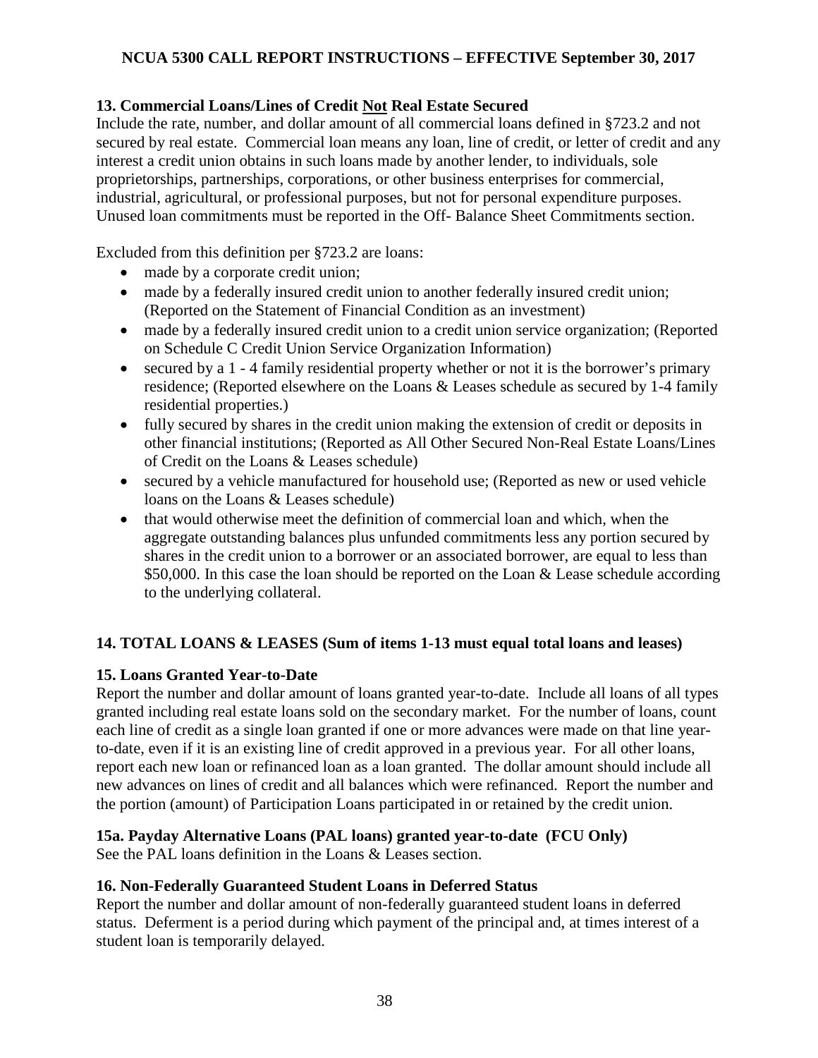### 13. Commercial Loans/Lines of Credit Not Real Estate Secured

Include the rate, number, and dollar amount of all commercial loans defined in §723.2 and not secured by real estate. Commercial loan means any loan, line of credit, or letter of credit and any interest a credit union obtains in such loans made by another lender, to individuals, sole proprietorships, partnerships, corporations, or other business enterprises for commercial, industrial, agricultural, or professional purposes, but not for personal expenditure purposes. Unused loan commitments must be reported in the Off- Balance Sheet Commitments section.

Excluded from this definition per §723.2 are loans:

- made by a corporate credit union;
- made by a federally insured credit union to another federally insured credit union; (Reported on the Statement of Financial Condition as an investment)
- made by a federally insured credit union to a credit union service organization; (Reported on Schedule C Credit Union Service Organization Information)
- secured by a 1 - 4 family residential property whether or not it is the borrower's primary residence; (Reported elsewhere on the Loans & Leases schedule as secured by 1-4 family residential properties.)
- fully secured by shares in the credit union making the extension of credit or deposits in other financial institutions; (Reported as All Other Secured Non-Real Estate Loans/Lines of Credit on the Loans & Leases schedule)
- secured by a vehicle manufactured for household use; (Reported as new or used vehicle loans on the Loans & Leases schedule)
- that would otherwise meet the definition of commercial loan and which, when the aggregate outstanding balances plus unfunded commitments less any portion secured by shares in the credit union to a borrower or an associated borrower, are equal to less than \$50,000. In this case the loan should be reported on the Loan & Lease schedule according to the underlying collateral.

### 14. TOTAL LOANS & LEASES (Sum of items 1-13 must equal total loans and leases)

### 15. Loans Granted Year-to-Date

Report the number and dollar amount of loans granted year-to-date. Include all loans of all types granted including real estate loans sold on the secondary market. For the number of loans, count each line of credit as a single loan granted if one or more advances were made on that line year-to-date, even if it is an existing line of credit approved in a previous year. For all other loans, report each new loan or refinanced loan as a loan granted. The dollar amount should include all new advances on lines of credit and all balances which were refinanced. Report the number and the portion (amount) of Participation Loans participated in or retained by the credit union.

### 15a. Payday Alternative Loans (PAL loans) granted year-to-date (FCU Only)

See the PAL loans definition in the Loans & Leases section.

### 16. Non-Federally Guaranteed Student Loans in Deferred Status

Report the number and dollar amount of non-federally guaranteed student loans in deferred status. Deferment is a period during which payment of the principal and, at times interest of a student loan is temporarily delayed.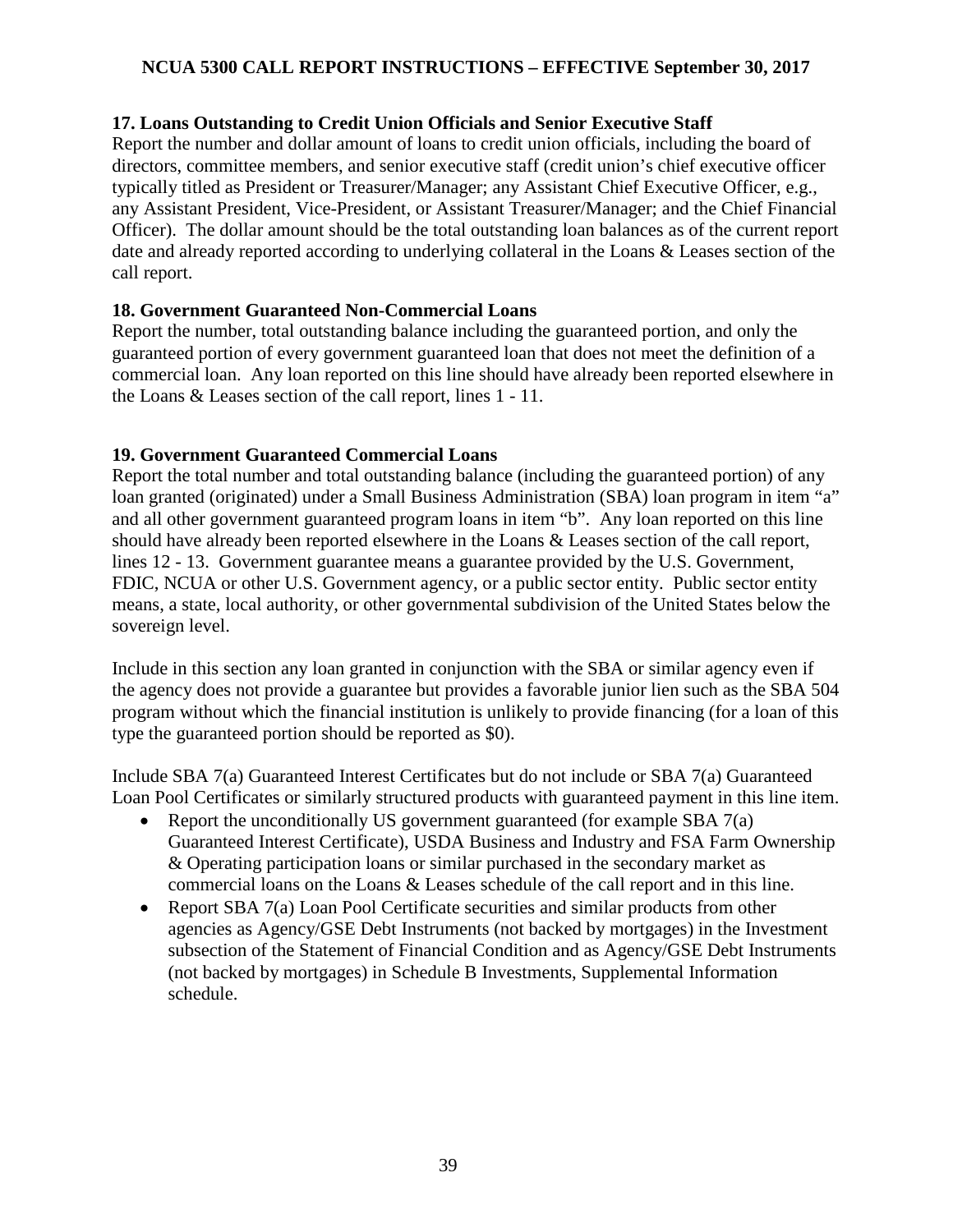**17. Loans Outstanding to Credit Union Officials and Senior Executive Staff**
Report the number and dollar amount of loans to credit union officials, including the board of directors, committee members, and senior executive staff (credit union's chief executive officer typically titled as President or Treasurer/Manager; any Assistant Chief Executive Officer, e.g., any Assistant President, Vice-President, or Assistant Treasurer/Manager; and the Chief Financial Officer). The dollar amount should be the total outstanding loan balances as of the current report date and already reported according to underlying collateral in the Loans & Leases section of the call report.

**18. Government Guaranteed Non-Commercial Loans**
Report the number, total outstanding balance including the guaranteed portion, and only the guaranteed portion of every government guaranteed loan that does not meet the definition of a commercial loan. Any loan reported on this line should have already been reported elsewhere in the Loans & Leases section of the call report, lines 1 - 11.

**19. Government Guaranteed Commercial Loans**
Report the total number and total outstanding balance (including the guaranteed portion) of any loan granted (originated) under a Small Business Administration (SBA) loan program in item "a" and all other government guaranteed program loans in item "b". Any loan reported on this line should have already been reported elsewhere in the Loans & Leases section of the call report, lines 12 - 13. Government guarantee means a guarantee provided by the U.S. Government, FDIC, NCUA or other U.S. Government agency, or a public sector entity. Public sector entity means, a state, local authority, or other governmental subdivision of the United States below the sovereign level.

Include in this section any loan granted in conjunction with the SBA or similar agency even if the agency does not provide a guarantee but provides a favorable junior lien such as the SBA 504 program without which the financial institution is unlikely to provide financing (for a loan of this type the guaranteed portion should be reported as $0).

Include SBA 7(a) Guaranteed Interest Certificates but do not include or SBA 7(a) Guaranteed Loan Pool Certificates or similarly structured products with guaranteed payment in this line item.

- Report the unconditionally US government guaranteed (for example SBA 7(a) Guaranteed Interest Certificate), USDA Business and Industry and FSA Farm Ownership & Operating participation loans or similar purchased in the secondary market as commercial loans on the Loans & Leases schedule of the call report and in this line.
- Report SBA 7(a) Loan Pool Certificate securities and similar products from other agencies as Agency/GSE Debt Instruments (not backed by mortgages) in the Investment subsection of the Statement of Financial Condition and as Agency/GSE Debt Instruments (not backed by mortgages) in Schedule B Investments, Supplemental Information schedule.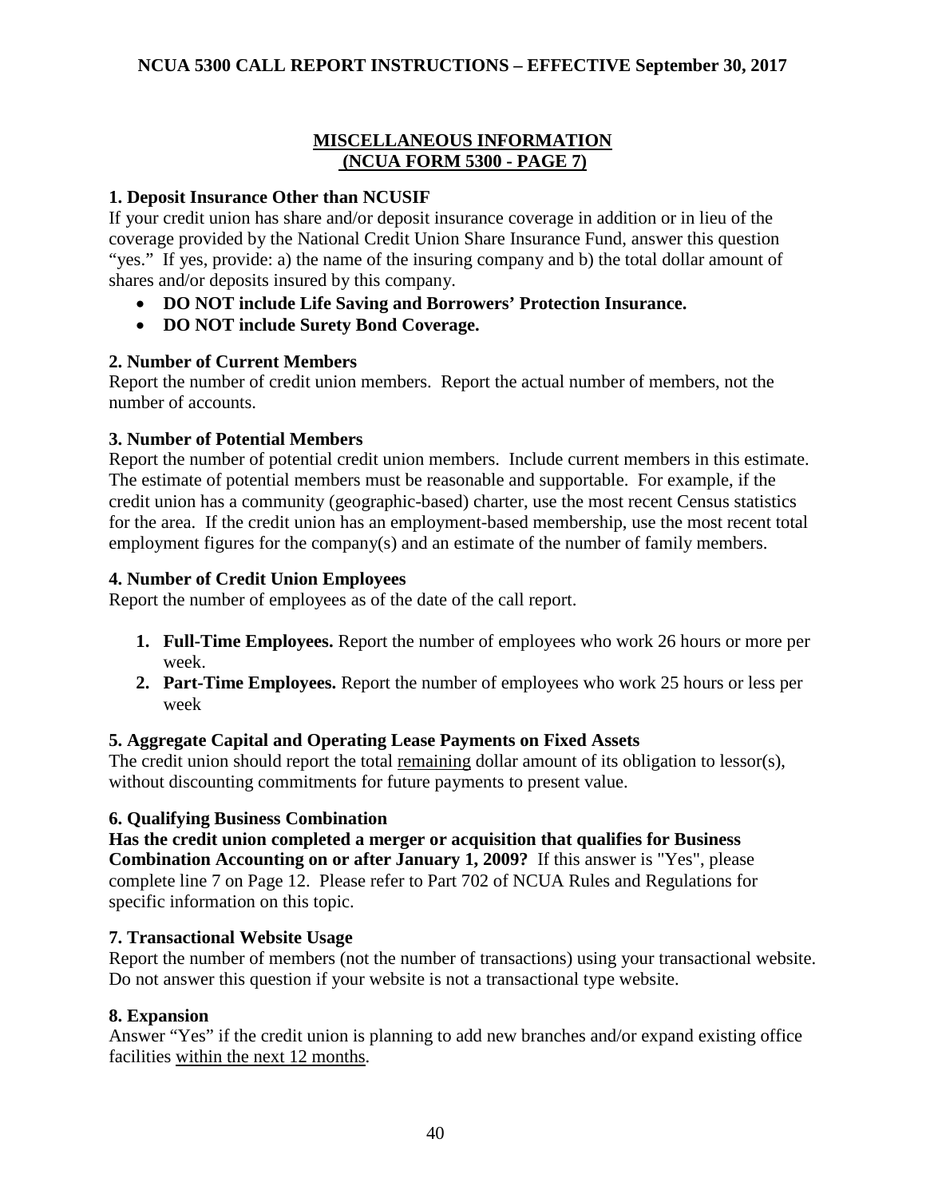## MISCELLANEOUS INFORMATION
## (NCUA FORM 5300 - PAGE 7)

### 1. Deposit Insurance Other than NCUSIF

If your credit union has share and/or deposit insurance coverage in addition or in lieu of the coverage provided by the National Credit Union Share Insurance Fund, answer this question "yes." If yes, provide: a) the name of the insuring company and b) the total dollar amount of shares and/or deposits insured by this company.

- **DO NOT include Life Saving and Borrowers' Protection Insurance.**
- **DO NOT include Surety Bond Coverage.**

### 2. Number of Current Members

Report the number of credit union members. Report the actual number of members, not the number of accounts.

### 3. Number of Potential Members

Report the number of potential credit union members. Include current members in this estimate. The estimate of potential members must be reasonable and supportable. For example, if the credit union has a community (geographic-based) charter, use the most recent Census statistics for the area. If the credit union has an employment-based membership, use the most recent total employment figures for the company(s) and an estimate of the number of family members.

### 4. Number of Credit Union Employees

Report the number of employees as of the date of the call report.

1. **Full-Time Employees.** Report the number of employees who work 26 hours or more per week.
2. **Part-Time Employees.** Report the number of employees who work 25 hours or less per week

### 5. Aggregate Capital and Operating Lease Payments on Fixed Assets

The credit union should report the total remaining dollar amount of its obligation to lessor(s), without discounting commitments for future payments to present value.

### 6. Qualifying Business Combination

**Has the credit union completed a merger or acquisition that qualifies for Business Combination Accounting on or after January 1, 2009?** If this answer is "Yes", please complete line 7 on Page 12. Please refer to Part 702 of NCUA Rules and Regulations for specific information on this topic.

### 7. Transactional Website Usage

Report the number of members (not the number of transactions) using your transactional website. Do not answer this question if your website is not a transactional type website.

### 8. Expansion

Answer "Yes" if the credit union is planning to add new branches and/or expand existing office facilities within the next 12 months.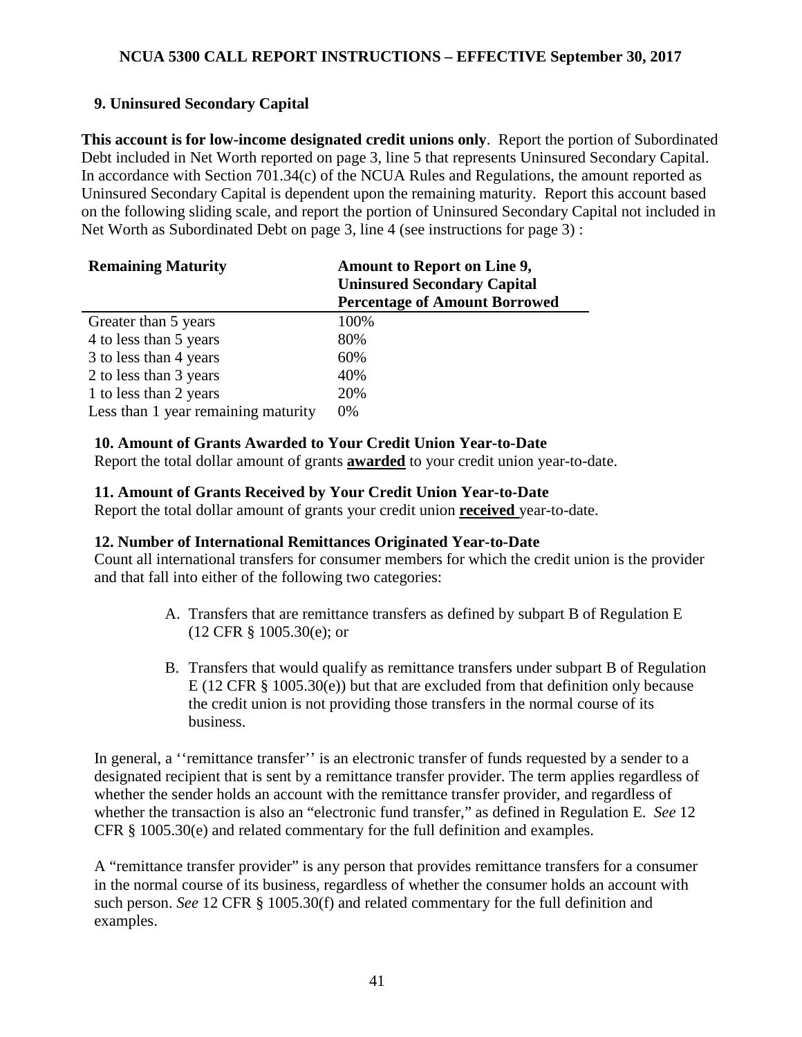### 9. Uninsured Secondary Capital

**This account is for low-income designated credit unions only**. Report the portion of Subordinated Debt included in Net Worth reported on page 3, line 5 that represents Uninsured Secondary Capital. In accordance with Section 701.34(c) of the NCUA Rules and Regulations, the amount reported as Uninsured Secondary Capital is dependent upon the remaining maturity. Report this account based on the following sliding scale, and report the portion of Uninsured Secondary Capital not included in Net Worth as Subordinated Debt on page 3, line 4 (see instructions for page 3) :

| Remaining Maturity | Amount to Report on Line 9, Uninsured Secondary Capital Percentage of Amount Borrowed |
|---|---|
| Greater than 5 years | 100% |
| 4 to less than 5 years | 80% |
| 3 to less than 4 years | 60% |
| 2 to less than 3 years | 40% |
| 1 to less than 2 years | 20% |
| Less than 1 year remaining maturity | 0% |

### 10. Amount of Grants Awarded to Your Credit Union Year-to-Date

Report the total dollar amount of grants **awarded** to your credit union year-to-date.

### 11. Amount of Grants Received by Your Credit Union Year-to-Date

Report the total dollar amount of grants your credit union **received** year-to-date.

### 12. Number of International Remittances Originated Year-to-Date

Count all international transfers for consumer members for which the credit union is the provider and that fall into either of the following two categories:

A. Transfers that are remittance transfers as defined by subpart B of Regulation E (12 CFR § 1005.30(e); or

B. Transfers that would qualify as remittance transfers under subpart B of Regulation E (12 CFR § 1005.30(e)) but that are excluded from that definition only because the credit union is not providing those transfers in the normal course of its business.

In general, a ''remittance transfer'' is an electronic transfer of funds requested by a sender to a designated recipient that is sent by a remittance transfer provider. The term applies regardless of whether the sender holds an account with the remittance transfer provider, and regardless of whether the transaction is also an "electronic fund transfer," as defined in Regulation E. *See* 12 CFR § 1005.30(e) and related commentary for the full definition and examples.

A "remittance transfer provider" is any person that provides remittance transfers for a consumer in the normal course of its business, regardless of whether the consumer holds an account with such person. *See* 12 CFR § 1005.30(f) and related commentary for the full definition and examples.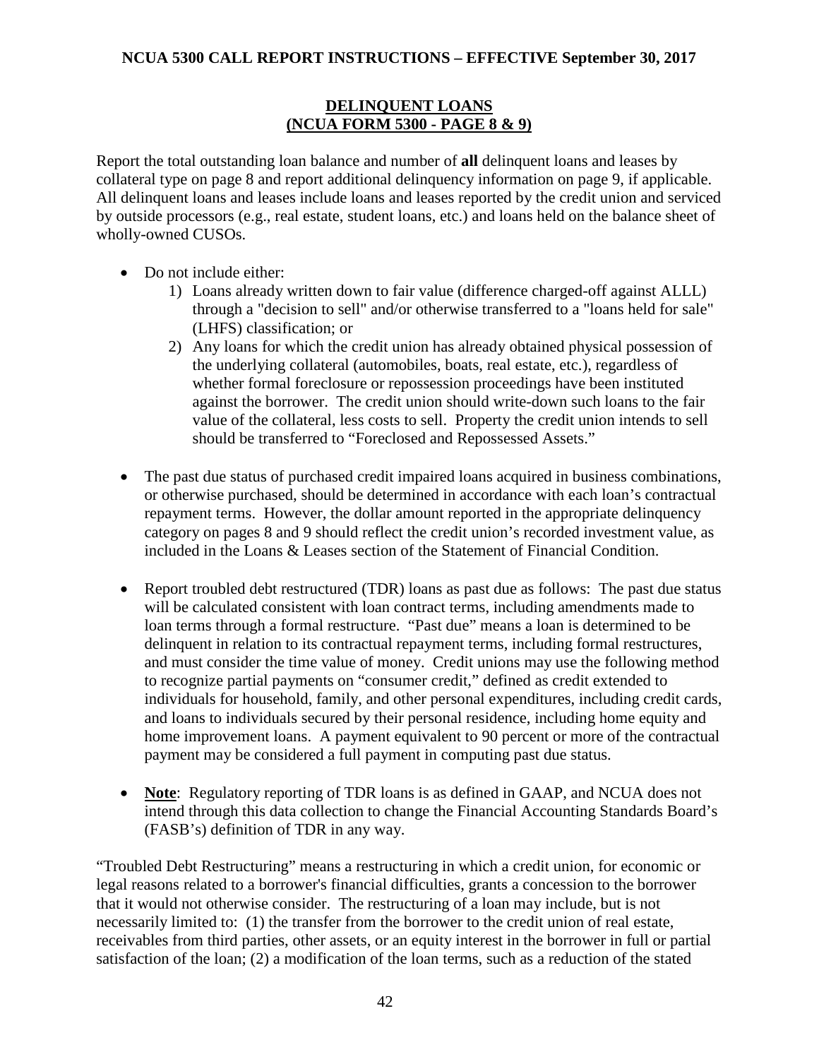## DELINQUENT LOANS
## (NCUA FORM 5300 - PAGE 8 & 9)

Report the total outstanding loan balance and number of **all** delinquent loans and leases by collateral type on page 8 and report additional delinquency information on page 9, if applicable. All delinquent loans and leases include loans and leases reported by the credit union and serviced by outside processors (e.g., real estate, student loans, etc.) and loans held on the balance sheet of wholly-owned CUSOs.

- Do not include either:
  1) Loans already written down to fair value (difference charged-off against ALLL) through a "decision to sell" and/or otherwise transferred to a "loans held for sale" (LHFS) classification; or
  2) Any loans for which the credit union has already obtained physical possession of the underlying collateral (automobiles, boats, real estate, etc.), regardless of whether formal foreclosure or repossession proceedings have been instituted against the borrower. The credit union should write-down such loans to the fair value of the collateral, less costs to sell. Property the credit union intends to sell should be transferred to "Foreclosed and Repossessed Assets."

- The past due status of purchased credit impaired loans acquired in business combinations, or otherwise purchased, should be determined in accordance with each loan's contractual repayment terms. However, the dollar amount reported in the appropriate delinquency category on pages 8 and 9 should reflect the credit union's recorded investment value, as included in the Loans & Leases section of the Statement of Financial Condition.

- Report troubled debt restructured (TDR) loans as past due as follows: The past due status will be calculated consistent with loan contract terms, including amendments made to loan terms through a formal restructure. "Past due" means a loan is determined to be delinquent in relation to its contractual repayment terms, including formal restructures, and must consider the time value of money. Credit unions may use the following method to recognize partial payments on "consumer credit," defined as credit extended to individuals for household, family, and other personal expenditures, including credit cards, and loans to individuals secured by their personal residence, including home equity and home improvement loans. A payment equivalent to 90 percent or more of the contractual payment may be considered a full payment in computing past due status.

- **Note**: Regulatory reporting of TDR loans is as defined in GAAP, and NCUA does not intend through this data collection to change the Financial Accounting Standards Board's (FASB's) definition of TDR in any way.

"Troubled Debt Restructuring" means a restructuring in which a credit union, for economic or legal reasons related to a borrower's financial difficulties, grants a concession to the borrower that it would not otherwise consider. The restructuring of a loan may include, but is not necessarily limited to: (1) the transfer from the borrower to the credit union of real estate, receivables from third parties, other assets, or an equity interest in the borrower in full or partial satisfaction of the loan; (2) a modification of the loan terms, such as a reduction of the stated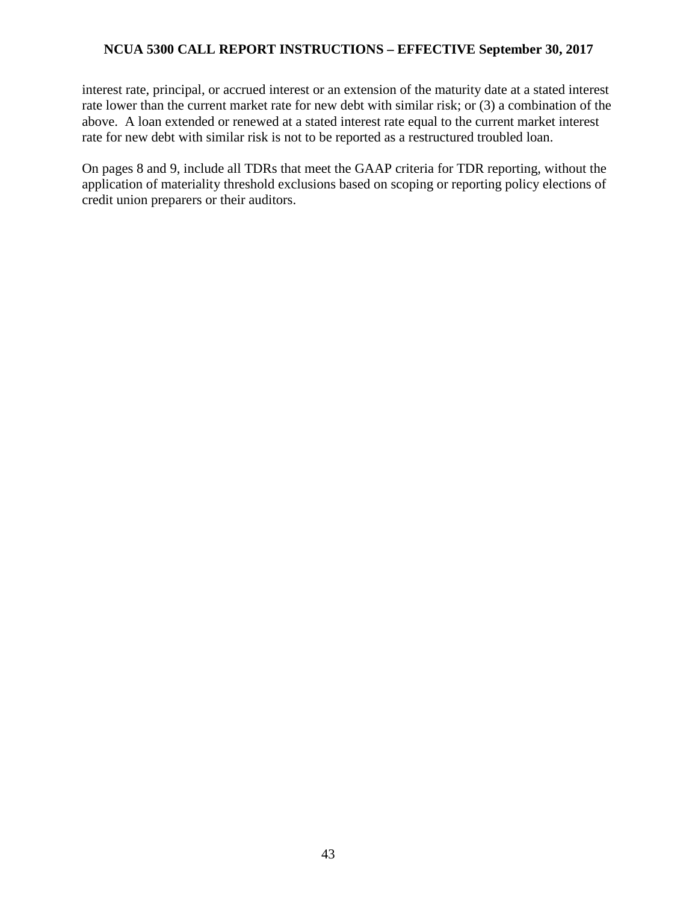interest rate, principal, or accrued interest or an extension of the maturity date at a stated interest rate lower than the current market rate for new debt with similar risk; or (3) a combination of the above. A loan extended or renewed at a stated interest rate equal to the current market interest rate for new debt with similar risk is not to be reported as a restructured troubled loan.

On pages 8 and 9, include all TDRs that meet the GAAP criteria for TDR reporting, without the application of materiality threshold exclusions based on scoping or reporting policy elections of credit union preparers or their auditors.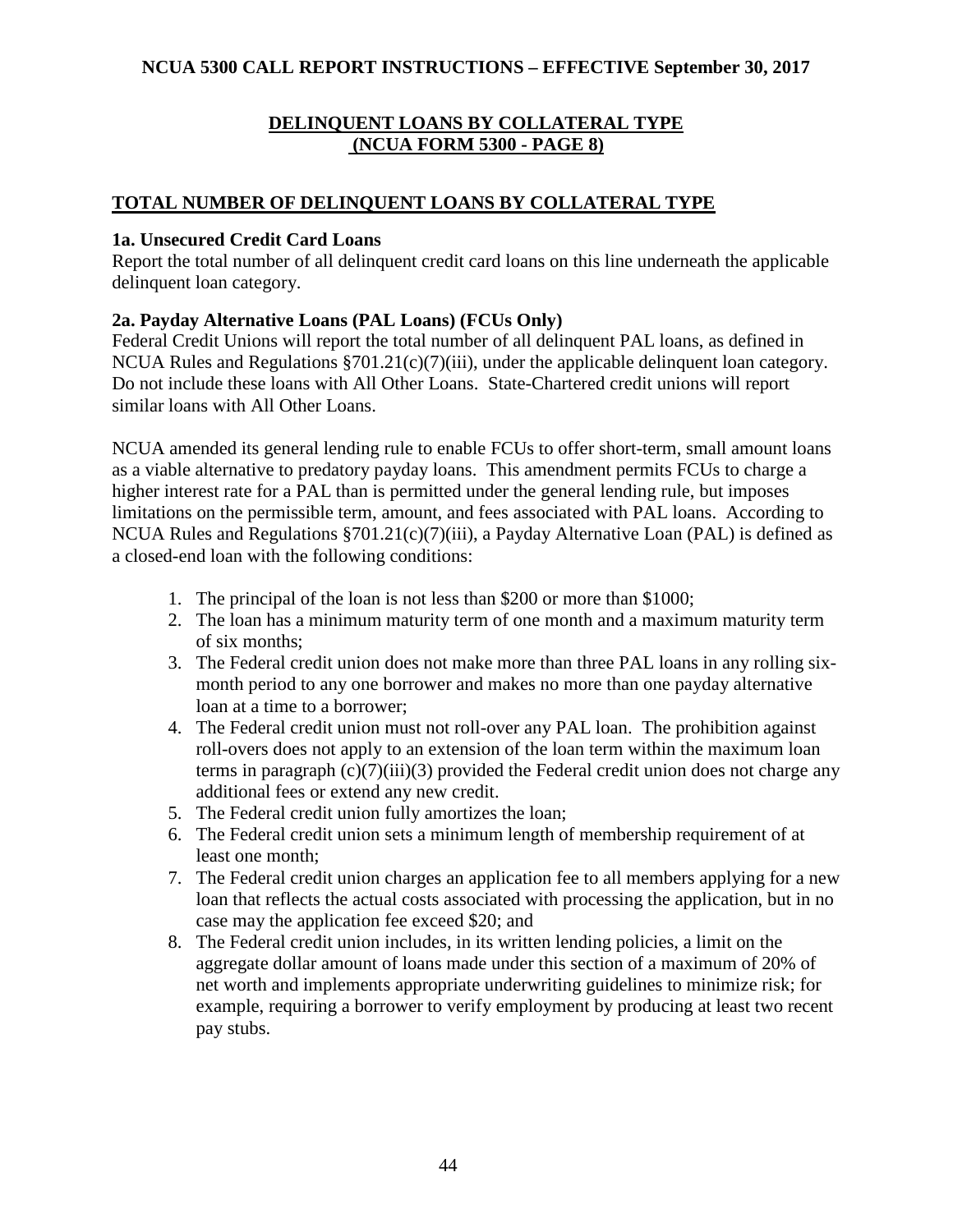## DELINQUENT LOANS BY COLLATERAL TYPE (NCUA FORM 5300 - PAGE 8)

### TOTAL NUMBER OF DELINQUENT LOANS BY COLLATERAL TYPE

**1a. Unsecured Credit Card Loans**

Report the total number of all delinquent credit card loans on this line underneath the applicable delinquent loan category.

**2a. Payday Alternative Loans (PAL Loans) (FCUs Only)**

Federal Credit Unions will report the total number of all delinquent PAL loans, as defined in NCUA Rules and Regulations §701.21(c)(7)(iii), under the applicable delinquent loan category. Do not include these loans with All Other Loans. State-Chartered credit unions will report similar loans with All Other Loans.

NCUA amended its general lending rule to enable FCUs to offer short-term, small amount loans as a viable alternative to predatory payday loans. This amendment permits FCUs to charge a higher interest rate for a PAL than is permitted under the general lending rule, but imposes limitations on the permissible term, amount, and fees associated with PAL loans. According to NCUA Rules and Regulations §701.21(c)(7)(iii), a Payday Alternative Loan (PAL) is defined as a closed-end loan with the following conditions:

1. The principal of the loan is not less than $200 or more than $1000;
2. The loan has a minimum maturity term of one month and a maximum maturity term of six months;
3. The Federal credit union does not make more than three PAL loans in any rolling six-month period to any one borrower and makes no more than one payday alternative loan at a time to a borrower;
4. The Federal credit union must not roll-over any PAL loan. The prohibition against roll-overs does not apply to an extension of the loan term within the maximum loan terms in paragraph (c)(7)(iii)(3) provided the Federal credit union does not charge any additional fees or extend any new credit.
5. The Federal credit union fully amortizes the loan;
6. The Federal credit union sets a minimum length of membership requirement of at least one month;
7. The Federal credit union charges an application fee to all members applying for a new loan that reflects the actual costs associated with processing the application, but in no case may the application fee exceed $20; and
8. The Federal credit union includes, in its written lending policies, a limit on the aggregate dollar amount of loans made under this section of a maximum of 20% of net worth and implements appropriate underwriting guidelines to minimize risk; for example, requiring a borrower to verify employment by producing at least two recent pay stubs.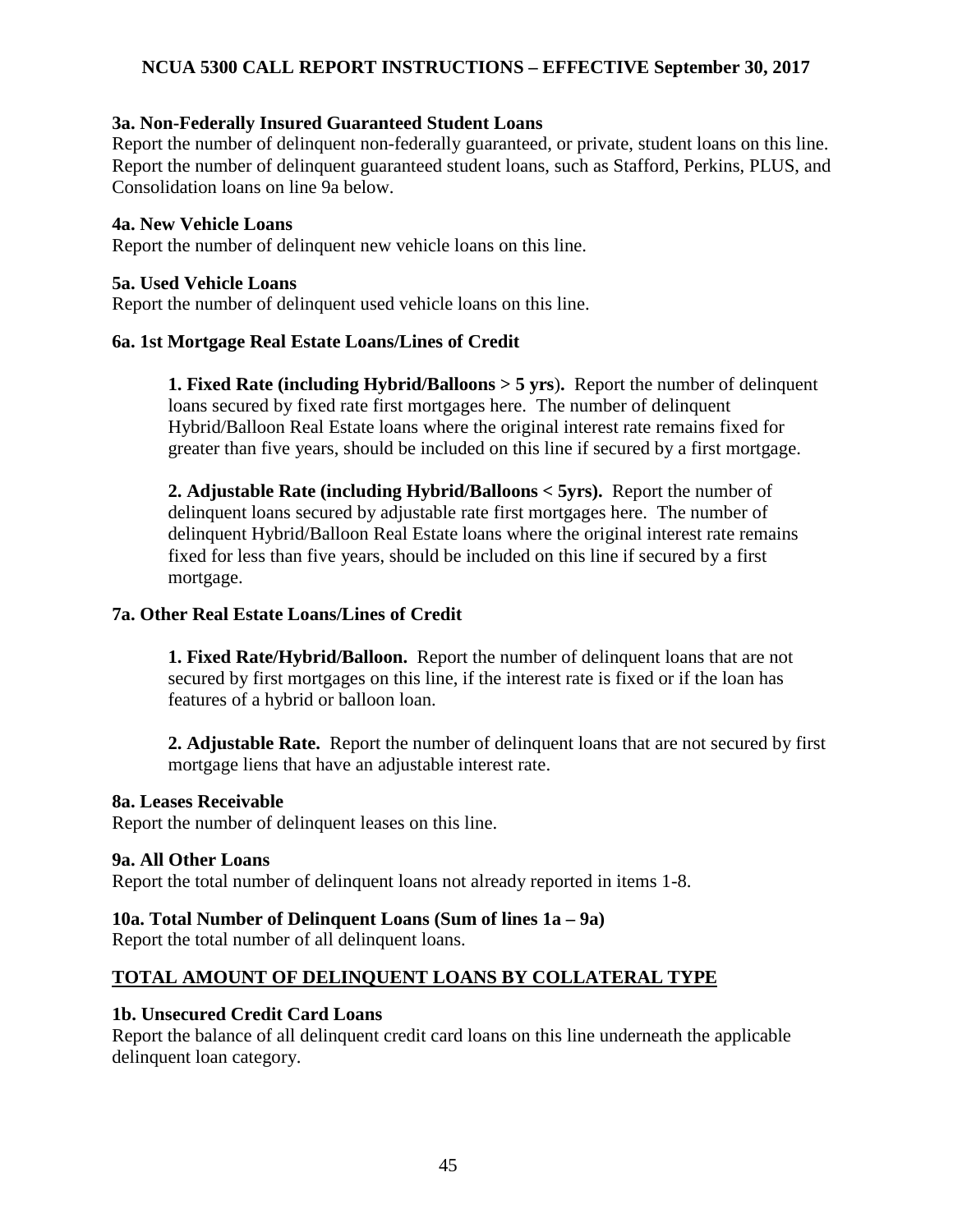### 3a. Non-Federally Insured Guaranteed Student Loans

Report the number of delinquent non-federally guaranteed, or private, student loans on this line. Report the number of delinquent guaranteed student loans, such as Stafford, Perkins, PLUS, and Consolidation loans on line 9a below.

### 4a. New Vehicle Loans

Report the number of delinquent new vehicle loans on this line.

### 5a. Used Vehicle Loans

Report the number of delinquent used vehicle loans on this line.

### 6a. 1st Mortgage Real Estate Loans/Lines of Credit

**1. Fixed Rate (including Hybrid/Balloons > 5 yrs).** Report the number of delinquent loans secured by fixed rate first mortgages here. The number of delinquent Hybrid/Balloon Real Estate loans where the original interest rate remains fixed for greater than five years, should be included on this line if secured by a first mortgage.

**2. Adjustable Rate (including Hybrid/Balloons < 5yrs).** Report the number of delinquent loans secured by adjustable rate first mortgages here. The number of delinquent Hybrid/Balloon Real Estate loans where the original interest rate remains fixed for less than five years, should be included on this line if secured by a first mortgage.

### 7a. Other Real Estate Loans/Lines of Credit

**1. Fixed Rate/Hybrid/Balloon.** Report the number of delinquent loans that are not secured by first mortgages on this line, if the interest rate is fixed or if the loan has features of a hybrid or balloon loan.

**2. Adjustable Rate.** Report the number of delinquent loans that are not secured by first mortgage liens that have an adjustable interest rate.

### 8a. Leases Receivable

Report the number of delinquent leases on this line.

### 9a. All Other Loans

Report the total number of delinquent loans not already reported in items 1-8.

### 10a. Total Number of Delinquent Loans (Sum of lines 1a – 9a)

Report the total number of all delinquent loans.

## TOTAL AMOUNT OF DELINQUENT LOANS BY COLLATERAL TYPE

### 1b. Unsecured Credit Card Loans

Report the balance of all delinquent credit card loans on this line underneath the applicable delinquent loan category.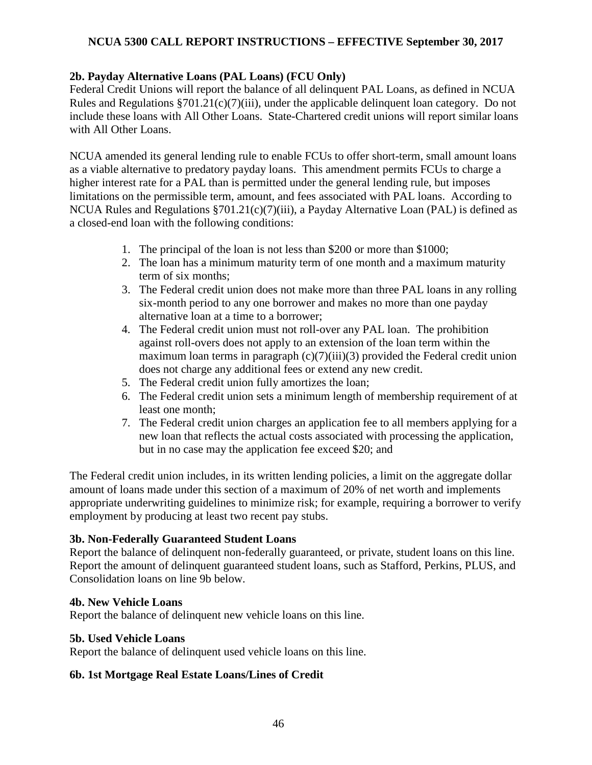### 2b. Payday Alternative Loans (PAL Loans) (FCU Only)

Federal Credit Unions will report the balance of all delinquent PAL Loans, as defined in NCUA Rules and Regulations §701.21(c)(7)(iii), under the applicable delinquent loan category. Do not include these loans with All Other Loans. State-Chartered credit unions will report similar loans with All Other Loans.

NCUA amended its general lending rule to enable FCUs to offer short-term, small amount loans as a viable alternative to predatory payday loans. This amendment permits FCUs to charge a higher interest rate for a PAL than is permitted under the general lending rule, but imposes limitations on the permissible term, amount, and fees associated with PAL loans. According to NCUA Rules and Regulations §701.21(c)(7)(iii), a Payday Alternative Loan (PAL) is defined as a closed-end loan with the following conditions:

1. The principal of the loan is not less than $200 or more than $1000;
2. The loan has a minimum maturity term of one month and a maximum maturity term of six months;
3. The Federal credit union does not make more than three PAL loans in any rolling six-month period to any one borrower and makes no more than one payday alternative loan at a time to a borrower;
4. The Federal credit union must not roll-over any PAL loan. The prohibition against roll-overs does not apply to an extension of the loan term within the maximum loan terms in paragraph (c)(7)(iii)(3) provided the Federal credit union does not charge any additional fees or extend any new credit.
5. The Federal credit union fully amortizes the loan;
6. The Federal credit union sets a minimum length of membership requirement of at least one month;
7. The Federal credit union charges an application fee to all members applying for a new loan that reflects the actual costs associated with processing the application, but in no case may the application fee exceed $20; and

The Federal credit union includes, in its written lending policies, a limit on the aggregate dollar amount of loans made under this section of a maximum of 20% of net worth and implements appropriate underwriting guidelines to minimize risk; for example, requiring a borrower to verify employment by producing at least two recent pay stubs.

### 3b. Non-Federally Guaranteed Student Loans

Report the balance of delinquent non-federally guaranteed, or private, student loans on this line. Report the amount of delinquent guaranteed student loans, such as Stafford, Perkins, PLUS, and Consolidation loans on line 9b below.

### 4b. New Vehicle Loans

Report the balance of delinquent new vehicle loans on this line.

### 5b. Used Vehicle Loans

Report the balance of delinquent used vehicle loans on this line.

### 6b. 1st Mortgage Real Estate Loans/Lines of Credit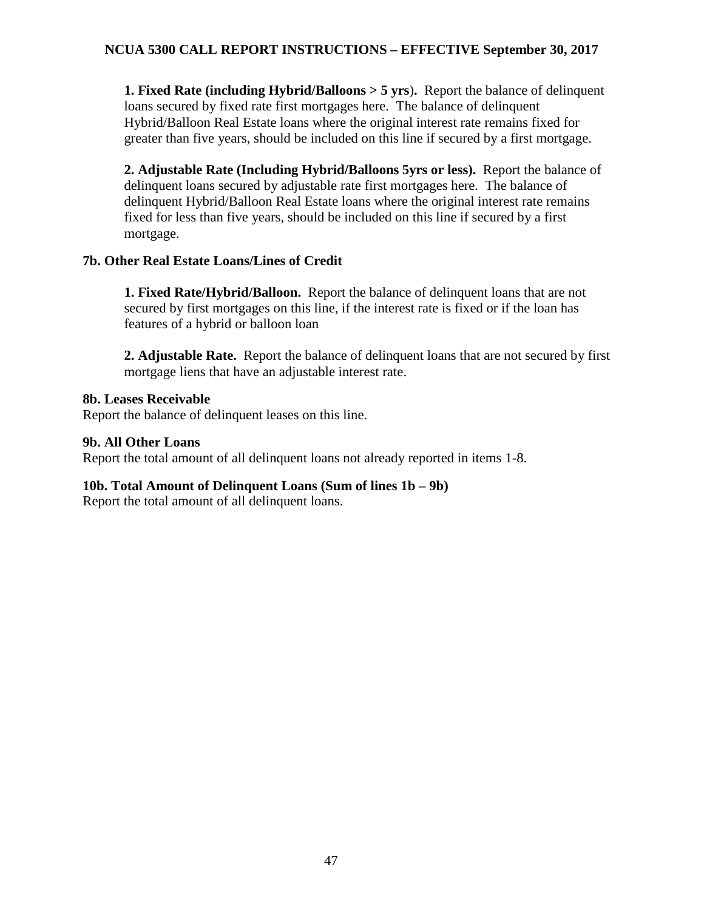**1. Fixed Rate (including Hybrid/Balloons > 5 yrs).** Report the balance of delinquent loans secured by fixed rate first mortgages here. The balance of delinquent Hybrid/Balloon Real Estate loans where the original interest rate remains fixed for greater than five years, should be included on this line if secured by a first mortgage.

**2. Adjustable Rate (Including Hybrid/Balloons 5yrs or less).** Report the balance of delinquent loans secured by adjustable rate first mortgages here. The balance of delinquent Hybrid/Balloon Real Estate loans where the original interest rate remains fixed for less than five years, should be included on this line if secured by a first mortgage.

### 7b. Other Real Estate Loans/Lines of Credit

**1. Fixed Rate/Hybrid/Balloon.** Report the balance of delinquent loans that are not secured by first mortgages on this line, if the interest rate is fixed or if the loan has features of a hybrid or balloon loan

**2. Adjustable Rate.** Report the balance of delinquent loans that are not secured by first mortgage liens that have an adjustable interest rate.

### 8b. Leases Receivable

Report the balance of delinquent leases on this line.

### 9b. All Other Loans

Report the total amount of all delinquent loans not already reported in items 1-8.

### 10b. Total Amount of Delinquent Loans (Sum of lines 1b – 9b)

Report the total amount of all delinquent loans.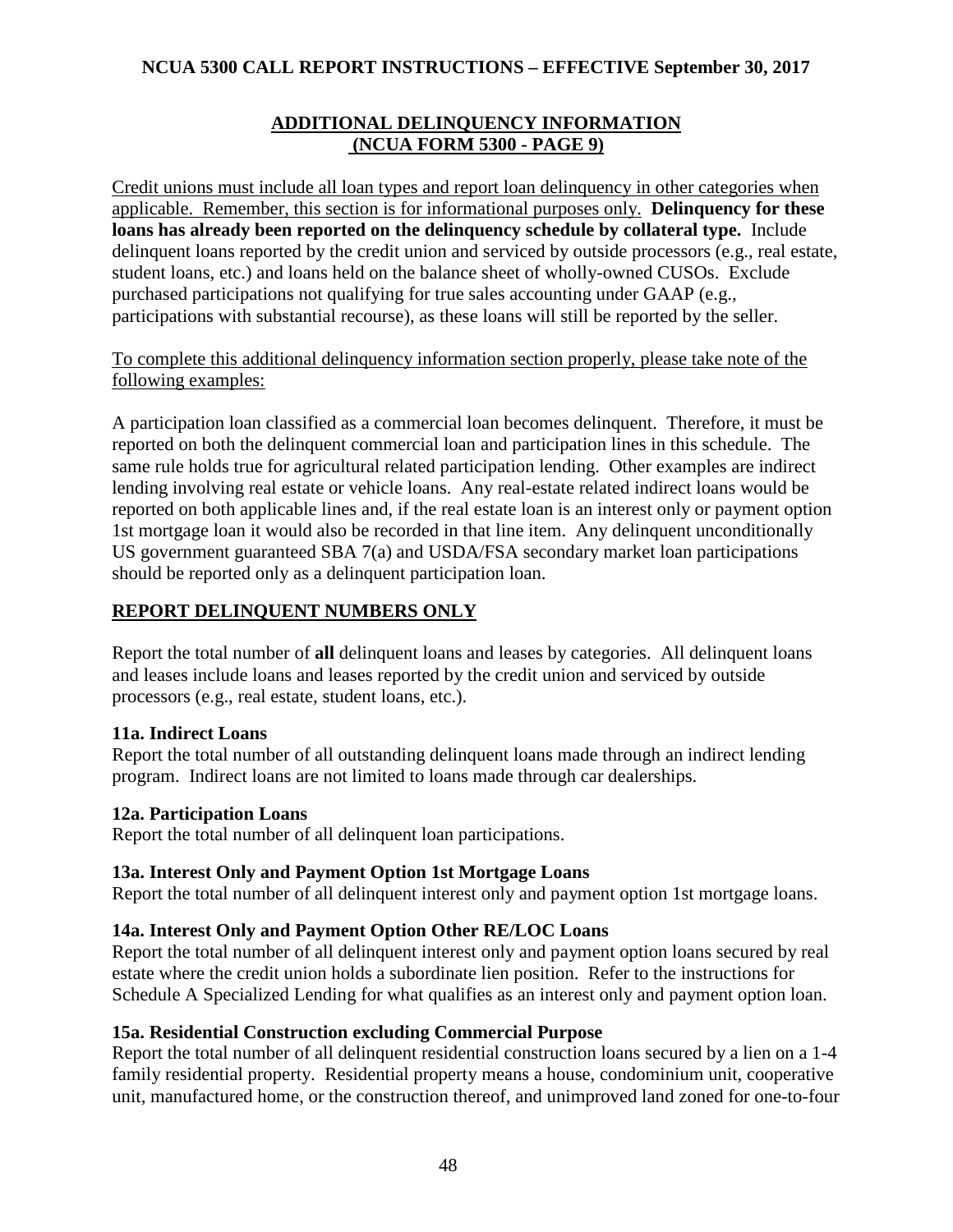## ADDITIONAL DELINQUENCY INFORMATION (NCUA FORM 5300 - PAGE 9)

Credit unions must include all loan types and report loan delinquency in other categories when applicable. Remember, this section is for informational purposes only. **Delinquency for these loans has already been reported on the delinquency schedule by collateral type.** Include delinquent loans reported by the credit union and serviced by outside processors (e.g., real estate, student loans, etc.) and loans held on the balance sheet of wholly-owned CUSOs. Exclude purchased participations not qualifying for true sales accounting under GAAP (e.g., participations with substantial recourse), as these loans will still be reported by the seller.

To complete this additional delinquency information section properly, please take note of the following examples:

A participation loan classified as a commercial loan becomes delinquent. Therefore, it must be reported on both the delinquent commercial loan and participation lines in this schedule. The same rule holds true for agricultural related participation lending. Other examples are indirect lending involving real estate or vehicle loans. Any real-estate related indirect loans would be reported on both applicable lines and, if the real estate loan is an interest only or payment option 1st mortgage loan it would also be recorded in that line item. Any delinquent unconditionally US government guaranteed SBA 7(a) and USDA/FSA secondary market loan participations should be reported only as a delinquent participation loan.

### REPORT DELINQUENT NUMBERS ONLY

Report the total number of **all** delinquent loans and leases by categories. All delinquent loans and leases include loans and leases reported by the credit union and serviced by outside processors (e.g., real estate, student loans, etc.).

**11a. Indirect Loans**
Report the total number of all outstanding delinquent loans made through an indirect lending program. Indirect loans are not limited to loans made through car dealerships.

**12a. Participation Loans**
Report the total number of all delinquent loan participations.

**13a. Interest Only and Payment Option 1st Mortgage Loans**
Report the total number of all delinquent interest only and payment option 1st mortgage loans.

**14a. Interest Only and Payment Option Other RE/LOC Loans**
Report the total number of all delinquent interest only and payment option loans secured by real estate where the credit union holds a subordinate lien position. Refer to the instructions for Schedule A Specialized Lending for what qualifies as an interest only and payment option loan.

**15a. Residential Construction excluding Commercial Purpose**
Report the total number of all delinquent residential construction loans secured by a lien on a 1-4 family residential property. Residential property means a house, condominium unit, cooperative unit, manufactured home, or the construction thereof, and unimproved land zoned for one-to-four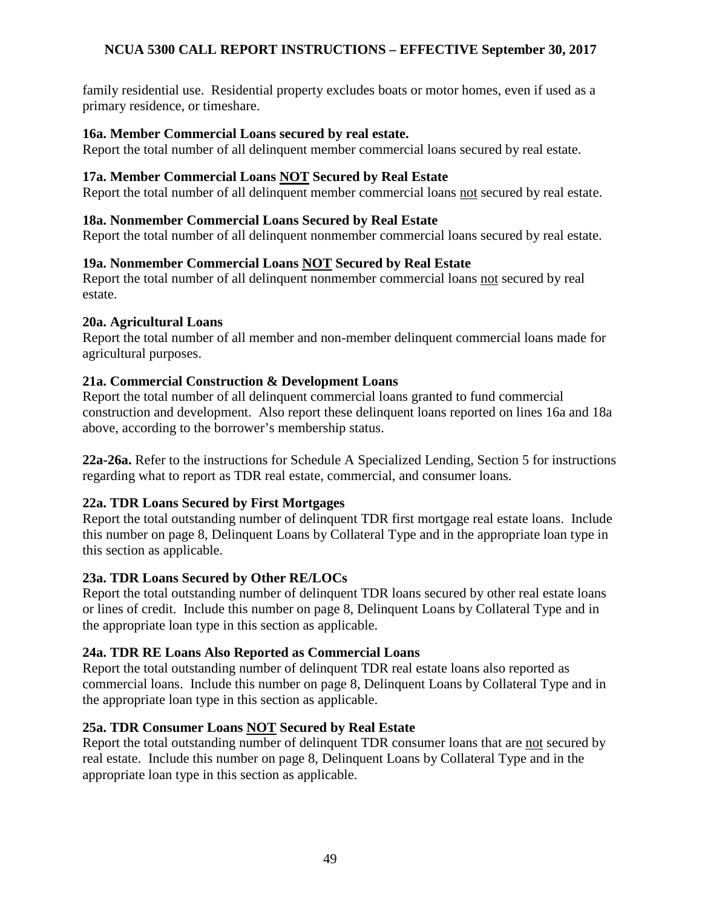family residential use. Residential property excludes boats or motor homes, even if used as a primary residence, or timeshare.

**16a. Member Commercial Loans secured by real estate.**
Report the total number of all delinquent member commercial loans secured by real estate.

**17a. Member Commercial Loans NOT Secured by Real Estate**
Report the total number of all delinquent member commercial loans not secured by real estate.

**18a. Nonmember Commercial Loans Secured by Real Estate**
Report the total number of all delinquent nonmember commercial loans secured by real estate.

**19a. Nonmember Commercial Loans NOT Secured by Real Estate**
Report the total number of all delinquent nonmember commercial loans not secured by real estate.

**20a. Agricultural Loans**
Report the total number of all member and non-member delinquent commercial loans made for agricultural purposes.

**21a. Commercial Construction & Development Loans**
Report the total number of all delinquent commercial loans granted to fund commercial construction and development. Also report these delinquent loans reported on lines 16a and 18a above, according to the borrower's membership status.

**22a-26a.** Refer to the instructions for Schedule A Specialized Lending, Section 5 for instructions regarding what to report as TDR real estate, commercial, and consumer loans.

**22a. TDR Loans Secured by First Mortgages**
Report the total outstanding number of delinquent TDR first mortgage real estate loans. Include this number on page 8, Delinquent Loans by Collateral Type and in the appropriate loan type in this section as applicable.

**23a. TDR Loans Secured by Other RE/LOCs**
Report the total outstanding number of delinquent TDR loans secured by other real estate loans or lines of credit. Include this number on page 8, Delinquent Loans by Collateral Type and in the appropriate loan type in this section as applicable.

**24a. TDR RE Loans Also Reported as Commercial Loans**
Report the total outstanding number of delinquent TDR real estate loans also reported as commercial loans. Include this number on page 8, Delinquent Loans by Collateral Type and in the appropriate loan type in this section as applicable.

**25a. TDR Consumer Loans NOT Secured by Real Estate**
Report the total outstanding number of delinquent TDR consumer loans that are not secured by real estate. Include this number on page 8, Delinquent Loans by Collateral Type and in the appropriate loan type in this section as applicable.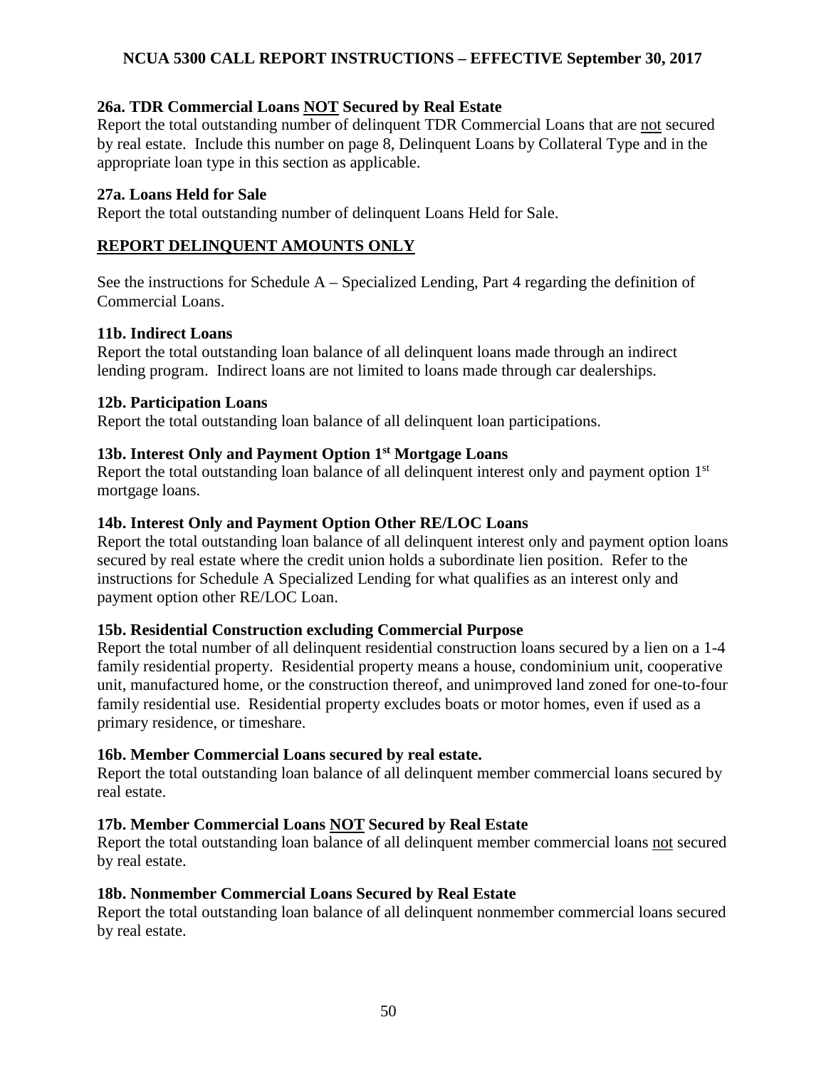### 26a. TDR Commercial Loans NOT Secured by Real Estate

Report the total outstanding number of delinquent TDR Commercial Loans that are not secured by real estate. Include this number on page 8, Delinquent Loans by Collateral Type and in the appropriate loan type in this section as applicable.

### 27a. Loans Held for Sale

Report the total outstanding number of delinquent Loans Held for Sale.

## REPORT DELINQUENT AMOUNTS ONLY

See the instructions for Schedule A – Specialized Lending, Part 4 regarding the definition of Commercial Loans.

### 11b. Indirect Loans

Report the total outstanding loan balance of all delinquent loans made through an indirect lending program. Indirect loans are not limited to loans made through car dealerships.

### 12b. Participation Loans

Report the total outstanding loan balance of all delinquent loan participations.

### 13b. Interest Only and Payment Option 1st Mortgage Loans

Report the total outstanding loan balance of all delinquent interest only and payment option 1st mortgage loans.

### 14b. Interest Only and Payment Option Other RE/LOC Loans

Report the total outstanding loan balance of all delinquent interest only and payment option loans secured by real estate where the credit union holds a subordinate lien position. Refer to the instructions for Schedule A Specialized Lending for what qualifies as an interest only and payment option other RE/LOC Loan.

### 15b. Residential Construction excluding Commercial Purpose

Report the total number of all delinquent residential construction loans secured by a lien on a 1-4 family residential property. Residential property means a house, condominium unit, cooperative unit, manufactured home, or the construction thereof, and unimproved land zoned for one-to-four family residential use. Residential property excludes boats or motor homes, even if used as a primary residence, or timeshare.

### 16b. Member Commercial Loans secured by real estate.

Report the total outstanding loan balance of all delinquent member commercial loans secured by real estate.

### 17b. Member Commercial Loans NOT Secured by Real Estate

Report the total outstanding loan balance of all delinquent member commercial loans not secured by real estate.

### 18b. Nonmember Commercial Loans Secured by Real Estate

Report the total outstanding loan balance of all delinquent nonmember commercial loans secured by real estate.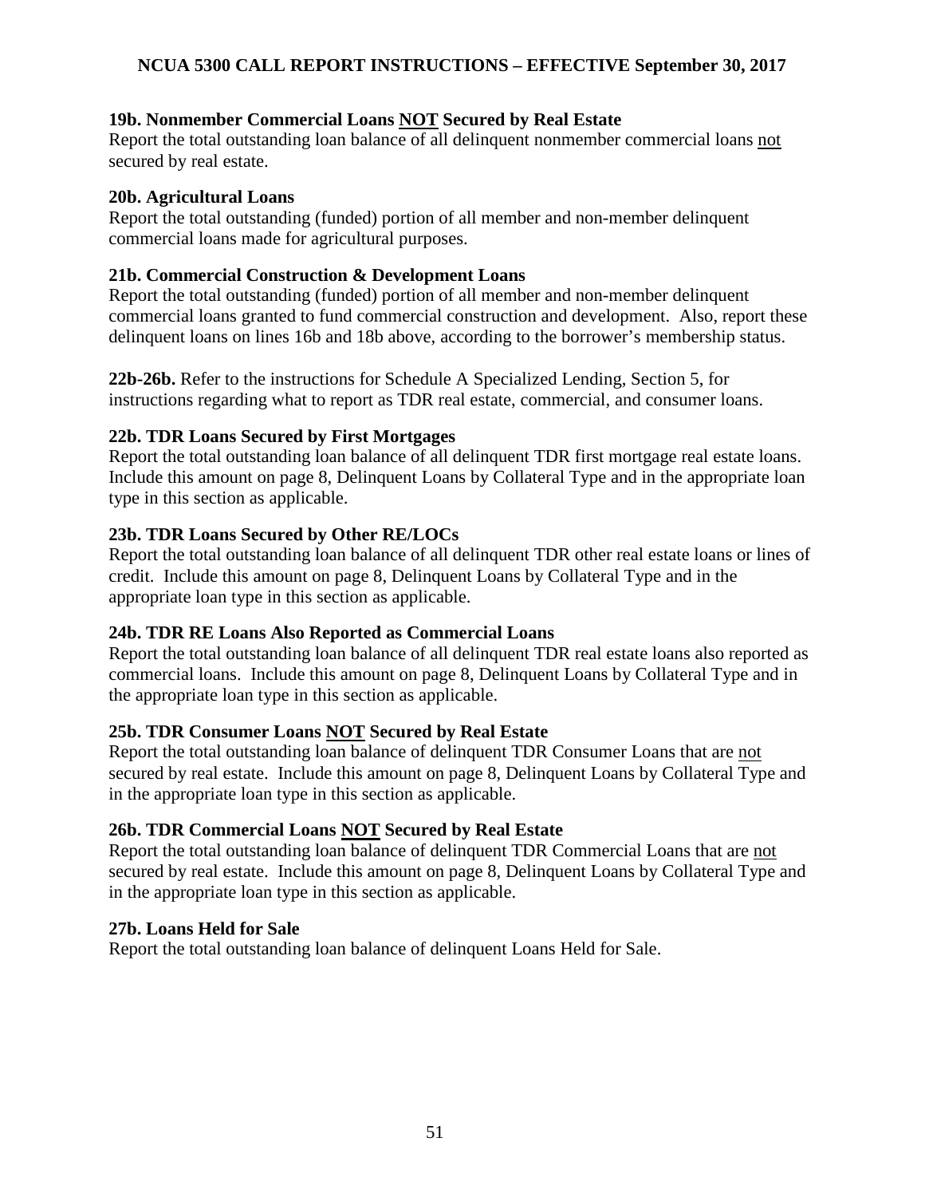### 19b. Nonmember Commercial Loans <u>NOT</u> Secured by Real Estate

Report the total outstanding loan balance of all delinquent nonmember commercial loans <u>not</u> secured by real estate.

### 20b. Agricultural Loans

Report the total outstanding (funded) portion of all member and non-member delinquent commercial loans made for agricultural purposes.

### 21b. Commercial Construction & Development Loans

Report the total outstanding (funded) portion of all member and non-member delinquent commercial loans granted to fund commercial construction and development. Also, report these delinquent loans on lines 16b and 18b above, according to the borrower's membership status.

**22b-26b.** Refer to the instructions for Schedule A Specialized Lending, Section 5, for instructions regarding what to report as TDR real estate, commercial, and consumer loans.

### 22b. TDR Loans Secured by First Mortgages

Report the total outstanding loan balance of all delinquent TDR first mortgage real estate loans. Include this amount on page 8, Delinquent Loans by Collateral Type and in the appropriate loan type in this section as applicable.

### 23b. TDR Loans Secured by Other RE/LOCs

Report the total outstanding loan balance of all delinquent TDR other real estate loans or lines of credit. Include this amount on page 8, Delinquent Loans by Collateral Type and in the appropriate loan type in this section as applicable.

### 24b. TDR RE Loans Also Reported as Commercial Loans

Report the total outstanding loan balance of all delinquent TDR real estate loans also reported as commercial loans. Include this amount on page 8, Delinquent Loans by Collateral Type and in the appropriate loan type in this section as applicable.

### 25b. TDR Consumer Loans <u>NOT</u> Secured by Real Estate

Report the total outstanding loan balance of delinquent TDR Consumer Loans that are <u>not</u> secured by real estate. Include this amount on page 8, Delinquent Loans by Collateral Type and in the appropriate loan type in this section as applicable.

### 26b. TDR Commercial Loans <u>NOT</u> Secured by Real Estate

Report the total outstanding loan balance of delinquent TDR Commercial Loans that are <u>not</u> secured by real estate. Include this amount on page 8, Delinquent Loans by Collateral Type and in the appropriate loan type in this section as applicable.

### 27b. Loans Held for Sale

Report the total outstanding loan balance of delinquent Loans Held for Sale.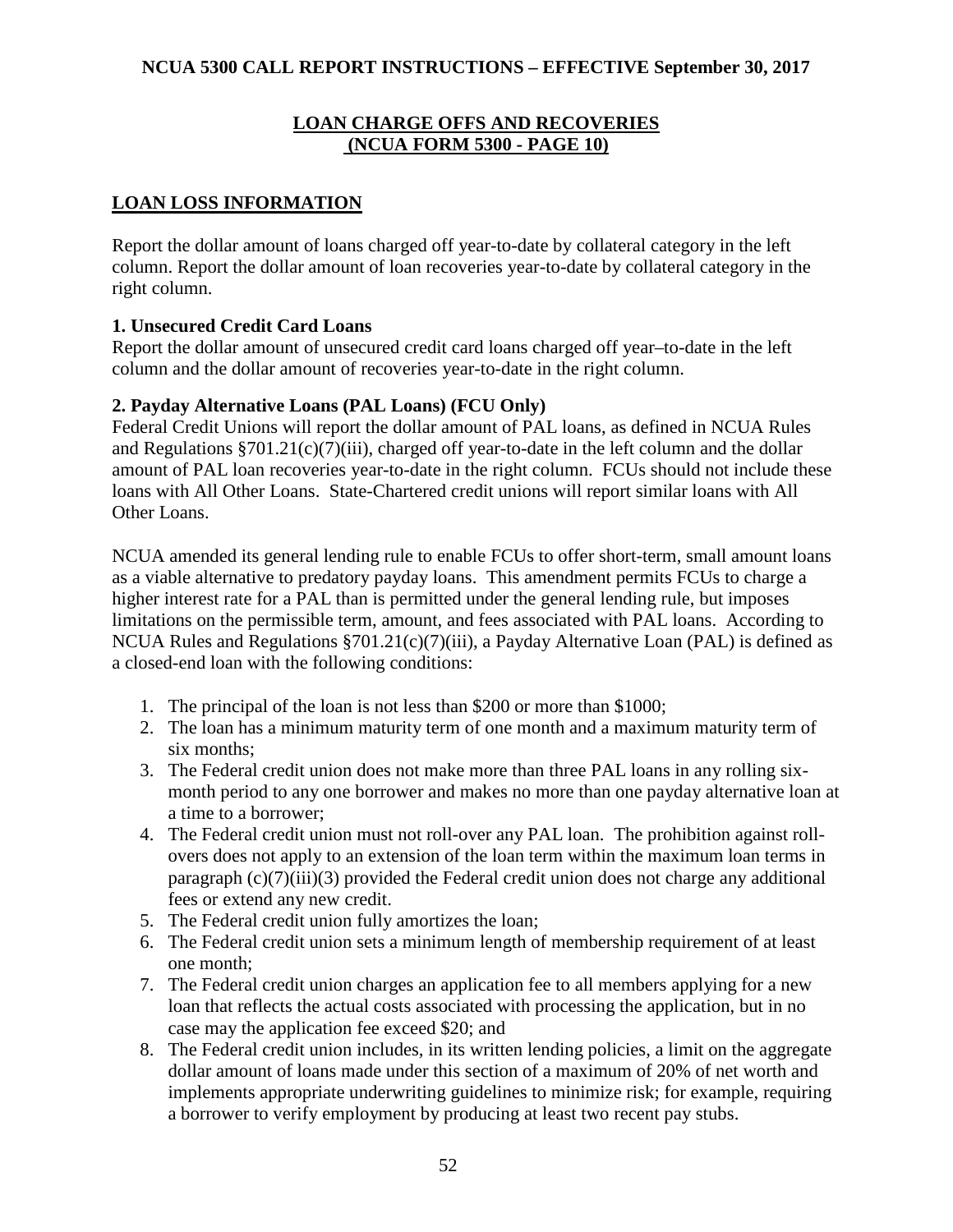## LOAN CHARGE OFFS AND RECOVERIES (NCUA FORM 5300 - PAGE 10)

### LOAN LOSS INFORMATION

Report the dollar amount of loans charged off year-to-date by collateral category in the left column. Report the dollar amount of loan recoveries year-to-date by collateral category in the right column.

**1. Unsecured Credit Card Loans**

Report the dollar amount of unsecured credit card loans charged off year–to-date in the left column and the dollar amount of recoveries year-to-date in the right column.

**2. Payday Alternative Loans (PAL Loans) (FCU Only)**

Federal Credit Unions will report the dollar amount of PAL loans, as defined in NCUA Rules and Regulations §701.21(c)(7)(iii), charged off year-to-date in the left column and the dollar amount of PAL loan recoveries year-to-date in the right column. FCUs should not include these loans with All Other Loans. State-Chartered credit unions will report similar loans with All Other Loans.

NCUA amended its general lending rule to enable FCUs to offer short-term, small amount loans as a viable alternative to predatory payday loans. This amendment permits FCUs to charge a higher interest rate for a PAL than is permitted under the general lending rule, but imposes limitations on the permissible term, amount, and fees associated with PAL loans. According to NCUA Rules and Regulations §701.21(c)(7)(iii), a Payday Alternative Loan (PAL) is defined as a closed-end loan with the following conditions:

1. The principal of the loan is not less than $200 or more than $1000;
2. The loan has a minimum maturity term of one month and a maximum maturity term of six months;
3. The Federal credit union does not make more than three PAL loans in any rolling six-month period to any one borrower and makes no more than one payday alternative loan at a time to a borrower;
4. The Federal credit union must not roll-over any PAL loan. The prohibition against roll-overs does not apply to an extension of the loan term within the maximum loan terms in paragraph (c)(7)(iii)(3) provided the Federal credit union does not charge any additional fees or extend any new credit.
5. The Federal credit union fully amortizes the loan;
6. The Federal credit union sets a minimum length of membership requirement of at least one month;
7. The Federal credit union charges an application fee to all members applying for a new loan that reflects the actual costs associated with processing the application, but in no case may the application fee exceed $20; and
8. The Federal credit union includes, in its written lending policies, a limit on the aggregate dollar amount of loans made under this section of a maximum of 20% of net worth and implements appropriate underwriting guidelines to minimize risk; for example, requiring a borrower to verify employment by producing at least two recent pay stubs.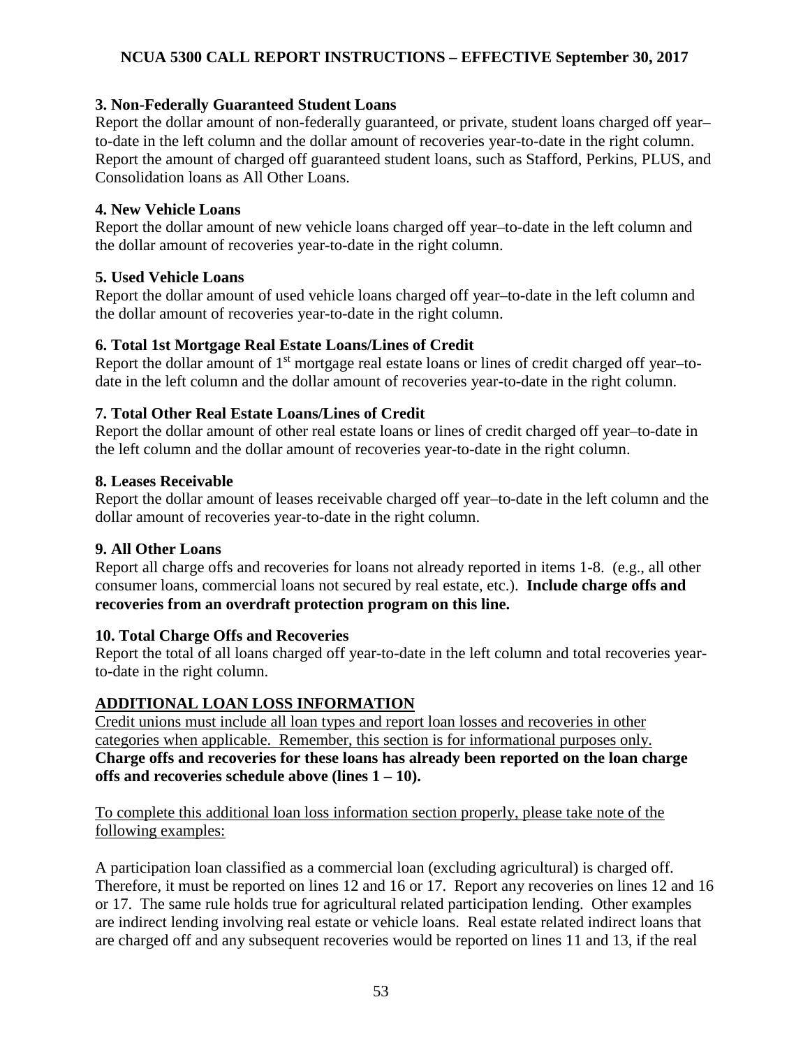### 3. Non-Federally Guaranteed Student Loans

Report the dollar amount of non-federally guaranteed, or private, student loans charged off year–to-date in the left column and the dollar amount of recoveries year-to-date in the right column. Report the amount of charged off guaranteed student loans, such as Stafford, Perkins, PLUS, and Consolidation loans as All Other Loans.

### 4. New Vehicle Loans

Report the dollar amount of new vehicle loans charged off year–to-date in the left column and the dollar amount of recoveries year-to-date in the right column.

### 5. Used Vehicle Loans

Report the dollar amount of used vehicle loans charged off year–to-date in the left column and the dollar amount of recoveries year-to-date in the right column.

### 6. Total 1st Mortgage Real Estate Loans/Lines of Credit

Report the dollar amount of 1st mortgage real estate loans or lines of credit charged off year–to-date in the left column and the dollar amount of recoveries year-to-date in the right column.

### 7. Total Other Real Estate Loans/Lines of Credit

Report the dollar amount of other real estate loans or lines of credit charged off year–to-date in the left column and the dollar amount of recoveries year-to-date in the right column.

### 8. Leases Receivable

Report the dollar amount of leases receivable charged off year–to-date in the left column and the dollar amount of recoveries year-to-date in the right column.

### 9. All Other Loans

Report all charge offs and recoveries for loans not already reported in items 1-8. (e.g., all other consumer loans, commercial loans not secured by real estate, etc.). **Include charge offs and recoveries from an overdraft protection program on this line.**

### 10. Total Charge Offs and Recoveries

Report the total of all loans charged off year-to-date in the left column and total recoveries year-to-date in the right column.

## ADDITIONAL LOAN LOSS INFORMATION

Credit unions must include all loan types and report loan losses and recoveries in other categories when applicable. Remember, this section is for informational purposes only. **Charge offs and recoveries for these loans has already been reported on the loan charge offs and recoveries schedule above (lines 1 – 10).**

To complete this additional loan loss information section properly, please take note of the following examples:

A participation loan classified as a commercial loan (excluding agricultural) is charged off. Therefore, it must be reported on lines 12 and 16 or 17. Report any recoveries on lines 12 and 16 or 17. The same rule holds true for agricultural related participation lending. Other examples are indirect lending involving real estate or vehicle loans. Real estate related indirect loans that are charged off and any subsequent recoveries would be reported on lines 11 and 13, if the real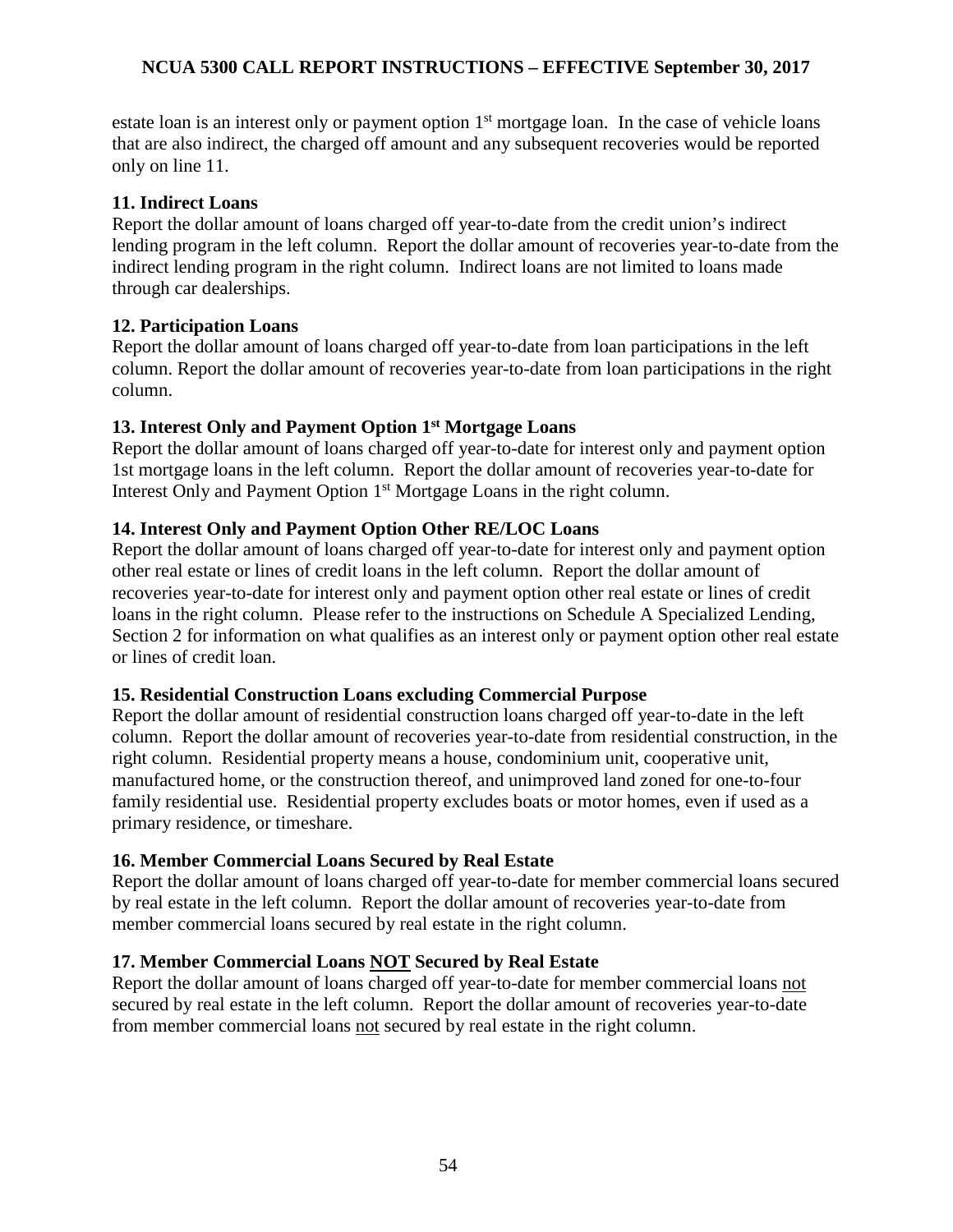estate loan is an interest only or payment option 1st mortgage loan. In the case of vehicle loans that are also indirect, the charged off amount and any subsequent recoveries would be reported only on line 11.

**11. Indirect Loans**

Report the dollar amount of loans charged off year-to-date from the credit union's indirect lending program in the left column. Report the dollar amount of recoveries year-to-date from the indirect lending program in the right column. Indirect loans are not limited to loans made through car dealerships.

**12. Participation Loans**

Report the dollar amount of loans charged off year-to-date from loan participations in the left column. Report the dollar amount of recoveries year-to-date from loan participations in the right column.

**13. Interest Only and Payment Option 1st Mortgage Loans**

Report the dollar amount of loans charged off year-to-date for interest only and payment option 1st mortgage loans in the left column. Report the dollar amount of recoveries year-to-date for Interest Only and Payment Option 1st Mortgage Loans in the right column.

**14. Interest Only and Payment Option Other RE/LOC Loans**

Report the dollar amount of loans charged off year-to-date for interest only and payment option other real estate or lines of credit loans in the left column. Report the dollar amount of recoveries year-to-date for interest only and payment option other real estate or lines of credit loans in the right column. Please refer to the instructions on Schedule A Specialized Lending, Section 2 for information on what qualifies as an interest only or payment option other real estate or lines of credit loan.

**15. Residential Construction Loans excluding Commercial Purpose**

Report the dollar amount of residential construction loans charged off year-to-date in the left column. Report the dollar amount of recoveries year-to-date from residential construction, in the right column. Residential property means a house, condominium unit, cooperative unit, manufactured home, or the construction thereof, and unimproved land zoned for one-to-four family residential use. Residential property excludes boats or motor homes, even if used as a primary residence, or timeshare.

**16. Member Commercial Loans Secured by Real Estate**

Report the dollar amount of loans charged off year-to-date for member commercial loans secured by real estate in the left column. Report the dollar amount of recoveries year-to-date from member commercial loans secured by real estate in the right column.

**17. Member Commercial Loans NOT Secured by Real Estate**

Report the dollar amount of loans charged off year-to-date for member commercial loans not secured by real estate in the left column. Report the dollar amount of recoveries year-to-date from member commercial loans not secured by real estate in the right column.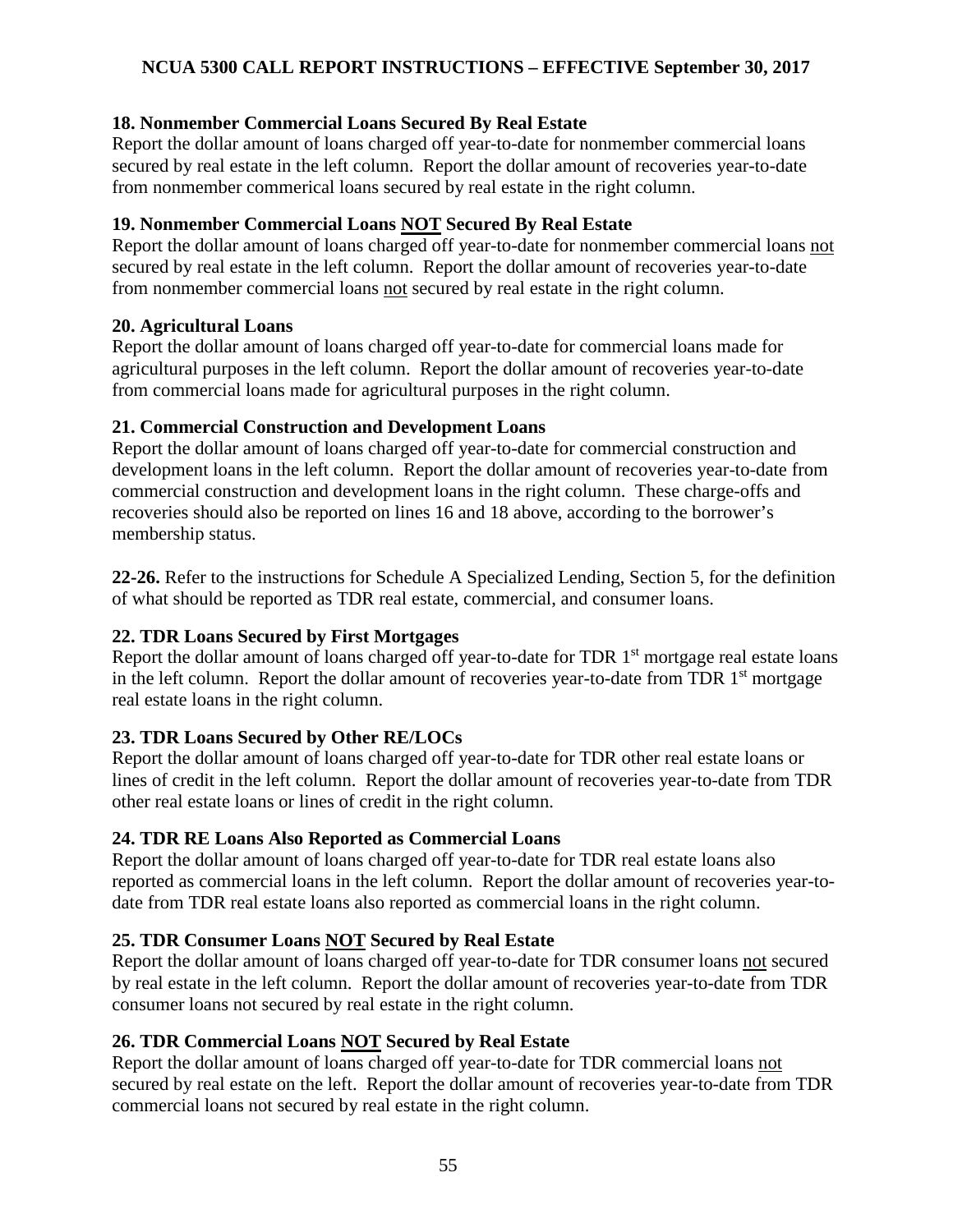**18. Nonmember Commercial Loans Secured By Real Estate**

Report the dollar amount of loans charged off year-to-date for nonmember commercial loans secured by real estate in the left column. Report the dollar amount of recoveries year-to-date from nonmember commerical loans secured by real estate in the right column.

**19. Nonmember Commercial Loans <u>NOT</u> Secured By Real Estate**

Report the dollar amount of loans charged off year-to-date for nonmember commercial loans <u>not</u> secured by real estate in the left column. Report the dollar amount of recoveries year-to-date from nonmember commercial loans <u>not</u> secured by real estate in the right column.

**20. Agricultural Loans**

Report the dollar amount of loans charged off year-to-date for commercial loans made for agricultural purposes in the left column. Report the dollar amount of recoveries year-to-date from commercial loans made for agricultural purposes in the right column.

**21. Commercial Construction and Development Loans**

Report the dollar amount of loans charged off year-to-date for commercial construction and development loans in the left column. Report the dollar amount of recoveries year-to-date from commercial construction and development loans in the right column. These charge-offs and recoveries should also be reported on lines 16 and 18 above, according to the borrower's membership status.

**22-26.** Refer to the instructions for Schedule A Specialized Lending, Section 5, for the definition of what should be reported as TDR real estate, commercial, and consumer loans.

**22. TDR Loans Secured by First Mortgages**

Report the dollar amount of loans charged off year-to-date for TDR 1st mortgage real estate loans in the left column. Report the dollar amount of recoveries year-to-date from TDR 1st mortgage real estate loans in the right column.

**23. TDR Loans Secured by Other RE/LOCs**

Report the dollar amount of loans charged off year-to-date for TDR other real estate loans or lines of credit in the left column. Report the dollar amount of recoveries year-to-date from TDR other real estate loans or lines of credit in the right column.

**24. TDR RE Loans Also Reported as Commercial Loans**

Report the dollar amount of loans charged off year-to-date for TDR real estate loans also reported as commercial loans in the left column. Report the dollar amount of recoveries year-to-date from TDR real estate loans also reported as commercial loans in the right column.

**25. TDR Consumer Loans <u>NOT</u> Secured by Real Estate**

Report the dollar amount of loans charged off year-to-date for TDR consumer loans <u>not</u> secured by real estate in the left column. Report the dollar amount of recoveries year-to-date from TDR consumer loans not secured by real estate in the right column.

**26. TDR Commercial Loans <u>NOT</u> Secured by Real Estate**

Report the dollar amount of loans charged off year-to-date for TDR commercial loans <u>not</u> secured by real estate on the left. Report the dollar amount of recoveries year-to-date from TDR commercial loans not secured by real estate in the right column.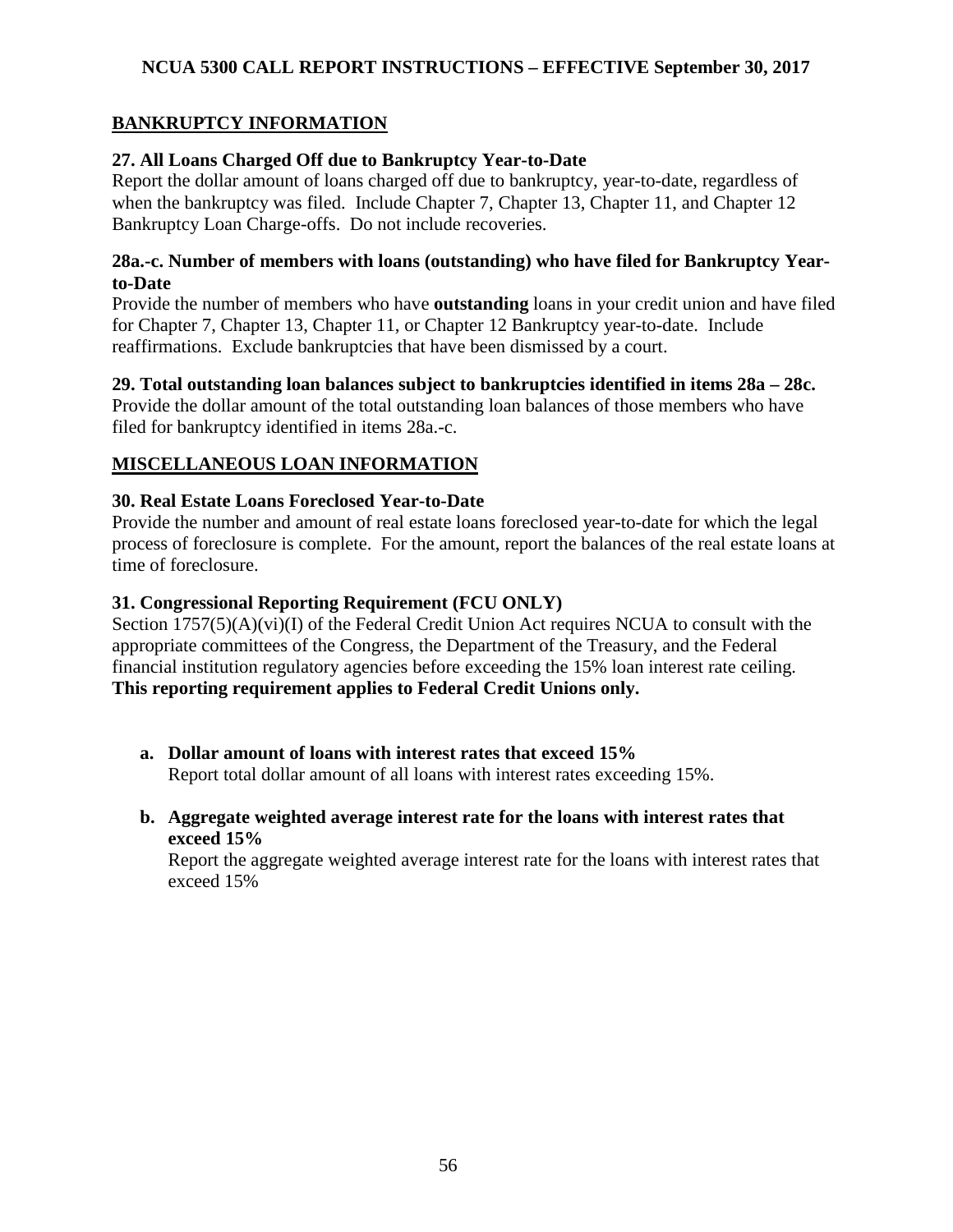## BANKRUPTCY INFORMATION

### 27. All Loans Charged Off due to Bankruptcy Year-to-Date

Report the dollar amount of loans charged off due to bankruptcy, year-to-date, regardless of when the bankruptcy was filed. Include Chapter 7, Chapter 13, Chapter 11, and Chapter 12 Bankruptcy Loan Charge-offs. Do not include recoveries.

### 28a.-c. Number of members with loans (outstanding) who have filed for Bankruptcy Year-to-Date

Provide the number of members who have **outstanding** loans in your credit union and have filed for Chapter 7, Chapter 13, Chapter 11, or Chapter 12 Bankruptcy year-to-date. Include reaffirmations. Exclude bankruptcies that have been dismissed by a court.

### 29. Total outstanding loan balances subject to bankruptcies identified in items 28a – 28c.

Provide the dollar amount of the total outstanding loan balances of those members who have filed for bankruptcy identified in items 28a.-c.

## MISCELLANEOUS LOAN INFORMATION

### 30. Real Estate Loans Foreclosed Year-to-Date

Provide the number and amount of real estate loans foreclosed year-to-date for which the legal process of foreclosure is complete. For the amount, report the balances of the real estate loans at time of foreclosure.

### 31. Congressional Reporting Requirement (FCU ONLY)

Section 1757(5)(A)(vi)(I) of the Federal Credit Union Act requires NCUA to consult with the appropriate committees of the Congress, the Department of the Treasury, and the Federal financial institution regulatory agencies before exceeding the 15% loan interest rate ceiling. **This reporting requirement applies to Federal Credit Unions only.**

- **a. Dollar amount of loans with interest rates that exceed 15%**
  Report total dollar amount of all loans with interest rates exceeding 15%.

- **b. Aggregate weighted average interest rate for the loans with interest rates that exceed 15%**
  Report the aggregate weighted average interest rate for the loans with interest rates that exceed 15%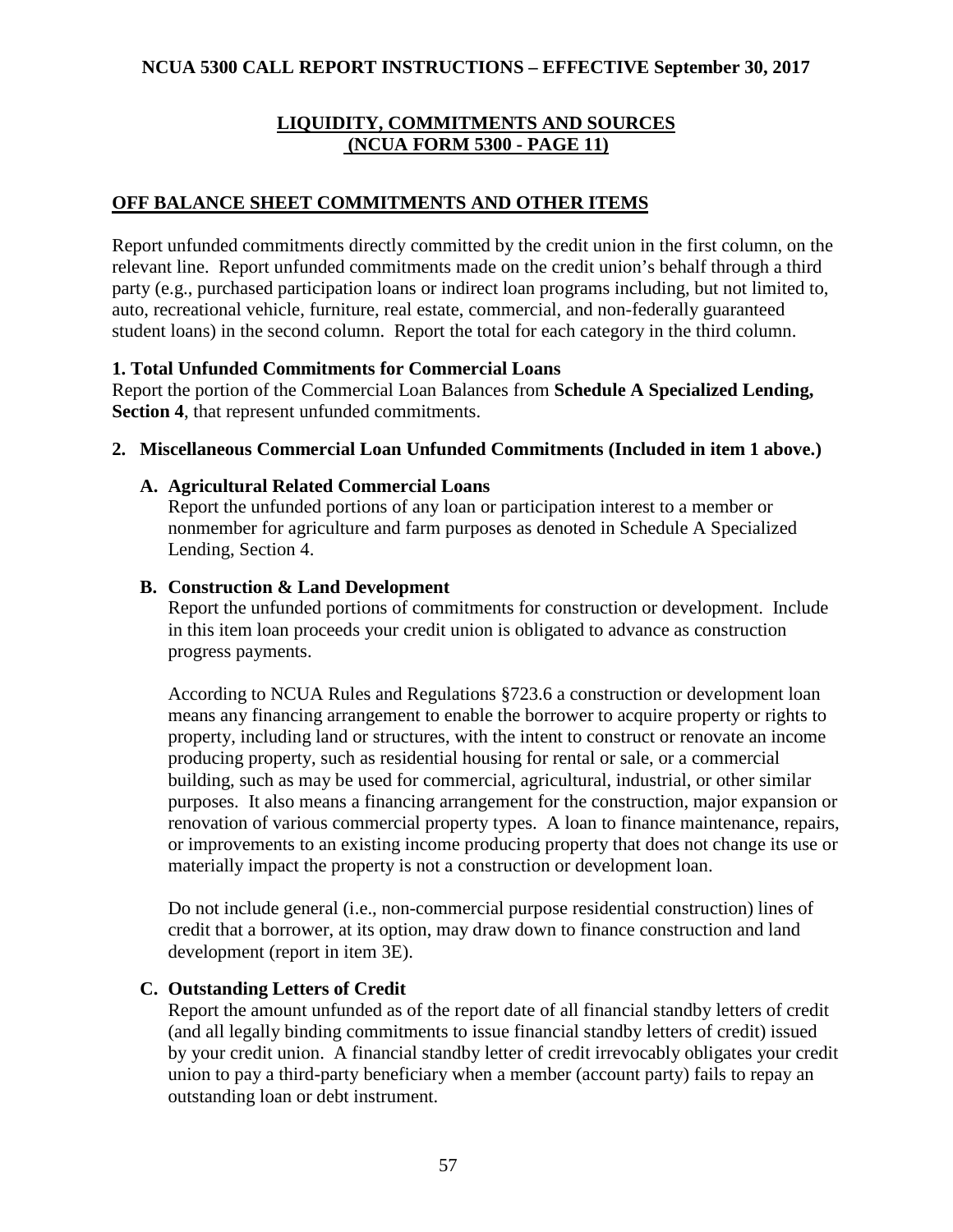## LIQUIDITY, COMMITMENTS AND SOURCES (NCUA FORM 5300 - PAGE 11)

### OFF BALANCE SHEET COMMITMENTS AND OTHER ITEMS

Report unfunded commitments directly committed by the credit union in the first column, on the relevant line. Report unfunded commitments made on the credit union's behalf through a third party (e.g., purchased participation loans or indirect loan programs including, but not limited to, auto, recreational vehicle, furniture, real estate, commercial, and non-federally guaranteed student loans) in the second column. Report the total for each category in the third column.

**1. Total Unfunded Commitments for Commercial Loans**
Report the portion of the Commercial Loan Balances from **Schedule A Specialized Lending, Section 4**, that represent unfunded commitments.

**2. Miscellaneous Commercial Loan Unfunded Commitments (Included in item 1 above.)**

**A. Agricultural Related Commercial Loans**
Report the unfunded portions of any loan or participation interest to a member or nonmember for agriculture and farm purposes as denoted in Schedule A Specialized Lending, Section 4.

**B. Construction & Land Development**
Report the unfunded portions of commitments for construction or development. Include in this item loan proceeds your credit union is obligated to advance as construction progress payments.

According to NCUA Rules and Regulations §723.6 a construction or development loan means any financing arrangement to enable the borrower to acquire property or rights to property, including land or structures, with the intent to construct or renovate an income producing property, such as residential housing for rental or sale, or a commercial building, such as may be used for commercial, agricultural, industrial, or other similar purposes. It also means a financing arrangement for the construction, major expansion or renovation of various commercial property types. A loan to finance maintenance, repairs, or improvements to an existing income producing property that does not change its use or materially impact the property is not a construction or development loan.

Do not include general (i.e., non-commercial purpose residential construction) lines of credit that a borrower, at its option, may draw down to finance construction and land development (report in item 3E).

**C. Outstanding Letters of Credit**
Report the amount unfunded as of the report date of all financial standby letters of credit (and all legally binding commitments to issue financial standby letters of credit) issued by your credit union. A financial standby letter of credit irrevocably obligates your credit union to pay a third-party beneficiary when a member (account party) fails to repay an outstanding loan or debt instrument.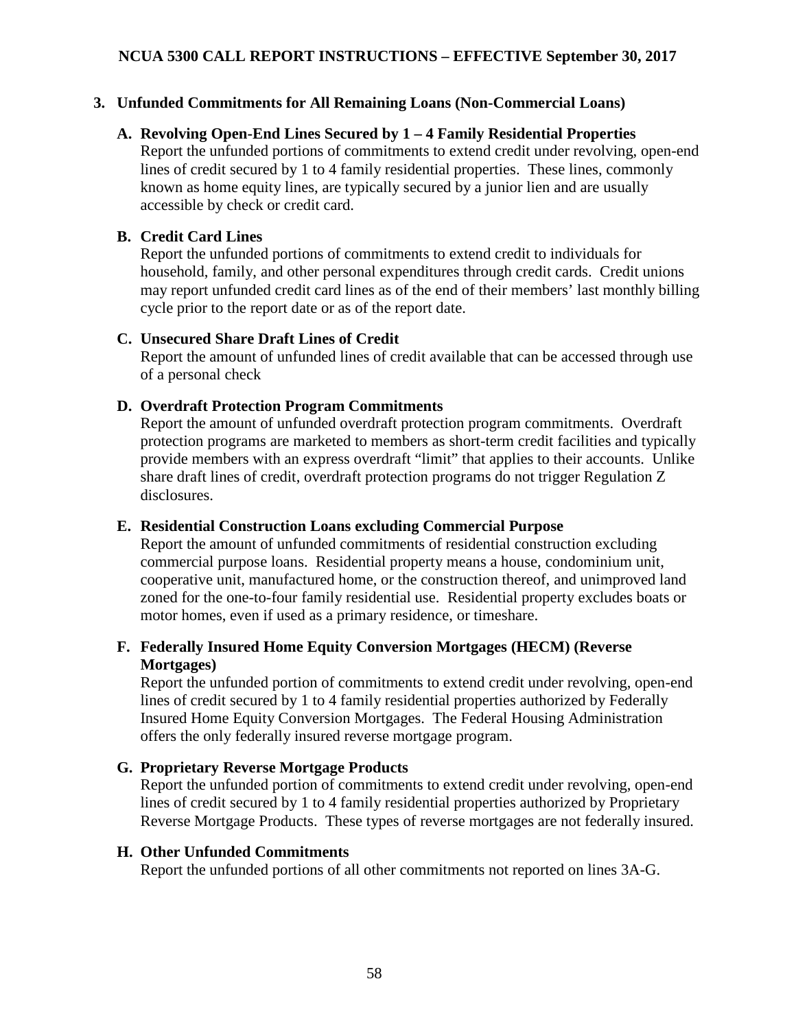## 3. Unfunded Commitments for All Remaining Loans (Non-Commercial Loans)

### A. Revolving Open-End Lines Secured by 1 – 4 Family Residential Properties

Report the unfunded portions of commitments to extend credit under revolving, open-end lines of credit secured by 1 to 4 family residential properties. These lines, commonly known as home equity lines, are typically secured by a junior lien and are usually accessible by check or credit card.

### B. Credit Card Lines

Report the unfunded portions of commitments to extend credit to individuals for household, family, and other personal expenditures through credit cards. Credit unions may report unfunded credit card lines as of the end of their members' last monthly billing cycle prior to the report date or as of the report date.

### C. Unsecured Share Draft Lines of Credit

Report the amount of unfunded lines of credit available that can be accessed through use of a personal check

### D. Overdraft Protection Program Commitments

Report the amount of unfunded overdraft protection program commitments. Overdraft protection programs are marketed to members as short-term credit facilities and typically provide members with an express overdraft "limit" that applies to their accounts. Unlike share draft lines of credit, overdraft protection programs do not trigger Regulation Z disclosures.

### E. Residential Construction Loans excluding Commercial Purpose

Report the amount of unfunded commitments of residential construction excluding commercial purpose loans. Residential property means a house, condominium unit, cooperative unit, manufactured home, or the construction thereof, and unimproved land zoned for the one-to-four family residential use. Residential property excludes boats or motor homes, even if used as a primary residence, or timeshare.

### F. Federally Insured Home Equity Conversion Mortgages (HECM) (Reverse Mortgages)

Report the unfunded portion of commitments to extend credit under revolving, open-end lines of credit secured by 1 to 4 family residential properties authorized by Federally Insured Home Equity Conversion Mortgages. The Federal Housing Administration offers the only federally insured reverse mortgage program.

### G. Proprietary Reverse Mortgage Products

Report the unfunded portion of commitments to extend credit under revolving, open-end lines of credit secured by 1 to 4 family residential properties authorized by Proprietary Reverse Mortgage Products. These types of reverse mortgages are not federally insured.

### H. Other Unfunded Commitments

Report the unfunded portions of all other commitments not reported on lines 3A-G.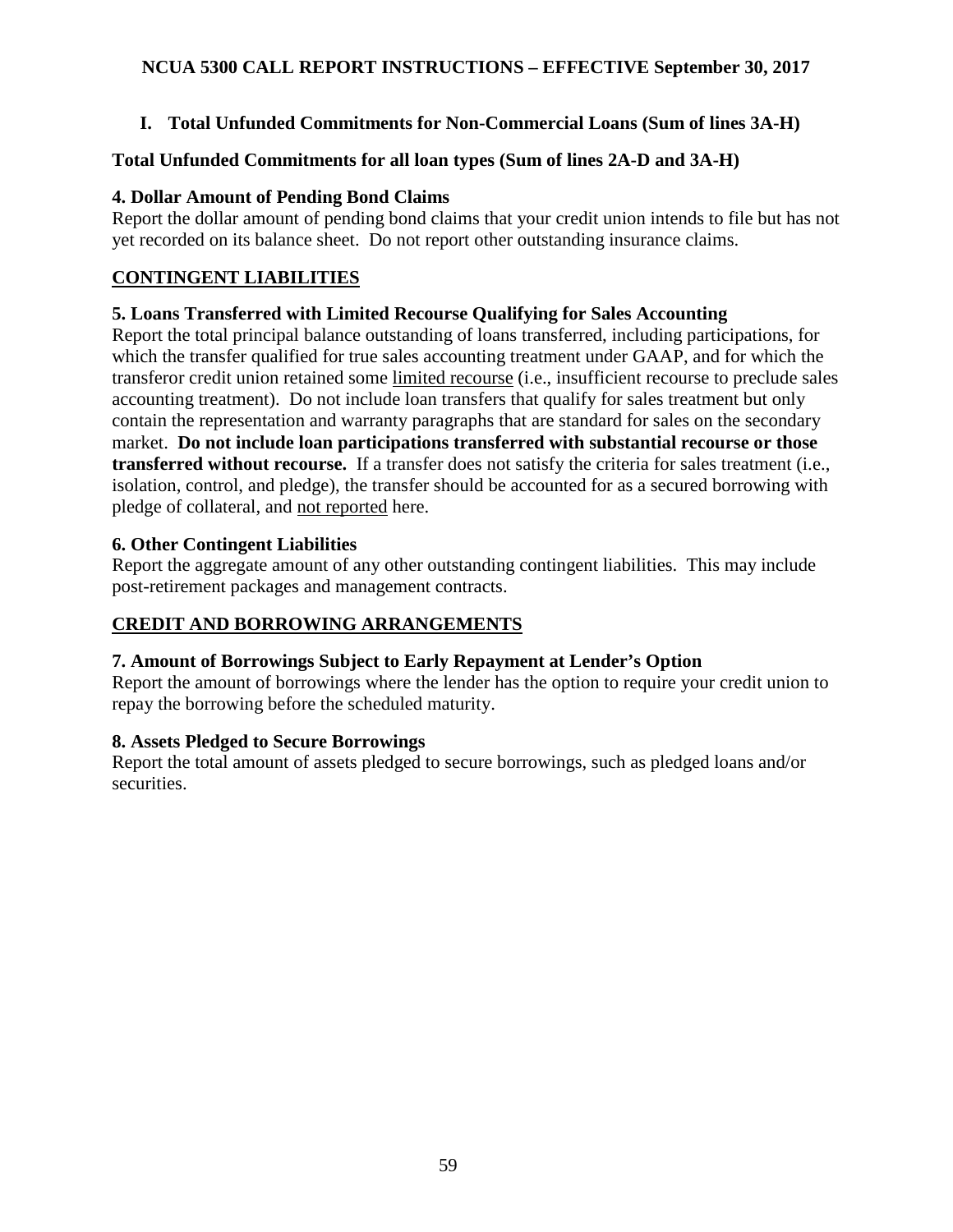**I. Total Unfunded Commitments for Non-Commercial Loans (Sum of lines 3A-H)**

**Total Unfunded Commitments for all loan types (Sum of lines 2A-D and 3A-H)**

**4. Dollar Amount of Pending Bond Claims**

Report the dollar amount of pending bond claims that your credit union intends to file but has not yet recorded on its balance sheet. Do not report other outstanding insurance claims.

## CONTINGENT LIABILITIES

**5. Loans Transferred with Limited Recourse Qualifying for Sales Accounting**

Report the total principal balance outstanding of loans transferred, including participations, for which the transfer qualified for true sales accounting treatment under GAAP, and for which the transferor credit union retained some limited recourse (i.e., insufficient recourse to preclude sales accounting treatment). Do not include loan transfers that qualify for sales treatment but only contain the representation and warranty paragraphs that are standard for sales on the secondary market. **Do not include loan participations transferred with substantial recourse or those transferred without recourse.** If a transfer does not satisfy the criteria for sales treatment (i.e., isolation, control, and pledge), the transfer should be accounted for as a secured borrowing with pledge of collateral, and not reported here.

**6. Other Contingent Liabilities**

Report the aggregate amount of any other outstanding contingent liabilities. This may include post-retirement packages and management contracts.

## CREDIT AND BORROWING ARRANGEMENTS

**7. Amount of Borrowings Subject to Early Repayment at Lender's Option**

Report the amount of borrowings where the lender has the option to require your credit union to repay the borrowing before the scheduled maturity.

**8. Assets Pledged to Secure Borrowings**

Report the total amount of assets pledged to secure borrowings, such as pledged loans and/or securities.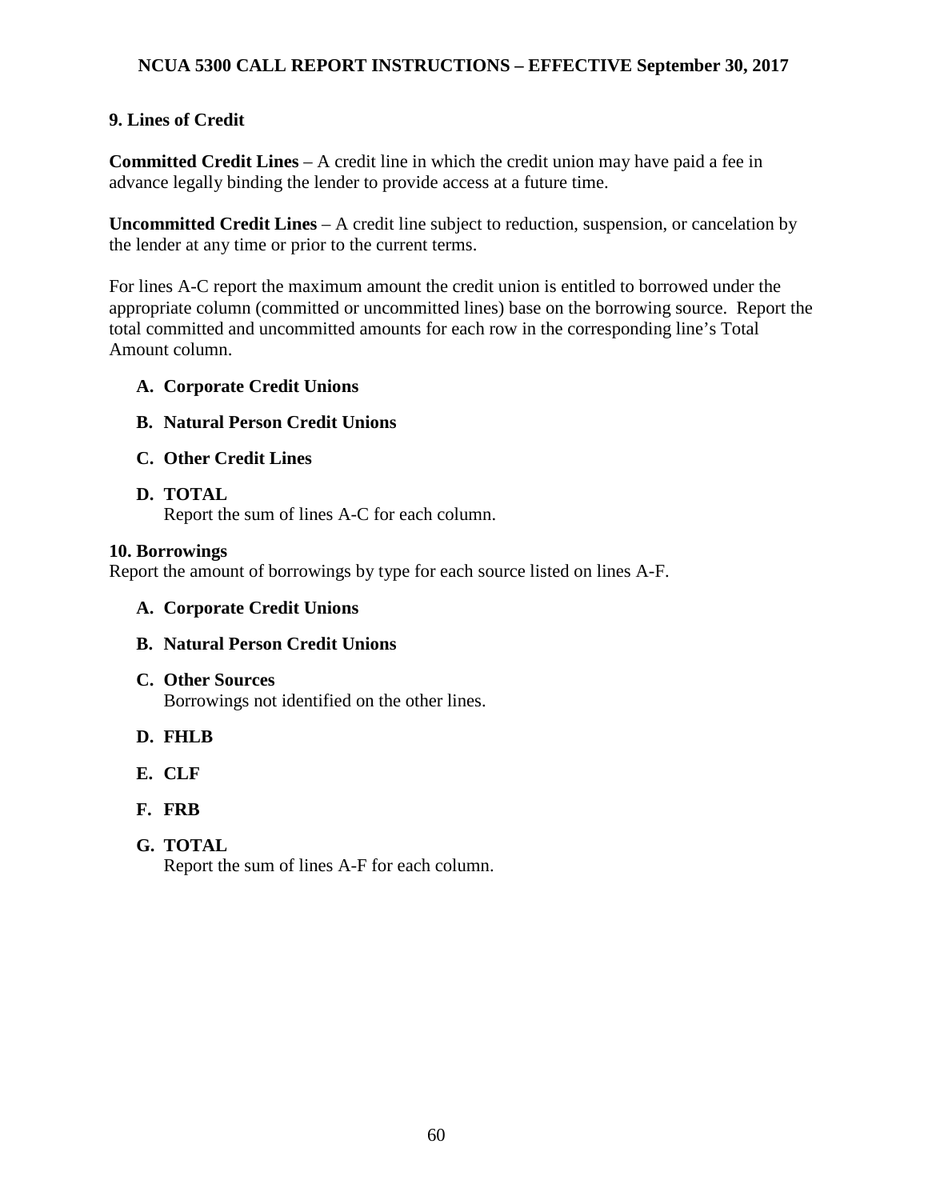## 9. Lines of Credit

**Committed Credit Lines** – A credit line in which the credit union may have paid a fee in advance legally binding the lender to provide access at a future time.

**Uncommitted Credit Lines** – A credit line subject to reduction, suspension, or cancelation by the lender at any time or prior to the current terms.

For lines A-C report the maximum amount the credit union is entitled to borrowed under the appropriate column (committed or uncommitted lines) base on the borrowing source. Report the total committed and uncommitted amounts for each row in the corresponding line's Total Amount column.

**A. Corporate Credit Unions**

**B. Natural Person Credit Unions**

**C. Other Credit Lines**

**D. TOTAL**
Report the sum of lines A-C for each column.

## 10. Borrowings

Report the amount of borrowings by type for each source listed on lines A-F.

**A. Corporate Credit Unions**

**B. Natural Person Credit Unions**

**C. Other Sources**
Borrowings not identified on the other lines.

**D. FHLB**

**E. CLF**

**F. FRB**

**G. TOTAL**
Report the sum of lines A-F for each column.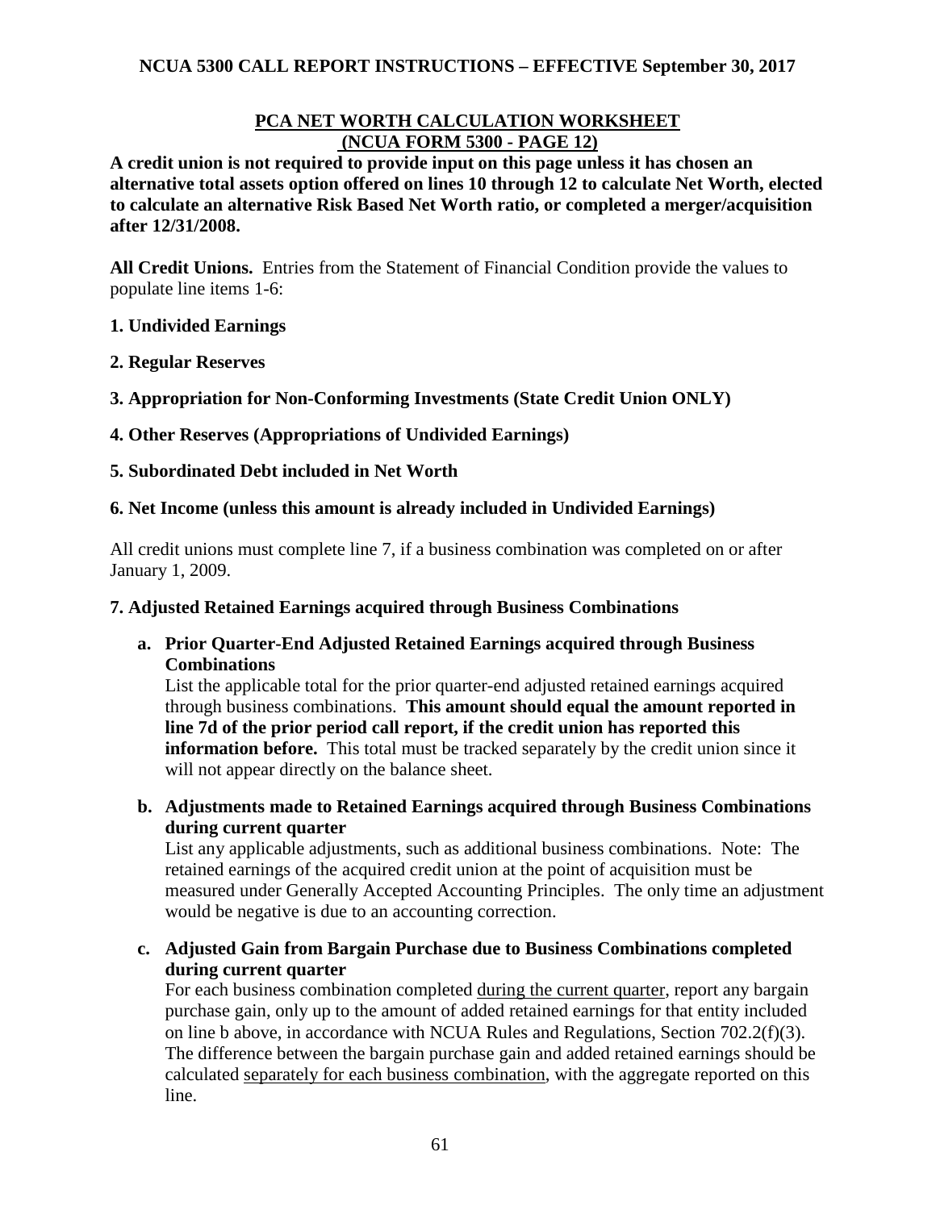## PCA NET WORTH CALCULATION WORKSHEET (NCUA FORM 5300 - PAGE 12)

**A credit union is not required to provide input on this page unless it has chosen an alternative total assets option offered on lines 10 through 12 to calculate Net Worth, elected to calculate an alternative Risk Based Net Worth ratio, or completed a merger/acquisition after 12/31/2008.**

**All Credit Unions.** Entries from the Statement of Financial Condition provide the values to populate line items 1-6:

**1. Undivided Earnings**

**2. Regular Reserves**

**3. Appropriation for Non-Conforming Investments (State Credit Union ONLY)**

**4. Other Reserves (Appropriations of Undivided Earnings)**

**5. Subordinated Debt included in Net Worth**

**6. Net Income (unless this amount is already included in Undivided Earnings)**

All credit unions must complete line 7, if a business combination was completed on or after January 1, 2009.

**7. Adjusted Retained Earnings acquired through Business Combinations**

**a. Prior Quarter-End Adjusted Retained Earnings acquired through Business Combinations**

List the applicable total for the prior quarter-end adjusted retained earnings acquired through business combinations. **This amount should equal the amount reported in line 7d of the prior period call report, if the credit union has reported this information before.** This total must be tracked separately by the credit union since it will not appear directly on the balance sheet.

**b. Adjustments made to Retained Earnings acquired through Business Combinations during current quarter**

List any applicable adjustments, such as additional business combinations. Note: The retained earnings of the acquired credit union at the point of acquisition must be measured under Generally Accepted Accounting Principles. The only time an adjustment would be negative is due to an accounting correction.

**c. Adjusted Gain from Bargain Purchase due to Business Combinations completed during current quarter**

For each business combination completed during the current quarter, report any bargain purchase gain, only up to the amount of added retained earnings for that entity included on line b above, in accordance with NCUA Rules and Regulations, Section 702.2(f)(3). The difference between the bargain purchase gain and added retained earnings should be calculated separately for each business combination, with the aggregate reported on this line.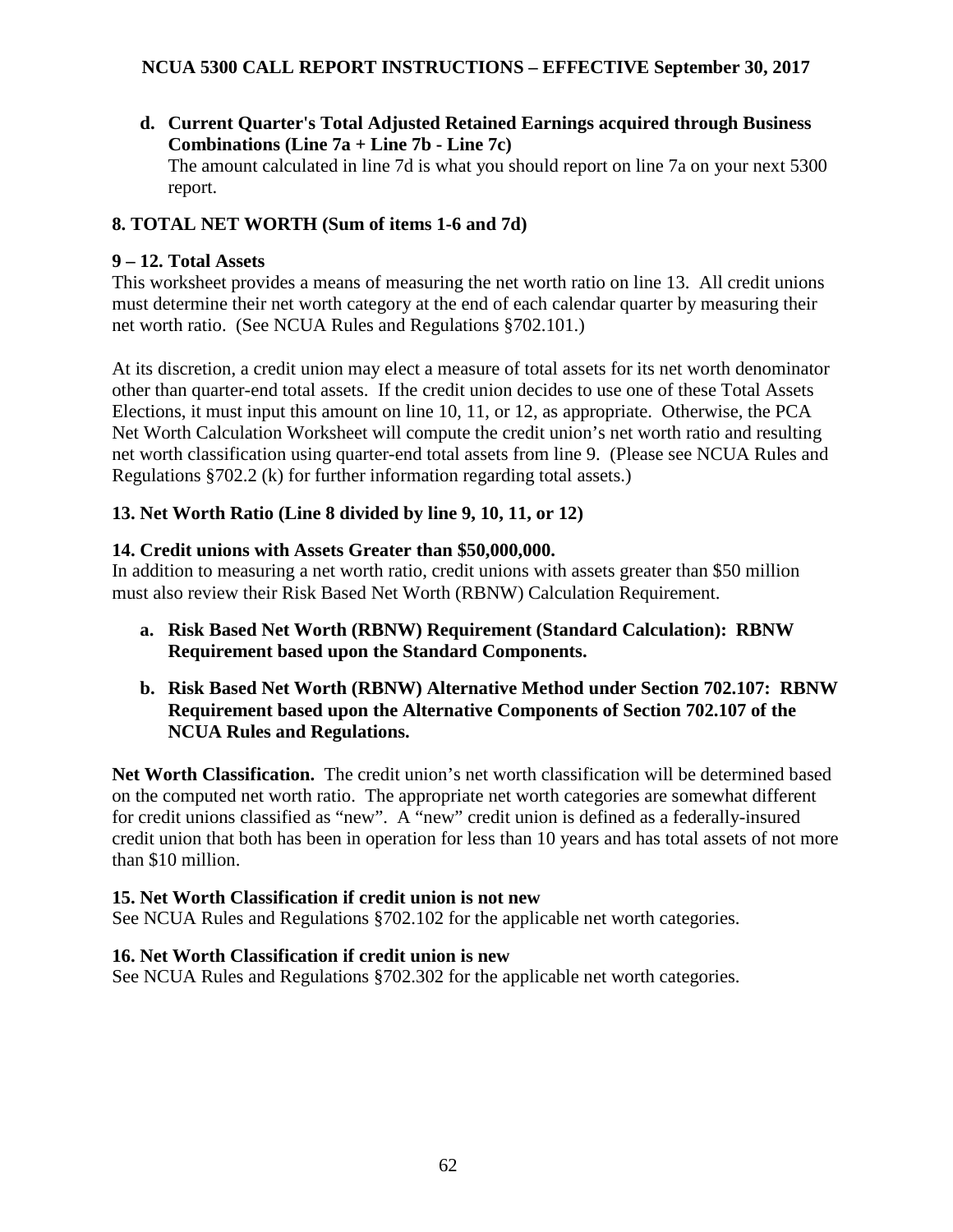**d. Current Quarter's Total Adjusted Retained Earnings acquired through Business Combinations (Line 7a + Line 7b - Line 7c)**

The amount calculated in line 7d is what you should report on line 7a on your next 5300 report.

### 8. TOTAL NET WORTH (Sum of items 1-6 and 7d)

### 9 – 12. Total Assets

This worksheet provides a means of measuring the net worth ratio on line 13. All credit unions must determine their net worth category at the end of each calendar quarter by measuring their net worth ratio. (See NCUA Rules and Regulations §702.101.)

At its discretion, a credit union may elect a measure of total assets for its net worth denominator other than quarter-end total assets. If the credit union decides to use one of these Total Assets Elections, it must input this amount on line 10, 11, or 12, as appropriate. Otherwise, the PCA Net Worth Calculation Worksheet will compute the credit union's net worth ratio and resulting net worth classification using quarter-end total assets from line 9. (Please see NCUA Rules and Regulations §702.2 (k) for further information regarding total assets.)

### 13. Net Worth Ratio (Line 8 divided by line 9, 10, 11, or 12)

### 14. Credit unions with Assets Greater than $50,000,000.

In addition to measuring a net worth ratio, credit unions with assets greater than $50 million must also review their Risk Based Net Worth (RBNW) Calculation Requirement.

**a. Risk Based Net Worth (RBNW) Requirement (Standard Calculation): RBNW Requirement based upon the Standard Components.**

**b. Risk Based Net Worth (RBNW) Alternative Method under Section 702.107: RBNW Requirement based upon the Alternative Components of Section 702.107 of the NCUA Rules and Regulations.**

**Net Worth Classification.** The credit union's net worth classification will be determined based on the computed net worth ratio. The appropriate net worth categories are somewhat different for credit unions classified as "new". A "new" credit union is defined as a federally-insured credit union that both has been in operation for less than 10 years and has total assets of not more than $10 million.

### 15. Net Worth Classification if credit union is not new

See NCUA Rules and Regulations §702.102 for the applicable net worth categories.

### 16. Net Worth Classification if credit union is new

See NCUA Rules and Regulations §702.302 for the applicable net worth categories.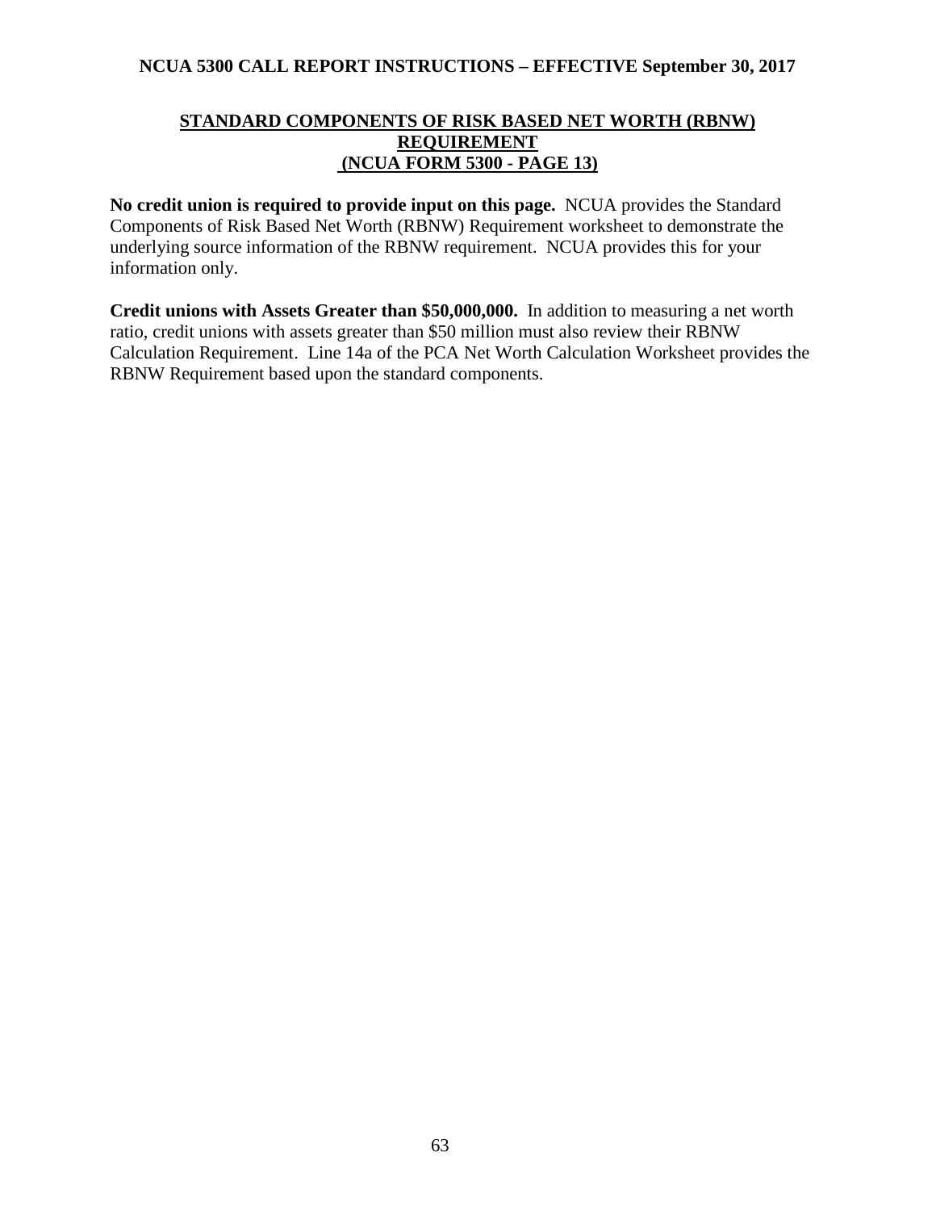## STANDARD COMPONENTS OF RISK BASED NET WORTH (RBNW) REQUIREMENT (NCUA FORM 5300 - PAGE 13)

**No credit union is required to provide input on this page.** NCUA provides the Standard Components of Risk Based Net Worth (RBNW) Requirement worksheet to demonstrate the underlying source information of the RBNW requirement. NCUA provides this for your information only.

**Credit unions with Assets Greater than $50,000,000.** In addition to measuring a net worth ratio, credit unions with assets greater than $50 million must also review their RBNW Calculation Requirement. Line 14a of the PCA Net Worth Calculation Worksheet provides the RBNW Requirement based upon the standard components.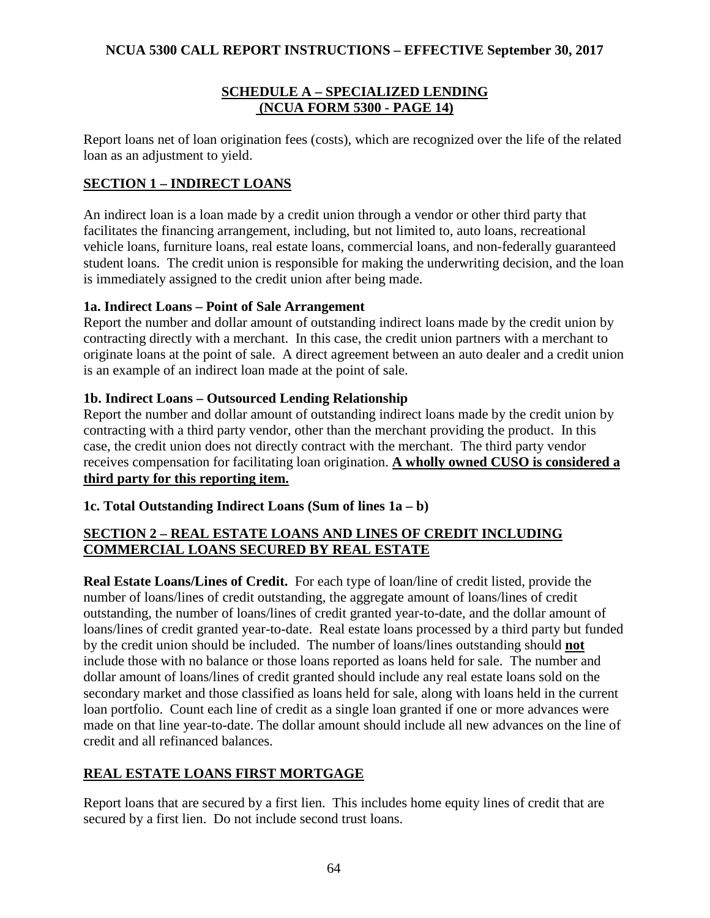## SCHEDULE A – SPECIALIZED LENDING
## (NCUA FORM 5300 - PAGE 14)

Report loans net of loan origination fees (costs), which are recognized over the life of the related loan as an adjustment to yield.

### SECTION 1 – INDIRECT LOANS

An indirect loan is a loan made by a credit union through a vendor or other third party that facilitates the financing arrangement, including, but not limited to, auto loans, recreational vehicle loans, furniture loans, real estate loans, commercial loans, and non-federally guaranteed student loans. The credit union is responsible for making the underwriting decision, and the loan is immediately assigned to the credit union after being made.

**1a. Indirect Loans – Point of Sale Arrangement**
Report the number and dollar amount of outstanding indirect loans made by the credit union by contracting directly with a merchant. In this case, the credit union partners with a merchant to originate loans at the point of sale. A direct agreement between an auto dealer and a credit union is an example of an indirect loan made at the point of sale.

**1b. Indirect Loans – Outsourced Lending Relationship**
Report the number and dollar amount of outstanding indirect loans made by the credit union by contracting with a third party vendor, other than the merchant providing the product. In this case, the credit union does not directly contract with the merchant. The third party vendor receives compensation for facilitating loan origination. **A wholly owned CUSO is considered a third party for this reporting item.**

**1c. Total Outstanding Indirect Loans (Sum of lines 1a – b)**

### SECTION 2 – REAL ESTATE LOANS AND LINES OF CREDIT INCLUDING COMMERCIAL LOANS SECURED BY REAL ESTATE

**Real Estate Loans/Lines of Credit.** For each type of loan/line of credit listed, provide the number of loans/lines of credit outstanding, the aggregate amount of loans/lines of credit outstanding, the number of loans/lines of credit granted year-to-date, and the dollar amount of loans/lines of credit granted year-to-date. Real estate loans processed by a third party but funded by the credit union should be included. The number of loans/lines outstanding should **not** include those with no balance or those loans reported as loans held for sale. The number and dollar amount of loans/lines of credit granted should include any real estate loans sold on the secondary market and those classified as loans held for sale, along with loans held in the current loan portfolio. Count each line of credit as a single loan granted if one or more advances were made on that line year-to-date. The dollar amount should include all new advances on the line of credit and all refinanced balances.

### REAL ESTATE LOANS FIRST MORTGAGE

Report loans that are secured by a first lien. This includes home equity lines of credit that are secured by a first lien. Do not include second trust loans.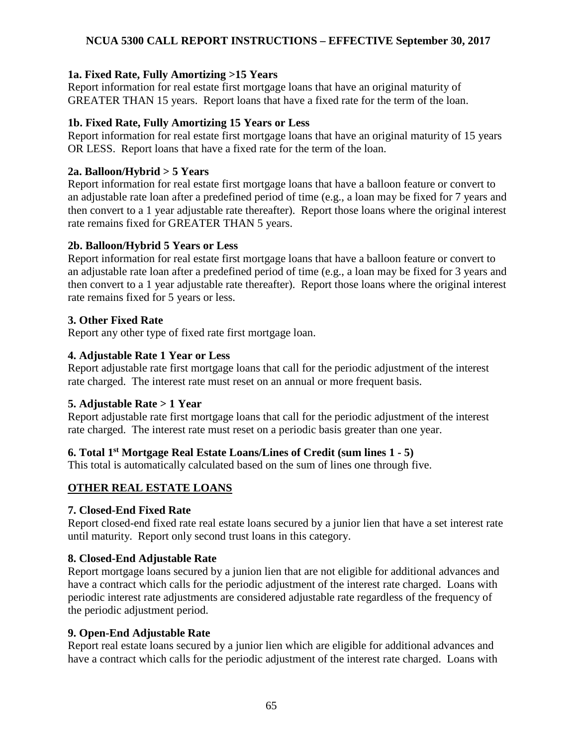**1a. Fixed Rate, Fully Amortizing >15 Years**

Report information for real estate first mortgage loans that have an original maturity of GREATER THAN 15 years. Report loans that have a fixed rate for the term of the loan.

**1b. Fixed Rate, Fully Amortizing 15 Years or Less**

Report information for real estate first mortgage loans that have an original maturity of 15 years OR LESS. Report loans that have a fixed rate for the term of the loan.

**2a. Balloon/Hybrid > 5 Years**

Report information for real estate first mortgage loans that have a balloon feature or convert to an adjustable rate loan after a predefined period of time (e.g., a loan may be fixed for 7 years and then convert to a 1 year adjustable rate thereafter). Report those loans where the original interest rate remains fixed for GREATER THAN 5 years.

**2b. Balloon/Hybrid 5 Years or Less**

Report information for real estate first mortgage loans that have a balloon feature or convert to an adjustable rate loan after a predefined period of time (e.g., a loan may be fixed for 3 years and then convert to a 1 year adjustable rate thereafter). Report those loans where the original interest rate remains fixed for 5 years or less.

**3. Other Fixed Rate**

Report any other type of fixed rate first mortgage loan.

**4. Adjustable Rate 1 Year or Less**

Report adjustable rate first mortgage loans that call for the periodic adjustment of the interest rate charged. The interest rate must reset on an annual or more frequent basis.

**5. Adjustable Rate > 1 Year**

Report adjustable rate first mortgage loans that call for the periodic adjustment of the interest rate charged. The interest rate must reset on a periodic basis greater than one year.

**6. Total 1st Mortgage Real Estate Loans/Lines of Credit (sum lines 1 - 5)**

This total is automatically calculated based on the sum of lines one through five.

**OTHER REAL ESTATE LOANS**

**7. Closed-End Fixed Rate**

Report closed-end fixed rate real estate loans secured by a junior lien that have a set interest rate until maturity. Report only second trust loans in this category.

**8. Closed-End Adjustable Rate**

Report mortgage loans secured by a junion lien that are not eligible for additional advances and have a contract which calls for the periodic adjustment of the interest rate charged. Loans with periodic interest rate adjustments are considered adjustable rate regardless of the frequency of the periodic adjustment period.

**9. Open-End Adjustable Rate**

Report real estate loans secured by a junior lien which are eligible for additional advances and have a contract which calls for the periodic adjustment of the interest rate charged. Loans with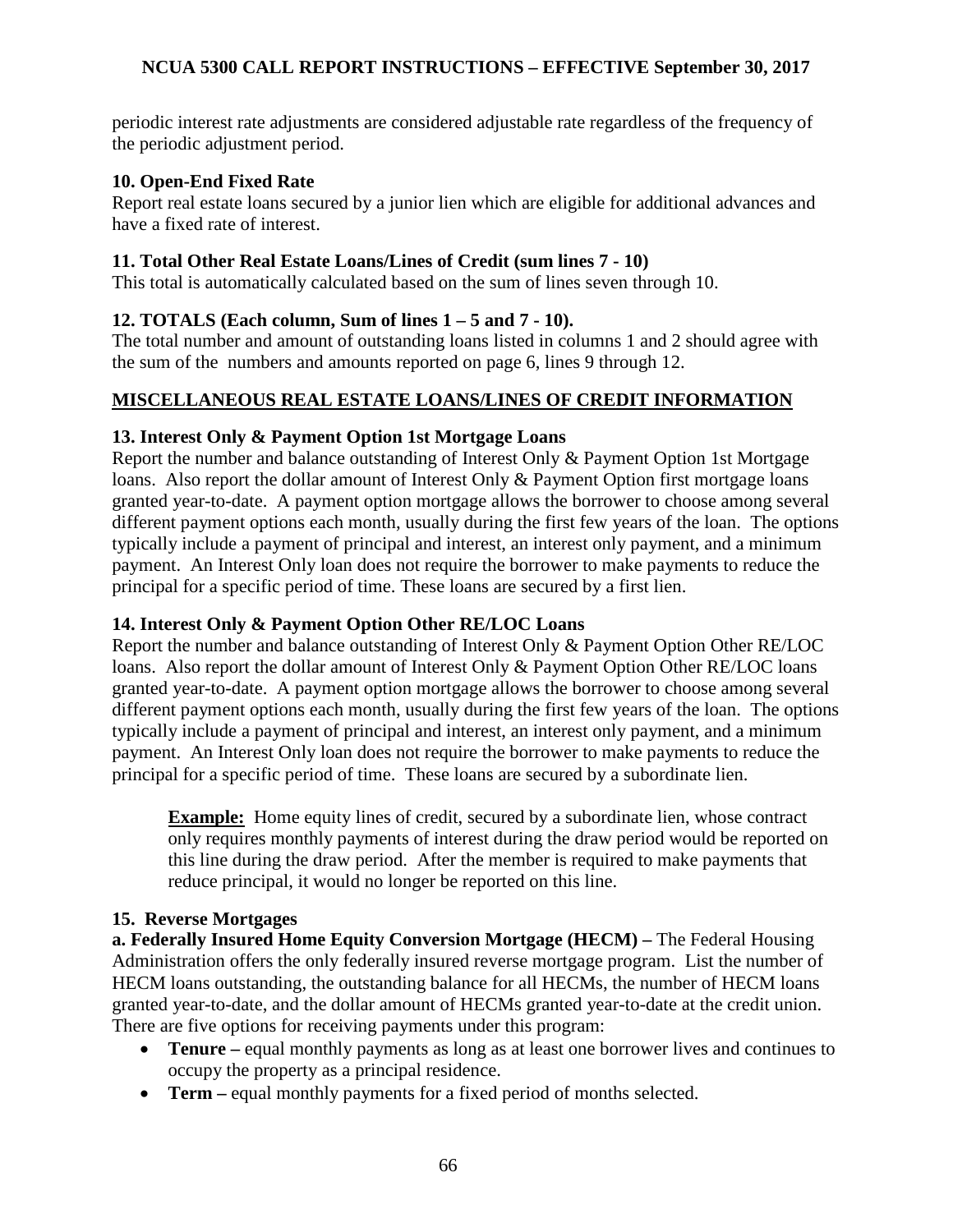periodic interest rate adjustments are considered adjustable rate regardless of the frequency of the periodic adjustment period.

**10. Open-End Fixed Rate**

Report real estate loans secured by a junior lien which are eligible for additional advances and have a fixed rate of interest.

**11. Total Other Real Estate Loans/Lines of Credit (sum lines 7 - 10)**

This total is automatically calculated based on the sum of lines seven through 10.

**12. TOTALS (Each column, Sum of lines 1 – 5 and 7 - 10).**

The total number and amount of outstanding loans listed in columns 1 and 2 should agree with the sum of the numbers and amounts reported on page 6, lines 9 through 12.

## MISCELLANEOUS REAL ESTATE LOANS/LINES OF CREDIT INFORMATION

**13. Interest Only & Payment Option 1st Mortgage Loans**

Report the number and balance outstanding of Interest Only & Payment Option 1st Mortgage loans. Also report the dollar amount of Interest Only & Payment Option first mortgage loans granted year-to-date. A payment option mortgage allows the borrower to choose among several different payment options each month, usually during the first few years of the loan. The options typically include a payment of principal and interest, an interest only payment, and a minimum payment. An Interest Only loan does not require the borrower to make payments to reduce the principal for a specific period of time. These loans are secured by a first lien.

**14. Interest Only & Payment Option Other RE/LOC Loans**

Report the number and balance outstanding of Interest Only & Payment Option Other RE/LOC loans. Also report the dollar amount of Interest Only & Payment Option Other RE/LOC loans granted year-to-date. A payment option mortgage allows the borrower to choose among several different payment options each month, usually during the first few years of the loan. The options typically include a payment of principal and interest, an interest only payment, and a minimum payment. An Interest Only loan does not require the borrower to make payments to reduce the principal for a specific period of time. These loans are secured by a subordinate lien.

> **Example:** Home equity lines of credit, secured by a subordinate lien, whose contract only requires monthly payments of interest during the draw period would be reported on this line during the draw period. After the member is required to make payments that reduce principal, it would no longer be reported on this line.

**15. Reverse Mortgages**

**a. Federally Insured Home Equity Conversion Mortgage (HECM) –** The Federal Housing Administration offers the only federally insured reverse mortgage program. List the number of HECM loans outstanding, the outstanding balance for all HECMs, the number of HECM loans granted year-to-date, and the dollar amount of HECMs granted year-to-date at the credit union. There are five options for receiving payments under this program:

- **Tenure –** equal monthly payments as long as at least one borrower lives and continues to occupy the property as a principal residence.
- **Term –** equal monthly payments for a fixed period of months selected.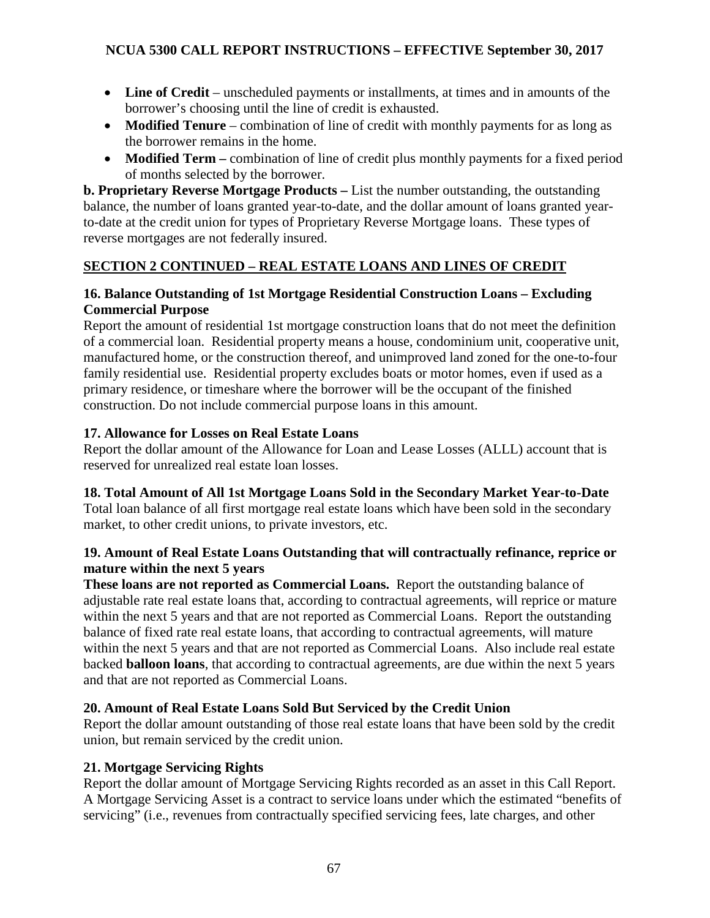- **Line of Credit** – unscheduled payments or installments, at times and in amounts of the borrower's choosing until the line of credit is exhausted.
- **Modified Tenure** – combination of line of credit with monthly payments for as long as the borrower remains in the home.
- **Modified Term –** combination of line of credit plus monthly payments for a fixed period of months selected by the borrower.

**b. Proprietary Reverse Mortgage Products –** List the number outstanding, the outstanding balance, the number of loans granted year-to-date, and the dollar amount of loans granted year-to-date at the credit union for types of Proprietary Reverse Mortgage loans. These types of reverse mortgages are not federally insured.

## SECTION 2 CONTINUED – REAL ESTATE LOANS AND LINES OF CREDIT

### 16. Balance Outstanding of 1st Mortgage Residential Construction Loans – Excluding Commercial Purpose

Report the amount of residential 1st mortgage construction loans that do not meet the definition of a commercial loan. Residential property means a house, condominium unit, cooperative unit, manufactured home, or the construction thereof, and unimproved land zoned for the one-to-four family residential use. Residential property excludes boats or motor homes, even if used as a primary residence, or timeshare where the borrower will be the occupant of the finished construction. Do not include commercial purpose loans in this amount.

### 17. Allowance for Losses on Real Estate Loans

Report the dollar amount of the Allowance for Loan and Lease Losses (ALLL) account that is reserved for unrealized real estate loan losses.

### 18. Total Amount of All 1st Mortgage Loans Sold in the Secondary Market Year-to-Date

Total loan balance of all first mortgage real estate loans which have been sold in the secondary market, to other credit unions, to private investors, etc.

### 19. Amount of Real Estate Loans Outstanding that will contractually refinance, reprice or mature within the next 5 years

**These loans are not reported as Commercial Loans.** Report the outstanding balance of adjustable rate real estate loans that, according to contractual agreements, will reprice or mature within the next 5 years and that are not reported as Commercial Loans. Report the outstanding balance of fixed rate real estate loans, that according to contractual agreements, will mature within the next 5 years and that are not reported as Commercial Loans. Also include real estate backed **balloon loans**, that according to contractual agreements, are due within the next 5 years and that are not reported as Commercial Loans.

### 20. Amount of Real Estate Loans Sold But Serviced by the Credit Union

Report the dollar amount outstanding of those real estate loans that have been sold by the credit union, but remain serviced by the credit union.

### 21. Mortgage Servicing Rights

Report the dollar amount of Mortgage Servicing Rights recorded as an asset in this Call Report. A Mortgage Servicing Asset is a contract to service loans under which the estimated "benefits of servicing" (i.e., revenues from contractually specified servicing fees, late charges, and other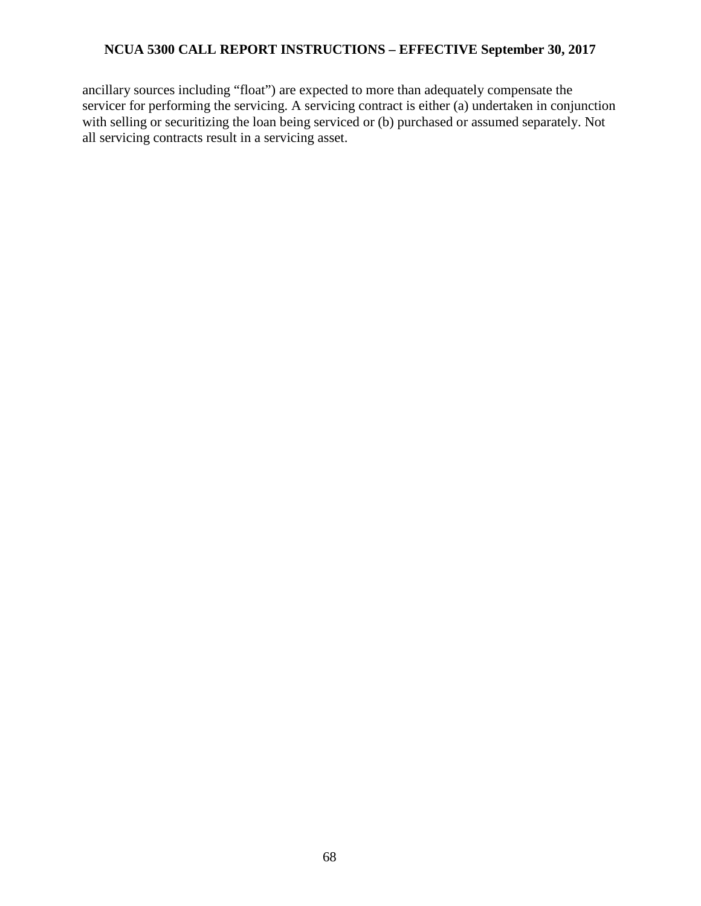ancillary sources including "float") are expected to more than adequately compensate the servicer for performing the servicing. A servicing contract is either (a) undertaken in conjunction with selling or securitizing the loan being serviced or (b) purchased or assumed separately. Not all servicing contracts result in a servicing asset.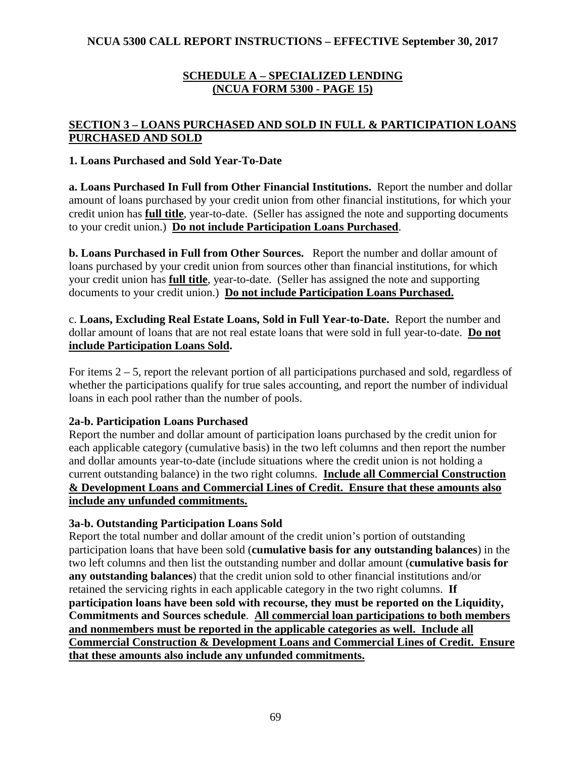## SCHEDULE A – SPECIALIZED LENDING
## (NCUA FORM 5300 - PAGE 15)

### SECTION 3 – LOANS PURCHASED AND SOLD IN FULL & PARTICIPATION LOANS PURCHASED AND SOLD

**1. Loans Purchased and Sold Year-To-Date**

**a. Loans Purchased In Full from Other Financial Institutions.** Report the number and dollar amount of loans purchased by your credit union from other financial institutions, for which your credit union has **full title**, year-to-date. (Seller has assigned the note and supporting documents to your credit union.) **Do not include Participation Loans Purchased**.

**b. Loans Purchased in Full from Other Sources.** Report the number and dollar amount of loans purchased by your credit union from sources other than financial institutions, for which your credit union has **full title**, year-to-date. (Seller has assigned the note and supporting documents to your credit union.) **Do not include Participation Loans Purchased.**

c. **Loans, Excluding Real Estate Loans, Sold in Full Year-to-Date.** Report the number and dollar amount of loans that are not real estate loans that were sold in full year-to-date. **Do not include Participation Loans Sold.**

For items 2 – 5, report the relevant portion of all participations purchased and sold, regardless of whether the participations qualify for true sales accounting, and report the number of individual loans in each pool rather than the number of pools.

**2a-b. Participation Loans Purchased**

Report the number and dollar amount of participation loans purchased by the credit union for each applicable category (cumulative basis) in the two left columns and then report the number and dollar amounts year-to-date (include situations where the credit union is not holding a current outstanding balance) in the two right columns. **Include all Commercial Construction & Development Loans and Commercial Lines of Credit. Ensure that these amounts also include any unfunded commitments.**

**3a-b. Outstanding Participation Loans Sold**

Report the total number and dollar amount of the credit union's portion of outstanding participation loans that have been sold (**cumulative basis for any outstanding balances**) in the two left columns and then list the outstanding number and dollar amount (**cumulative basis for any outstanding balances**) that the credit union sold to other financial institutions and/or retained the servicing rights in each applicable category in the two right columns. **If participation loans have been sold with recourse, they must be reported on the Liquidity, Commitments and Sources schedule**. **All commercial loan participations to both members and nonmembers must be reported in the applicable categories as well. Include all Commercial Construction & Development Loans and Commercial Lines of Credit. Ensure that these amounts also include any unfunded commitments.**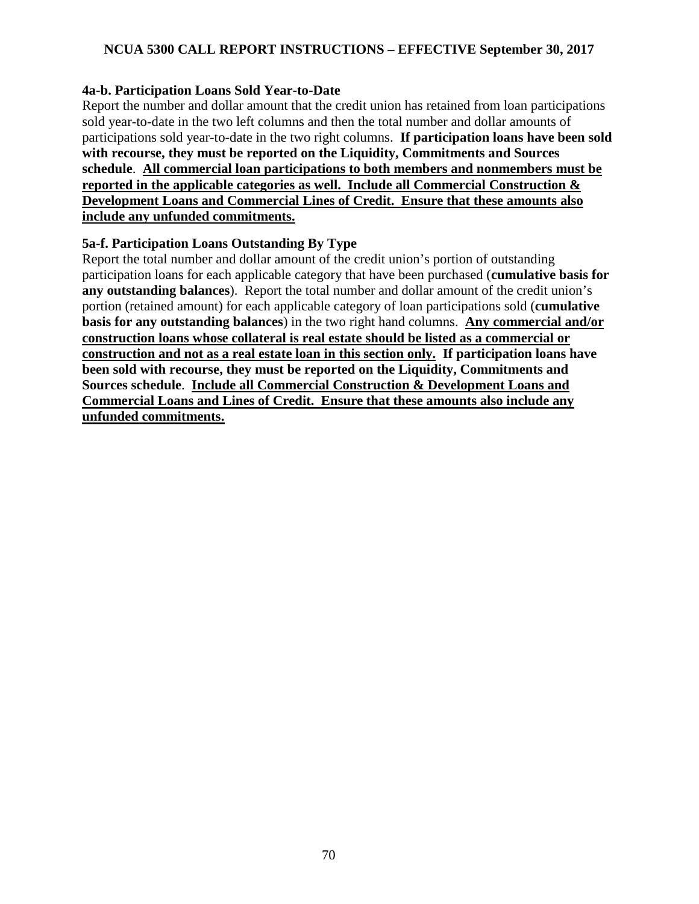#### 4a-b. Participation Loans Sold Year-to-Date

Report the number and dollar amount that the credit union has retained from loan participations sold year-to-date in the two left columns and then the total number and dollar amounts of participations sold year-to-date in the two right columns. **If participation loans have been sold with recourse, they must be reported on the Liquidity, Commitments and Sources schedule**. **<u>All commercial loan participations to both members and nonmembers must be reported in the applicable categories as well. Include all Commercial Construction & Development Loans and Commercial Lines of Credit. Ensure that these amounts also include any unfunded commitments.</u>**

#### 5a-f. Participation Loans Outstanding By Type

Report the total number and dollar amount of the credit union's portion of outstanding participation loans for each applicable category that have been purchased (**cumulative basis for any outstanding balances**). Report the total number and dollar amount of the credit union's portion (retained amount) for each applicable category of loan participations sold (**cumulative basis for any outstanding balances**) in the two right hand columns. **<u>Any commercial and/or construction loans whose collateral is real estate should be listed as a commercial or construction and not as a real estate loan in this section only.</u>** **If participation loans have been sold with recourse, they must be reported on the Liquidity, Commitments and Sources schedule**. **<u>Include all Commercial Construction & Development Loans and Commercial Loans and Lines of Credit. Ensure that these amounts also include any unfunded commitments.</u>**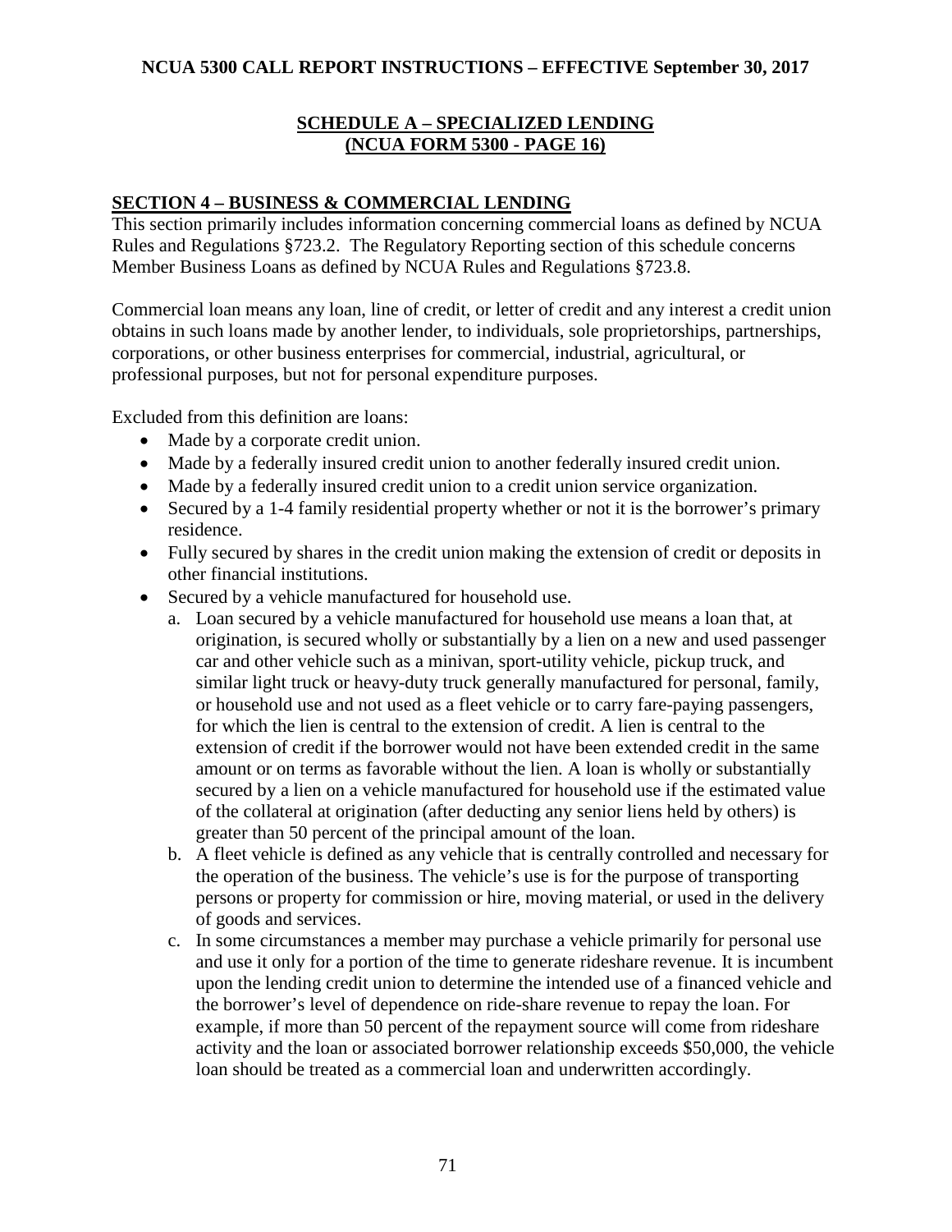## SCHEDULE A – SPECIALIZED LENDING
## (NCUA FORM 5300 - PAGE 16)

### SECTION 4 – BUSINESS & COMMERCIAL LENDING

This section primarily includes information concerning commercial loans as defined by NCUA Rules and Regulations §723.2. The Regulatory Reporting section of this schedule concerns Member Business Loans as defined by NCUA Rules and Regulations §723.8.

Commercial loan means any loan, line of credit, or letter of credit and any interest a credit union obtains in such loans made by another lender, to individuals, sole proprietorships, partnerships, corporations, or other business enterprises for commercial, industrial, agricultural, or professional purposes, but not for personal expenditure purposes.

Excluded from this definition are loans:

- Made by a corporate credit union.
- Made by a federally insured credit union to another federally insured credit union.
- Made by a federally insured credit union to a credit union service organization.
- Secured by a 1-4 family residential property whether or not it is the borrower's primary residence.
- Fully secured by shares in the credit union making the extension of credit or deposits in other financial institutions.
- Secured by a vehicle manufactured for household use.
  a. Loan secured by a vehicle manufactured for household use means a loan that, at origination, is secured wholly or substantially by a lien on a new and used passenger car and other vehicle such as a minivan, sport-utility vehicle, pickup truck, and similar light truck or heavy-duty truck generally manufactured for personal, family, or household use and not used as a fleet vehicle or to carry fare-paying passengers, for which the lien is central to the extension of credit. A lien is central to the extension of credit if the borrower would not have been extended credit in the same amount or on terms as favorable without the lien. A loan is wholly or substantially secured by a lien on a vehicle manufactured for household use if the estimated value of the collateral at origination (after deducting any senior liens held by others) is greater than 50 percent of the principal amount of the loan.
  b. A fleet vehicle is defined as any vehicle that is centrally controlled and necessary for the operation of the business. The vehicle's use is for the purpose of transporting persons or property for commission or hire, moving material, or used in the delivery of goods and services.
  c. In some circumstances a member may purchase a vehicle primarily for personal use and use it only for a portion of the time to generate rideshare revenue. It is incumbent upon the lending credit union to determine the intended use of a financed vehicle and the borrower's level of dependence on ride-share revenue to repay the loan. For example, if more than 50 percent of the repayment source will come from rideshare activity and the loan or associated borrower relationship exceeds $50,000, the vehicle loan should be treated as a commercial loan and underwritten accordingly.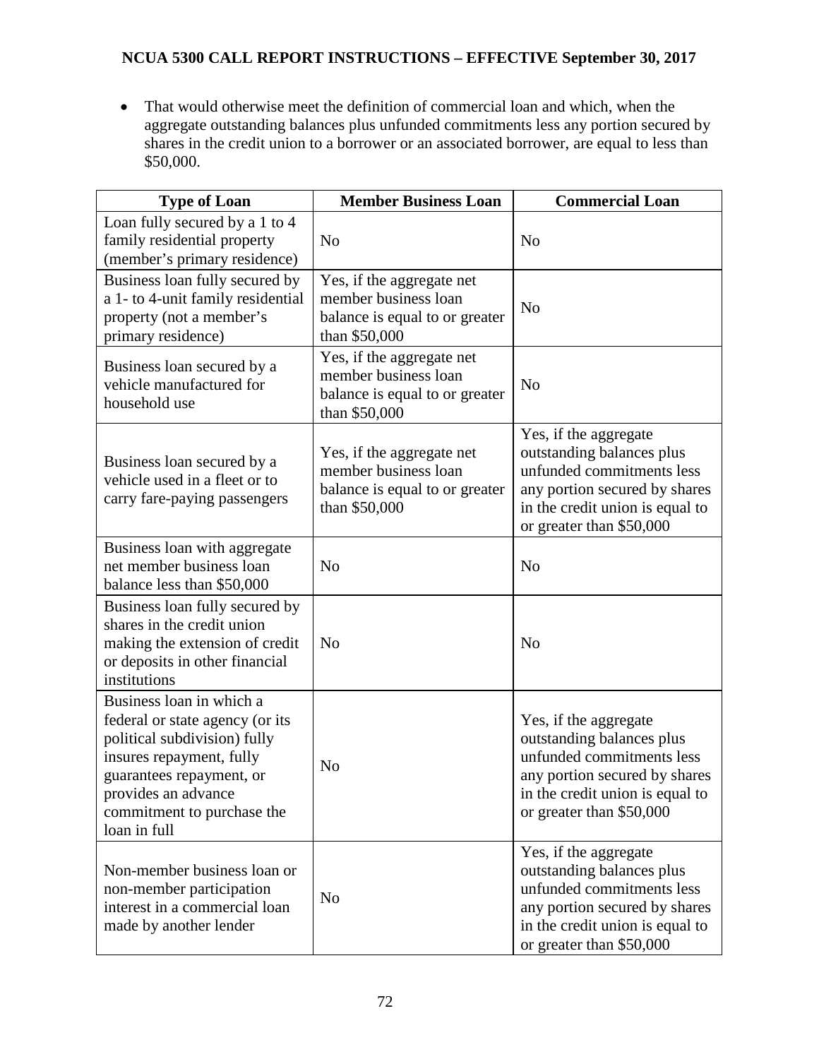- That would otherwise meet the definition of commercial loan and which, when the aggregate outstanding balances plus unfunded commitments less any portion secured by shares in the credit union to a borrower or an associated borrower, are equal to less than $50,000.

| Type of Loan | Member Business Loan | Commercial Loan |
|---|---|---|
| Loan fully secured by a 1 to 4 family residential property (member's primary residence) | No | No |
| Business loan fully secured by a 1- to 4-unit family residential property (not a member's primary residence) | Yes, if the aggregate net member business loan balance is equal to or greater than $50,000 | No |
| Business loan secured by a vehicle manufactured for household use | Yes, if the aggregate net member business loan balance is equal to or greater than $50,000 | No |
| Business loan secured by a vehicle used in a fleet or to carry fare-paying passengers | Yes, if the aggregate net member business loan balance is equal to or greater than $50,000 | Yes, if the aggregate outstanding balances plus unfunded commitments less any portion secured by shares in the credit union is equal to or greater than $50,000 |
| Business loan with aggregate net member business loan balance less than $50,000 | No | No |
| Business loan fully secured by shares in the credit union making the extension of credit or deposits in other financial institutions | No | No |
| Business loan in which a federal or state agency (or its political subdivision) fully insures repayment, fully guarantees repayment, or provides an advance commitment to purchase the loan in full | No | Yes, if the aggregate outstanding balances plus unfunded commitments less any portion secured by shares in the credit union is equal to or greater than $50,000 |
| Non-member business loan or non-member participation interest in a commercial loan made by another lender | No | Yes, if the aggregate outstanding balances plus unfunded commitments less any portion secured by shares in the credit union is equal to or greater than $50,000 |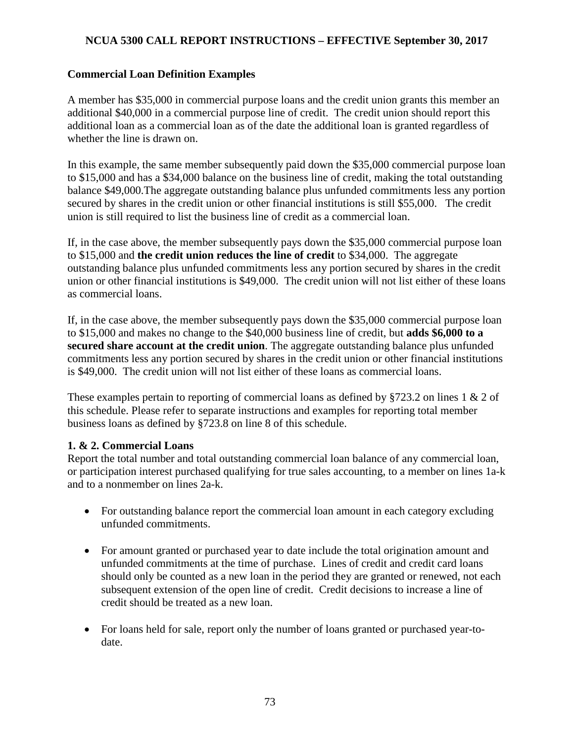### Commercial Loan Definition Examples

A member has $35,000 in commercial purpose loans and the credit union grants this member an additional $40,000 in a commercial purpose line of credit. The credit union should report this additional loan as a commercial loan as of the date the additional loan is granted regardless of whether the line is drawn on.

In this example, the same member subsequently paid down the $35,000 commercial purpose loan to $15,000 and has a $34,000 balance on the business line of credit, making the total outstanding balance $49,000.The aggregate outstanding balance plus unfunded commitments less any portion secured by shares in the credit union or other financial institutions is still $55,000. The credit union is still required to list the business line of credit as a commercial loan.

If, in the case above, the member subsequently pays down the $35,000 commercial purpose loan to $15,000 and **the credit union reduces the line of credit** to $34,000. The aggregate outstanding balance plus unfunded commitments less any portion secured by shares in the credit union or other financial institutions is $49,000. The credit union will not list either of these loans as commercial loans.

If, in the case above, the member subsequently pays down the $35,000 commercial purpose loan to $15,000 and makes no change to the $40,000 business line of credit, but **adds $6,000 to a secured share account at the credit union**. The aggregate outstanding balance plus unfunded commitments less any portion secured by shares in the credit union or other financial institutions is $49,000. The credit union will not list either of these loans as commercial loans.

These examples pertain to reporting of commercial loans as defined by §723.2 on lines 1 & 2 of this schedule. Please refer to separate instructions and examples for reporting total member business loans as defined by §723.8 on line 8 of this schedule.

### 1. & 2. Commercial Loans

Report the total number and total outstanding commercial loan balance of any commercial loan, or participation interest purchased qualifying for true sales accounting, to a member on lines 1a-k and to a nonmember on lines 2a-k.

- For outstanding balance report the commercial loan amount in each category excluding unfunded commitments.
- For amount granted or purchased year to date include the total origination amount and unfunded commitments at the time of purchase. Lines of credit and credit card loans should only be counted as a new loan in the period they are granted or renewed, not each subsequent extension of the open line of credit. Credit decisions to increase a line of credit should be treated as a new loan.
- For loans held for sale, report only the number of loans granted or purchased year-to-date.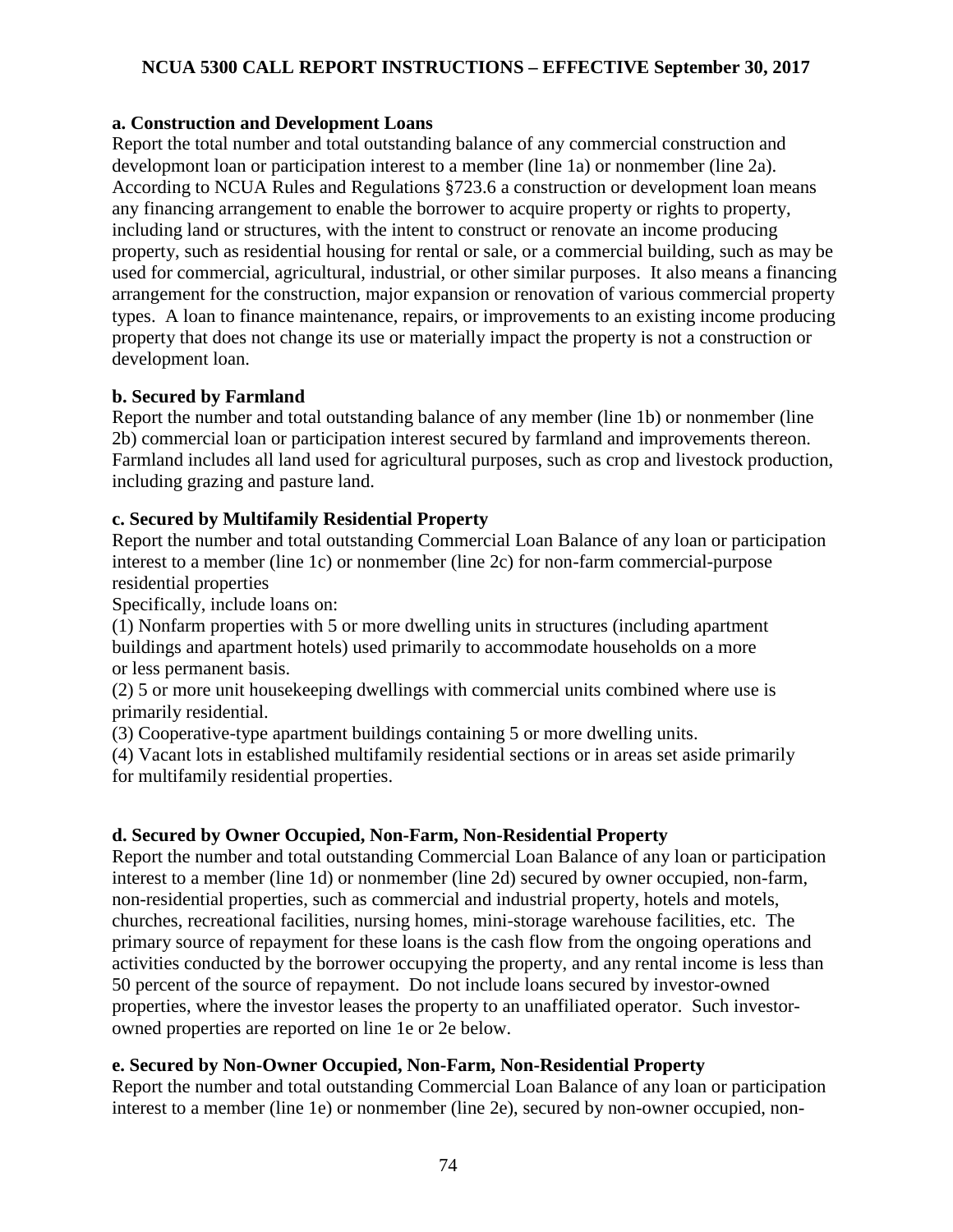**a. Construction and Development Loans**

Report the total number and total outstanding balance of any commercial construction and developmont loan or participation interest to a member (line 1a) or nonmember (line 2a). According to NCUA Rules and Regulations §723.6 a construction or development loan means any financing arrangement to enable the borrower to acquire property or rights to property, including land or structures, with the intent to construct or renovate an income producing property, such as residential housing for rental or sale, or a commercial building, such as may be used for commercial, agricultural, industrial, or other similar purposes. It also means a financing arrangement for the construction, major expansion or renovation of various commercial property types. A loan to finance maintenance, repairs, or improvements to an existing income producing property that does not change its use or materially impact the property is not a construction or development loan.

**b. Secured by Farmland**

Report the number and total outstanding balance of any member (line 1b) or nonmember (line 2b) commercial loan or participation interest secured by farmland and improvements thereon. Farmland includes all land used for agricultural purposes, such as crop and livestock production, including grazing and pasture land.

**c. Secured by Multifamily Residential Property**

Report the number and total outstanding Commercial Loan Balance of any loan or participation interest to a member (line 1c) or nonmember (line 2c) for non-farm commercial-purpose residential properties

Specifically, include loans on:

(1) Nonfarm properties with 5 or more dwelling units in structures (including apartment buildings and apartment hotels) used primarily to accommodate households on a more or less permanent basis.

(2) 5 or more unit housekeeping dwellings with commercial units combined where use is primarily residential.

(3) Cooperative-type apartment buildings containing 5 or more dwelling units.

(4) Vacant lots in established multifamily residential sections or in areas set aside primarily for multifamily residential properties.

**d. Secured by Owner Occupied, Non-Farm, Non-Residential Property**

Report the number and total outstanding Commercial Loan Balance of any loan or participation interest to a member (line 1d) or nonmember (line 2d) secured by owner occupied, non-farm, non-residential properties, such as commercial and industrial property, hotels and motels, churches, recreational facilities, nursing homes, mini-storage warehouse facilities, etc. The primary source of repayment for these loans is the cash flow from the ongoing operations and activities conducted by the borrower occupying the property, and any rental income is less than 50 percent of the source of repayment. Do not include loans secured by investor-owned properties, where the investor leases the property to an unaffiliated operator. Such investor-owned properties are reported on line 1e or 2e below.

**e. Secured by Non-Owner Occupied, Non-Farm, Non-Residential Property**

Report the number and total outstanding Commercial Loan Balance of any loan or participation interest to a member (line 1e) or nonmember (line 2e), secured by non-owner occupied, non-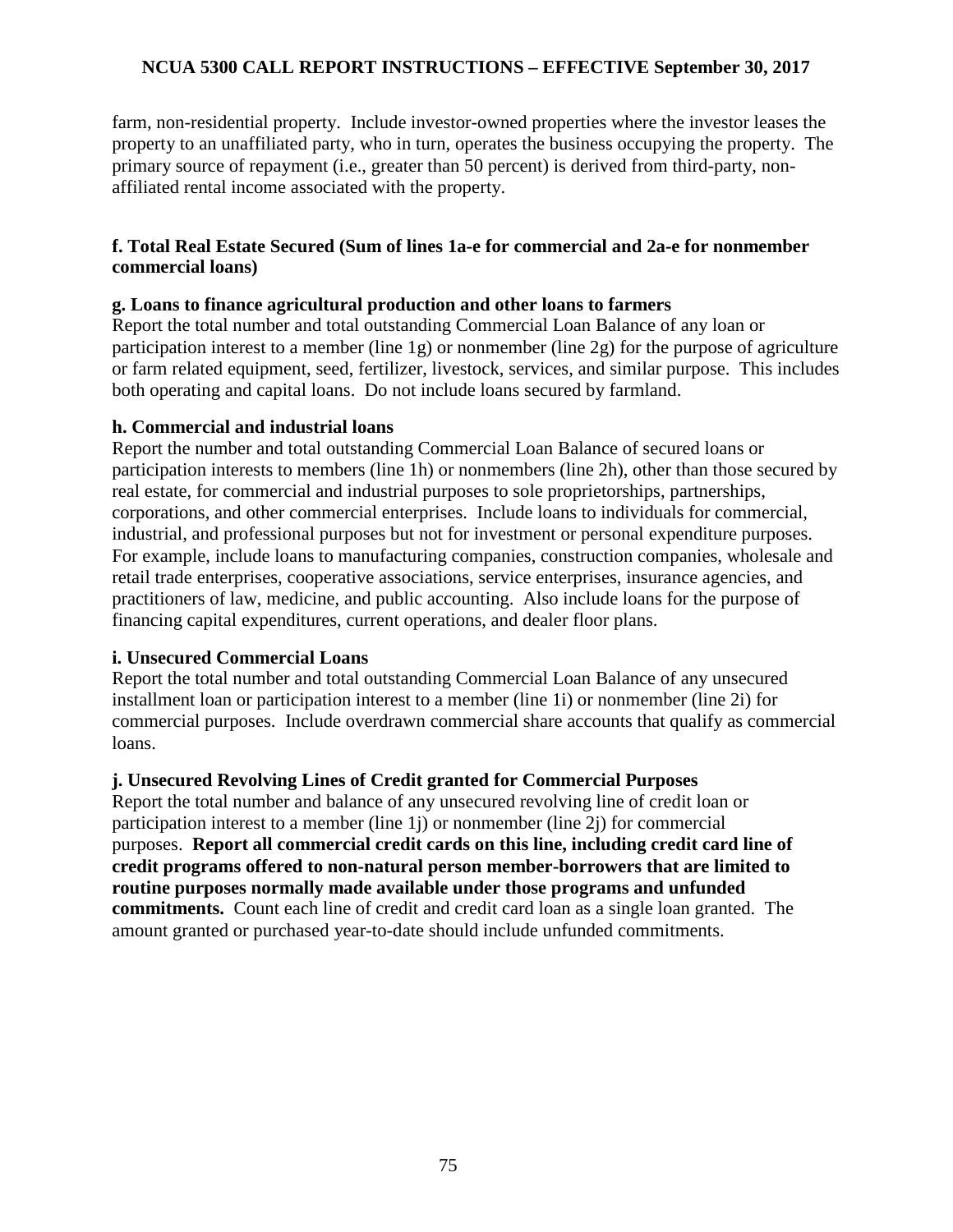farm, non-residential property. Include investor-owned properties where the investor leases the property to an unaffiliated party, who in turn, operates the business occupying the property. The primary source of repayment (i.e., greater than 50 percent) is derived from third-party, non-affiliated rental income associated with the property.

**f. Total Real Estate Secured (Sum of lines 1a-e for commercial and 2a-e for nonmember commercial loans)**

**g. Loans to finance agricultural production and other loans to farmers**

Report the total number and total outstanding Commercial Loan Balance of any loan or participation interest to a member (line 1g) or nonmember (line 2g) for the purpose of agriculture or farm related equipment, seed, fertilizer, livestock, services, and similar purpose. This includes both operating and capital loans. Do not include loans secured by farmland.

**h. Commercial and industrial loans**

Report the number and total outstanding Commercial Loan Balance of secured loans or participation interests to members (line 1h) or nonmembers (line 2h), other than those secured by real estate, for commercial and industrial purposes to sole proprietorships, partnerships, corporations, and other commercial enterprises. Include loans to individuals for commercial, industrial, and professional purposes but not for investment or personal expenditure purposes. For example, include loans to manufacturing companies, construction companies, wholesale and retail trade enterprises, cooperative associations, service enterprises, insurance agencies, and practitioners of law, medicine, and public accounting. Also include loans for the purpose of financing capital expenditures, current operations, and dealer floor plans.

**i. Unsecured Commercial Loans**

Report the total number and total outstanding Commercial Loan Balance of any unsecured installment loan or participation interest to a member (line 1i) or nonmember (line 2i) for commercial purposes. Include overdrawn commercial share accounts that qualify as commercial loans.

**j. Unsecured Revolving Lines of Credit granted for Commercial Purposes**

Report the total number and balance of any unsecured revolving line of credit loan or participation interest to a member (line 1j) or nonmember (line 2j) for commercial purposes. **Report all commercial credit cards on this line, including credit card line of credit programs offered to non-natural person member-borrowers that are limited to routine purposes normally made available under those programs and unfunded commitments.** Count each line of credit and credit card loan as a single loan granted. The amount granted or purchased year-to-date should include unfunded commitments.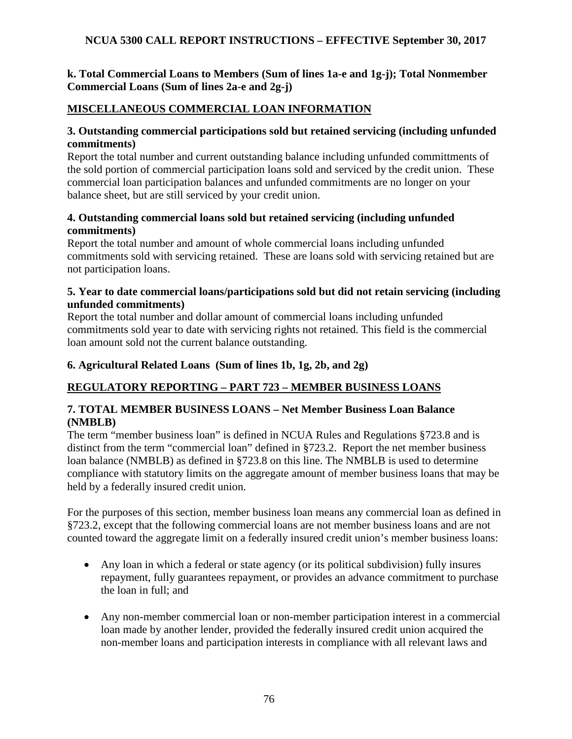**k. Total Commercial Loans to Members (Sum of lines 1a-e and 1g-j); Total Nonmember Commercial Loans (Sum of lines 2a-e and 2g-j)**

## MISCELLANEOUS COMMERCIAL LOAN INFORMATION

**3. Outstanding commercial participations sold but retained servicing (including unfunded commitments)**

Report the total number and current outstanding balance including unfunded committments of the sold portion of commercial participation loans sold and serviced by the credit union. These commercial loan participation balances and unfunded commitments are no longer on your balance sheet, but are still serviced by your credit union.

**4. Outstanding commercial loans sold but retained servicing (including unfunded commitments)**

Report the total number and amount of whole commercial loans including unfunded commitments sold with servicing retained. These are loans sold with servicing retained but are not participation loans.

**5. Year to date commercial loans/participations sold but did not retain servicing (including unfunded commitments)**

Report the total number and dollar amount of commercial loans including unfunded commitments sold year to date with servicing rights not retained. This field is the commercial loan amount sold not the current balance outstanding.

**6. Agricultural Related Loans (Sum of lines 1b, 1g, 2b, and 2g)**

## REGULATORY REPORTING – PART 723 – MEMBER BUSINESS LOANS

**7. TOTAL MEMBER BUSINESS LOANS – Net Member Business Loan Balance (NMBLB)**

The term "member business loan" is defined in NCUA Rules and Regulations §723.8 and is distinct from the term "commercial loan" defined in §723.2. Report the net member business loan balance (NMBLB) as defined in §723.8 on this line. The NMBLB is used to determine compliance with statutory limits on the aggregate amount of member business loans that may be held by a federally insured credit union.

For the purposes of this section, member business loan means any commercial loan as defined in §723.2, except that the following commercial loans are not member business loans and are not counted toward the aggregate limit on a federally insured credit union's member business loans:

- Any loan in which a federal or state agency (or its political subdivision) fully insures repayment, fully guarantees repayment, or provides an advance commitment to purchase the loan in full; and
- Any non-member commercial loan or non-member participation interest in a commercial loan made by another lender, provided the federally insured credit union acquired the non-member loans and participation interests in compliance with all relevant laws and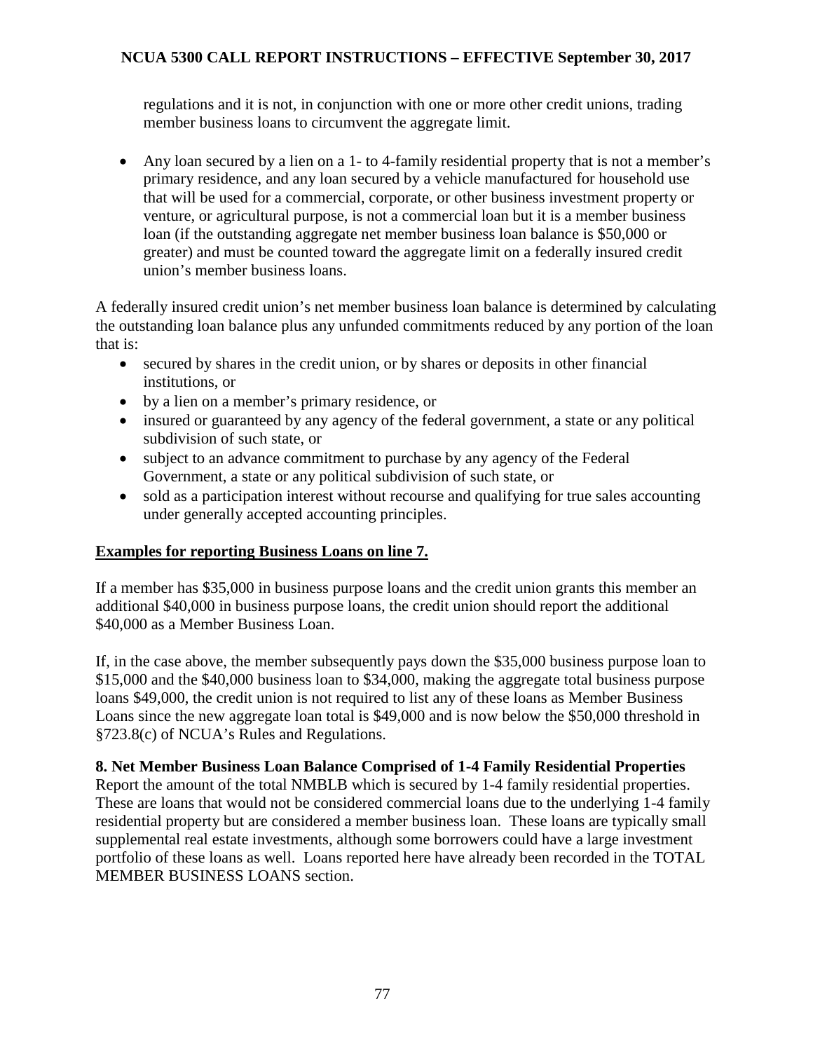regulations and it is not, in conjunction with one or more other credit unions, trading member business loans to circumvent the aggregate limit.

- Any loan secured by a lien on a 1- to 4-family residential property that is not a member's primary residence, and any loan secured by a vehicle manufactured for household use that will be used for a commercial, corporate, or other business investment property or venture, or agricultural purpose, is not a commercial loan but it is a member business loan (if the outstanding aggregate net member business loan balance is $50,000 or greater) and must be counted toward the aggregate limit on a federally insured credit union's member business loans.

A federally insured credit union's net member business loan balance is determined by calculating the outstanding loan balance plus any unfunded commitments reduced by any portion of the loan that is:

- secured by shares in the credit union, or by shares or deposits in other financial institutions, or
- by a lien on a member's primary residence, or
- insured or guaranteed by any agency of the federal government, a state or any political subdivision of such state, or
- subject to an advance commitment to purchase by any agency of the Federal Government, a state or any political subdivision of such state, or
- sold as a participation interest without recourse and qualifying for true sales accounting under generally accepted accounting principles.

**Examples for reporting Business Loans on line 7.**

If a member has $35,000 in business purpose loans and the credit union grants this member an additional $40,000 in business purpose loans, the credit union should report the additional $40,000 as a Member Business Loan.

If, in the case above, the member subsequently pays down the $35,000 business purpose loan to $15,000 and the $40,000 business loan to $34,000, making the aggregate total business purpose loans $49,000, the credit union is not required to list any of these loans as Member Business Loans since the new aggregate loan total is $49,000 and is now below the $50,000 threshold in §723.8(c) of NCUA's Rules and Regulations.

**8. Net Member Business Loan Balance Comprised of 1-4 Family Residential Properties**

Report the amount of the total NMBLB which is secured by 1-4 family residential properties. These are loans that would not be considered commercial loans due to the underlying 1-4 family residential property but are considered a member business loan. These loans are typically small supplemental real estate investments, although some borrowers could have a large investment portfolio of these loans as well. Loans reported here have already been recorded in the TOTAL MEMBER BUSINESS LOANS section.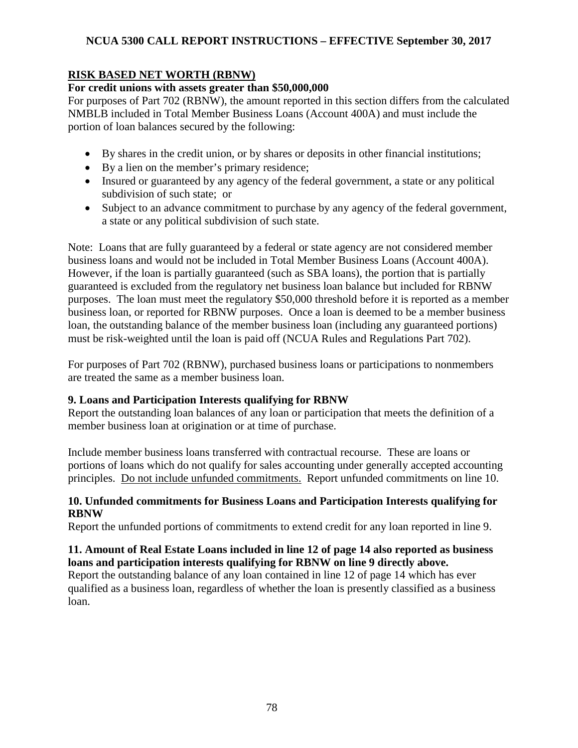## RISK BASED NET WORTH (RBNW)

**For credit unions with assets greater than $50,000,000**

For purposes of Part 702 (RBNW), the amount reported in this section differs from the calculated NMBLB included in Total Member Business Loans (Account 400A) and must include the portion of loan balances secured by the following:

- By shares in the credit union, or by shares or deposits in other financial institutions;
- By a lien on the member's primary residence;
- Insured or guaranteed by any agency of the federal government, a state or any political subdivision of such state; or
- Subject to an advance commitment to purchase by any agency of the federal government, a state or any political subdivision of such state.

Note: Loans that are fully guaranteed by a federal or state agency are not considered member business loans and would not be included in Total Member Business Loans (Account 400A). However, if the loan is partially guaranteed (such as SBA loans), the portion that is partially guaranteed is excluded from the regulatory net business loan balance but included for RBNW purposes. The loan must meet the regulatory $50,000 threshold before it is reported as a member business loan, or reported for RBNW purposes. Once a loan is deemed to be a member business loan, the outstanding balance of the member business loan (including any guaranteed portions) must be risk-weighted until the loan is paid off (NCUA Rules and Regulations Part 702).

For purposes of Part 702 (RBNW), purchased business loans or participations to nonmembers are treated the same as a member business loan.

### 9. Loans and Participation Interests qualifying for RBNW

Report the outstanding loan balances of any loan or participation that meets the definition of a member business loan at origination or at time of purchase.

Include member business loans transferred with contractual recourse. These are loans or portions of loans which do not qualify for sales accounting under generally accepted accounting principles. Do not include unfunded commitments. Report unfunded commitments on line 10.

### 10. Unfunded commitments for Business Loans and Participation Interests qualifying for RBNW

Report the unfunded portions of commitments to extend credit for any loan reported in line 9.

### 11. Amount of Real Estate Loans included in line 12 of page 14 also reported as business loans and participation interests qualifying for RBNW on line 9 directly above.

Report the outstanding balance of any loan contained in line 12 of page 14 which has ever qualified as a business loan, regardless of whether the loan is presently classified as a business loan.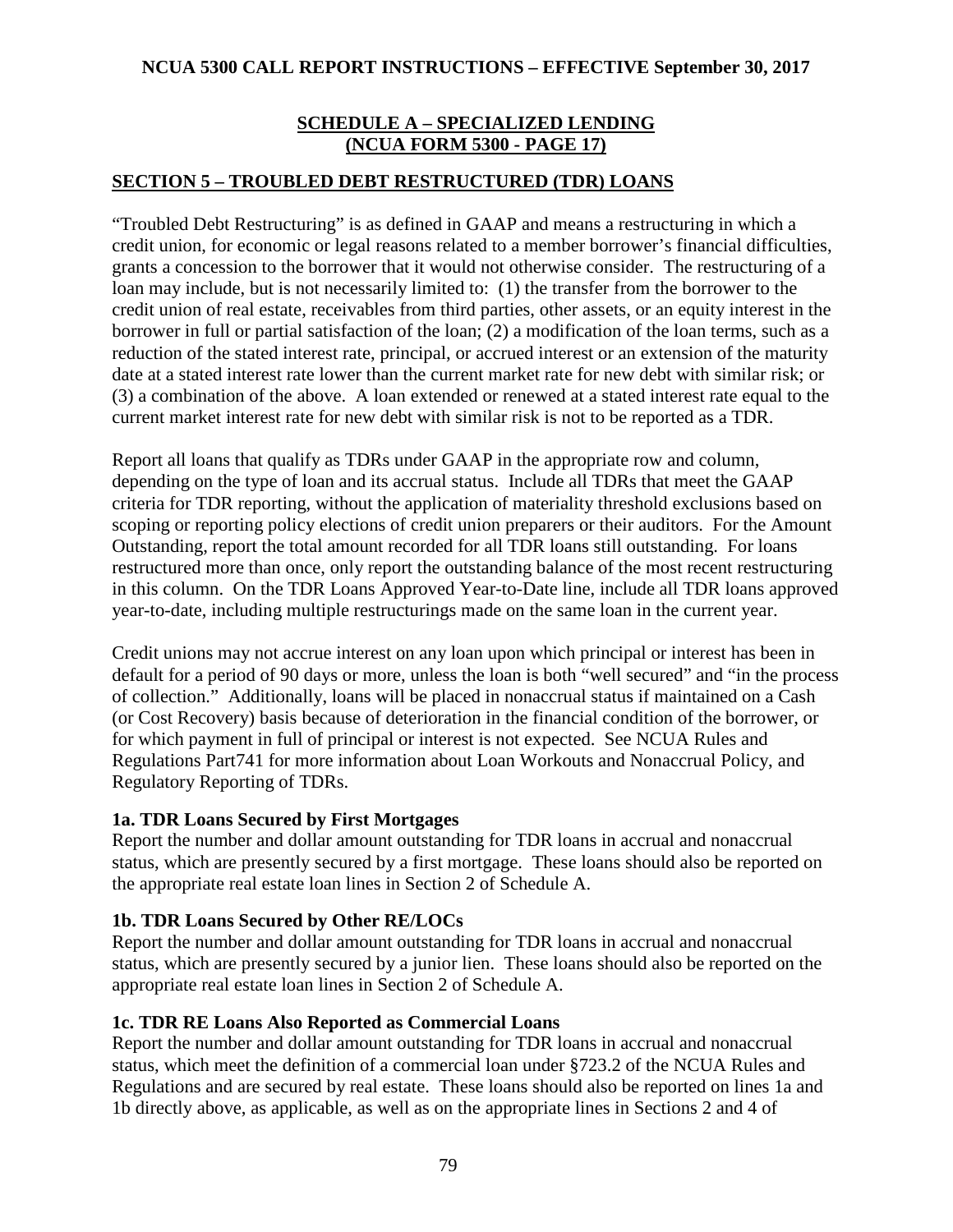## SCHEDULE A – SPECIALIZED LENDING (NCUA FORM 5300 - PAGE 17)

### SECTION 5 – TROUBLED DEBT RESTRUCTURED (TDR) LOANS

"Troubled Debt Restructuring" is as defined in GAAP and means a restructuring in which a credit union, for economic or legal reasons related to a member borrower's financial difficulties, grants a concession to the borrower that it would not otherwise consider. The restructuring of a loan may include, but is not necessarily limited to: (1) the transfer from the borrower to the credit union of real estate, receivables from third parties, other assets, or an equity interest in the borrower in full or partial satisfaction of the loan; (2) a modification of the loan terms, such as a reduction of the stated interest rate, principal, or accrued interest or an extension of the maturity date at a stated interest rate lower than the current market rate for new debt with similar risk; or (3) a combination of the above. A loan extended or renewed at a stated interest rate equal to the current market interest rate for new debt with similar risk is not to be reported as a TDR.

Report all loans that qualify as TDRs under GAAP in the appropriate row and column, depending on the type of loan and its accrual status. Include all TDRs that meet the GAAP criteria for TDR reporting, without the application of materiality threshold exclusions based on scoping or reporting policy elections of credit union preparers or their auditors. For the Amount Outstanding, report the total amount recorded for all TDR loans still outstanding. For loans restructured more than once, only report the outstanding balance of the most recent restructuring in this column. On the TDR Loans Approved Year-to-Date line, include all TDR loans approved year-to-date, including multiple restructurings made on the same loan in the current year.

Credit unions may not accrue interest on any loan upon which principal or interest has been in default for a period of 90 days or more, unless the loan is both "well secured" and "in the process of collection." Additionally, loans will be placed in nonaccrual status if maintained on a Cash (or Cost Recovery) basis because of deterioration in the financial condition of the borrower, or for which payment in full of principal or interest is not expected. See NCUA Rules and Regulations Part741 for more information about Loan Workouts and Nonaccrual Policy, and Regulatory Reporting of TDRs.

**1a. TDR Loans Secured by First Mortgages**
Report the number and dollar amount outstanding for TDR loans in accrual and nonaccrual status, which are presently secured by a first mortgage. These loans should also be reported on the appropriate real estate loan lines in Section 2 of Schedule A.

**1b. TDR Loans Secured by Other RE/LOCs**
Report the number and dollar amount outstanding for TDR loans in accrual and nonaccrual status, which are presently secured by a junior lien. These loans should also be reported on the appropriate real estate loan lines in Section 2 of Schedule A.

**1c. TDR RE Loans Also Reported as Commercial Loans**
Report the number and dollar amount outstanding for TDR loans in accrual and nonaccrual status, which meet the definition of a commercial loan under §723.2 of the NCUA Rules and Regulations and are secured by real estate. These loans should also be reported on lines 1a and 1b directly above, as applicable, as well as on the appropriate lines in Sections 2 and 4 of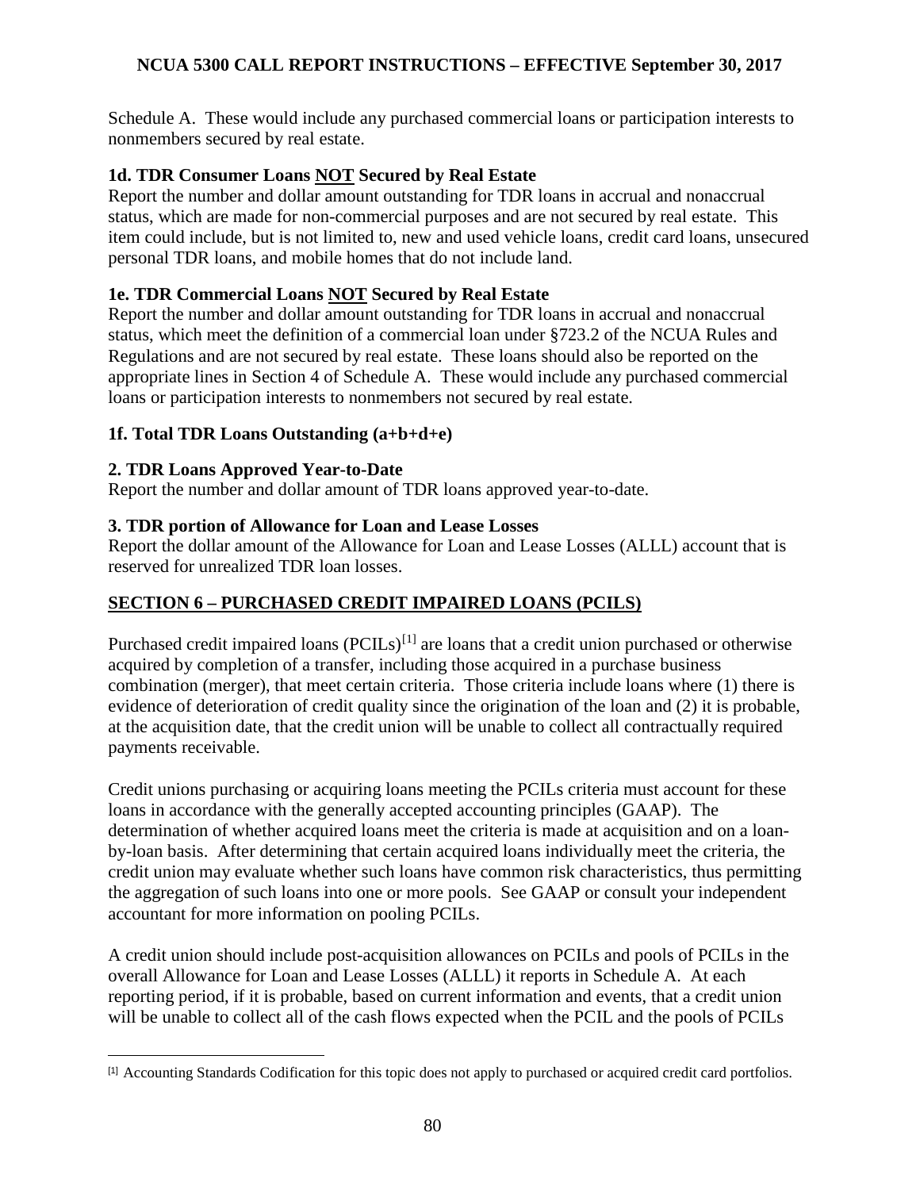Schedule A. These would include any purchased commercial loans or participation interests to nonmembers secured by real estate.

**1d. TDR Consumer Loans NOT Secured by Real Estate**
Report the number and dollar amount outstanding for TDR loans in accrual and nonaccrual status, which are made for non-commercial purposes and are not secured by real estate. This item could include, but is not limited to, new and used vehicle loans, credit card loans, unsecured personal TDR loans, and mobile homes that do not include land.

**1e. TDR Commercial Loans NOT Secured by Real Estate**
Report the number and dollar amount outstanding for TDR loans in accrual and nonaccrual status, which meet the definition of a commercial loan under §723.2 of the NCUA Rules and Regulations and are not secured by real estate. These loans should also be reported on the appropriate lines in Section 4 of Schedule A. These would include any purchased commercial loans or participation interests to nonmembers not secured by real estate.

**1f. Total TDR Loans Outstanding (a+b+d+e)**

**2. TDR Loans Approved Year-to-Date**
Report the number and dollar amount of TDR loans approved year-to-date.

**3. TDR portion of Allowance for Loan and Lease Losses**
Report the dollar amount of the Allowance for Loan and Lease Losses (ALLL) account that is reserved for unrealized TDR loan losses.

## SECTION 6 – PURCHASED CREDIT IMPAIRED LOANS (PCILS)

Purchased credit impaired loans (PCILs)[1] are loans that a credit union purchased or otherwise acquired by completion of a transfer, including those acquired in a purchase business combination (merger), that meet certain criteria. Those criteria include loans where (1) there is evidence of deterioration of credit quality since the origination of the loan and (2) it is probable, at the acquisition date, that the credit union will be unable to collect all contractually required payments receivable.

Credit unions purchasing or acquiring loans meeting the PCILs criteria must account for these loans in accordance with the generally accepted accounting principles (GAAP). The determination of whether acquired loans meet the criteria is made at acquisition and on a loan-by-loan basis. After determining that certain acquired loans individually meet the criteria, the credit union may evaluate whether such loans have common risk characteristics, thus permitting the aggregation of such loans into one or more pools. See GAAP or consult your independent accountant for more information on pooling PCILs.

A credit union should include post-acquisition allowances on PCILs and pools of PCILs in the overall Allowance for Loan and Lease Losses (ALLL) it reports in Schedule A. At each reporting period, if it is probable, based on current information and events, that a credit union will be unable to collect all of the cash flows expected when the PCIL and the pools of PCILs

[1] Accounting Standards Codification for this topic does not apply to purchased or acquired credit card portfolios.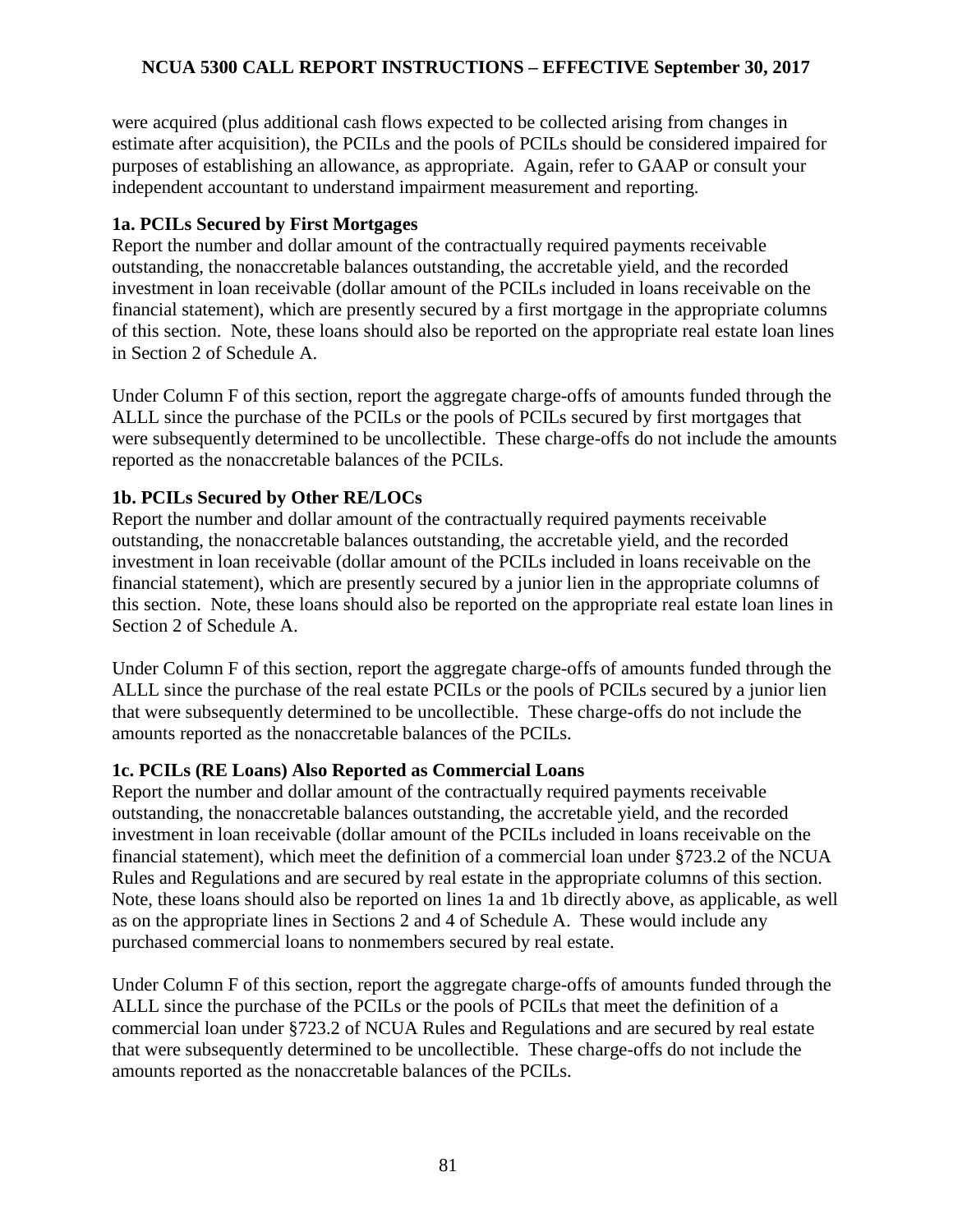were acquired (plus additional cash flows expected to be collected arising from changes in estimate after acquisition), the PCILs and the pools of PCILs should be considered impaired for purposes of establishing an allowance, as appropriate. Again, refer to GAAP or consult your independent accountant to understand impairment measurement and reporting.

**1a. PCILs Secured by First Mortgages**

Report the number and dollar amount of the contractually required payments receivable outstanding, the nonaccretable balances outstanding, the accretable yield, and the recorded investment in loan receivable (dollar amount of the PCILs included in loans receivable on the financial statement), which are presently secured by a first mortgage in the appropriate columns of this section. Note, these loans should also be reported on the appropriate real estate loan lines in Section 2 of Schedule A.

Under Column F of this section, report the aggregate charge-offs of amounts funded through the ALLL since the purchase of the PCILs or the pools of PCILs secured by first mortgages that were subsequently determined to be uncollectible. These charge-offs do not include the amounts reported as the nonaccretable balances of the PCILs.

**1b. PCILs Secured by Other RE/LOCs**

Report the number and dollar amount of the contractually required payments receivable outstanding, the nonaccretable balances outstanding, the accretable yield, and the recorded investment in loan receivable (dollar amount of the PCILs included in loans receivable on the financial statement), which are presently secured by a junior lien in the appropriate columns of this section. Note, these loans should also be reported on the appropriate real estate loan lines in Section 2 of Schedule A.

Under Column F of this section, report the aggregate charge-offs of amounts funded through the ALLL since the purchase of the real estate PCILs or the pools of PCILs secured by a junior lien that were subsequently determined to be uncollectible. These charge-offs do not include the amounts reported as the nonaccretable balances of the PCILs.

**1c. PCILs (RE Loans) Also Reported as Commercial Loans**

Report the number and dollar amount of the contractually required payments receivable outstanding, the nonaccretable balances outstanding, the accretable yield, and the recorded investment in loan receivable (dollar amount of the PCILs included in loans receivable on the financial statement), which meet the definition of a commercial loan under §723.2 of the NCUA Rules and Regulations and are secured by real estate in the appropriate columns of this section. Note, these loans should also be reported on lines 1a and 1b directly above, as applicable, as well as on the appropriate lines in Sections 2 and 4 of Schedule A. These would include any purchased commercial loans to nonmembers secured by real estate.

Under Column F of this section, report the aggregate charge-offs of amounts funded through the ALLL since the purchase of the PCILs or the pools of PCILs that meet the definition of a commercial loan under §723.2 of NCUA Rules and Regulations and are secured by real estate that were subsequently determined to be uncollectible. These charge-offs do not include the amounts reported as the nonaccretable balances of the PCILs.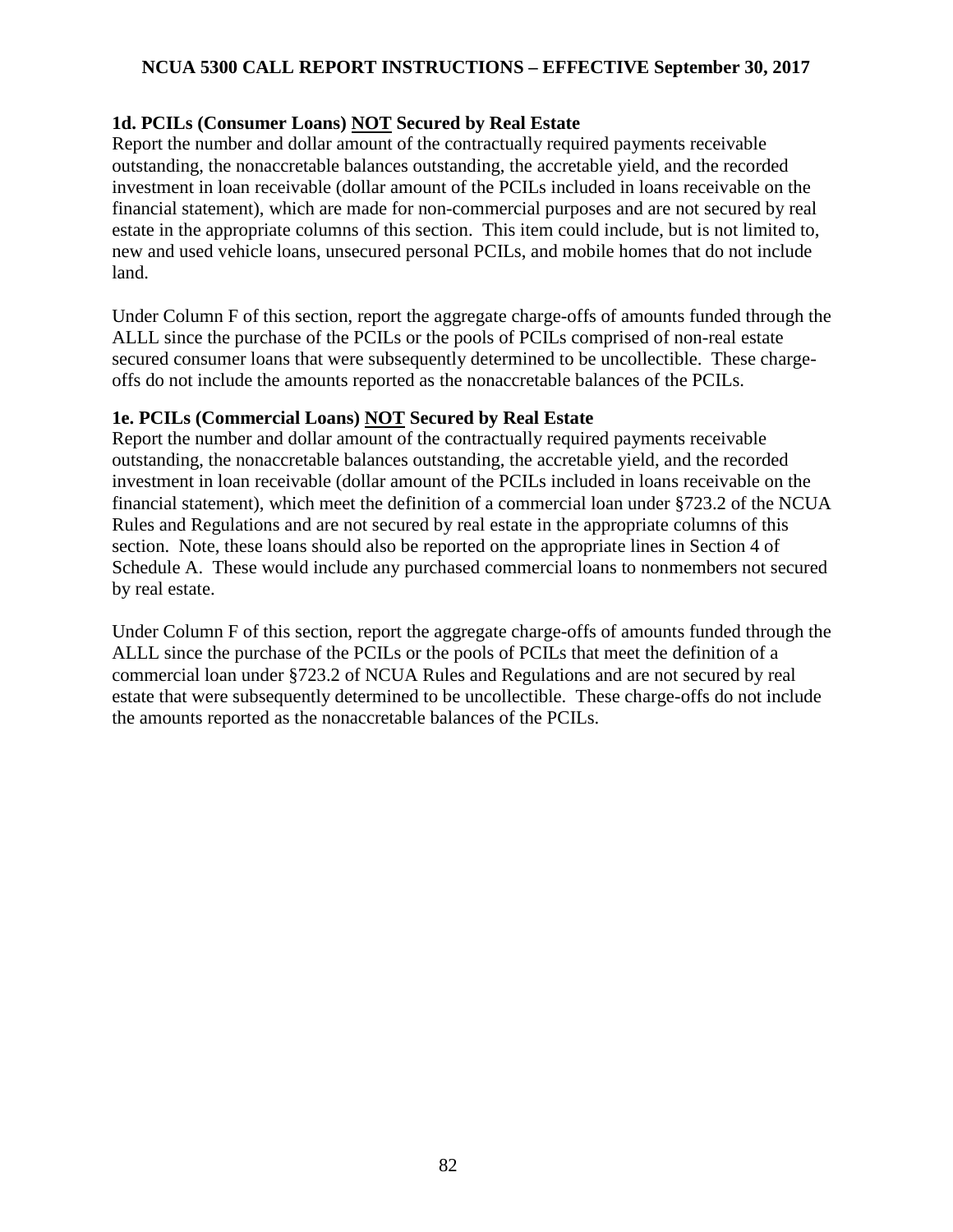### 1d. PCILs (Consumer Loans) <u>NOT</u> Secured by Real Estate

Report the number and dollar amount of the contractually required payments receivable outstanding, the nonaccretable balances outstanding, the accretable yield, and the recorded investment in loan receivable (dollar amount of the PCILs included in loans receivable on the financial statement), which are made for non-commercial purposes and are not secured by real estate in the appropriate columns of this section. This item could include, but is not limited to, new and used vehicle loans, unsecured personal PCILs, and mobile homes that do not include land.

Under Column F of this section, report the aggregate charge-offs of amounts funded through the ALLL since the purchase of the PCILs or the pools of PCILs comprised of non-real estate secured consumer loans that were subsequently determined to be uncollectible. These charge-offs do not include the amounts reported as the nonaccretable balances of the PCILs.

### 1e. PCILs (Commercial Loans) <u>NOT</u> Secured by Real Estate

Report the number and dollar amount of the contractually required payments receivable outstanding, the nonaccretable balances outstanding, the accretable yield, and the recorded investment in loan receivable (dollar amount of the PCILs included in loans receivable on the financial statement), which meet the definition of a commercial loan under §723.2 of the NCUA Rules and Regulations and are not secured by real estate in the appropriate columns of this section. Note, these loans should also be reported on the appropriate lines in Section 4 of Schedule A. These would include any purchased commercial loans to nonmembers not secured by real estate.

Under Column F of this section, report the aggregate charge-offs of amounts funded through the ALLL since the purchase of the PCILs or the pools of PCILs that meet the definition of a commercial loan under §723.2 of NCUA Rules and Regulations and are not secured by real estate that were subsequently determined to be uncollectible. These charge-offs do not include the amounts reported as the nonaccretable balances of the PCILs.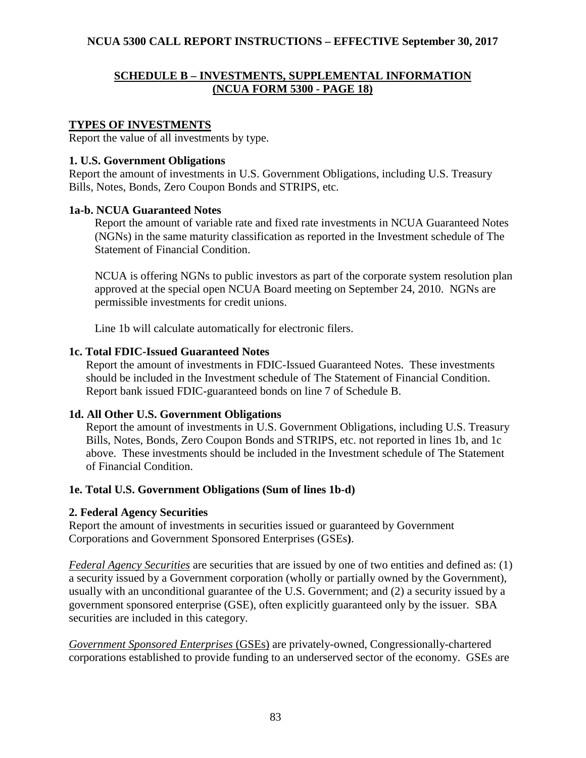## SCHEDULE B – INVESTMENTS, SUPPLEMENTAL INFORMATION (NCUA FORM 5300 - PAGE 18)

### TYPES OF INVESTMENTS

Report the value of all investments by type.

**1. U.S. Government Obligations**

Report the amount of investments in U.S. Government Obligations, including U.S. Treasury Bills, Notes, Bonds, Zero Coupon Bonds and STRIPS, etc.

**1a-b. NCUA Guaranteed Notes**

Report the amount of variable rate and fixed rate investments in NCUA Guaranteed Notes (NGNs) in the same maturity classification as reported in the Investment schedule of The Statement of Financial Condition.

NCUA is offering NGNs to public investors as part of the corporate system resolution plan approved at the special open NCUA Board meeting on September 24, 2010. NGNs are permissible investments for credit unions.

Line 1b will calculate automatically for electronic filers.

**1c. Total FDIC-Issued Guaranteed Notes**

Report the amount of investments in FDIC-Issued Guaranteed Notes. These investments should be included in the Investment schedule of The Statement of Financial Condition. Report bank issued FDIC-guaranteed bonds on line 7 of Schedule B.

**1d. All Other U.S. Government Obligations**

Report the amount of investments in U.S. Government Obligations, including U.S. Treasury Bills, Notes, Bonds, Zero Coupon Bonds and STRIPS, etc. not reported in lines 1b, and 1c above. These investments should be included in the Investment schedule of The Statement of Financial Condition.

**1e. Total U.S. Government Obligations (Sum of lines 1b-d)**

**2. Federal Agency Securities**

Report the amount of investments in securities issued or guaranteed by Government Corporations and Government Sponsored Enterprises (GSEs**)**.

*Federal Agency Securities* are securities that are issued by one of two entities and defined as: (1) a security issued by a Government corporation (wholly or partially owned by the Government), usually with an unconditional guarantee of the U.S. Government; and (2) a security issued by a government sponsored enterprise (GSE), often explicitly guaranteed only by the issuer. SBA securities are included in this category.

*Government Sponsored Enterprises* (GSEs) are privately-owned, Congressionally-chartered corporations established to provide funding to an underserved sector of the economy. GSEs are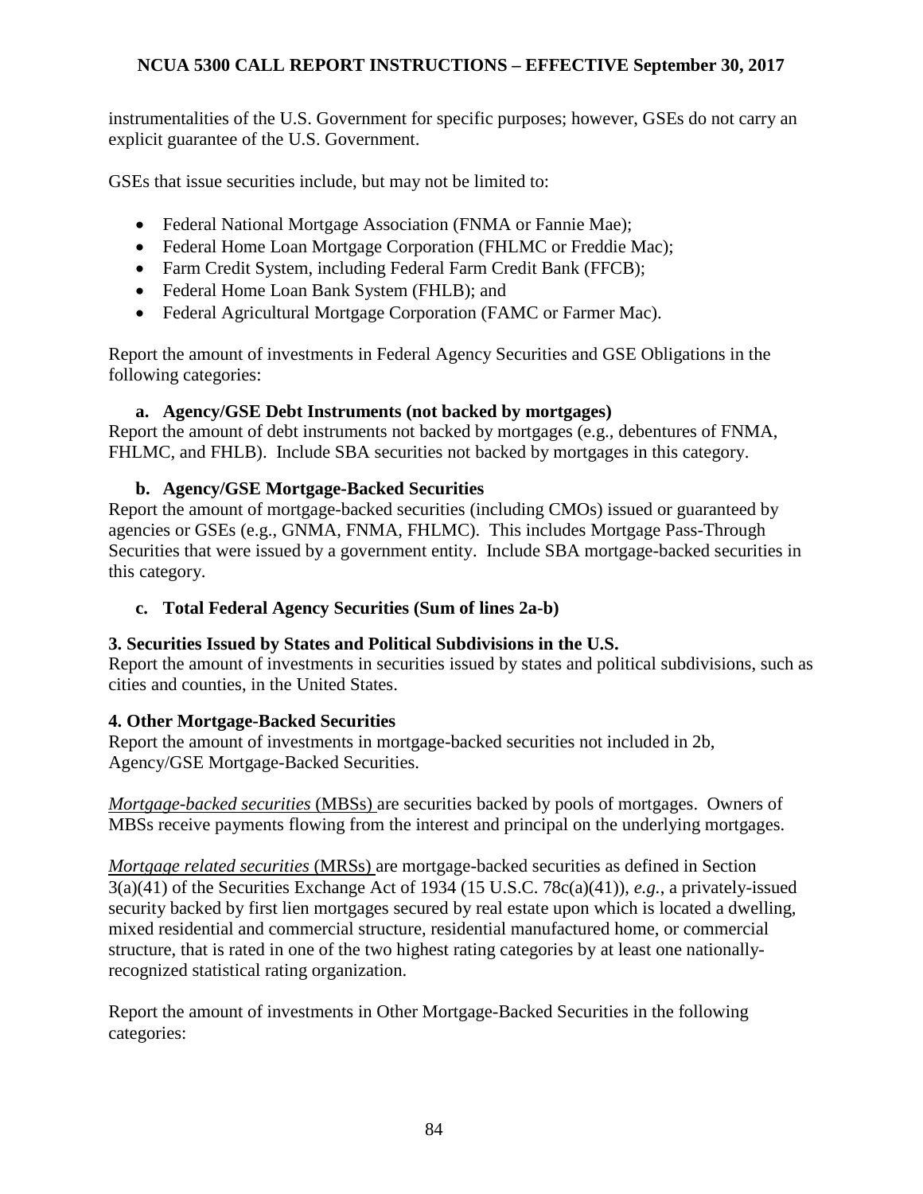instrumentalities of the U.S. Government for specific purposes; however, GSEs do not carry an explicit guarantee of the U.S. Government.

GSEs that issue securities include, but may not be limited to:

- Federal National Mortgage Association (FNMA or Fannie Mae);
- Federal Home Loan Mortgage Corporation (FHLMC or Freddie Mac);
- Farm Credit System, including Federal Farm Credit Bank (FFCB);
- Federal Home Loan Bank System (FHLB); and
- Federal Agricultural Mortgage Corporation (FAMC or Farmer Mac).

Report the amount of investments in Federal Agency Securities and GSE Obligations in the following categories:

**a. Agency/GSE Debt Instruments (not backed by mortgages)**

Report the amount of debt instruments not backed by mortgages (e.g., debentures of FNMA, FHLMC, and FHLB). Include SBA securities not backed by mortgages in this category.

**b. Agency/GSE Mortgage-Backed Securities**

Report the amount of mortgage-backed securities (including CMOs) issued or guaranteed by agencies or GSEs (e.g., GNMA, FNMA, FHLMC). This includes Mortgage Pass-Through Securities that were issued by a government entity. Include SBA mortgage-backed securities in this category.

**c. Total Federal Agency Securities (Sum of lines 2a-b)**

**3. Securities Issued by States and Political Subdivisions in the U.S.**

Report the amount of investments in securities issued by states and political subdivisions, such as cities and counties, in the United States.

**4. Other Mortgage-Backed Securities**

Report the amount of investments in mortgage-backed securities not included in 2b, Agency/GSE Mortgage-Backed Securities.

*Mortgage-backed securities* (MBSs) are securities backed by pools of mortgages. Owners of MBSs receive payments flowing from the interest and principal on the underlying mortgages.

*Mortgage related securities* (MRSs) are mortgage-backed securities as defined in Section 3(a)(41) of the Securities Exchange Act of 1934 (15 U.S.C. 78c(a)(41)), *e.g.*, a privately-issued security backed by first lien mortgages secured by real estate upon which is located a dwelling, mixed residential and commercial structure, residential manufactured home, or commercial structure, that is rated in one of the two highest rating categories by at least one nationally-recognized statistical rating organization.

Report the amount of investments in Other Mortgage-Backed Securities in the following categories: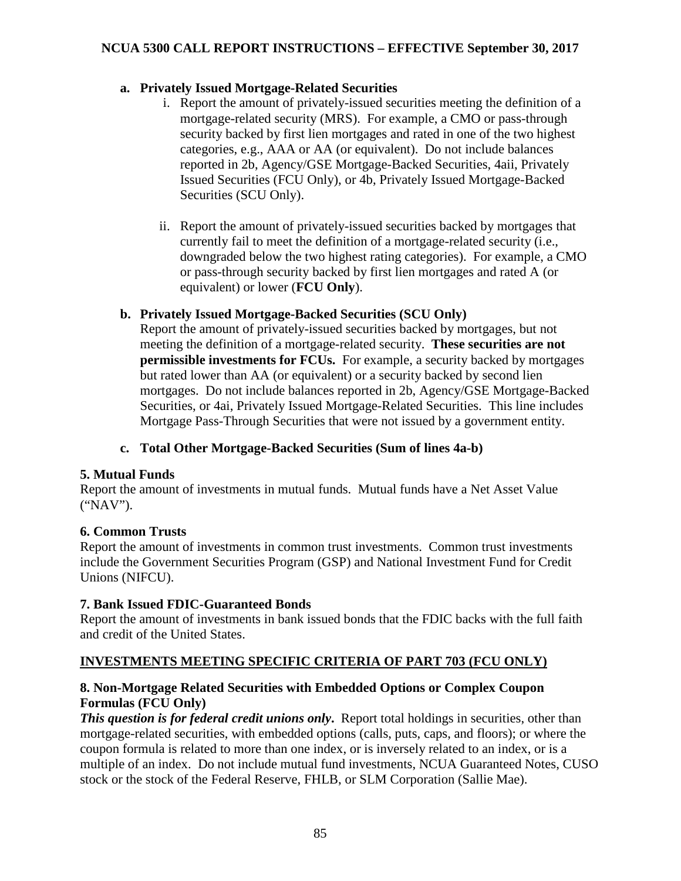**a. Privately Issued Mortgage-Related Securities**

i. Report the amount of privately-issued securities meeting the definition of a mortgage-related security (MRS). For example, a CMO or pass-through security backed by first lien mortgages and rated in one of the two highest categories, e.g., AAA or AA (or equivalent). Do not include balances reported in 2b, Agency/GSE Mortgage-Backed Securities, 4aii, Privately Issued Securities (FCU Only), or 4b, Privately Issued Mortgage-Backed Securities (SCU Only).

ii. Report the amount of privately-issued securities backed by mortgages that currently fail to meet the definition of a mortgage-related security (i.e., downgraded below the two highest rating categories). For example, a CMO or pass-through security backed by first lien mortgages and rated A (or equivalent) or lower (**FCU Only**).

**b. Privately Issued Mortgage-Backed Securities (SCU Only)**

Report the amount of privately-issued securities backed by mortgages, but not meeting the definition of a mortgage-related security. **These securities are not permissible investments for FCUs.** For example, a security backed by mortgages but rated lower than AA (or equivalent) or a security backed by second lien mortgages. Do not include balances reported in 2b, Agency/GSE Mortgage-Backed Securities, or 4ai, Privately Issued Mortgage-Related Securities. This line includes Mortgage Pass-Through Securities that were not issued by a government entity.

**c. Total Other Mortgage-Backed Securities (Sum of lines 4a-b)**

**5. Mutual Funds**

Report the amount of investments in mutual funds. Mutual funds have a Net Asset Value ("NAV").

**6. Common Trusts**

Report the amount of investments in common trust investments. Common trust investments include the Government Securities Program (GSP) and National Investment Fund for Credit Unions (NIFCU).

**7. Bank Issued FDIC-Guaranteed Bonds**

Report the amount of investments in bank issued bonds that the FDIC backs with the full faith and credit of the United States.

**INVESTMENTS MEETING SPECIFIC CRITERIA OF PART 703 (FCU ONLY)**

**8. Non-Mortgage Related Securities with Embedded Options or Complex Coupon Formulas (FCU Only)**

***This question is for federal credit unions only.*** Report total holdings in securities, other than mortgage-related securities, with embedded options (calls, puts, caps, and floors); or where the coupon formula is related to more than one index, or is inversely related to an index, or is a multiple of an index. Do not include mutual fund investments, NCUA Guaranteed Notes, CUSO stock or the stock of the Federal Reserve, FHLB, or SLM Corporation (Sallie Mae).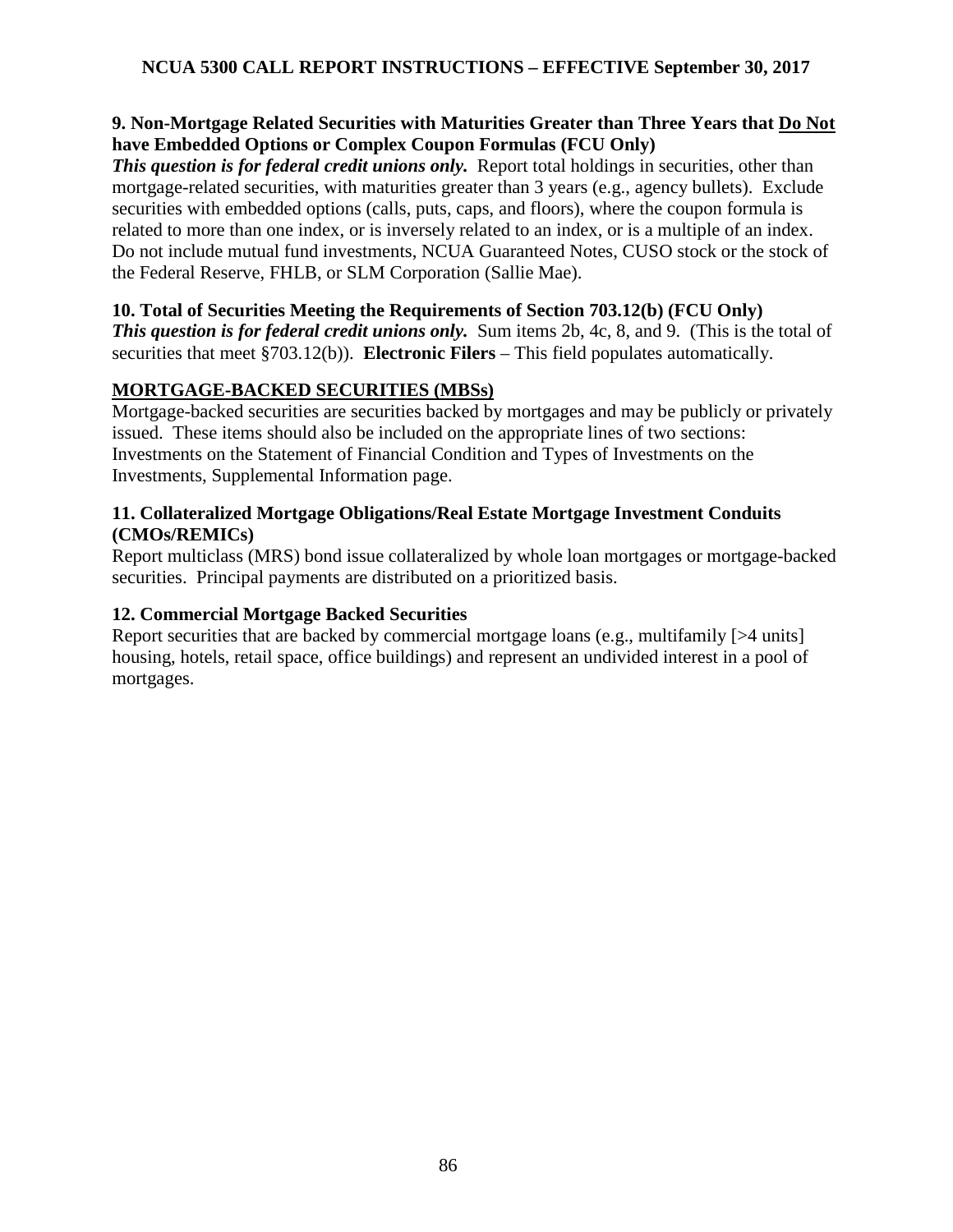**9. Non-Mortgage Related Securities with Maturities Greater than Three Years that <u>Do Not</u> have Embedded Options or Complex Coupon Formulas (FCU Only)**

***This question is for federal credit unions only.*** Report total holdings in securities, other than mortgage-related securities, with maturities greater than 3 years (e.g., agency bullets). Exclude securities with embedded options (calls, puts, caps, and floors), where the coupon formula is related to more than one index, or is inversely related to an index, or is a multiple of an index. Do not include mutual fund investments, NCUA Guaranteed Notes, CUSO stock or the stock of the Federal Reserve, FHLB, or SLM Corporation (Sallie Mae).

**10. Total of Securities Meeting the Requirements of Section 703.12(b) (FCU Only)**

***This question is for federal credit unions only.*** Sum items 2b, 4c, 8, and 9. (This is the total of securities that meet §703.12(b)). **Electronic Filers** – This field populates automatically.

**<u>MORTGAGE-BACKED SECURITIES (MBSs)</u>**

Mortgage-backed securities are securities backed by mortgages and may be publicly or privately issued. These items should also be included on the appropriate lines of two sections: Investments on the Statement of Financial Condition and Types of Investments on the Investments, Supplemental Information page.

**11. Collateralized Mortgage Obligations/Real Estate Mortgage Investment Conduits (CMOs/REMICs)**

Report multiclass (MRS) bond issue collateralized by whole loan mortgages or mortgage-backed securities. Principal payments are distributed on a prioritized basis.

**12. Commercial Mortgage Backed Securities**

Report securities that are backed by commercial mortgage loans (e.g., multifamily [>4 units] housing, hotels, retail space, office buildings) and represent an undivided interest in a pool of mortgages.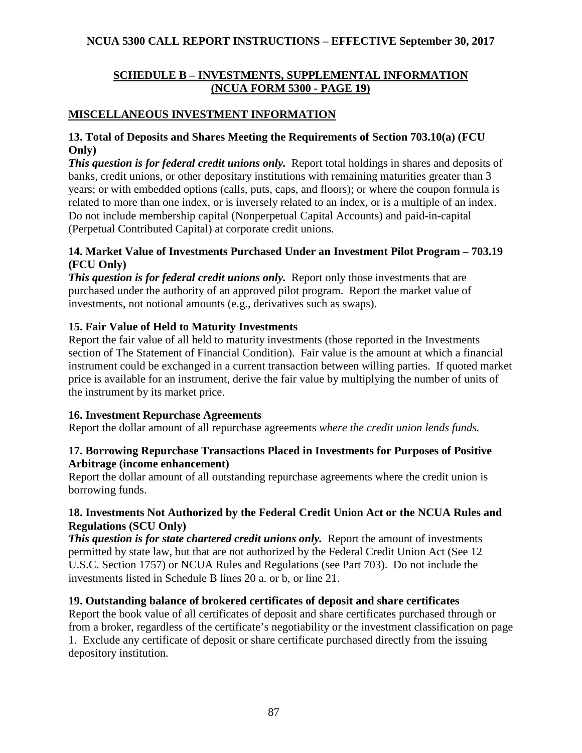## SCHEDULE B – INVESTMENTS, SUPPLEMENTAL INFORMATION (NCUA FORM 5300 - PAGE 19)

### MISCELLANEOUS INVESTMENT INFORMATION

**13. Total of Deposits and Shares Meeting the Requirements of Section 703.10(a) (FCU Only)**

***This question is for federal credit unions only.*** Report total holdings in shares and deposits of banks, credit unions, or other depositary institutions with remaining maturities greater than 3 years; or with embedded options (calls, puts, caps, and floors); or where the coupon formula is related to more than one index, or is inversely related to an index, or is a multiple of an index. Do not include membership capital (Nonperpetual Capital Accounts) and paid-in-capital (Perpetual Contributed Capital) at corporate credit unions.

**14. Market Value of Investments Purchased Under an Investment Pilot Program – 703.19 (FCU Only)**

***This question is for federal credit unions only.*** Report only those investments that are purchased under the authority of an approved pilot program. Report the market value of investments, not notional amounts (e.g., derivatives such as swaps).

**15. Fair Value of Held to Maturity Investments**

Report the fair value of all held to maturity investments (those reported in the Investments section of The Statement of Financial Condition). Fair value is the amount at which a financial instrument could be exchanged in a current transaction between willing parties. If quoted market price is available for an instrument, derive the fair value by multiplying the number of units of the instrument by its market price.

**16. Investment Repurchase Agreements**

Report the dollar amount of all repurchase agreements *where the credit union lends funds.*

**17. Borrowing Repurchase Transactions Placed in Investments for Purposes of Positive Arbitrage (income enhancement)**

Report the dollar amount of all outstanding repurchase agreements where the credit union is borrowing funds.

**18. Investments Not Authorized by the Federal Credit Union Act or the NCUA Rules and Regulations (SCU Only)**

***This question is for state chartered credit unions only.*** Report the amount of investments permitted by state law, but that are not authorized by the Federal Credit Union Act (See 12 U.S.C. Section 1757) or NCUA Rules and Regulations (see Part 703). Do not include the investments listed in Schedule B lines 20 a. or b, or line 21.

**19. Outstanding balance of brokered certificates of deposit and share certificates**

Report the book value of all certificates of deposit and share certificates purchased through or from a broker, regardless of the certificate's negotiability or the investment classification on page 1. Exclude any certificate of deposit or share certificate purchased directly from the issuing depository institution.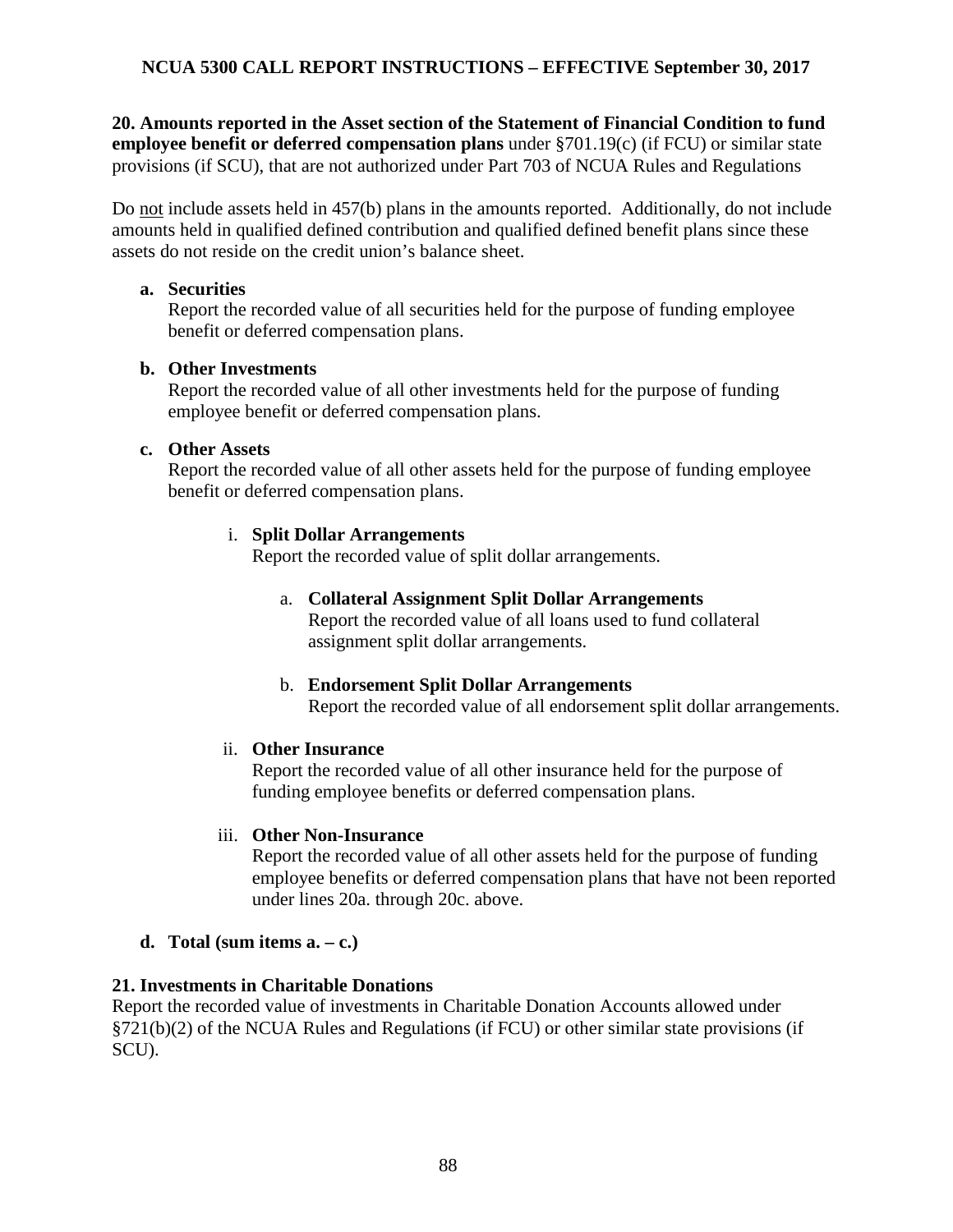**20. Amounts reported in the Asset section of the Statement of Financial Condition to fund employee benefit or deferred compensation plans** under §701.19(c) (if FCU) or similar state provisions (if SCU), that are not authorized under Part 703 of NCUA Rules and Regulations

Do not include assets held in 457(b) plans in the amounts reported. Additionally, do not include amounts held in qualified defined contribution and qualified defined benefit plans since these assets do not reside on the credit union's balance sheet.

**a. Securities**
Report the recorded value of all securities held for the purpose of funding employee benefit or deferred compensation plans.

**b. Other Investments**
Report the recorded value of all other investments held for the purpose of funding employee benefit or deferred compensation plans.

**c. Other Assets**
Report the recorded value of all other assets held for the purpose of funding employee benefit or deferred compensation plans.

i. **Split Dollar Arrangements**
Report the recorded value of split dollar arrangements.

a. **Collateral Assignment Split Dollar Arrangements**
Report the recorded value of all loans used to fund collateral assignment split dollar arrangements.

b. **Endorsement Split Dollar Arrangements**
Report the recorded value of all endorsement split dollar arrangements.

ii. **Other Insurance**
Report the recorded value of all other insurance held for the purpose of funding employee benefits or deferred compensation plans.

iii. **Other Non-Insurance**
Report the recorded value of all other assets held for the purpose of funding employee benefits or deferred compensation plans that have not been reported under lines 20a. through 20c. above.

**d. Total (sum items a. – c.)**

**21. Investments in Charitable Donations**
Report the recorded value of investments in Charitable Donation Accounts allowed under §721(b)(2) of the NCUA Rules and Regulations (if FCU) or other similar state provisions (if SCU).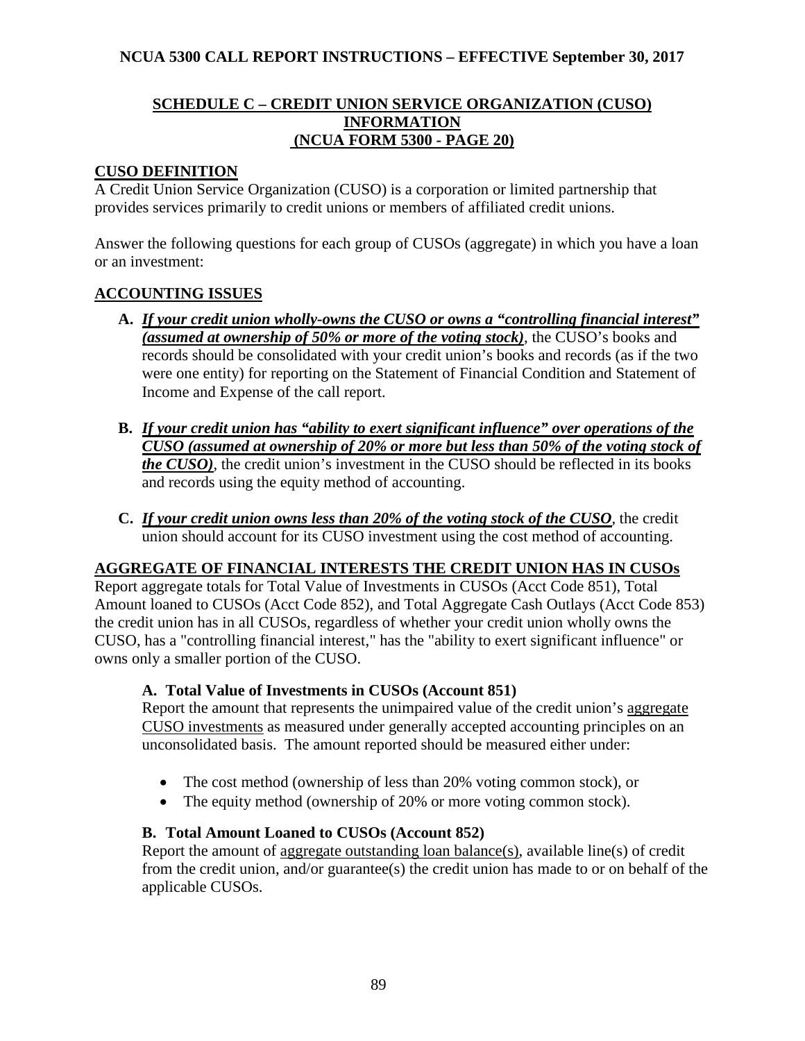## SCHEDULE C – CREDIT UNION SERVICE ORGANIZATION (CUSO) INFORMATION (NCUA FORM 5300 - PAGE 20)

### CUSO DEFINITION

A Credit Union Service Organization (CUSO) is a corporation or limited partnership that provides services primarily to credit unions or members of affiliated credit unions.

Answer the following questions for each group of CUSOs (aggregate) in which you have a loan or an investment:

### ACCOUNTING ISSUES

**A.** ***If your credit union wholly-owns the CUSO or owns a "controlling financial interest" (assumed at ownership of 50% or more of the voting stock)***, the CUSO's books and records should be consolidated with your credit union's books and records (as if the two were one entity) for reporting on the Statement of Financial Condition and Statement of Income and Expense of the call report.

**B.** ***If your credit union has "ability to exert significant influence" over operations of the CUSO (assumed at ownership of 20% or more but less than 50% of the voting stock of the CUSO)***, the credit union's investment in the CUSO should be reflected in its books and records using the equity method of accounting.

**C.** ***If your credit union owns less than 20% of the voting stock of the CUSO***, the credit union should account for its CUSO investment using the cost method of accounting.

### AGGREGATE OF FINANCIAL INTERESTS THE CREDIT UNION HAS IN CUSOs

Report aggregate totals for Total Value of Investments in CUSOs (Acct Code 851), Total Amount loaned to CUSOs (Acct Code 852), and Total Aggregate Cash Outlays (Acct Code 853) the credit union has in all CUSOs, regardless of whether your credit union wholly owns the CUSO, has a "controlling financial interest," has the "ability to exert significant influence" or owns only a smaller portion of the CUSO.

#### A. Total Value of Investments in CUSOs (Account 851)

Report the amount that represents the unimpaired value of the credit union's aggregate CUSO investments as measured under generally accepted accounting principles on an unconsolidated basis. The amount reported should be measured either under:

- The cost method (ownership of less than 20% voting common stock), or
- The equity method (ownership of 20% or more voting common stock).

#### B. Total Amount Loaned to CUSOs (Account 852)

Report the amount of aggregate outstanding loan balance(s), available line(s) of credit from the credit union, and/or guarantee(s) the credit union has made to or on behalf of the applicable CUSOs.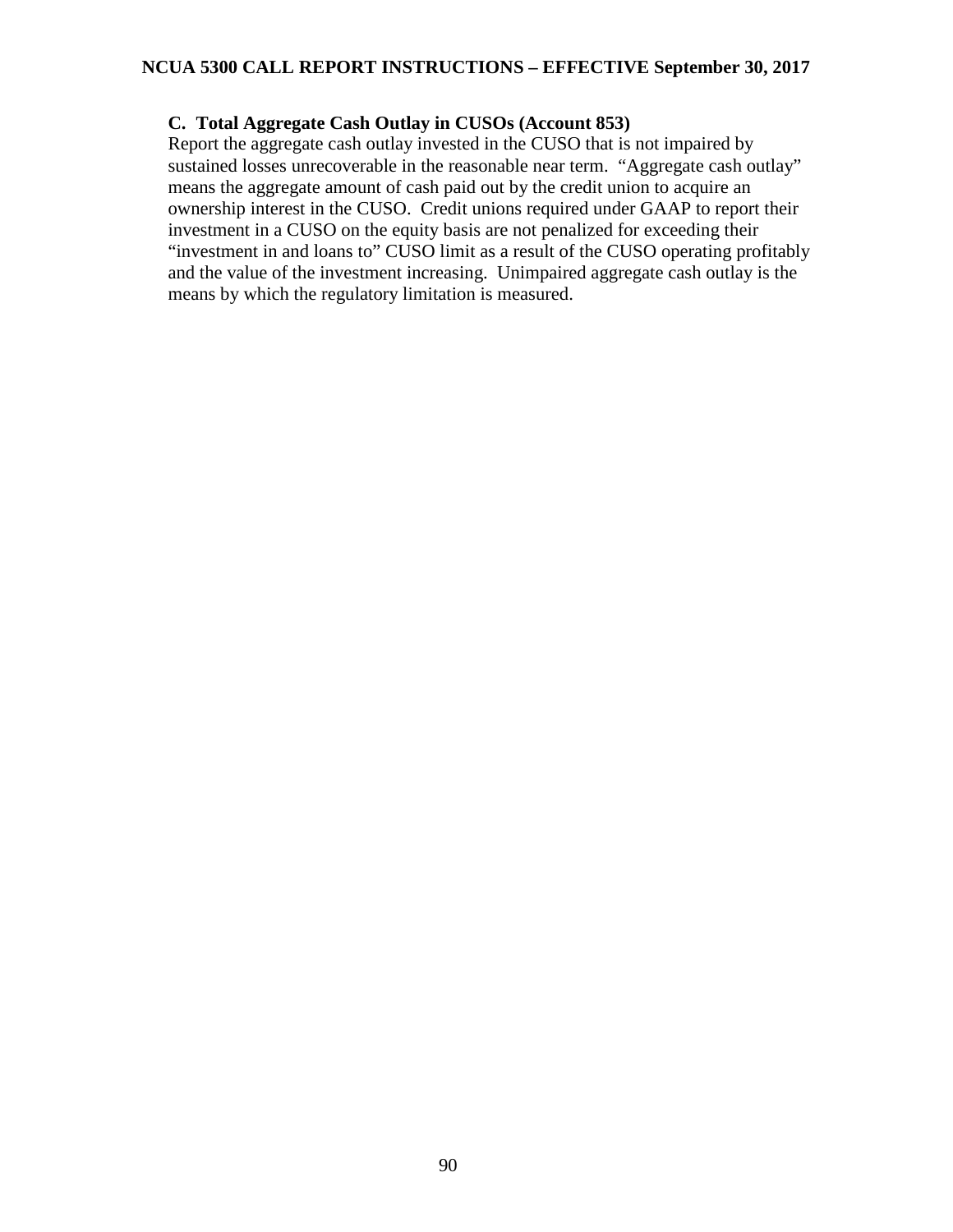### C. Total Aggregate Cash Outlay in CUSOs (Account 853)

Report the aggregate cash outlay invested in the CUSO that is not impaired by sustained losses unrecoverable in the reasonable near term. "Aggregate cash outlay" means the aggregate amount of cash paid out by the credit union to acquire an ownership interest in the CUSO. Credit unions required under GAAP to report their investment in a CUSO on the equity basis are not penalized for exceeding their "investment in and loans to" CUSO limit as a result of the CUSO operating profitably and the value of the investment increasing. Unimpaired aggregate cash outlay is the means by which the regulatory limitation is measured.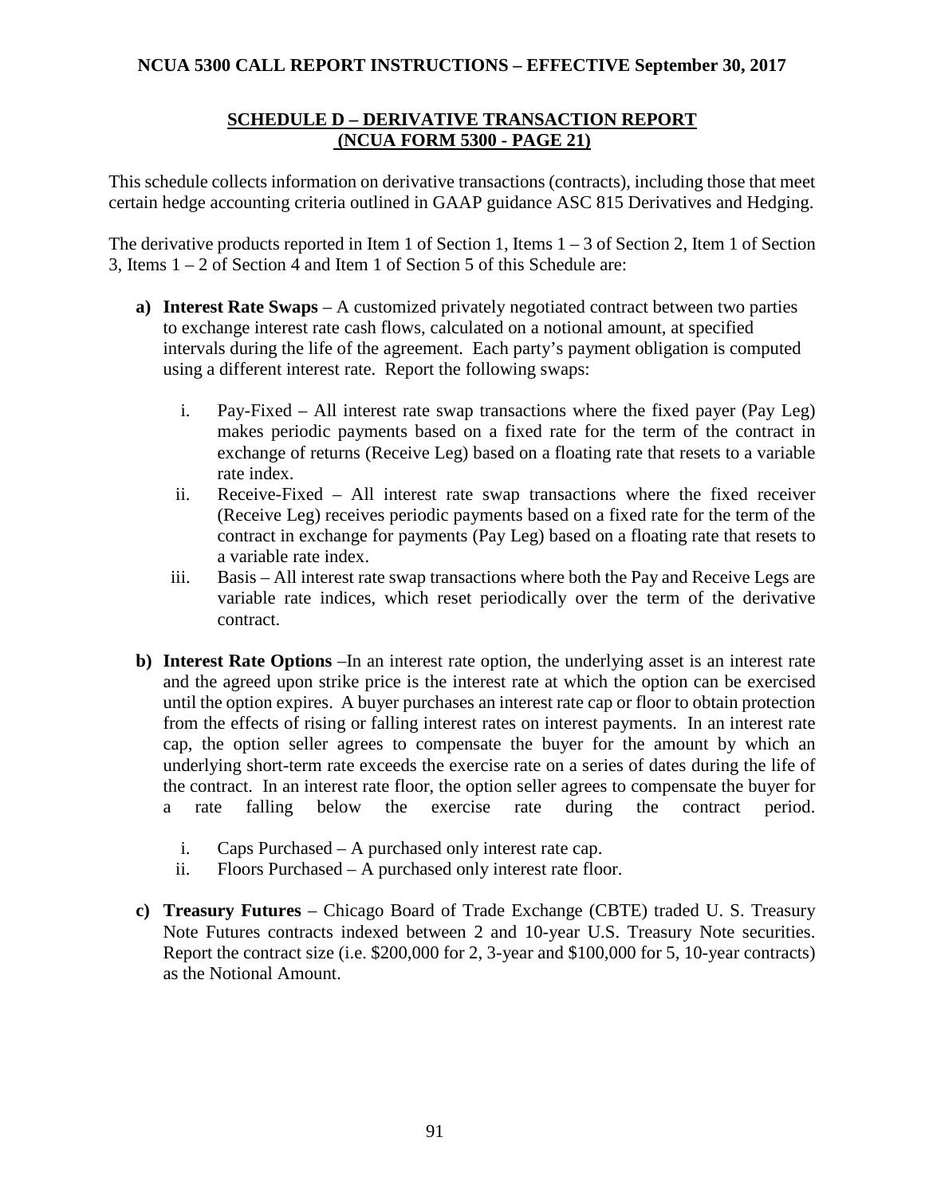## SCHEDULE D – DERIVATIVE TRANSACTION REPORT (NCUA FORM 5300 - PAGE 21)

This schedule collects information on derivative transactions (contracts), including those that meet certain hedge accounting criteria outlined in GAAP guidance ASC 815 Derivatives and Hedging.

The derivative products reported in Item 1 of Section 1, Items 1 – 3 of Section 2, Item 1 of Section 3, Items 1 – 2 of Section 4 and Item 1 of Section 5 of this Schedule are:

**a) Interest Rate Swaps** – A customized privately negotiated contract between two parties to exchange interest rate cash flows, calculated on a notional amount, at specified intervals during the life of the agreement. Each party's payment obligation is computed using a different interest rate. Report the following swaps:

   i. Pay-Fixed – All interest rate swap transactions where the fixed payer (Pay Leg) makes periodic payments based on a fixed rate for the term of the contract in exchange of returns (Receive Leg) based on a floating rate that resets to a variable rate index.
   
   ii. Receive-Fixed – All interest rate swap transactions where the fixed receiver (Receive Leg) receives periodic payments based on a fixed rate for the term of the contract in exchange for payments (Pay Leg) based on a floating rate that resets to a variable rate index.
   
   iii. Basis – All interest rate swap transactions where both the Pay and Receive Legs are variable rate indices, which reset periodically over the term of the derivative contract.

**b) Interest Rate Options** –In an interest rate option, the underlying asset is an interest rate and the agreed upon strike price is the interest rate at which the option can be exercised until the option expires. A buyer purchases an interest rate cap or floor to obtain protection from the effects of rising or falling interest rates on interest payments. In an interest rate cap, the option seller agrees to compensate the buyer for the amount by which an underlying short-term rate exceeds the exercise rate on a series of dates during the life of the contract. In an interest rate floor, the option seller agrees to compensate the buyer for a rate falling below the exercise rate during the contract period.

   i. Caps Purchased – A purchased only interest rate cap.
   
   ii. Floors Purchased – A purchased only interest rate floor.

**c) Treasury Futures** – Chicago Board of Trade Exchange (CBTE) traded U. S. Treasury Note Futures contracts indexed between 2 and 10-year U.S. Treasury Note securities. Report the contract size (i.e. $200,000 for 2, 3-year and $100,000 for 5, 10-year contracts) as the Notional Amount.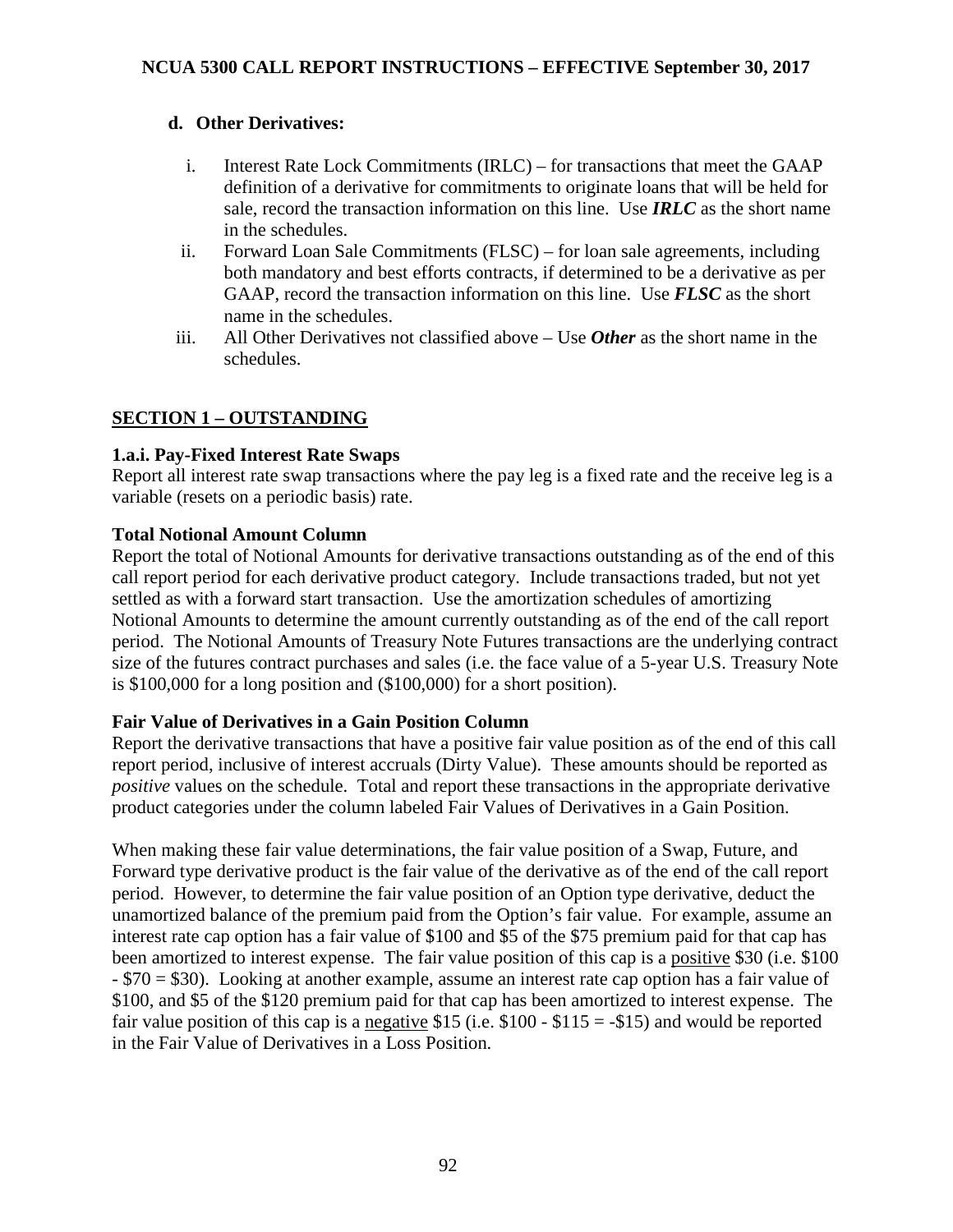**d. Other Derivatives:**

i. Interest Rate Lock Commitments (IRLC) – for transactions that meet the GAAP definition of a derivative for commitments to originate loans that will be held for sale, record the transaction information on this line. Use ***IRLC*** as the short name in the schedules.

ii. Forward Loan Sale Commitments (FLSC) – for loan sale agreements, including both mandatory and best efforts contracts, if determined to be a derivative as per GAAP, record the transaction information on this line. Use ***FLSC*** as the short name in the schedules.

iii. All Other Derivatives not classified above – Use ***Other*** as the short name in the schedules.

## SECTION 1 – OUTSTANDING

### 1.a.i. Pay-Fixed Interest Rate Swaps

Report all interest rate swap transactions where the pay leg is a fixed rate and the receive leg is a variable (resets on a periodic basis) rate.

**Total Notional Amount Column**

Report the total of Notional Amounts for derivative transactions outstanding as of the end of this call report period for each derivative product category. Include transactions traded, but not yet settled as with a forward start transaction. Use the amortization schedules of amortizing Notional Amounts to determine the amount currently outstanding as of the end of the call report period. The Notional Amounts of Treasury Note Futures transactions are the underlying contract size of the futures contract purchases and sales (i.e. the face value of a 5-year U.S. Treasury Note is $100,000 for a long position and ($100,000) for a short position).

**Fair Value of Derivatives in a Gain Position Column**

Report the derivative transactions that have a positive fair value position as of the end of this call report period, inclusive of interest accruals (Dirty Value). These amounts should be reported as *positive* values on the schedule. Total and report these transactions in the appropriate derivative product categories under the column labeled Fair Values of Derivatives in a Gain Position.

When making these fair value determinations, the fair value position of a Swap, Future, and Forward type derivative product is the fair value of the derivative as of the end of the call report period. However, to determine the fair value position of an Option type derivative, deduct the unamortized balance of the premium paid from the Option's fair value. For example, assume an interest rate cap option has a fair value of $100 and $5 of the $75 premium paid for that cap has been amortized to interest expense. The fair value position of this cap is a positive $30 (i.e. $100 - $70 = $30). Looking at another example, assume an interest rate cap option has a fair value of $100, and $5 of the $120 premium paid for that cap has been amortized to interest expense. The fair value position of this cap is a negative $15 (i.e. $100 - $115 = -$15) and would be reported in the Fair Value of Derivatives in a Loss Position.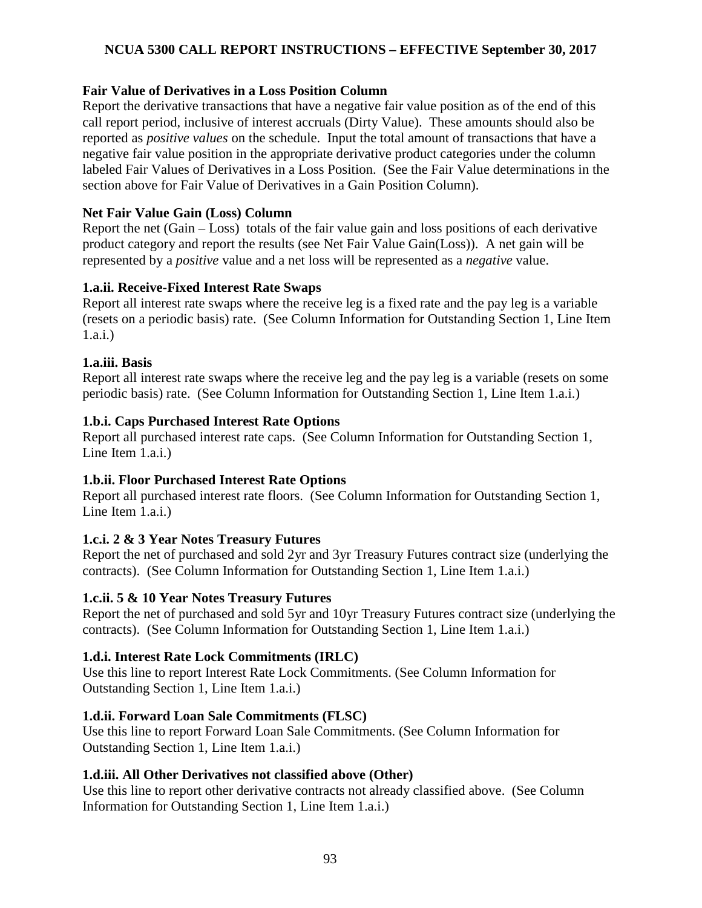**Fair Value of Derivatives in a Loss Position Column**

Report the derivative transactions that have a negative fair value position as of the end of this call report period, inclusive of interest accruals (Dirty Value). These amounts should also be reported as *positive values* on the schedule. Input the total amount of transactions that have a negative fair value position in the appropriate derivative product categories under the column labeled Fair Values of Derivatives in a Loss Position. (See the Fair Value determinations in the section above for Fair Value of Derivatives in a Gain Position Column).

**Net Fair Value Gain (Loss) Column**

Report the net (Gain – Loss) totals of the fair value gain and loss positions of each derivative product category and report the results (see Net Fair Value Gain(Loss)). A net gain will be represented by a *positive* value and a net loss will be represented as a *negative* value.

**1.a.ii. Receive-Fixed Interest Rate Swaps**

Report all interest rate swaps where the receive leg is a fixed rate and the pay leg is a variable (resets on a periodic basis) rate. (See Column Information for Outstanding Section 1, Line Item 1.a.i.)

**1.a.iii. Basis**

Report all interest rate swaps where the receive leg and the pay leg is a variable (resets on some periodic basis) rate. (See Column Information for Outstanding Section 1, Line Item 1.a.i.)

**1.b.i. Caps Purchased Interest Rate Options**

Report all purchased interest rate caps. (See Column Information for Outstanding Section 1, Line Item 1.a.i.)

**1.b.ii. Floor Purchased Interest Rate Options**

Report all purchased interest rate floors. (See Column Information for Outstanding Section 1, Line Item 1.a.i.)

**1.c.i. 2 & 3 Year Notes Treasury Futures**

Report the net of purchased and sold 2yr and 3yr Treasury Futures contract size (underlying the contracts). (See Column Information for Outstanding Section 1, Line Item 1.a.i.)

**1.c.ii. 5 & 10 Year Notes Treasury Futures**

Report the net of purchased and sold 5yr and 10yr Treasury Futures contract size (underlying the contracts). (See Column Information for Outstanding Section 1, Line Item 1.a.i.)

**1.d.i. Interest Rate Lock Commitments (IRLC)**

Use this line to report Interest Rate Lock Commitments. (See Column Information for Outstanding Section 1, Line Item 1.a.i.)

**1.d.ii. Forward Loan Sale Commitments (FLSC)**

Use this line to report Forward Loan Sale Commitments. (See Column Information for Outstanding Section 1, Line Item 1.a.i.)

**1.d.iii. All Other Derivatives not classified above (Other)**

Use this line to report other derivative contracts not already classified above. (See Column Information for Outstanding Section 1, Line Item 1.a.i.)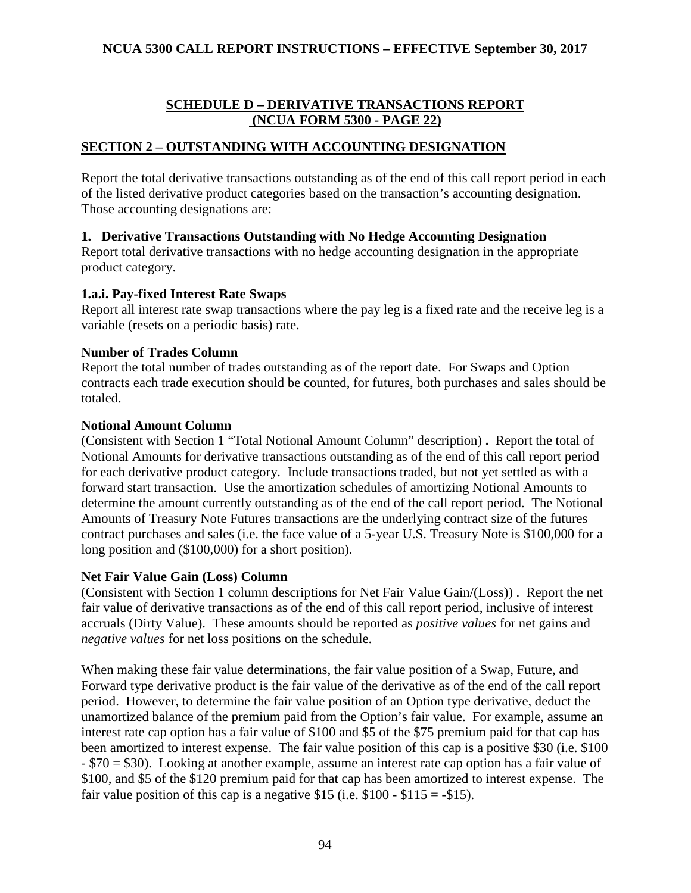## SCHEDULE D – DERIVATIVE TRANSACTIONS REPORT (NCUA FORM 5300 - PAGE 22)

## SECTION 2 – OUTSTANDING WITH ACCOUNTING DESIGNATION

Report the total derivative transactions outstanding as of the end of this call report period in each of the listed derivative product categories based on the transaction's accounting designation. Those accounting designations are:

### 1. Derivative Transactions Outstanding with No Hedge Accounting Designation

Report total derivative transactions with no hedge accounting designation in the appropriate product category.

### 1.a.i. Pay-fixed Interest Rate Swaps

Report all interest rate swap transactions where the pay leg is a fixed rate and the receive leg is a variable (resets on a periodic basis) rate.

### Number of Trades Column

Report the total number of trades outstanding as of the report date. For Swaps and Option contracts each trade execution should be counted, for futures, both purchases and sales should be totaled.

### Notional Amount Column

(Consistent with Section 1 "Total Notional Amount Column" description) **.** Report the total of Notional Amounts for derivative transactions outstanding as of the end of this call report period for each derivative product category. Include transactions traded, but not yet settled as with a forward start transaction. Use the amortization schedules of amortizing Notional Amounts to determine the amount currently outstanding as of the end of the call report period. The Notional Amounts of Treasury Note Futures transactions are the underlying contract size of the futures contract purchases and sales (i.e. the face value of a 5-year U.S. Treasury Note is $100,000 for a long position and ($100,000) for a short position).

### Net Fair Value Gain (Loss) Column

(Consistent with Section 1 column descriptions for Net Fair Value Gain/(Loss)) . Report the net fair value of derivative transactions as of the end of this call report period, inclusive of interest accruals (Dirty Value). These amounts should be reported as *positive values* for net gains and *negative values* for net loss positions on the schedule.

When making these fair value determinations, the fair value position of a Swap, Future, and Forward type derivative product is the fair value of the derivative as of the end of the call report period. However, to determine the fair value position of an Option type derivative, deduct the unamortized balance of the premium paid from the Option's fair value. For example, assume an interest rate cap option has a fair value of $100 and $5 of the $75 premium paid for that cap has been amortized to interest expense. The fair value position of this cap is a <u>positive</u> $30 (i.e. $100 - $70 = $30). Looking at another example, assume an interest rate cap option has a fair value of $100, and $5 of the $120 premium paid for that cap has been amortized to interest expense. The fair value position of this cap is a <u>negative</u> $15 (i.e. $100 - $115 = -$15).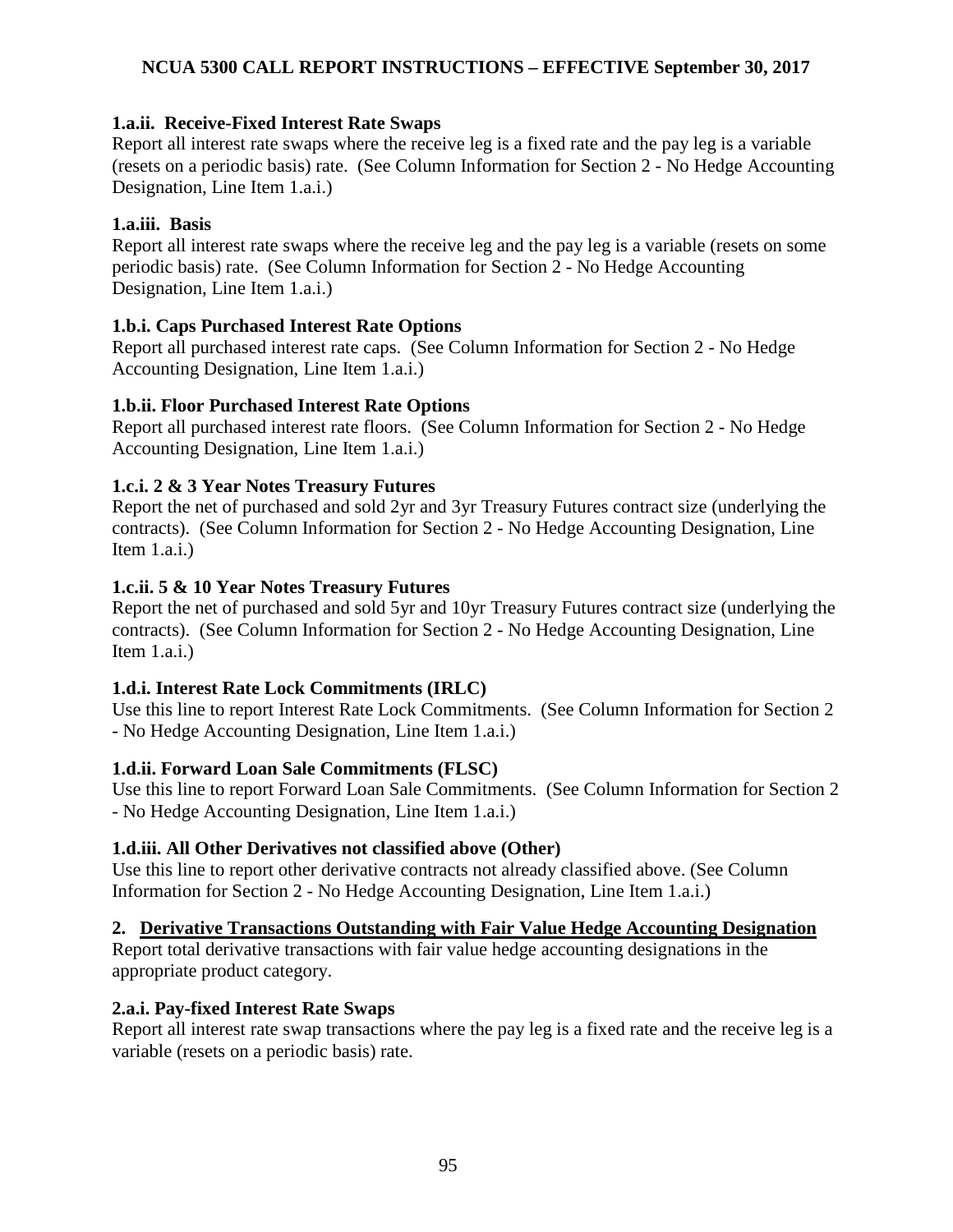**1.a.ii. Receive-Fixed Interest Rate Swaps**

Report all interest rate swaps where the receive leg is a fixed rate and the pay leg is a variable (resets on a periodic basis) rate. (See Column Information for Section 2 - No Hedge Accounting Designation, Line Item 1.a.i.)

**1.a.iii. Basis**

Report all interest rate swaps where the receive leg and the pay leg is a variable (resets on some periodic basis) rate. (See Column Information for Section 2 - No Hedge Accounting Designation, Line Item 1.a.i.)

**1.b.i. Caps Purchased Interest Rate Options**

Report all purchased interest rate caps. (See Column Information for Section 2 - No Hedge Accounting Designation, Line Item 1.a.i.)

**1.b.ii. Floor Purchased Interest Rate Options**

Report all purchased interest rate floors. (See Column Information for Section 2 - No Hedge Accounting Designation, Line Item 1.a.i.)

**1.c.i. 2 & 3 Year Notes Treasury Futures**

Report the net of purchased and sold 2yr and 3yr Treasury Futures contract size (underlying the contracts). (See Column Information for Section 2 - No Hedge Accounting Designation, Line Item 1.a.i.)

**1.c.ii. 5 & 10 Year Notes Treasury Futures**

Report the net of purchased and sold 5yr and 10yr Treasury Futures contract size (underlying the contracts). (See Column Information for Section 2 - No Hedge Accounting Designation, Line Item 1.a.i.)

**1.d.i. Interest Rate Lock Commitments (IRLC)**

Use this line to report Interest Rate Lock Commitments. (See Column Information for Section 2 - No Hedge Accounting Designation, Line Item 1.a.i.)

**1.d.ii. Forward Loan Sale Commitments (FLSC)**

Use this line to report Forward Loan Sale Commitments. (See Column Information for Section 2 - No Hedge Accounting Designation, Line Item 1.a.i.)

**1.d.iii. All Other Derivatives not classified above (Other)**

Use this line to report other derivative contracts not already classified above. (See Column Information for Section 2 - No Hedge Accounting Designation, Line Item 1.a.i.)

**2. <u>Derivative Transactions Outstanding with Fair Value Hedge Accounting Designation</u>**

Report total derivative transactions with fair value hedge accounting designations in the appropriate product category.

**2.a.i. Pay-fixed Interest Rate Swaps**

Report all interest rate swap transactions where the pay leg is a fixed rate and the receive leg is a variable (resets on a periodic basis) rate.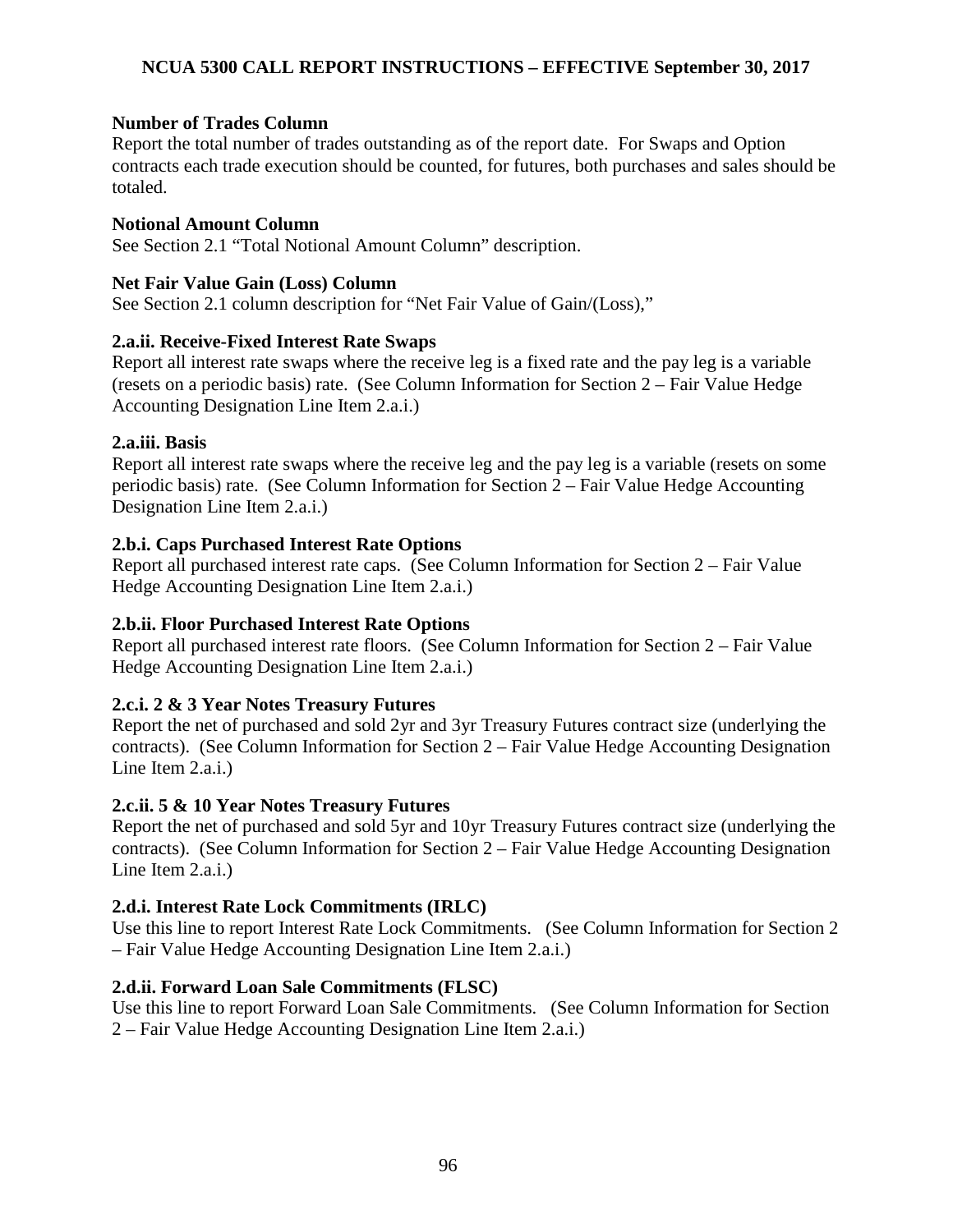**Number of Trades Column**

Report the total number of trades outstanding as of the report date. For Swaps and Option contracts each trade execution should be counted, for futures, both purchases and sales should be totaled.

**Notional Amount Column**

See Section 2.1 "Total Notional Amount Column" description.

**Net Fair Value Gain (Loss) Column**

See Section 2.1 column description for "Net Fair Value of Gain/(Loss),"

**2.a.ii. Receive-Fixed Interest Rate Swaps**

Report all interest rate swaps where the receive leg is a fixed rate and the pay leg is a variable (resets on a periodic basis) rate. (See Column Information for Section 2 – Fair Value Hedge Accounting Designation Line Item 2.a.i.)

**2.a.iii. Basis**

Report all interest rate swaps where the receive leg and the pay leg is a variable (resets on some periodic basis) rate. (See Column Information for Section 2 – Fair Value Hedge Accounting Designation Line Item 2.a.i.)

**2.b.i. Caps Purchased Interest Rate Options**

Report all purchased interest rate caps. (See Column Information for Section 2 – Fair Value Hedge Accounting Designation Line Item 2.a.i.)

**2.b.ii. Floor Purchased Interest Rate Options**

Report all purchased interest rate floors. (See Column Information for Section 2 – Fair Value Hedge Accounting Designation Line Item 2.a.i.)

**2.c.i. 2 & 3 Year Notes Treasury Futures**

Report the net of purchased and sold 2yr and 3yr Treasury Futures contract size (underlying the contracts). (See Column Information for Section 2 – Fair Value Hedge Accounting Designation Line Item 2.a.i.)

**2.c.ii. 5 & 10 Year Notes Treasury Futures**

Report the net of purchased and sold 5yr and 10yr Treasury Futures contract size (underlying the contracts). (See Column Information for Section 2 – Fair Value Hedge Accounting Designation Line Item 2.a.i.)

**2.d.i. Interest Rate Lock Commitments (IRLC)**

Use this line to report Interest Rate Lock Commitments. (See Column Information for Section 2 – Fair Value Hedge Accounting Designation Line Item 2.a.i.)

**2.d.ii. Forward Loan Sale Commitments (FLSC)**

Use this line to report Forward Loan Sale Commitments. (See Column Information for Section 2 – Fair Value Hedge Accounting Designation Line Item 2.a.i.)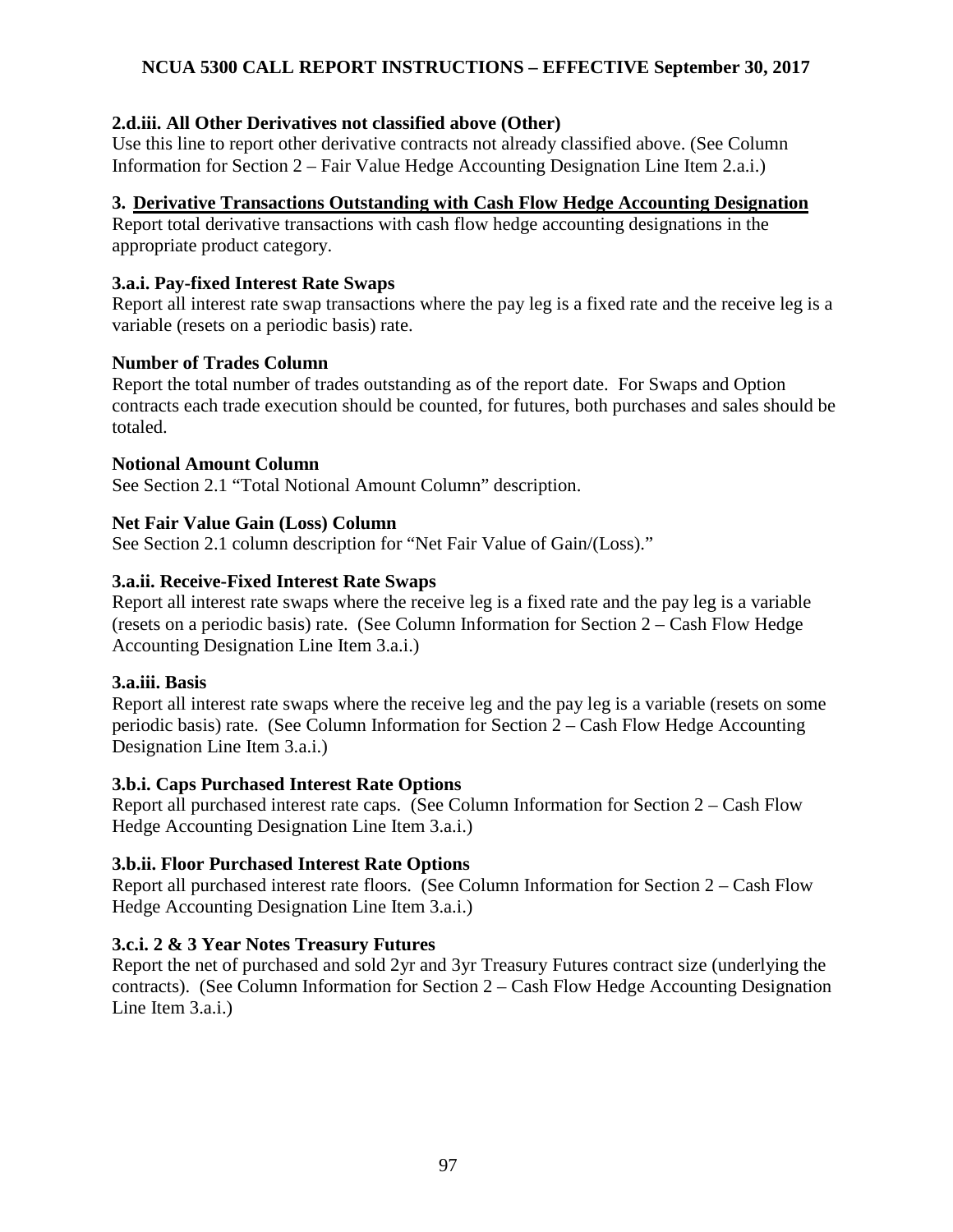**2.d.iii. All Other Derivatives not classified above (Other)**

Use this line to report other derivative contracts not already classified above. (See Column Information for Section 2 – Fair Value Hedge Accounting Designation Line Item 2.a.i.)

## 3. Derivative Transactions Outstanding with Cash Flow Hedge Accounting Designation

Report total derivative transactions with cash flow hedge accounting designations in the appropriate product category.

**3.a.i. Pay-fixed Interest Rate Swaps**

Report all interest rate swap transactions where the pay leg is a fixed rate and the receive leg is a variable (resets on a periodic basis) rate.

**Number of Trades Column**

Report the total number of trades outstanding as of the report date. For Swaps and Option contracts each trade execution should be counted, for futures, both purchases and sales should be totaled.

**Notional Amount Column**

See Section 2.1 "Total Notional Amount Column" description.

**Net Fair Value Gain (Loss) Column**

See Section 2.1 column description for "Net Fair Value of Gain/(Loss)."

**3.a.ii. Receive-Fixed Interest Rate Swaps**

Report all interest rate swaps where the receive leg is a fixed rate and the pay leg is a variable (resets on a periodic basis) rate. (See Column Information for Section 2 – Cash Flow Hedge Accounting Designation Line Item 3.a.i.)

**3.a.iii. Basis**

Report all interest rate swaps where the receive leg and the pay leg is a variable (resets on some periodic basis) rate. (See Column Information for Section 2 – Cash Flow Hedge Accounting Designation Line Item 3.a.i.)

**3.b.i. Caps Purchased Interest Rate Options**

Report all purchased interest rate caps. (See Column Information for Section 2 – Cash Flow Hedge Accounting Designation Line Item 3.a.i.)

**3.b.ii. Floor Purchased Interest Rate Options**

Report all purchased interest rate floors. (See Column Information for Section 2 – Cash Flow Hedge Accounting Designation Line Item 3.a.i.)

**3.c.i. 2 & 3 Year Notes Treasury Futures**

Report the net of purchased and sold 2yr and 3yr Treasury Futures contract size (underlying the contracts). (See Column Information for Section 2 – Cash Flow Hedge Accounting Designation Line Item 3.a.i.)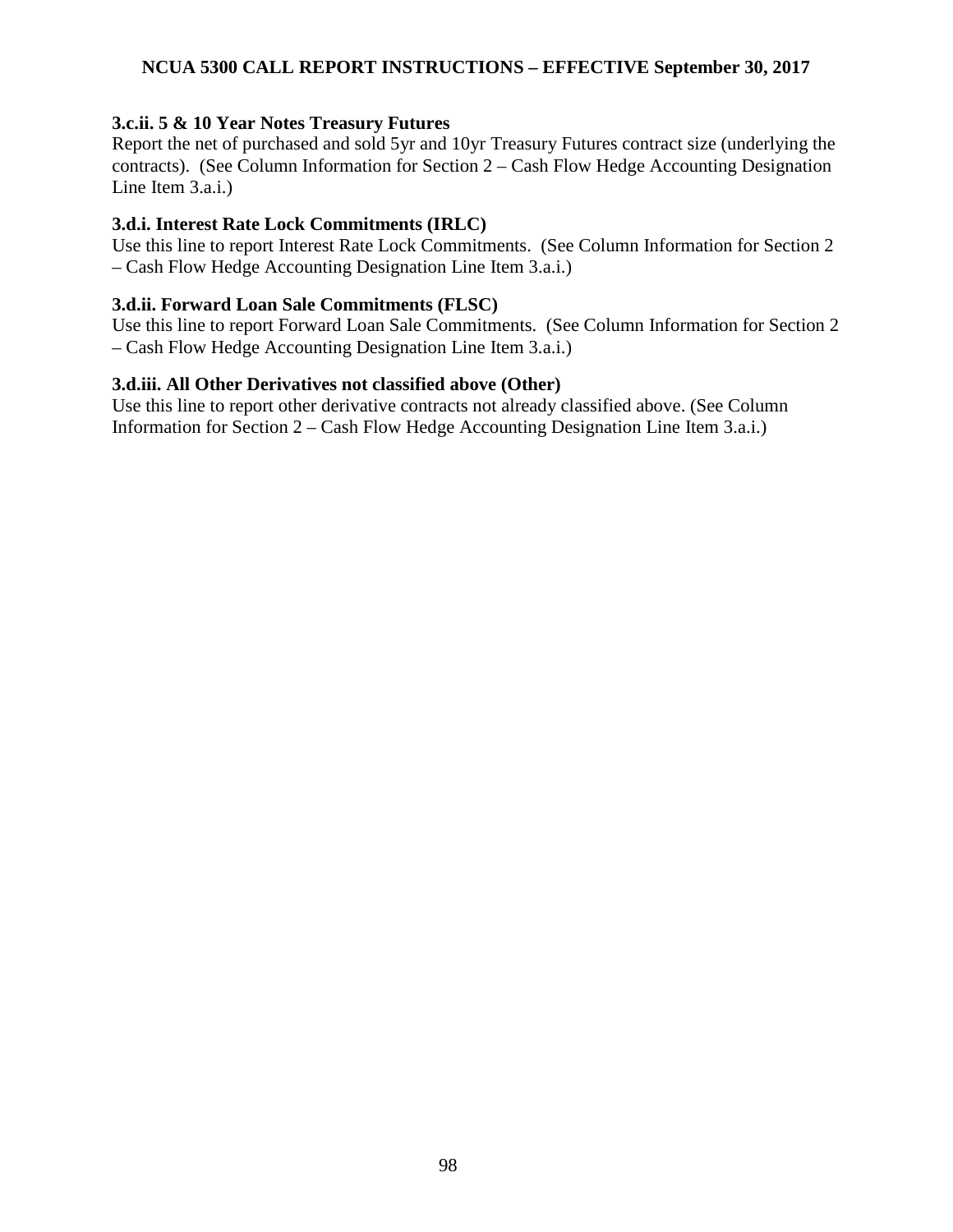### 3.c.ii. 5 & 10 Year Notes Treasury Futures

Report the net of purchased and sold 5yr and 10yr Treasury Futures contract size (underlying the contracts). (See Column Information for Section 2 – Cash Flow Hedge Accounting Designation Line Item 3.a.i.)

### 3.d.i. Interest Rate Lock Commitments (IRLC)

Use this line to report Interest Rate Lock Commitments. (See Column Information for Section 2 – Cash Flow Hedge Accounting Designation Line Item 3.a.i.)

### 3.d.ii. Forward Loan Sale Commitments (FLSC)

Use this line to report Forward Loan Sale Commitments. (See Column Information for Section 2 – Cash Flow Hedge Accounting Designation Line Item 3.a.i.)

### 3.d.iii. All Other Derivatives not classified above (Other)

Use this line to report other derivative contracts not already classified above. (See Column Information for Section 2 – Cash Flow Hedge Accounting Designation Line Item 3.a.i.)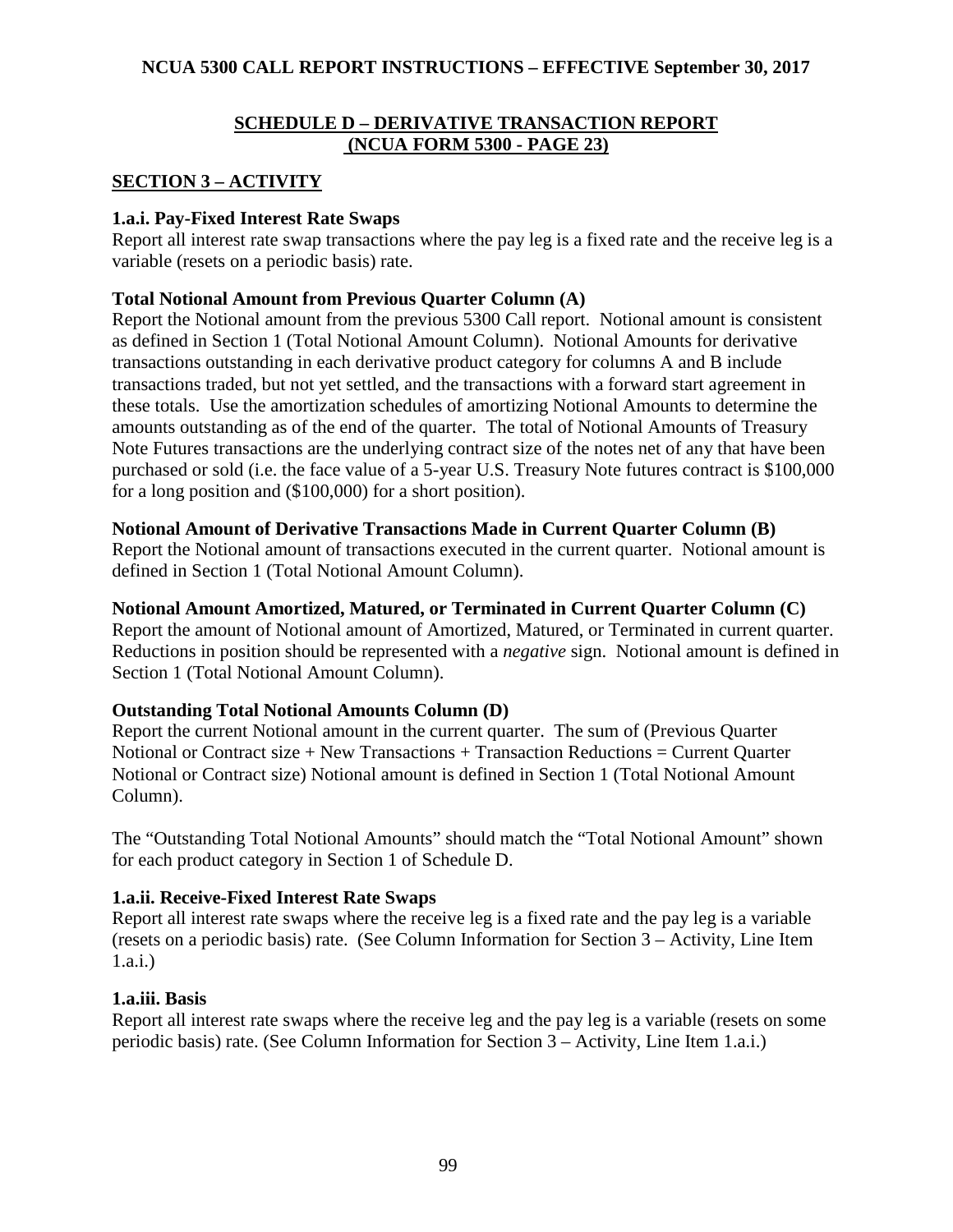## SCHEDULE D – DERIVATIVE TRANSACTION REPORT (NCUA FORM 5300 - PAGE 23)

### SECTION 3 – ACTIVITY

**1.a.i. Pay-Fixed Interest Rate Swaps**
Report all interest rate swap transactions where the pay leg is a fixed rate and the receive leg is a variable (resets on a periodic basis) rate.

**Total Notional Amount from Previous Quarter Column (A)**
Report the Notional amount from the previous 5300 Call report. Notional amount is consistent as defined in Section 1 (Total Notional Amount Column). Notional Amounts for derivative transactions outstanding in each derivative product category for columns A and B include transactions traded, but not yet settled, and the transactions with a forward start agreement in these totals. Use the amortization schedules of amortizing Notional Amounts to determine the amounts outstanding as of the end of the quarter. The total of Notional Amounts of Treasury Note Futures transactions are the underlying contract size of the notes net of any that have been purchased or sold (i.e. the face value of a 5-year U.S. Treasury Note futures contract is $100,000 for a long position and ($100,000) for a short position).

**Notional Amount of Derivative Transactions Made in Current Quarter Column (B)**
Report the Notional amount of transactions executed in the current quarter. Notional amount is defined in Section 1 (Total Notional Amount Column).

**Notional Amount Amortized, Matured, or Terminated in Current Quarter Column (C)**
Report the amount of Notional amount of Amortized, Matured, or Terminated in current quarter. Reductions in position should be represented with a *negative* sign. Notional amount is defined in Section 1 (Total Notional Amount Column).

**Outstanding Total Notional Amounts Column (D)**
Report the current Notional amount in the current quarter. The sum of (Previous Quarter Notional or Contract size + New Transactions + Transaction Reductions = Current Quarter Notional or Contract size) Notional amount is defined in Section 1 (Total Notional Amount Column).

The "Outstanding Total Notional Amounts" should match the "Total Notional Amount" shown for each product category in Section 1 of Schedule D.

**1.a.ii. Receive-Fixed Interest Rate Swaps**
Report all interest rate swaps where the receive leg is a fixed rate and the pay leg is a variable (resets on a periodic basis) rate. (See Column Information for Section 3 – Activity, Line Item 1.a.i.)

**1.a.iii. Basis**
Report all interest rate swaps where the receive leg and the pay leg is a variable (resets on some periodic basis) rate. (See Column Information for Section 3 – Activity, Line Item 1.a.i.)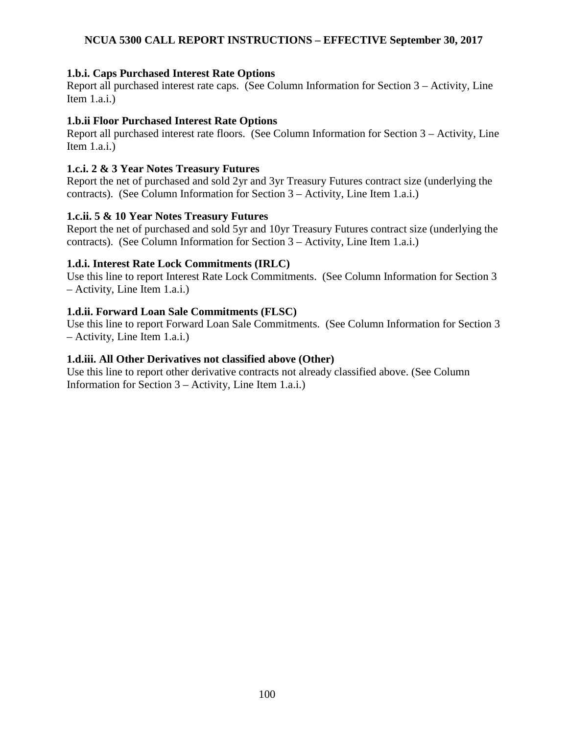**1.b.i. Caps Purchased Interest Rate Options**

Report all purchased interest rate caps. (See Column Information for Section 3 – Activity, Line Item 1.a.i.)

**1.b.ii Floor Purchased Interest Rate Options**

Report all purchased interest rate floors. (See Column Information for Section 3 – Activity, Line Item 1.a.i.)

**1.c.i. 2 & 3 Year Notes Treasury Futures**

Report the net of purchased and sold 2yr and 3yr Treasury Futures contract size (underlying the contracts). (See Column Information for Section 3 – Activity, Line Item 1.a.i.)

**1.c.ii. 5 & 10 Year Notes Treasury Futures**

Report the net of purchased and sold 5yr and 10yr Treasury Futures contract size (underlying the contracts). (See Column Information for Section 3 – Activity, Line Item 1.a.i.)

**1.d.i. Interest Rate Lock Commitments (IRLC)**

Use this line to report Interest Rate Lock Commitments. (See Column Information for Section 3 – Activity, Line Item 1.a.i.)

**1.d.ii. Forward Loan Sale Commitments (FLSC)**

Use this line to report Forward Loan Sale Commitments. (See Column Information for Section 3 – Activity, Line Item 1.a.i.)

**1.d.iii. All Other Derivatives not classified above (Other)**

Use this line to report other derivative contracts not already classified above. (See Column Information for Section 3 – Activity, Line Item 1.a.i.)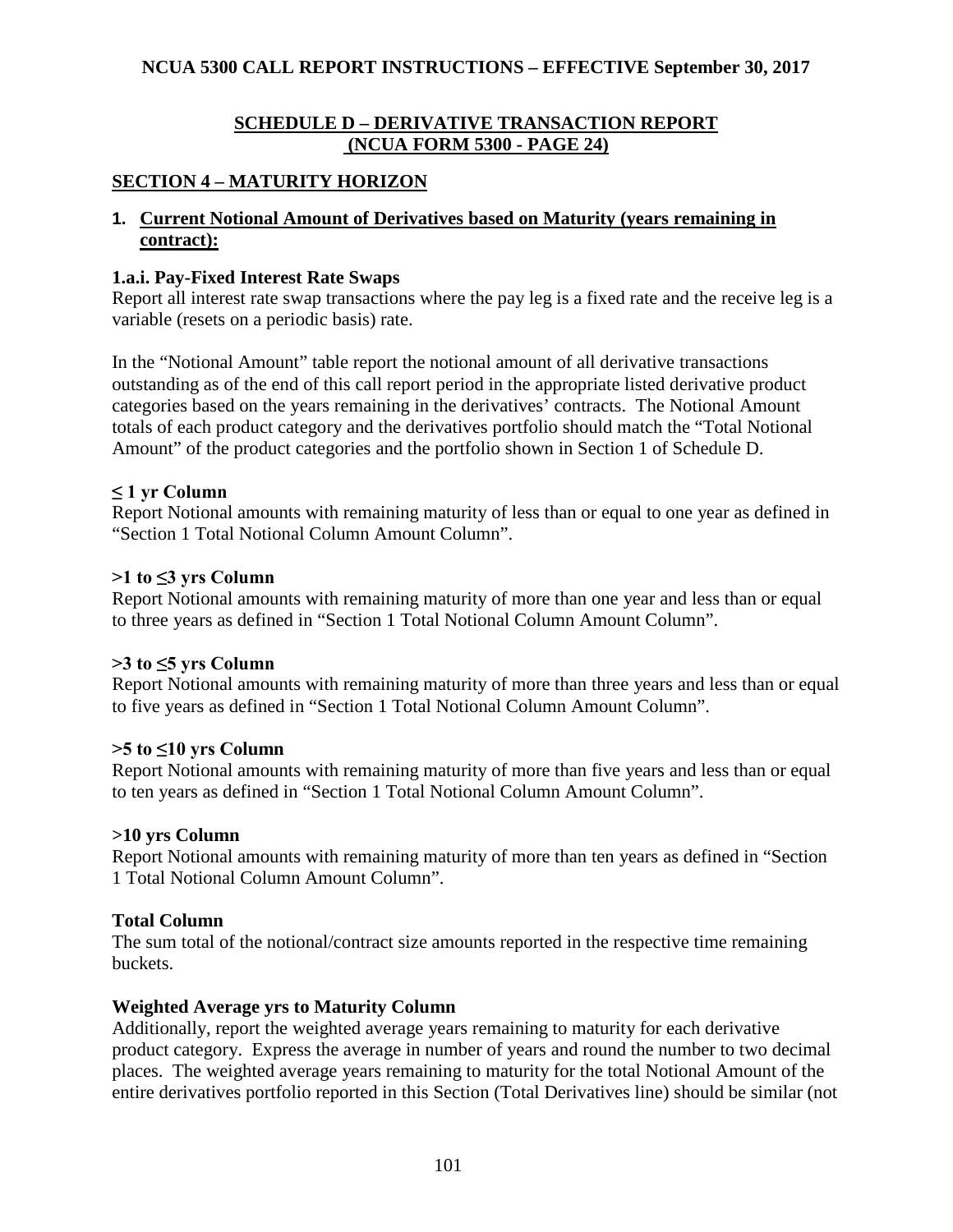## SCHEDULE D – DERIVATIVE TRANSACTION REPORT (NCUA FORM 5300 - PAGE 24)

## SECTION 4 – MATURITY HORIZON

### 1. Current Notional Amount of Derivatives based on Maturity (years remaining in contract):

**1.a.i. Pay-Fixed Interest Rate Swaps**

Report all interest rate swap transactions where the pay leg is a fixed rate and the receive leg is a variable (resets on a periodic basis) rate.

In the "Notional Amount" table report the notional amount of all derivative transactions outstanding as of the end of this call report period in the appropriate listed derivative product categories based on the years remaining in the derivatives' contracts. The Notional Amount totals of each product category and the derivatives portfolio should match the "Total Notional Amount" of the product categories and the portfolio shown in Section 1 of Schedule D.

**≤ 1 yr Column**

Report Notional amounts with remaining maturity of less than or equal to one year as defined in "Section 1 Total Notional Column Amount Column".

**>1 to ≤3 yrs Column**

Report Notional amounts with remaining maturity of more than one year and less than or equal to three years as defined in "Section 1 Total Notional Column Amount Column".

**>3 to ≤5 yrs Column**

Report Notional amounts with remaining maturity of more than three years and less than or equal to five years as defined in "Section 1 Total Notional Column Amount Column".

**>5 to ≤10 yrs Column**

Report Notional amounts with remaining maturity of more than five years and less than or equal to ten years as defined in "Section 1 Total Notional Column Amount Column".

**>10 yrs Column**

Report Notional amounts with remaining maturity of more than ten years as defined in "Section 1 Total Notional Column Amount Column".

**Total Column**

The sum total of the notional/contract size amounts reported in the respective time remaining buckets.

**Weighted Average yrs to Maturity Column**

Additionally, report the weighted average years remaining to maturity for each derivative product category. Express the average in number of years and round the number to two decimal places. The weighted average years remaining to maturity for the total Notional Amount of the entire derivatives portfolio reported in this Section (Total Derivatives line) should be similar (not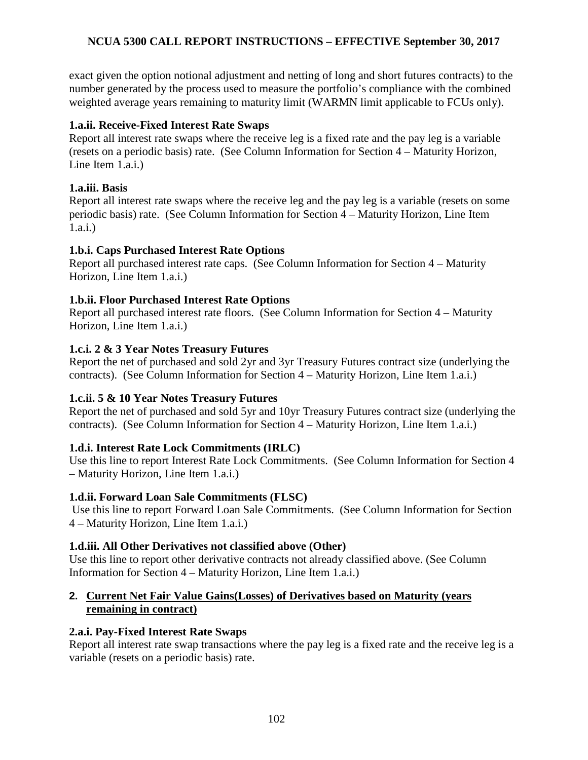exact given the option notional adjustment and netting of long and short futures contracts) to the number generated by the process used to measure the portfolio's compliance with the combined weighted average years remaining to maturity limit (WARMN limit applicable to FCUs only).

**1.a.ii. Receive-Fixed Interest Rate Swaps**
Report all interest rate swaps where the receive leg is a fixed rate and the pay leg is a variable (resets on a periodic basis) rate. (See Column Information for Section 4 – Maturity Horizon, Line Item 1.a.i.)

**1.a.iii. Basis**
Report all interest rate swaps where the receive leg and the pay leg is a variable (resets on some periodic basis) rate. (See Column Information for Section 4 – Maturity Horizon, Line Item 1.a.i.)

**1.b.i. Caps Purchased Interest Rate Options**
Report all purchased interest rate caps. (See Column Information for Section 4 – Maturity Horizon, Line Item 1.a.i.)

**1.b.ii. Floor Purchased Interest Rate Options**
Report all purchased interest rate floors. (See Column Information for Section 4 – Maturity Horizon, Line Item 1.a.i.)

**1.c.i. 2 & 3 Year Notes Treasury Futures**
Report the net of purchased and sold 2yr and 3yr Treasury Futures contract size (underlying the contracts). (See Column Information for Section 4 – Maturity Horizon, Line Item 1.a.i.)

**1.c.ii. 5 & 10 Year Notes Treasury Futures**
Report the net of purchased and sold 5yr and 10yr Treasury Futures contract size (underlying the contracts). (See Column Information for Section 4 – Maturity Horizon, Line Item 1.a.i.)

**1.d.i. Interest Rate Lock Commitments (IRLC)**
Use this line to report Interest Rate Lock Commitments. (See Column Information for Section 4 – Maturity Horizon, Line Item 1.a.i.)

**1.d.ii. Forward Loan Sale Commitments (FLSC)**
Use this line to report Forward Loan Sale Commitments. (See Column Information for Section 4 – Maturity Horizon, Line Item 1.a.i.)

**1.d.iii. All Other Derivatives not classified above (Other)**
Use this line to report other derivative contracts not already classified above. (See Column Information for Section 4 – Maturity Horizon, Line Item 1.a.i.)

**2. Current Net Fair Value Gains(Losses) of Derivatives based on Maturity (years remaining in contract)**

**2.a.i. Pay-Fixed Interest Rate Swaps**
Report all interest rate swap transactions where the pay leg is a fixed rate and the receive leg is a variable (resets on a periodic basis) rate.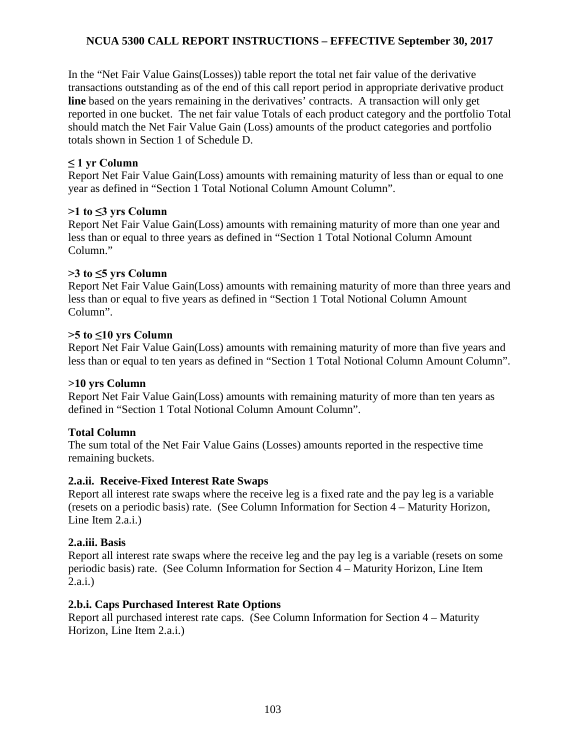In the "Net Fair Value Gains(Losses)) table report the total net fair value of the derivative transactions outstanding as of the end of this call report period in appropriate derivative product **line** based on the years remaining in the derivatives' contracts. A transaction will only get reported in one bucket. The net fair value Totals of each product category and the portfolio Total should match the Net Fair Value Gain (Loss) amounts of the product categories and portfolio totals shown in Section 1 of Schedule D.

**≤ 1 yr Column**
Report Net Fair Value Gain(Loss) amounts with remaining maturity of less than or equal to one year as defined in "Section 1 Total Notional Column Amount Column".

**>1 to ≤3 yrs Column**
Report Net Fair Value Gain(Loss) amounts with remaining maturity of more than one year and less than or equal to three years as defined in "Section 1 Total Notional Column Amount Column."

**>3 to ≤5 yrs Column**
Report Net Fair Value Gain(Loss) amounts with remaining maturity of more than three years and less than or equal to five years as defined in "Section 1 Total Notional Column Amount Column".

**>5 to ≤10 yrs Column**
Report Net Fair Value Gain(Loss) amounts with remaining maturity of more than five years and less than or equal to ten years as defined in "Section 1 Total Notional Column Amount Column".

**>10 yrs Column**
Report Net Fair Value Gain(Loss) amounts with remaining maturity of more than ten years as defined in "Section 1 Total Notional Column Amount Column".

**Total Column**
The sum total of the Net Fair Value Gains (Losses) amounts reported in the respective time remaining buckets.

**2.a.ii. Receive-Fixed Interest Rate Swaps**
Report all interest rate swaps where the receive leg is a fixed rate and the pay leg is a variable (resets on a periodic basis) rate. (See Column Information for Section 4 – Maturity Horizon, Line Item 2.a.i.)

**2.a.iii. Basis**
Report all interest rate swaps where the receive leg and the pay leg is a variable (resets on some periodic basis) rate. (See Column Information for Section 4 – Maturity Horizon, Line Item 2.a.i.)

**2.b.i. Caps Purchased Interest Rate Options**
Report all purchased interest rate caps. (See Column Information for Section 4 – Maturity Horizon, Line Item 2.a.i.)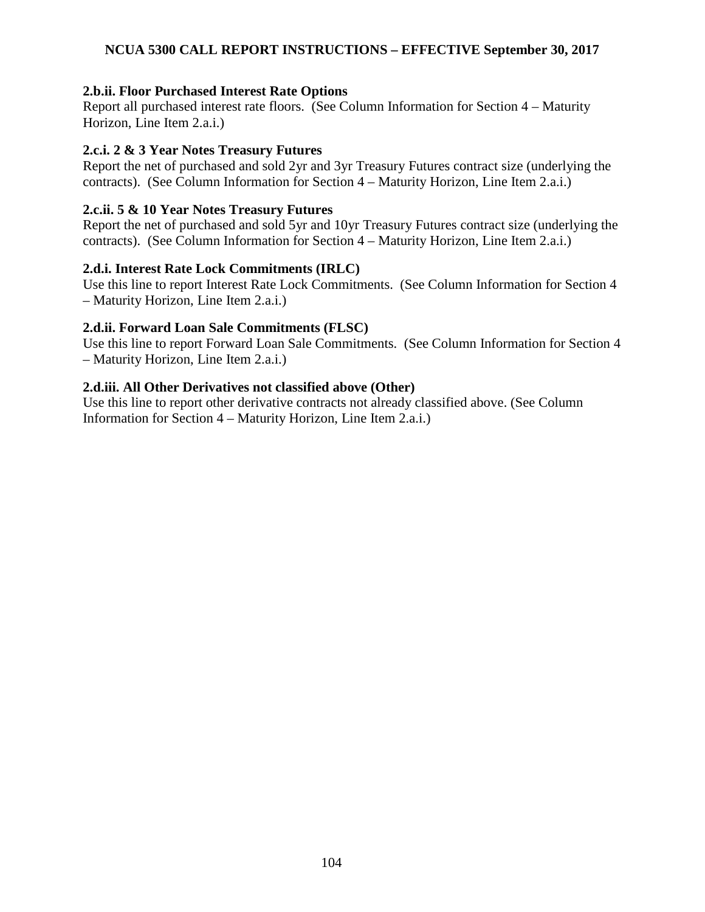**2.b.ii. Floor Purchased Interest Rate Options**
Report all purchased interest rate floors. (See Column Information for Section 4 – Maturity Horizon, Line Item 2.a.i.)

**2.c.i. 2 & 3 Year Notes Treasury Futures**
Report the net of purchased and sold 2yr and 3yr Treasury Futures contract size (underlying the contracts). (See Column Information for Section 4 – Maturity Horizon, Line Item 2.a.i.)

**2.c.ii. 5 & 10 Year Notes Treasury Futures**
Report the net of purchased and sold 5yr and 10yr Treasury Futures contract size (underlying the contracts). (See Column Information for Section 4 – Maturity Horizon, Line Item 2.a.i.)

**2.d.i. Interest Rate Lock Commitments (IRLC)**
Use this line to report Interest Rate Lock Commitments. (See Column Information for Section 4 – Maturity Horizon, Line Item 2.a.i.)

**2.d.ii. Forward Loan Sale Commitments (FLSC)**
Use this line to report Forward Loan Sale Commitments. (See Column Information for Section 4 – Maturity Horizon, Line Item 2.a.i.)

**2.d.iii. All Other Derivatives not classified above (Other)**
Use this line to report other derivative contracts not already classified above. (See Column Information for Section 4 – Maturity Horizon, Line Item 2.a.i.)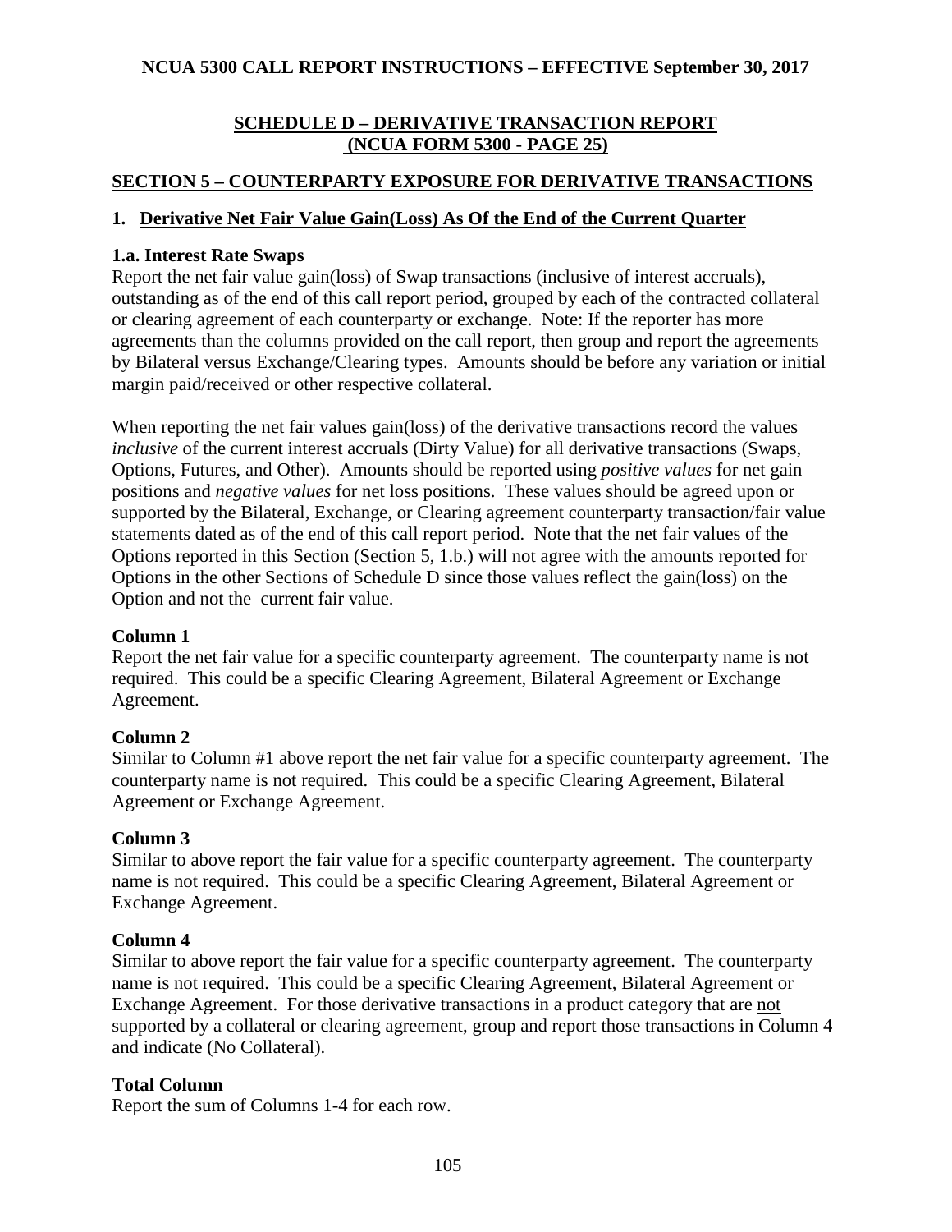## SCHEDULE D – DERIVATIVE TRANSACTION REPORT (NCUA FORM 5300 - PAGE 25)

## SECTION 5 – COUNTERPARTY EXPOSURE FOR DERIVATIVE TRANSACTIONS

### 1. Derivative Net Fair Value Gain(Loss) As Of the End of the Current Quarter

**1.a. Interest Rate Swaps**

Report the net fair value gain(loss) of Swap transactions (inclusive of interest accruals), outstanding as of the end of this call report period, grouped by each of the contracted collateral or clearing agreement of each counterparty or exchange. Note: If the reporter has more agreements than the columns provided on the call report, then group and report the agreements by Bilateral versus Exchange/Clearing types. Amounts should be before any variation or initial margin paid/received or other respective collateral.

When reporting the net fair values gain(loss) of the derivative transactions record the values *inclusive* of the current interest accruals (Dirty Value) for all derivative transactions (Swaps, Options, Futures, and Other). Amounts should be reported using *positive values* for net gain positions and *negative values* for net loss positions. These values should be agreed upon or supported by the Bilateral, Exchange, or Clearing agreement counterparty transaction/fair value statements dated as of the end of this call report period. Note that the net fair values of the Options reported in this Section (Section 5, 1.b.) will not agree with the amounts reported for Options in the other Sections of Schedule D since those values reflect the gain(loss) on the Option and not the current fair value.

**Column 1**

Report the net fair value for a specific counterparty agreement. The counterparty name is not required. This could be a specific Clearing Agreement, Bilateral Agreement or Exchange Agreement.

**Column 2**

Similar to Column #1 above report the net fair value for a specific counterparty agreement. The counterparty name is not required. This could be a specific Clearing Agreement, Bilateral Agreement or Exchange Agreement.

**Column 3**

Similar to above report the fair value for a specific counterparty agreement. The counterparty name is not required. This could be a specific Clearing Agreement, Bilateral Agreement or Exchange Agreement.

**Column 4**

Similar to above report the fair value for a specific counterparty agreement. The counterparty name is not required. This could be a specific Clearing Agreement, Bilateral Agreement or Exchange Agreement. For those derivative transactions in a product category that are not supported by a collateral or clearing agreement, group and report those transactions in Column 4 and indicate (No Collateral).

**Total Column**

Report the sum of Columns 1-4 for each row.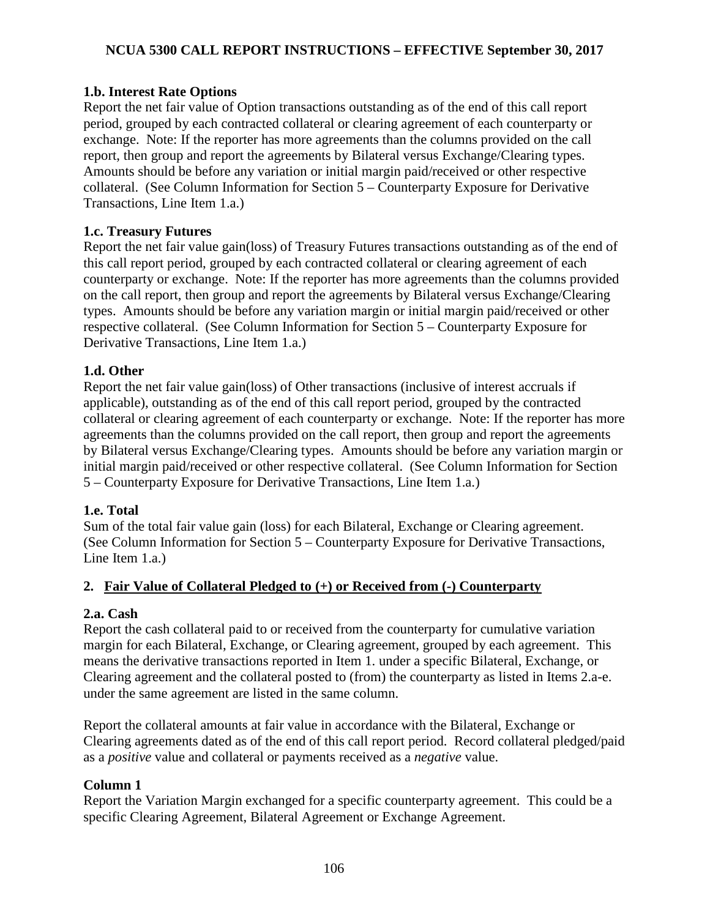### 1.b. Interest Rate Options

Report the net fair value of Option transactions outstanding as of the end of this call report period, grouped by each contracted collateral or clearing agreement of each counterparty or exchange. Note: If the reporter has more agreements than the columns provided on the call report, then group and report the agreements by Bilateral versus Exchange/Clearing types. Amounts should be before any variation or initial margin paid/received or other respective collateral. (See Column Information for Section 5 – Counterparty Exposure for Derivative Transactions, Line Item 1.a.)

### 1.c. Treasury Futures

Report the net fair value gain(loss) of Treasury Futures transactions outstanding as of the end of this call report period, grouped by each contracted collateral or clearing agreement of each counterparty or exchange. Note: If the reporter has more agreements than the columns provided on the call report, then group and report the agreements by Bilateral versus Exchange/Clearing types. Amounts should be before any variation margin or initial margin paid/received or other respective collateral. (See Column Information for Section 5 – Counterparty Exposure for Derivative Transactions, Line Item 1.a.)

### 1.d. Other

Report the net fair value gain(loss) of Other transactions (inclusive of interest accruals if applicable), outstanding as of the end of this call report period, grouped by the contracted collateral or clearing agreement of each counterparty or exchange. Note: If the reporter has more agreements than the columns provided on the call report, then group and report the agreements by Bilateral versus Exchange/Clearing types. Amounts should be before any variation margin or initial margin paid/received or other respective collateral. (See Column Information for Section 5 – Counterparty Exposure for Derivative Transactions, Line Item 1.a.)

### 1.e. Total

Sum of the total fair value gain (loss) for each Bilateral, Exchange or Clearing agreement. (See Column Information for Section 5 – Counterparty Exposure for Derivative Transactions, Line Item 1.a.)

## 2. Fair Value of Collateral Pledged to (+) or Received from (-) Counterparty

### 2.a. Cash

Report the cash collateral paid to or received from the counterparty for cumulative variation margin for each Bilateral, Exchange, or Clearing agreement, grouped by each agreement. This means the derivative transactions reported in Item 1. under a specific Bilateral, Exchange, or Clearing agreement and the collateral posted to (from) the counterparty as listed in Items 2.a-e. under the same agreement are listed in the same column.

Report the collateral amounts at fair value in accordance with the Bilateral, Exchange or Clearing agreements dated as of the end of this call report period. Record collateral pledged/paid as a *positive* value and collateral or payments received as a *negative* value.

### Column 1

Report the Variation Margin exchanged for a specific counterparty agreement. This could be a specific Clearing Agreement, Bilateral Agreement or Exchange Agreement.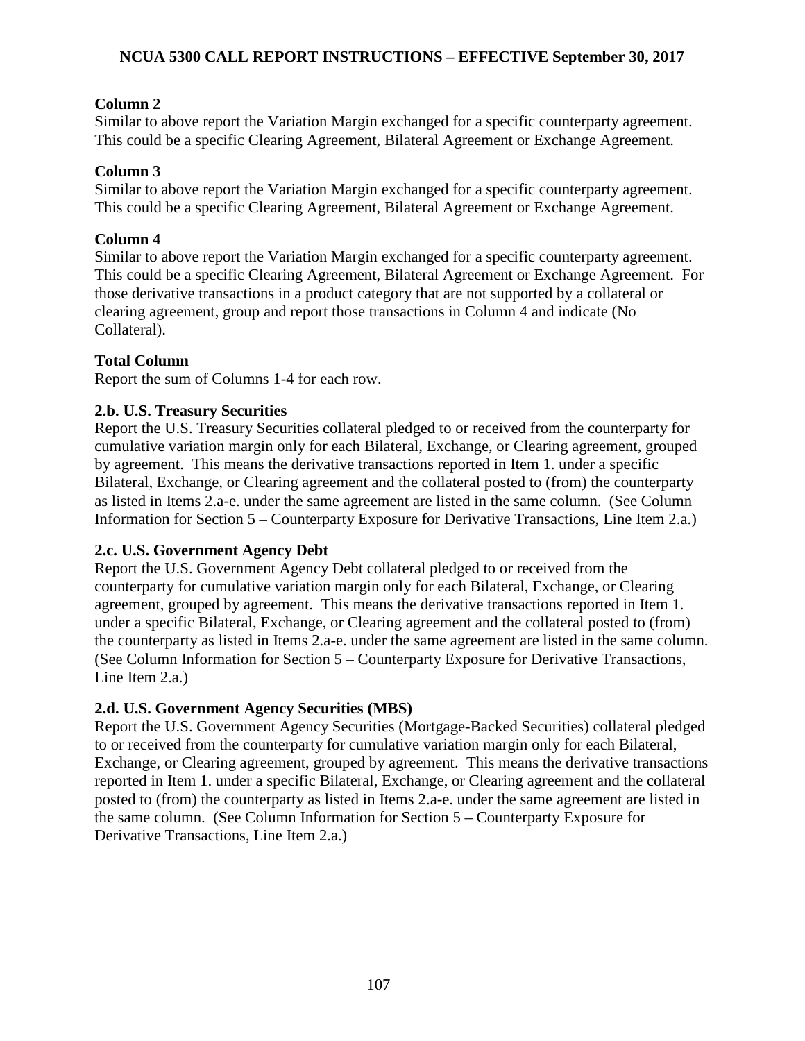**Column 2**
Similar to above report the Variation Margin exchanged for a specific counterparty agreement. This could be a specific Clearing Agreement, Bilateral Agreement or Exchange Agreement.

**Column 3**
Similar to above report the Variation Margin exchanged for a specific counterparty agreement. This could be a specific Clearing Agreement, Bilateral Agreement or Exchange Agreement.

**Column 4**
Similar to above report the Variation Margin exchanged for a specific counterparty agreement. This could be a specific Clearing Agreement, Bilateral Agreement or Exchange Agreement. For those derivative transactions in a product category that are <u>not</u> supported by a collateral or clearing agreement, group and report those transactions in Column 4 and indicate (No Collateral).

**Total Column**
Report the sum of Columns 1-4 for each row.

**2.b. U.S. Treasury Securities**
Report the U.S. Treasury Securities collateral pledged to or received from the counterparty for cumulative variation margin only for each Bilateral, Exchange, or Clearing agreement, grouped by agreement. This means the derivative transactions reported in Item 1. under a specific Bilateral, Exchange, or Clearing agreement and the collateral posted to (from) the counterparty as listed in Items 2.a-e. under the same agreement are listed in the same column. (See Column Information for Section 5 – Counterparty Exposure for Derivative Transactions, Line Item 2.a.)

**2.c. U.S. Government Agency Debt**
Report the U.S. Government Agency Debt collateral pledged to or received from the counterparty for cumulative variation margin only for each Bilateral, Exchange, or Clearing agreement, grouped by agreement. This means the derivative transactions reported in Item 1. under a specific Bilateral, Exchange, or Clearing agreement and the collateral posted to (from) the counterparty as listed in Items 2.a-e. under the same agreement are listed in the same column. (See Column Information for Section 5 – Counterparty Exposure for Derivative Transactions, Line Item 2.a.)

**2.d. U.S. Government Agency Securities (MBS)**
Report the U.S. Government Agency Securities (Mortgage-Backed Securities) collateral pledged to or received from the counterparty for cumulative variation margin only for each Bilateral, Exchange, or Clearing agreement, grouped by agreement. This means the derivative transactions reported in Item 1. under a specific Bilateral, Exchange, or Clearing agreement and the collateral posted to (from) the counterparty as listed in Items 2.a-e. under the same agreement are listed in the same column. (See Column Information for Section 5 – Counterparty Exposure for Derivative Transactions, Line Item 2.a.)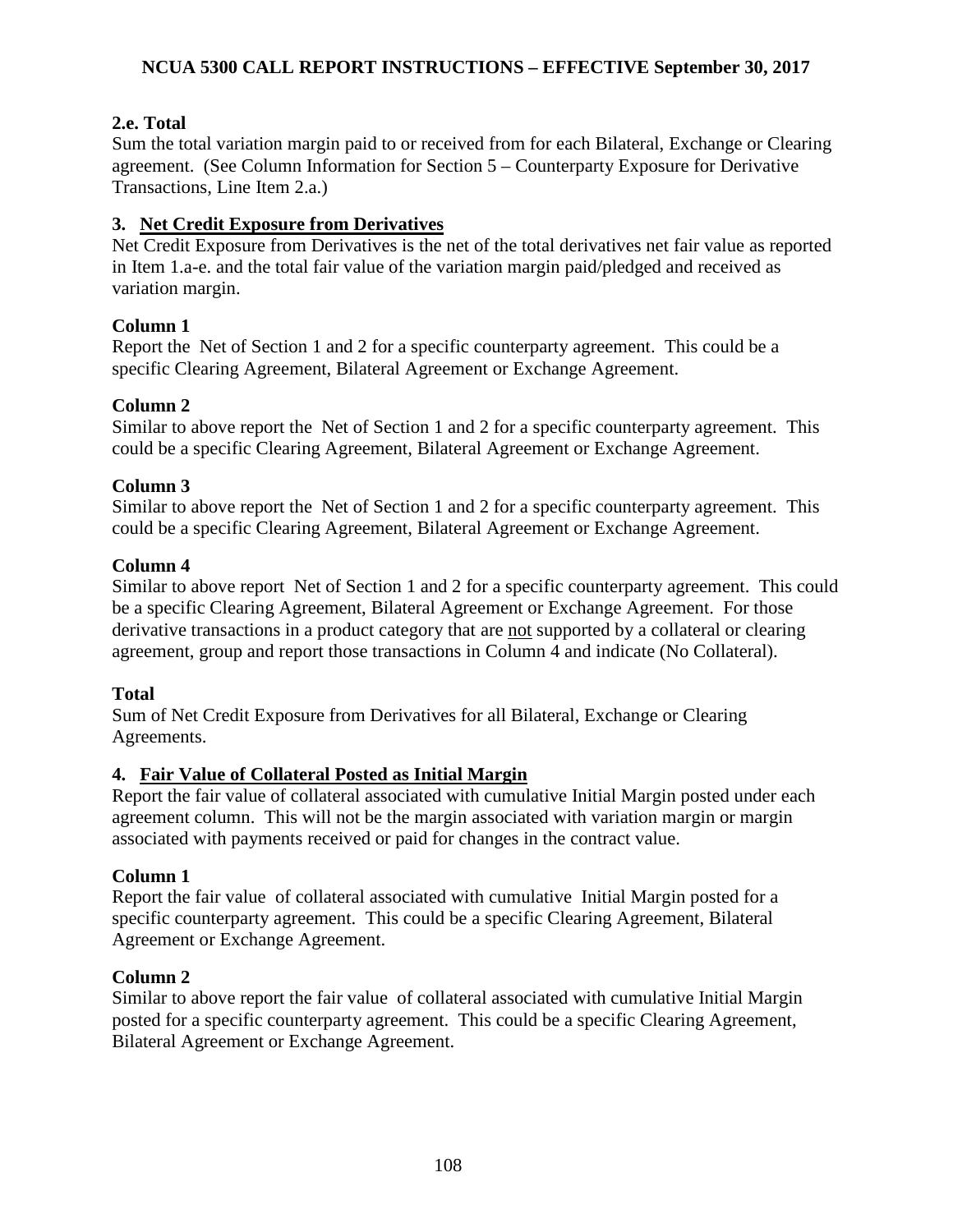**2.e. Total**

Sum the total variation margin paid to or received from for each Bilateral, Exchange or Clearing agreement. (See Column Information for Section 5 – Counterparty Exposure for Derivative Transactions, Line Item 2.a.)

**3. <u>Net Credit Exposure from Derivatives</u>**

Net Credit Exposure from Derivatives is the net of the total derivatives net fair value as reported in Item 1.a-e. and the total fair value of the variation margin paid/pledged and received as variation margin.

**Column 1**

Report the Net of Section 1 and 2 for a specific counterparty agreement. This could be a specific Clearing Agreement, Bilateral Agreement or Exchange Agreement.

**Column 2**

Similar to above report the Net of Section 1 and 2 for a specific counterparty agreement. This could be a specific Clearing Agreement, Bilateral Agreement or Exchange Agreement.

**Column 3**

Similar to above report the Net of Section 1 and 2 for a specific counterparty agreement. This could be a specific Clearing Agreement, Bilateral Agreement or Exchange Agreement.

**Column 4**

Similar to above report Net of Section 1 and 2 for a specific counterparty agreement. This could be a specific Clearing Agreement, Bilateral Agreement or Exchange Agreement. For those derivative transactions in a product category that are <u>not</u> supported by a collateral or clearing agreement, group and report those transactions in Column 4 and indicate (No Collateral).

**Total**

Sum of Net Credit Exposure from Derivatives for all Bilateral, Exchange or Clearing Agreements.

**4. <u>Fair Value of Collateral Posted as Initial Margin</u>**

Report the fair value of collateral associated with cumulative Initial Margin posted under each agreement column. This will not be the margin associated with variation margin or margin associated with payments received or paid for changes in the contract value.

**Column 1**

Report the fair value of collateral associated with cumulative Initial Margin posted for a specific counterparty agreement. This could be a specific Clearing Agreement, Bilateral Agreement or Exchange Agreement.

**Column 2**

Similar to above report the fair value of collateral associated with cumulative Initial Margin posted for a specific counterparty agreement. This could be a specific Clearing Agreement, Bilateral Agreement or Exchange Agreement.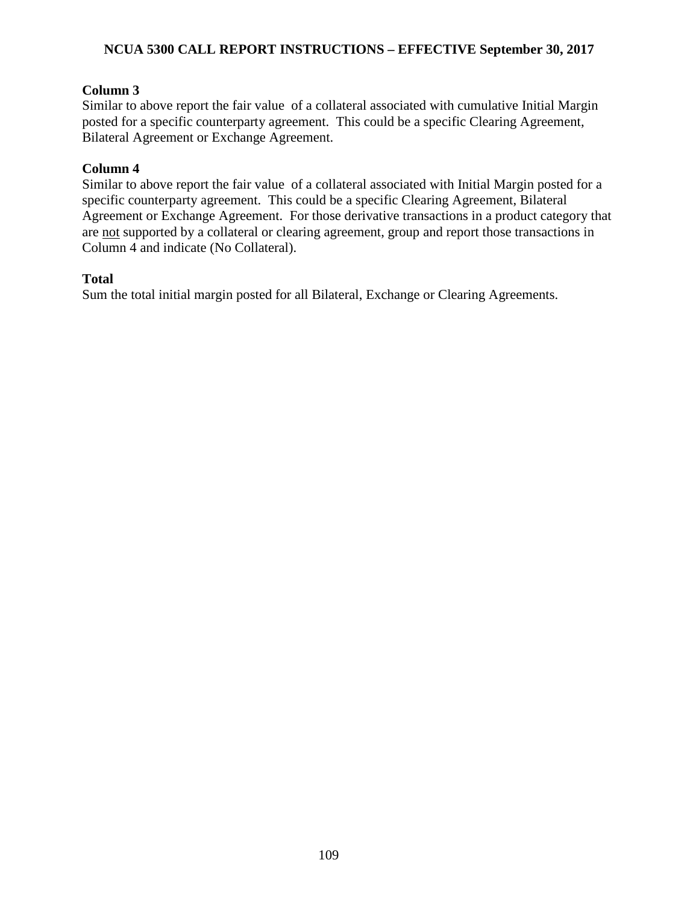**Column 3**

Similar to above report the fair value of a collateral associated with cumulative Initial Margin posted for a specific counterparty agreement. This could be a specific Clearing Agreement, Bilateral Agreement or Exchange Agreement.

**Column 4**

Similar to above report the fair value of a collateral associated with Initial Margin posted for a specific counterparty agreement. This could be a specific Clearing Agreement, Bilateral Agreement or Exchange Agreement. For those derivative transactions in a product category that are <u>not</u> supported by a collateral or clearing agreement, group and report those transactions in Column 4 and indicate (No Collateral).

**Total**

Sum the total initial margin posted for all Bilateral, Exchange or Clearing Agreements.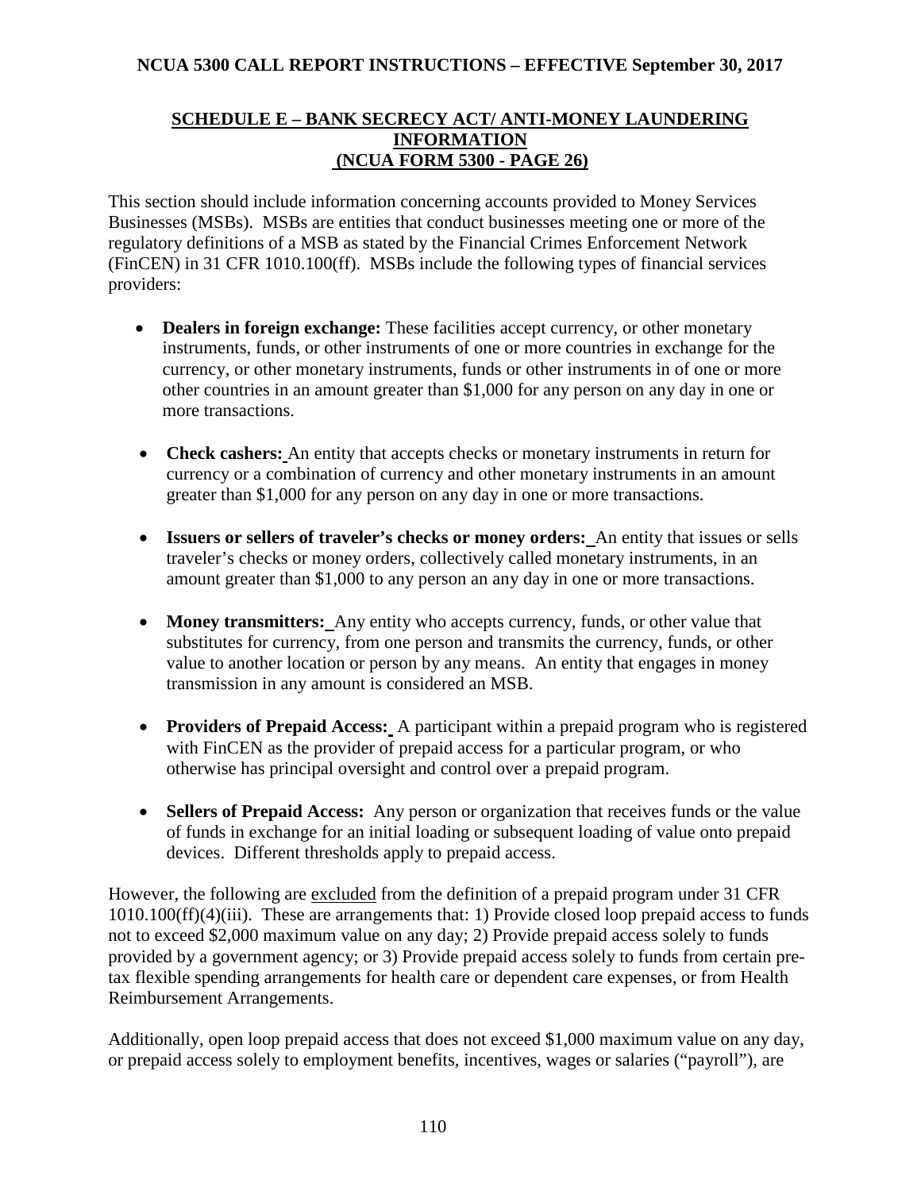## SCHEDULE E – BANK SECRECY ACT/ ANTI-MONEY LAUNDERING INFORMATION (NCUA FORM 5300 - PAGE 26)

This section should include information concerning accounts provided to Money Services Businesses (MSBs). MSBs are entities that conduct businesses meeting one or more of the regulatory definitions of a MSB as stated by the Financial Crimes Enforcement Network (FinCEN) in 31 CFR 1010.100(ff). MSBs include the following types of financial services providers:

- **Dealers in foreign exchange:** These facilities accept currency, or other monetary instruments, funds, or other instruments of one or more countries in exchange for the currency, or other monetary instruments, funds or other instruments in of one or more other countries in an amount greater than $1,000 for any person on any day in one or more transactions.
- **Check cashers:** An entity that accepts checks or monetary instruments in return for currency or a combination of currency and other monetary instruments in an amount greater than $1,000 for any person on any day in one or more transactions.
- **Issuers or sellers of traveler's checks or money orders:** An entity that issues or sells traveler's checks or money orders, collectively called monetary instruments, in an amount greater than $1,000 to any person an any day in one or more transactions.
- **Money transmitters:** Any entity who accepts currency, funds, or other value that substitutes for currency, from one person and transmits the currency, funds, or other value to another location or person by any means. An entity that engages in money transmission in any amount is considered an MSB.
- **Providers of Prepaid Access:** A participant within a prepaid program who is registered with FinCEN as the provider of prepaid access for a particular program, or who otherwise has principal oversight and control over a prepaid program.
- **Sellers of Prepaid Access:** Any person or organization that receives funds or the value of funds in exchange for an initial loading or subsequent loading of value onto prepaid devices. Different thresholds apply to prepaid access.

However, the following are excluded from the definition of a prepaid program under 31 CFR 1010.100(ff)(4)(iii). These are arrangements that: 1) Provide closed loop prepaid access to funds not to exceed $2,000 maximum value on any day; 2) Provide prepaid access solely to funds provided by a government agency; or 3) Provide prepaid access solely to funds from certain pre-tax flexible spending arrangements for health care or dependent care expenses, or from Health Reimbursement Arrangements.

Additionally, open loop prepaid access that does not exceed $1,000 maximum value on any day, or prepaid access solely to employment benefits, incentives, wages or salaries ("payroll"), are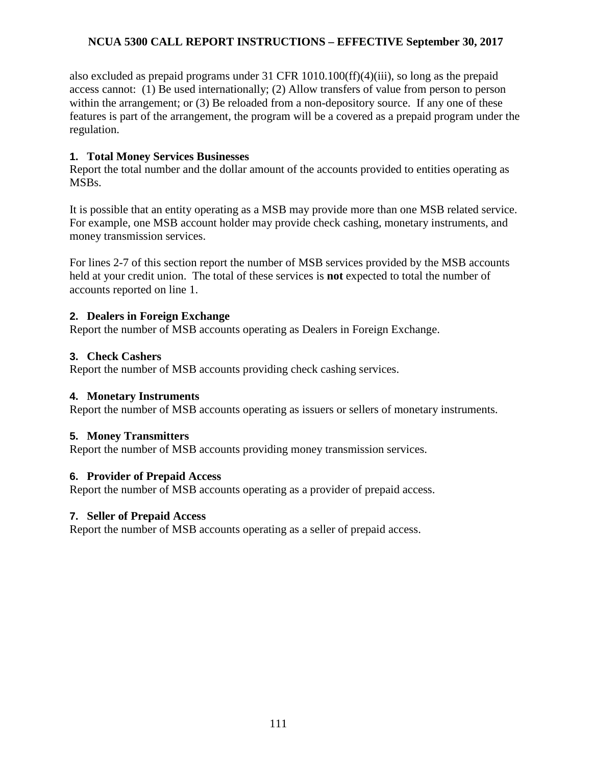also excluded as prepaid programs under 31 CFR 1010.100(ff)(4)(iii), so long as the prepaid access cannot: (1) Be used internationally; (2) Allow transfers of value from person to person within the arrangement; or (3) Be reloaded from a non-depository source. If any one of these features is part of the arrangement, the program will be a covered as a prepaid program under the regulation.

### 1. Total Money Services Businesses

Report the total number and the dollar amount of the accounts provided to entities operating as MSBs.

It is possible that an entity operating as a MSB may provide more than one MSB related service. For example, one MSB account holder may provide check cashing, monetary instruments, and money transmission services.

For lines 2-7 of this section report the number of MSB services provided by the MSB accounts held at your credit union. The total of these services is **not** expected to total the number of accounts reported on line 1.

### 2. Dealers in Foreign Exchange

Report the number of MSB accounts operating as Dealers in Foreign Exchange.

### 3. Check Cashers

Report the number of MSB accounts providing check cashing services.

### 4. Monetary Instruments

Report the number of MSB accounts operating as issuers or sellers of monetary instruments.

### 5. Money Transmitters

Report the number of MSB accounts providing money transmission services.

### 6. Provider of Prepaid Access

Report the number of MSB accounts operating as a provider of prepaid access.

### 7. Seller of Prepaid Access

Report the number of MSB accounts operating as a seller of prepaid access.